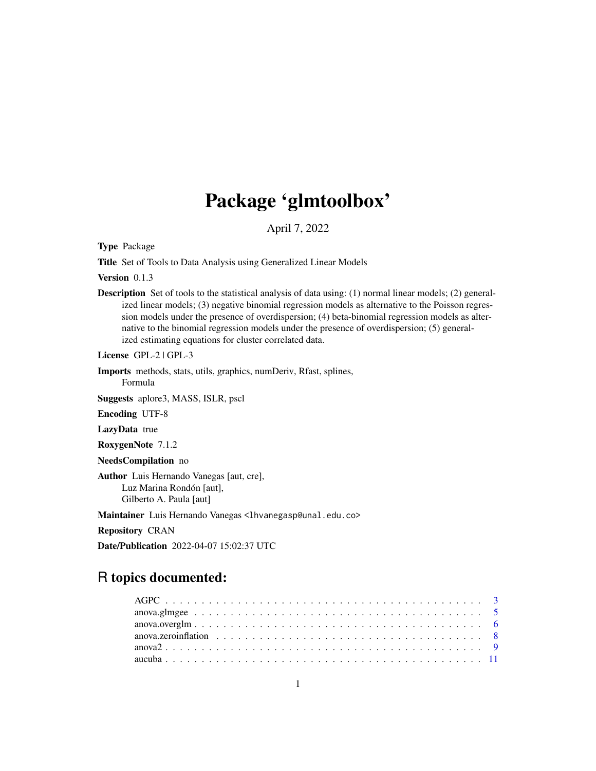# Package 'glmtoolbox'

April 7, 2022

**Type** Package

**Title** Set of Tools to Data Analysis using Generalized Linear Models

**Version** 0.1.3

**Description** Set of tools to the statistical analysis of data using: (1) normal linear models; (2) generalized linear models; (3) negative binomial regression models as alternative to the Poisson regression models under the presence of overdispersion; (4) beta-binomial regression models as alternative to the binomial regression models under the presence of overdispersion; (5) generalized estimating equations for cluster correlated data.

**License** GPL-2 | GPL-3

**Imports** methods, stats, utils, graphics, numDeriv, Rfast, splines, Formula

**Suggests** aplore3, MASS, ISLR, pscl

**Encoding** UTF-8

**LazyData** true

**RoxygenNote** 7.1.2

**NeedsCompilation** no

**Author** Luis Hernando Vanegas [aut, cre],
Luz Marina Rondón [aut],
Gilberto A. Paula [aut]

**Maintainer** Luis Hernando Vanegas <lhvanegasp@unal.edu.co>

**Repository** CRAN

**Date/Publication** 2022-04-07 15:02:37 UTC

## R topics documented:

| Topic | Page |
|---|---|
| AGPC | 3 |
| anova.glmgee | 5 |
| anova.overglm | 6 |
| anova.zeroinflation | 8 |
| anova2 | 9 |
| aucuba | 11 |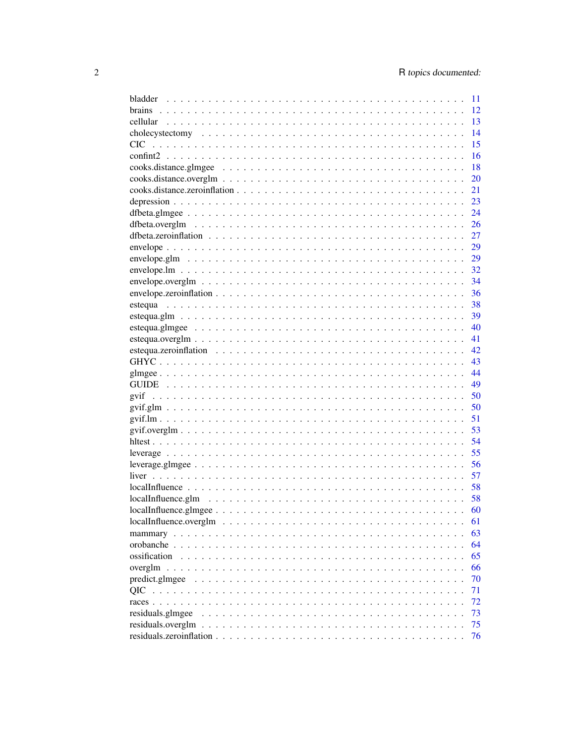| | |
|---|---|
| bladder | 11 |
| brains | 12 |
| cellular | 13 |
| cholecystectomy | 14 |
| CIC | 15 |
| confint2 | 16 |
| cooks.distance.glmgee | 18 |
| cooks.distance.overglm | 20 |
| cooks.distance.zeroinflation | 21 |
| depression | 23 |
| dfbeta.glmgee | 24 |
| dfbeta.overglm | 26 |
| dfbeta.zeroinflation | 27 |
| envelope | 29 |
| envelope.glm | 29 |
| envelope.lm | 32 |
| envelope.overglm | 34 |
| envelope.zeroinflation | 36 |
| estequa | 38 |
| estequa.glm | 39 |
| estequa.glmgee | 40 |
| estequa.overglm | 41 |
| estequa.zeroinflation | 42 |
| GHYC | 43 |
| glmgee | 44 |
| GUIDE | 49 |
| gvif | 50 |
| gvif.glm | 50 |
| gvif.lm | 51 |
| gvif.overglm | 53 |
| hltest | 54 |
| leverage | 55 |
| leverage.glmgee | 56 |
| liver | 57 |
| localInfluence | 58 |
| localInfluence.glm | 58 |
| localInfluence.glmgee | 60 |
| localInfluence.overglm | 61 |
| mammary | 63 |
| orobanche | 64 |
| ossification | 65 |
| overglm | 66 |
| predict.glmgee | 70 |
| QIC | 71 |
| races | 72 |
| residuals.glmgee | 73 |
| residuals.overglm | 75 |
| residuals.zeroinflation | 76 |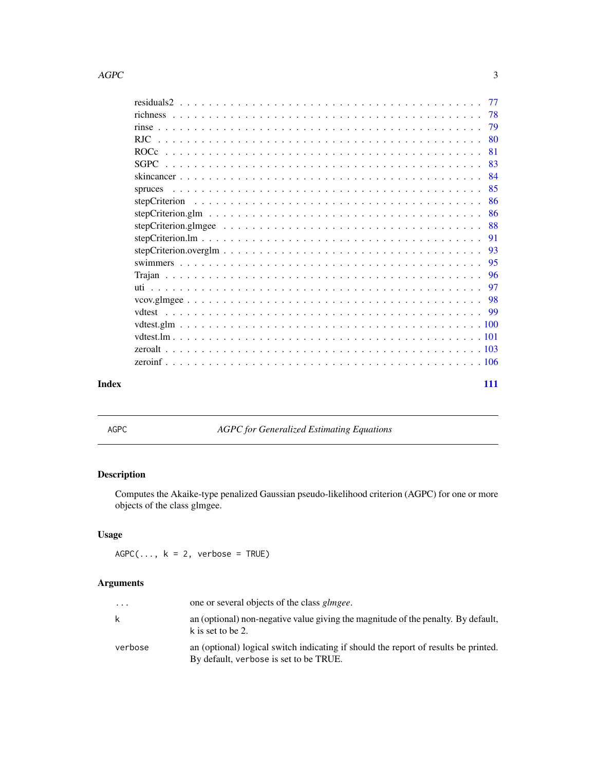residuals2 . . . . . . . . . . . . . . . . . . . . . . . . . . . . . . . . . . . . . . 77
richness . . . . . . . . . . . . . . . . . . . . . . . . . . . . . . . . . . . . . . . 78
rinse . . . . . . . . . . . . . . . . . . . . . . . . . . . . . . . . . . . . . . . . . 79
RJC . . . . . . . . . . . . . . . . . . . . . . . . . . . . . . . . . . . . . . . . . . 80
ROCc . . . . . . . . . . . . . . . . . . . . . . . . . . . . . . . . . . . . . . . . . 81
SGPC . . . . . . . . . . . . . . . . . . . . . . . . . . . . . . . . . . . . . . . . . 83
skincancer . . . . . . . . . . . . . . . . . . . . . . . . . . . . . . . . . . . . . . 84
spruces . . . . . . . . . . . . . . . . . . . . . . . . . . . . . . . . . . . . . . . . 85
stepCriterion . . . . . . . . . . . . . . . . . . . . . . . . . . . . . . . . . . . . . 86
stepCriterion.glm . . . . . . . . . . . . . . . . . . . . . . . . . . . . . . . . . . 86
stepCriterion.glmgee . . . . . . . . . . . . . . . . . . . . . . . . . . . . . . . . 88
stepCriterion.lm . . . . . . . . . . . . . . . . . . . . . . . . . . . . . . . . . . 91
stepCriterion.overglm . . . . . . . . . . . . . . . . . . . . . . . . . . . . . . . 93
swimmers . . . . . . . . . . . . . . . . . . . . . . . . . . . . . . . . . . . . . . 95
Trajan . . . . . . . . . . . . . . . . . . . . . . . . . . . . . . . . . . . . . . . . 96
uti . . . . . . . . . . . . . . . . . . . . . . . . . . . . . . . . . . . . . . . . . . 97
vcov.glmgee . . . . . . . . . . . . . . . . . . . . . . . . . . . . . . . . . . . . . 98
vdtest . . . . . . . . . . . . . . . . . . . . . . . . . . . . . . . . . . . . . . . . 99
vdtest.glm . . . . . . . . . . . . . . . . . . . . . . . . . . . . . . . . . . . . . . 100
vdtest.lm . . . . . . . . . . . . . . . . . . . . . . . . . . . . . . . . . . . . . . 101
zeroalt . . . . . . . . . . . . . . . . . . . . . . . . . . . . . . . . . . . . . . . 103
zeroinf . . . . . . . . . . . . . . . . . . . . . . . . . . . . . . . . . . . . . . . 106

**Index** **111**

---

## AGPC — *AGPC for Generalized Estimating Equations*

---

### Description

Computes the Akaike-type penalized Gaussian pseudo-likelihood criterion (AGPC) for one or more objects of the class glmgee.

### Usage

```
AGPC(..., k = 2, verbose = TRUE)
```

### Arguments

| | |
|---|---|
| `...` | one or several objects of the class *glmgee*. |
| `k` | an (optional) non-negative value giving the magnitude of the penalty. By default, `k` is set to be 2. |
| `verbose` | an (optional) logical switch indicating if should the report of results be printed. By default, `verbose` is set to be TRUE. |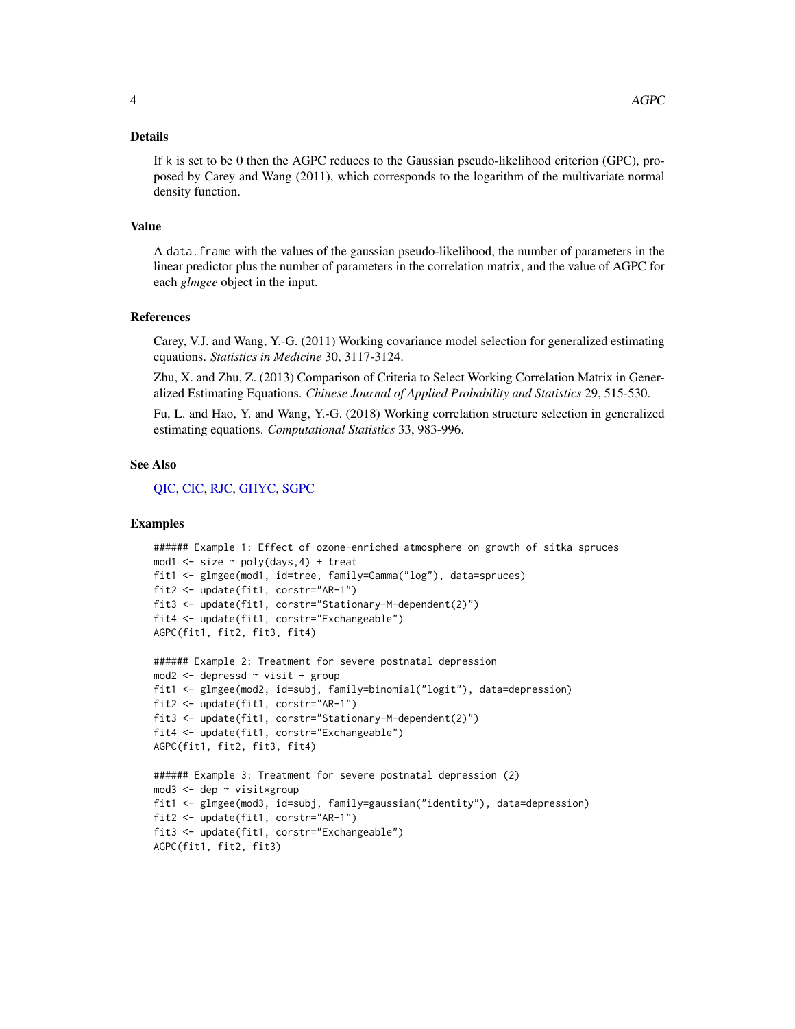## Details

If k is set to be 0 then the AGPC reduces to the Gaussian pseudo-likelihood criterion (GPC), proposed by Carey and Wang (2011), which corresponds to the logarithm of the multivariate normal density function.

## Value

A `data.frame` with the values of the gaussian pseudo-likelihood, the number of parameters in the linear predictor plus the number of parameters in the correlation matrix, and the value of AGPC for each *glmgee* object in the input.

## References

Carey, V.J. and Wang, Y.-G. (2011) Working covariance model selection for generalized estimating equations. *Statistics in Medicine* 30, 3117-3124.

Zhu, X. and Zhu, Z. (2013) Comparison of Criteria to Select Working Correlation Matrix in Generalized Estimating Equations. *Chinese Journal of Applied Probability and Statistics* 29, 515-530.

Fu, L. and Hao, Y. and Wang, Y.-G. (2018) Working correlation structure selection in generalized estimating equations. *Computational Statistics* 33, 983-996.

## See Also

QIC, CIC, RJC, GHYC, SGPC

## Examples

```
###### Example 1: Effect of ozone-enriched atmosphere on growth of sitka spruces
mod1 <- size ~ poly(days,4) + treat
fit1 <- glmgee(mod1, id=tree, family=Gamma("log"), data=spruces)
fit2 <- update(fit1, corstr="AR-1")
fit3 <- update(fit1, corstr="Stationary-M-dependent(2)")
fit4 <- update(fit1, corstr="Exchangeable")
AGPC(fit1, fit2, fit3, fit4)

###### Example 2: Treatment for severe postnatal depression
mod2 <- depressd ~ visit + group
fit1 <- glmgee(mod2, id=subj, family=binomial("logit"), data=depression)
fit2 <- update(fit1, corstr="AR-1")
fit3 <- update(fit1, corstr="Stationary-M-dependent(2)")
fit4 <- update(fit1, corstr="Exchangeable")
AGPC(fit1, fit2, fit3, fit4)

###### Example 3: Treatment for severe postnatal depression (2)
mod3 <- dep ~ visit*group
fit1 <- glmgee(mod3, id=subj, family=gaussian("identity"), data=depression)
fit2 <- update(fit1, corstr="AR-1")
fit3 <- update(fit1, corstr="Exchangeable")
AGPC(fit1, fit2, fit3)
```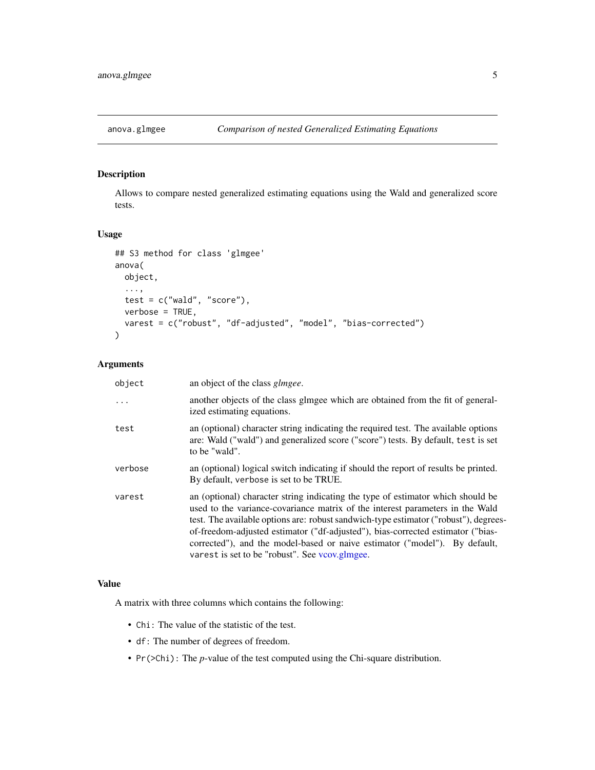## anova.glmgee — *Comparison of nested Generalized Estimating Equations*

### Description

Allows to compare nested generalized estimating equations using the Wald and generalized score tests.

### Usage

```
## S3 method for class 'glmgee'
anova(
  object,
  ...,
  test = c("wald", "score"),
  verbose = TRUE,
  varest = c("robust", "df-adjusted", "model", "bias-corrected")
)
```

### Arguments

| Argument | Description |
| --- | --- |
| `object` | an object of the class *glmgee*. |
| `...` | another objects of the class glmgee which are obtained from the fit of generalized estimating equations. |
| `test` | an (optional) character string indicating the required test. The available options are: Wald ("wald") and generalized score ("score") tests. By default, `test` is set to be "wald". |
| `verbose` | an (optional) logical switch indicating if should the report of results be printed. By default, `verbose` is set to be TRUE. |
| `varest` | an (optional) character string indicating the type of estimator which should be used to the variance-covariance matrix of the interest parameters in the Wald test. The available options are: robust sandwich-type estimator ("robust"), degrees-of-freedom-adjusted estimator ("df-adjusted"), bias-corrected estimator ("bias-corrected"), and the model-based or naive estimator ("model"). By default, `varest` is set to be "robust". See vcov.glmgee. |

### Value

A matrix with three columns which contains the following:

- `Chi`: The value of the statistic of the test.
- `df`: The number of degrees of freedom.
- `Pr(>Chi)`: The *p*-value of the test computed using the Chi-square distribution.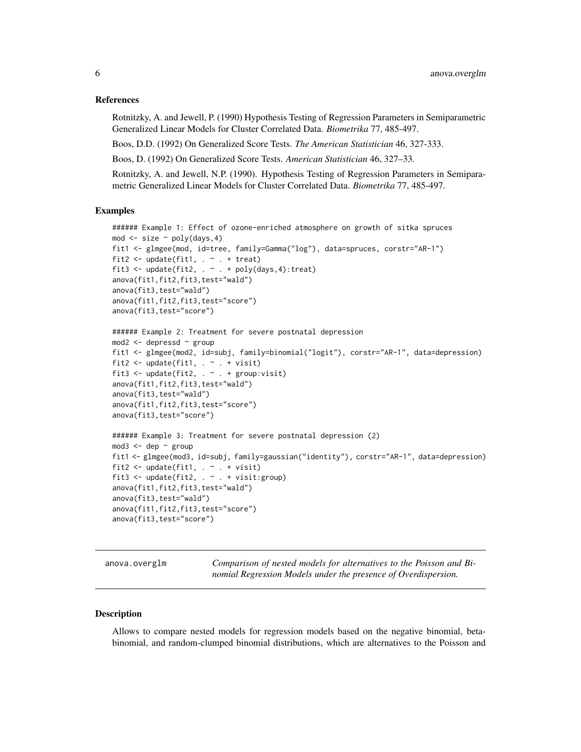### References

Rotnitzky, A. and Jewell, P. (1990) Hypothesis Testing of Regression Parameters in Semiparametric Generalized Linear Models for Cluster Correlated Data. *Biometrika* 77, 485-497.

Boos, D.D. (1992) On Generalized Score Tests. *The American Statistician* 46, 327-333.

Boos, D. (1992) On Generalized Score Tests. *American Statistician* 46, 327–33.

Rotnitzky, A. and Jewell, N.P. (1990). Hypothesis Testing of Regression Parameters in Semiparametric Generalized Linear Models for Cluster Correlated Data. *Biometrika* 77, 485-497.

### Examples

```
###### Example 1: Effect of ozone-enriched atmosphere on growth of sitka spruces
mod <- size ~ poly(days,4)
fit1 <- glmgee(mod, id=tree, family=Gamma("log"), data=spruces, corstr="AR-1")
fit2 <- update(fit1, . ~ . + treat)
fit3 <- update(fit2, . ~ . + poly(days,4):treat)
anova(fit1,fit2,fit3,test="wald")
anova(fit3,test="wald")
anova(fit1,fit2,fit3,test="score")
anova(fit3,test="score")

###### Example 2: Treatment for severe postnatal depression
mod2 <- depressd ~ group
fit1 <- glmgee(mod2, id=subj, family=binomial("logit"), corstr="AR-1", data=depression)
fit2 <- update(fit1, . ~ . + visit)
fit3 <- update(fit2, . ~ . + group:visit)
anova(fit1,fit2,fit3,test="wald")
anova(fit3,test="wald")
anova(fit1,fit2,fit3,test="score")
anova(fit3,test="score")

###### Example 3: Treatment for severe postnatal depression (2)
mod3 <- dep ~ group
fit1 <- glmgee(mod3, id=subj, family=gaussian("identity"), corstr="AR-1", data=depression)
fit2 <- update(fit1, . ~ . + visit)
fit3 <- update(fit2, . ~ . + visit:group)
anova(fit1,fit2,fit3,test="wald")
anova(fit3,test="wald")
anova(fit1,fit2,fit3,test="score")
anova(fit3,test="score")
```

---

## anova.overglm — *Comparison of nested models for alternatives to the Poisson and Binomial Regression Models under the presence of Overdispersion.*

### Description

Allows to compare nested models for regression models based on the negative binomial, beta-binomial, and random-clumped binomial distributions, which are alternatives to the Poisson and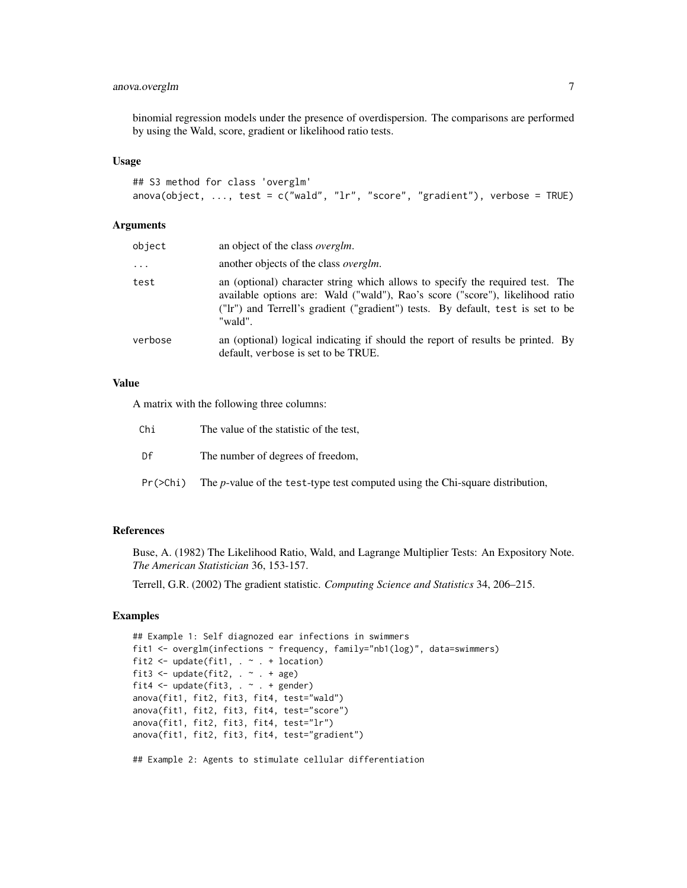binomial regression models under the presence of overdispersion. The comparisons are performed by using the Wald, score, gradient or likelihood ratio tests.

### Usage

```
## S3 method for class 'overglm'
anova(object, ..., test = c("wald", "lr", "score", "gradient"), verbose = TRUE)
```

### Arguments

| | |
|---|---|
| `object` | an object of the class *overglm*. |
| `...` | another objects of the class *overglm*. |
| `test` | an (optional) character string which allows to specify the required test. The available options are: Wald ("wald"), Rao's score ("score"), likelihood ratio ("lr") and Terrell's gradient ("gradient") tests. By default, `test` is set to be "wald". |
| `verbose` | an (optional) logical indicating if should the report of results be printed. By default, `verbose` is set to be TRUE. |

### Value

A matrix with the following three columns:

| | |
|---|---|
| `Chi` | The value of the statistic of the test, |
| `Df` | The number of degrees of freedom, |
| `Pr(>Chi)` | The *p*-value of the `test`-type test computed using the Chi-square distribution, |

### References

Buse, A. (1982) The Likelihood Ratio, Wald, and Lagrange Multiplier Tests: An Expository Note. *The American Statistician* 36, 153-157.

Terrell, G.R. (2002) The gradient statistic. *Computing Science and Statistics* 34, 206–215.

### Examples

```
## Example 1: Self diagnozed ear infections in swimmers
fit1 <- overglm(infections ~ frequency, family="nb1(log)", data=swimmers)
fit2 <- update(fit1, . ~ . + location)
fit3 <- update(fit2, . ~ . + age)
fit4 <- update(fit3, . ~ . + gender)
anova(fit1, fit2, fit3, fit4, test="wald")
anova(fit1, fit2, fit3, fit4, test="score")
anova(fit1, fit2, fit3, fit4, test="lr")
anova(fit1, fit2, fit3, fit4, test="gradient")

## Example 2: Agents to stimulate cellular differentiation
```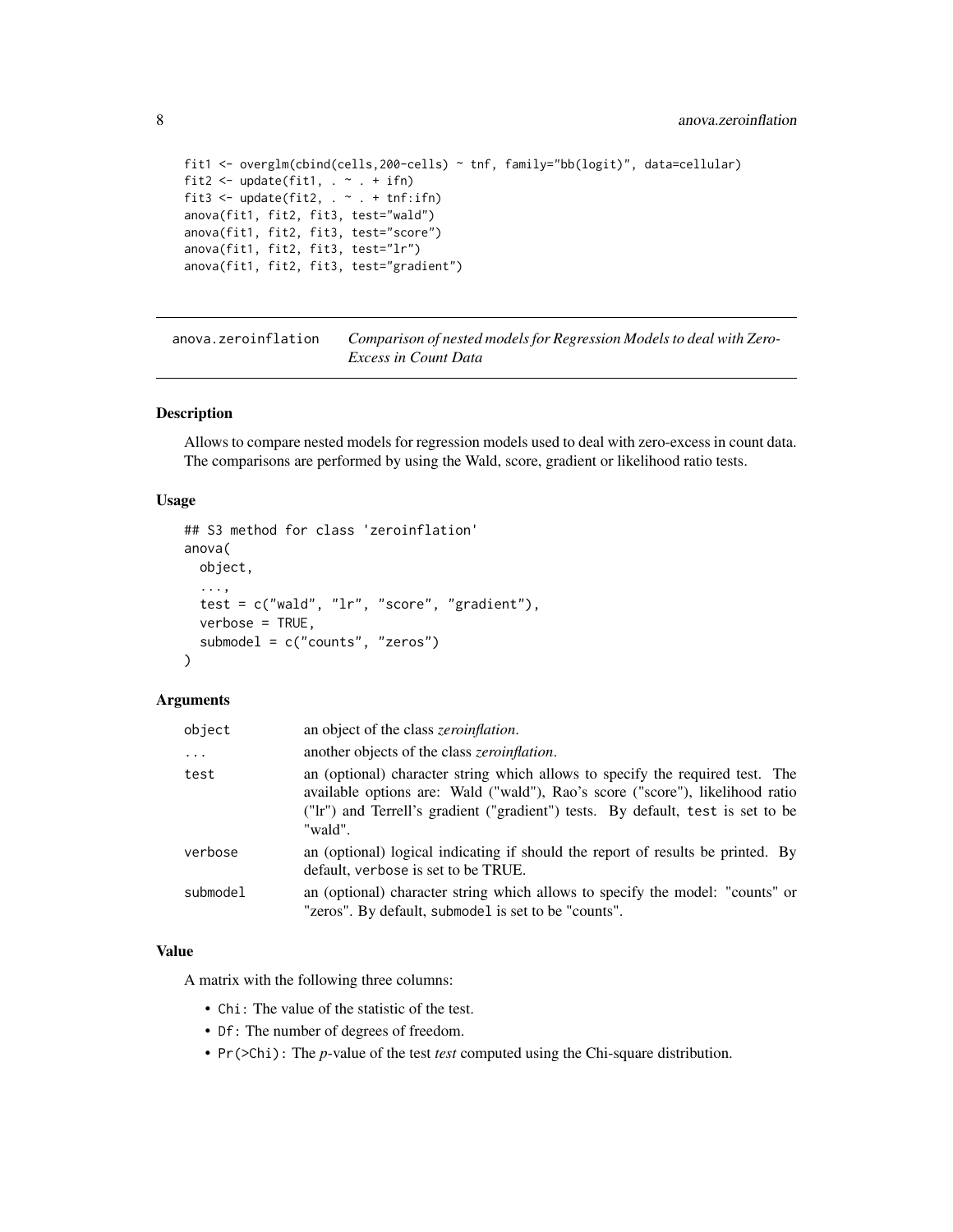```
fit1 <- overglm(cbind(cells,200-cells) ~ tnf, family="bb(logit)", data=cellular)
fit2 <- update(fit1, . ~ . + ifn)
fit3 <- update(fit2, . ~ . + tnf:ifn)
anova(fit1, fit2, fit3, test="wald")
anova(fit1, fit2, fit3, test="score")
anova(fit1, fit2, fit3, test="lr")
anova(fit1, fit2, fit3, test="gradient")
```

---

## anova.zeroinflation — *Comparison of nested models for Regression Models to deal with Zero-Excess in Count Data*

### Description

Allows to compare nested models for regression models used to deal with zero-excess in count data. The comparisons are performed by using the Wald, score, gradient or likelihood ratio tests.

### Usage

```
## S3 method for class 'zeroinflation'
anova(
  object,
  ...,
  test = c("wald", "lr", "score", "gradient"),
  verbose = TRUE,
  submodel = c("counts", "zeros")
)
```

### Arguments

| | |
|---|---|
| `object` | an object of the class *zeroinflation*. |
| `...` | another objects of the class *zeroinflation*. |
| `test` | an (optional) character string which allows to specify the required test. The available options are: Wald ("wald"), Rao's score ("score"), likelihood ratio ("lr") and Terrell's gradient ("gradient") tests. By default, `test` is set to be "wald". |
| `verbose` | an (optional) logical indicating if should the report of results be printed. By default, `verbose` is set to be TRUE. |
| `submodel` | an (optional) character string which allows to specify the model: "counts" or "zeros". By default, `submodel` is set to be "counts". |

### Value

A matrix with the following three columns:

- `Chi`: The value of the statistic of the test.
- `Df`: The number of degrees of freedom.
- `Pr(>Chi)`: The *p*-value of the test *test* computed using the Chi-square distribution.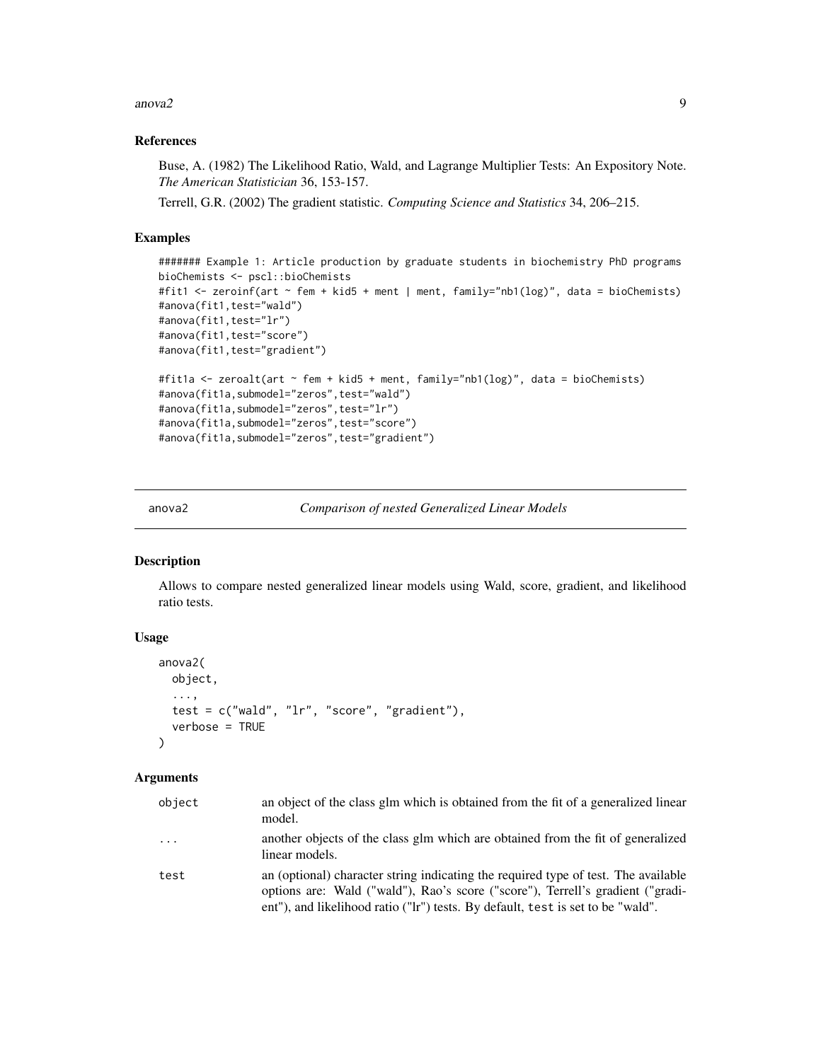### References

Buse, A. (1982) The Likelihood Ratio, Wald, and Lagrange Multiplier Tests: An Expository Note. *The American Statistician* 36, 153-157.

Terrell, G.R. (2002) The gradient statistic. *Computing Science and Statistics* 34, 206–215.

### Examples

```
####### Example 1: Article production by graduate students in biochemistry PhD programs
bioChemists <- pscl::bioChemists
#fit1 <- zeroinf(art ~ fem + kid5 + ment | ment, family="nb1(log)", data = bioChemists)
#anova(fit1,test="wald")
#anova(fit1,test="lr")
#anova(fit1,test="score")
#anova(fit1,test="gradient")

#fit1a <- zeroalt(art ~ fem + kid5 + ment, family="nb1(log)", data = bioChemists)
#anova(fit1a,submodel="zeros",test="wald")
#anova(fit1a,submodel="zeros",test="lr")
#anova(fit1a,submodel="zeros",test="score")
#anova(fit1a,submodel="zeros",test="gradient")
```

---

## anova2 — *Comparison of nested Generalized Linear Models*

### Description

Allows to compare nested generalized linear models using Wald, score, gradient, and likelihood ratio tests.

### Usage

```
anova2(
  object,
  ...,
  test = c("wald", "lr", "score", "gradient"),
  verbose = TRUE
)
```

### Arguments

| | |
|---|---|
| `object` | an object of the class glm which is obtained from the fit of a generalized linear model. |
| `...` | another objects of the class glm which are obtained from the fit of generalized linear models. |
| `test` | an (optional) character string indicating the required type of test. The available options are: Wald ("wald"), Rao's score ("score"), Terrell's gradient ("gradient"), and likelihood ratio ("lr") tests. By default, `test` is set to be "wald". |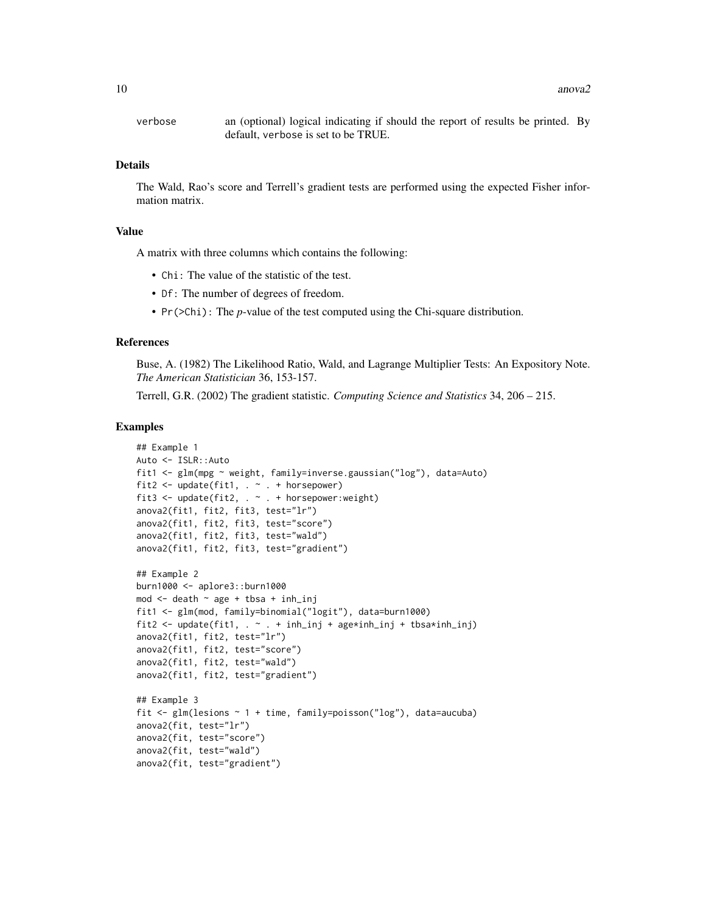verbose an (optional) logical indicating if should the report of results be printed. By default, verbose is set to be TRUE.

## Details

The Wald, Rao's score and Terrell's gradient tests are performed using the expected Fisher information matrix.

## Value

A matrix with three columns which contains the following:

- Chi: The value of the statistic of the test.
- Df: The number of degrees of freedom.
- Pr(>Chi): The *p*-value of the test computed using the Chi-square distribution.

## References

Buse, A. (1982) The Likelihood Ratio, Wald, and Lagrange Multiplier Tests: An Expository Note. *The American Statistician* 36, 153-157.

Terrell, G.R. (2002) The gradient statistic. *Computing Science and Statistics* 34, 206 – 215.

## Examples

```
## Example 1
Auto <- ISLR::Auto
fit1 <- glm(mpg ~ weight, family=inverse.gaussian("log"), data=Auto)
fit2 <- update(fit1, . ~ . + horsepower)
fit3 <- update(fit2, . ~ . + horsepower:weight)
anova2(fit1, fit2, fit3, test="lr")
anova2(fit1, fit2, fit3, test="score")
anova2(fit1, fit2, fit3, test="wald")
anova2(fit1, fit2, fit3, test="gradient")

## Example 2
burn1000 <- aplore3::burn1000
mod <- death ~ age + tbsa + inh_inj
fit1 <- glm(mod, family=binomial("logit"), data=burn1000)
fit2 <- update(fit1, . ~ . + inh_inj + age*inh_inj + tbsa*inh_inj)
anova2(fit1, fit2, test="lr")
anova2(fit1, fit2, test="score")
anova2(fit1, fit2, test="wald")
anova2(fit1, fit2, test="gradient")

## Example 3
fit <- glm(lesions ~ 1 + time, family=poisson("log"), data=aucuba)
anova2(fit, test="lr")
anova2(fit, test="score")
anova2(fit, test="wald")
anova2(fit, test="gradient")
```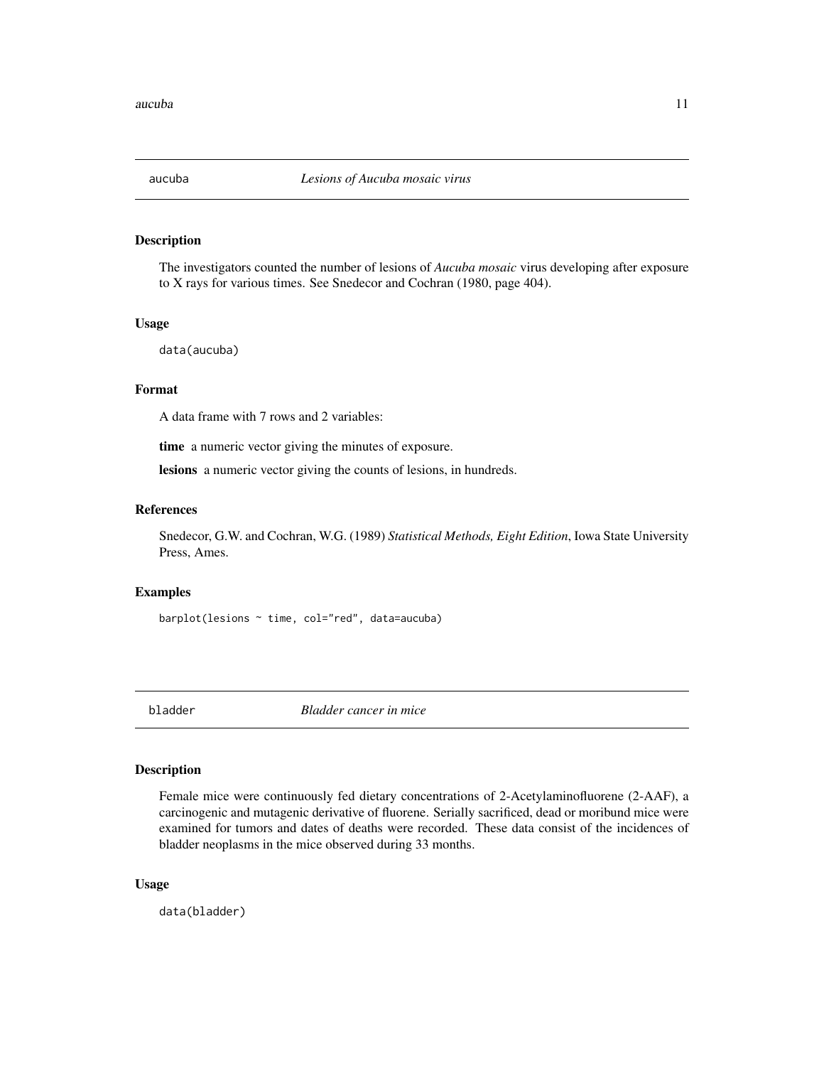## aucuba *Lesions of Aucuba mosaic virus*

### Description

The investigators counted the number of lesions of *Aucuba mosaic* virus developing after exposure to X rays for various times. See Snedecor and Cochran (1980, page 404).

### Usage

```
data(aucuba)
```

### Format

A data frame with 7 rows and 2 variables:

**time** a numeric vector giving the minutes of exposure.

**lesions** a numeric vector giving the counts of lesions, in hundreds.

### References

Snedecor, G.W. and Cochran, W.G. (1989) *Statistical Methods, Eight Edition*, Iowa State University Press, Ames.

### Examples

```
barplot(lesions ~ time, col="red", data=aucuba)
```

## bladder *Bladder cancer in mice*

### Description

Female mice were continuously fed dietary concentrations of 2-Acetylaminofluorene (2-AAF), a carcinogenic and mutagenic derivative of fluorene. Serially sacrificed, dead or moribund mice were examined for tumors and dates of deaths were recorded. These data consist of the incidences of bladder neoplasms in the mice observed during 33 months.

### Usage

```
data(bladder)
```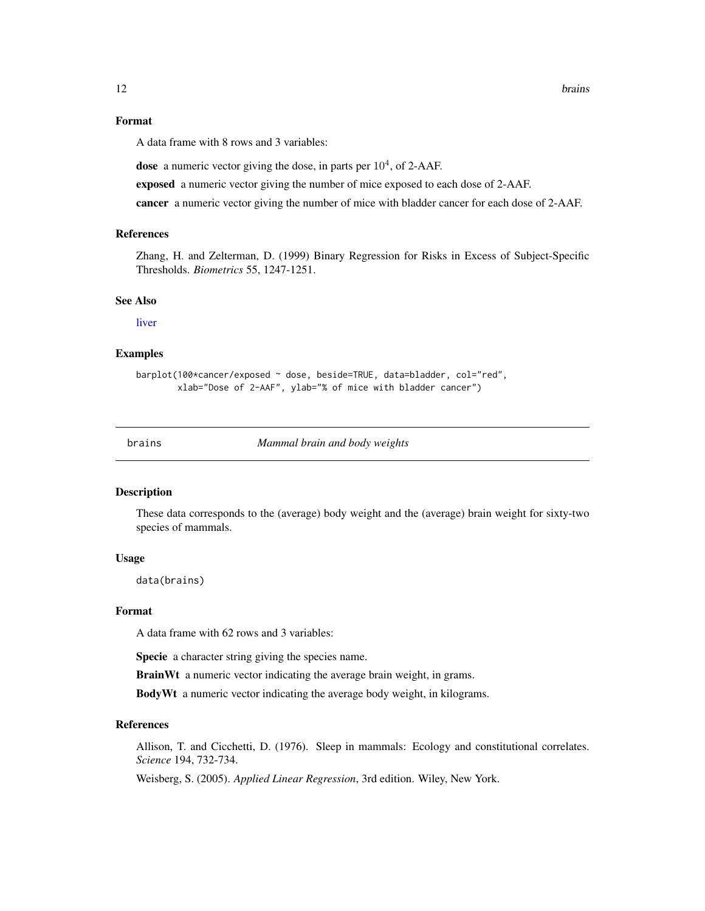### Format

A data frame with 8 rows and 3 variables:

**dose** a numeric vector giving the dose, in parts per $10^4$, of 2-AAF.

**exposed** a numeric vector giving the number of mice exposed to each dose of 2-AAF.

**cancer** a numeric vector giving the number of mice with bladder cancer for each dose of 2-AAF.

### References

Zhang, H. and Zelterman, D. (1999) Binary Regression for Risks in Excess of Subject-Specific Thresholds. *Biometrics* 55, 1247-1251.

### See Also

liver

### Examples

```
barplot(100*cancer/exposed ~ dose, beside=TRUE, data=bladder, col="red",
        xlab="Dose of 2-AAF", ylab="% of mice with bladder cancer")
```

---

## brains *Mammal brain and body weights*

### Description

These data corresponds to the (average) body weight and the (average) brain weight for sixty-two species of mammals.

### Usage

```
data(brains)
```

### Format

A data frame with 62 rows and 3 variables:

**Specie** a character string giving the species name.

**BrainWt** a numeric vector indicating the average brain weight, in grams.

**BodyWt** a numeric vector indicating the average body weight, in kilograms.

### References

Allison, T. and Cicchetti, D. (1976). Sleep in mammals: Ecology and constitutional correlates. *Science* 194, 732-734.

Weisberg, S. (2005). *Applied Linear Regression*, 3rd edition. Wiley, New York.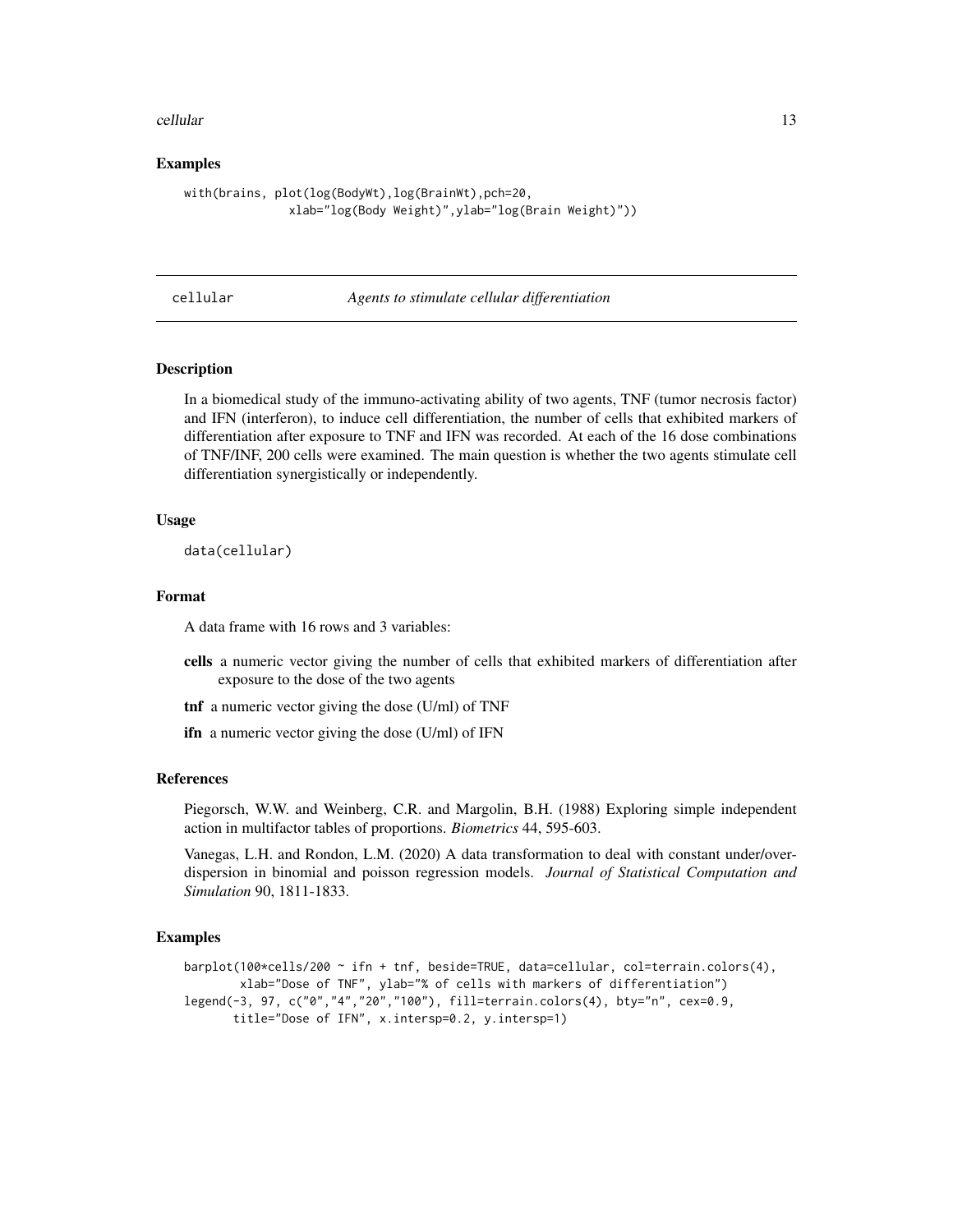### Examples

```
with(brains, plot(log(BodyWt),log(BrainWt),pch=20,
              xlab="log(Body Weight)",ylab="log(Brain Weight)"))
```

---

## cellular *Agents to stimulate cellular differentiation*

---

### Description

In a biomedical study of the immuno-activating ability of two agents, TNF (tumor necrosis factor) and IFN (interferon), to induce cell differentiation, the number of cells that exhibited markers of differentiation after exposure to TNF and IFN was recorded. At each of the 16 dose combinations of TNF/INF, 200 cells were examined. The main question is whether the two agents stimulate cell differentiation synergistically or independently.

### Usage

```
data(cellular)
```

### Format

A data frame with 16 rows and 3 variables:

**cells** a numeric vector giving the number of cells that exhibited markers of differentiation after exposure to the dose of the two agents

**tnf** a numeric vector giving the dose (U/ml) of TNF

**ifn** a numeric vector giving the dose (U/ml) of IFN

### References

Piegorsch, W.W. and Weinberg, C.R. and Margolin, B.H. (1988) Exploring simple independent action in multifactor tables of proportions. *Biometrics* 44, 595-603.

Vanegas, L.H. and Rondon, L.M. (2020) A data transformation to deal with constant under/over-dispersion in binomial and poisson regression models. *Journal of Statistical Computation and Simulation* 90, 1811-1833.

### Examples

```
barplot(100*cells/200 ~ ifn + tnf, beside=TRUE, data=cellular, col=terrain.colors(4),
        xlab="Dose of TNF", ylab="% of cells with markers of differentiation")
legend(-3, 97, c("0","4","20","100"), fill=terrain.colors(4), bty="n", cex=0.9,
       title="Dose of IFN", x.intersp=0.2, y.intersp=1)
```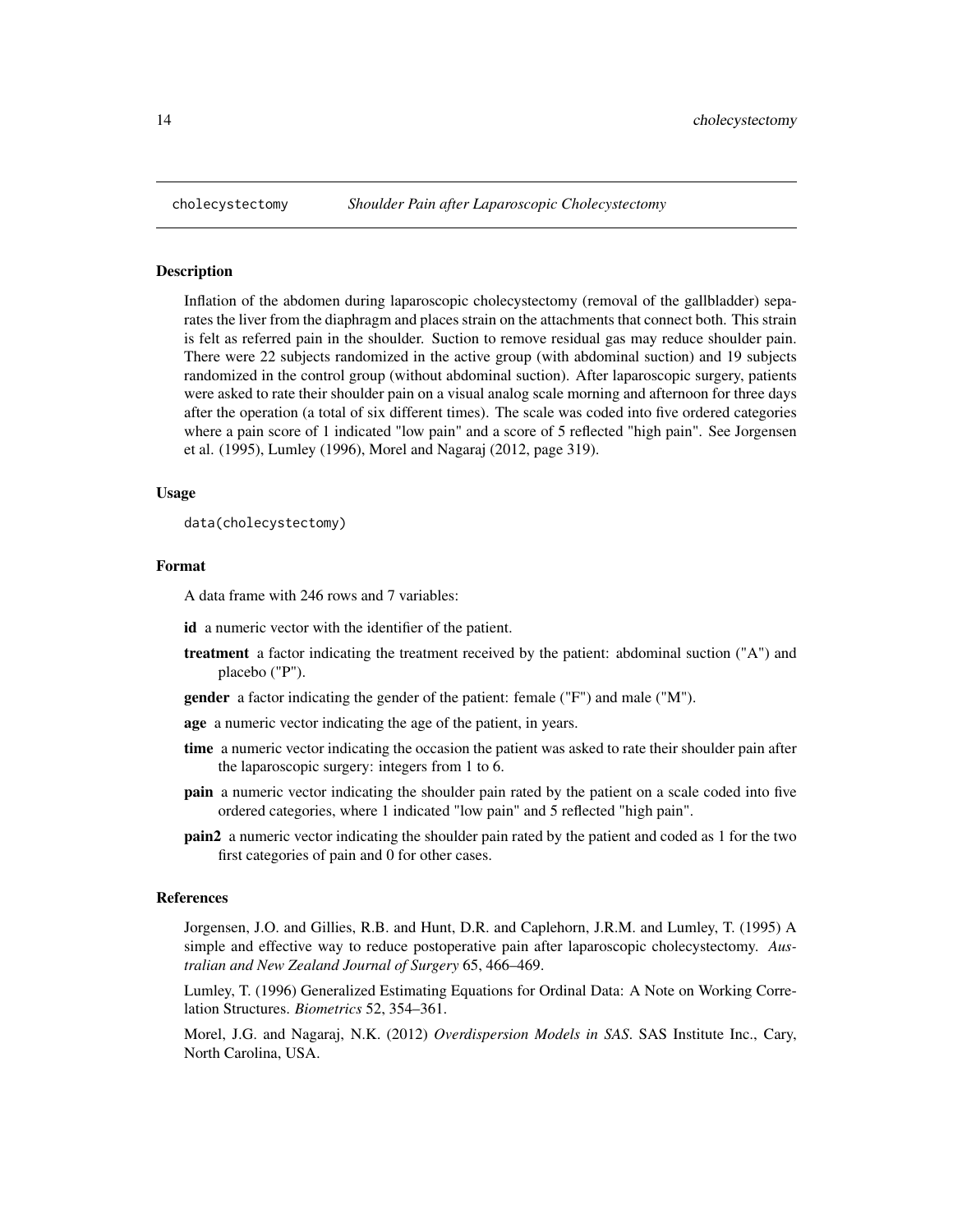`cholecystectomy` *Shoulder Pain after Laparoscopic Cholecystectomy*

## Description

Inflation of the abdomen during laparoscopic cholecystectomy (removal of the gallbladder) separates the liver from the diaphragm and places strain on the attachments that connect both. This strain is felt as referred pain in the shoulder. Suction to remove residual gas may reduce shoulder pain. There were 22 subjects randomized in the active group (with abdominal suction) and 19 subjects randomized in the control group (without abdominal suction). After laparoscopic surgery, patients were asked to rate their shoulder pain on a visual analog scale morning and afternoon for three days after the operation (a total of six different times). The scale was coded into five ordered categories where a pain score of 1 indicated "low pain" and a score of 5 reflected "high pain". See Jorgensen et al. (1995), Lumley (1996), Morel and Nagaraj (2012, page 319).

## Usage

```
data(cholecystectomy)
```

## Format

A data frame with 246 rows and 7 variables:

- **id** a numeric vector with the identifier of the patient.
- **treatment** a factor indicating the treatment received by the patient: abdominal suction ("A") and placebo ("P").
- **gender** a factor indicating the gender of the patient: female ("F") and male ("M").
- **age** a numeric vector indicating the age of the patient, in years.
- **time** a numeric vector indicating the occasion the patient was asked to rate their shoulder pain after the laparoscopic surgery: integers from 1 to 6.
- **pain** a numeric vector indicating the shoulder pain rated by the patient on a scale coded into five ordered categories, where 1 indicated "low pain" and 5 reflected "high pain".
- **pain2** a numeric vector indicating the shoulder pain rated by the patient and coded as 1 for the two first categories of pain and 0 for other cases.

## References

Jorgensen, J.O. and Gillies, R.B. and Hunt, D.R. and Caplehorn, J.R.M. and Lumley, T. (1995) A simple and effective way to reduce postoperative pain after laparoscopic cholecystectomy. *Australian and New Zealand Journal of Surgery* 65, 466–469.

Lumley, T. (1996) Generalized Estimating Equations for Ordinal Data: A Note on Working Correlation Structures. *Biometrics* 52, 354–361.

Morel, J.G. and Nagaraj, N.K. (2012) *Overdispersion Models in SAS*. SAS Institute Inc., Cary, North Carolina, USA.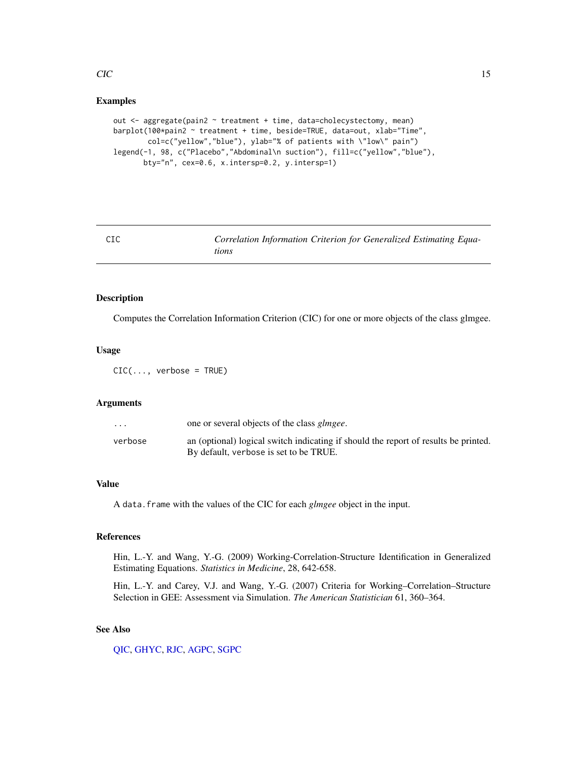## Examples

```
out <- aggregate(pain2 ~ treatment + time, data=cholecystectomy, mean)
barplot(100*pain2 ~ treatment + time, beside=TRUE, data=out, xlab="Time",
        col=c("yellow","blue"), ylab="% of patients with \"low\" pain")
legend(-1, 98, c("Placebo","Abdominal\n suction"), fill=c("yellow","blue"),
       bty="n", cex=0.6, x.intersp=0.2, y.intersp=1)
```

---

# CIC — *Correlation Information Criterion for Generalized Estimating Equations*

---

## Description

Computes the Correlation Information Criterion (CIC) for one or more objects of the class glmgee.

## Usage

```
CIC(..., verbose = TRUE)
```

## Arguments

| | |
|---|---|
| `...` | one or several objects of the class *glmgee*. |
| `verbose` | an (optional) logical switch indicating if should the report of results be printed. By default, `verbose` is set to be TRUE. |

## Value

A `data.frame` with the values of the CIC for each *glmgee* object in the input.

## References

Hin, L.-Y. and Wang, Y.-G. (2009) Working-Correlation-Structure Identification in Generalized Estimating Equations. *Statistics in Medicine*, 28, 642-658.

Hin, L.-Y. and Carey, V.J. and Wang, Y.-G. (2007) Criteria for Working–Correlation–Structure Selection in GEE: Assessment via Simulation. *The American Statistician* 61, 360–364.

## See Also

QIC, GHYC, RJC, AGPC, SGPC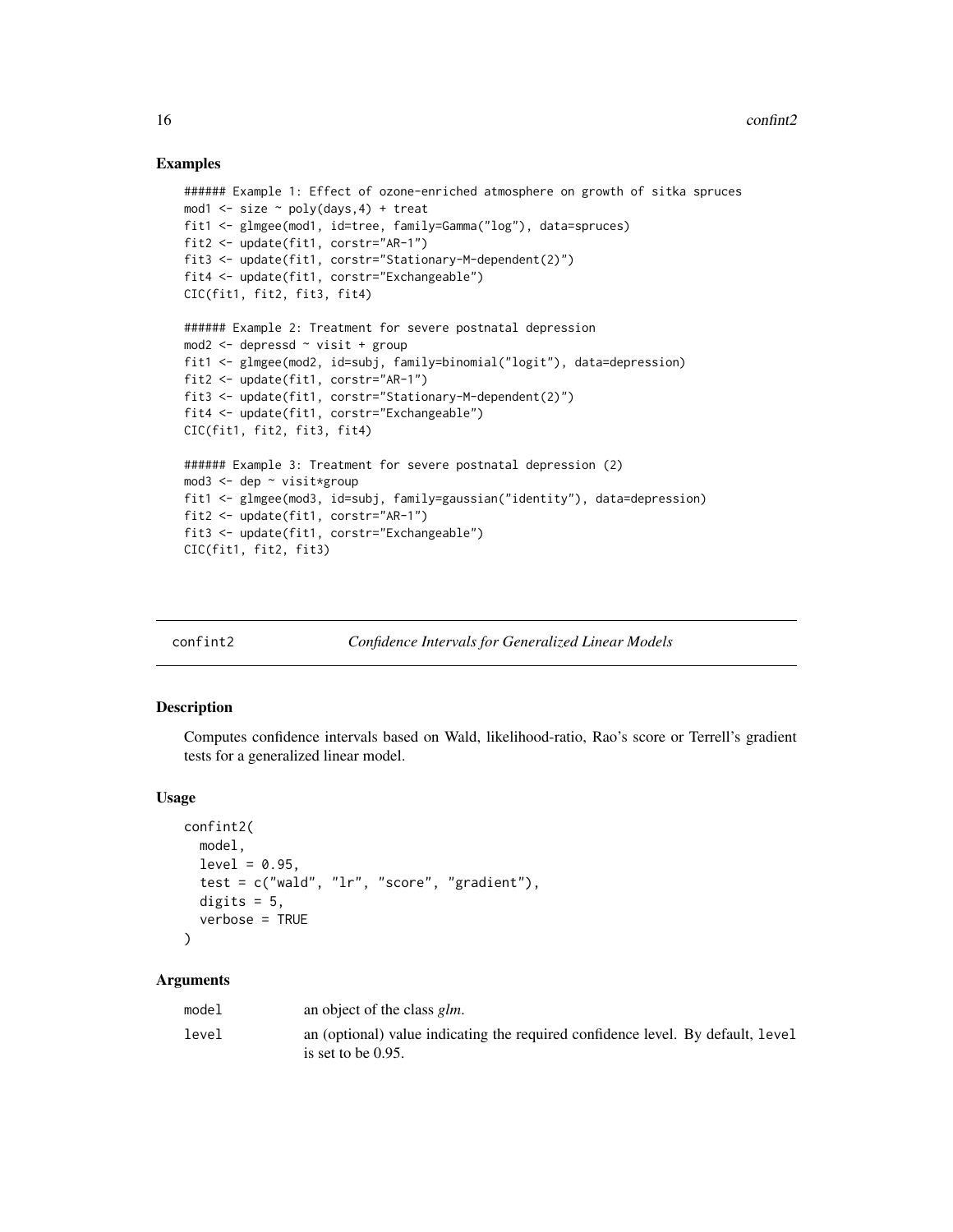## Examples

```
###### Example 1: Effect of ozone-enriched atmosphere on growth of sitka spruces
mod1 <- size ~ poly(days,4) + treat
fit1 <- glmgee(mod1, id=tree, family=Gamma("log"), data=spruces)
fit2 <- update(fit1, corstr="AR-1")
fit3 <- update(fit1, corstr="Stationary-M-dependent(2)")
fit4 <- update(fit1, corstr="Exchangeable")
CIC(fit1, fit2, fit3, fit4)

###### Example 2: Treatment for severe postnatal depression
mod2 <- depressd ~ visit + group
fit1 <- glmgee(mod2, id=subj, family=binomial("logit"), data=depression)
fit2 <- update(fit1, corstr="AR-1")
fit3 <- update(fit1, corstr="Stationary-M-dependent(2)")
fit4 <- update(fit1, corstr="Exchangeable")
CIC(fit1, fit2, fit3, fit4)

###### Example 3: Treatment for severe postnatal depression (2)
mod3 <- dep ~ visit*group
fit1 <- glmgee(mod3, id=subj, family=gaussian("identity"), data=depression)
fit2 <- update(fit1, corstr="AR-1")
fit3 <- update(fit1, corstr="Exchangeable")
CIC(fit1, fit2, fit3)
```

---

# confint2 — *Confidence Intervals for Generalized Linear Models*

## Description

Computes confidence intervals based on Wald, likelihood-ratio, Rao's score or Terrell's gradient tests for a generalized linear model.

## Usage

```
confint2(
  model,
  level = 0.95,
  test = c("wald", "lr", "score", "gradient"),
  digits = 5,
  verbose = TRUE
)
```

## Arguments

| | |
|---|---|
| model | an object of the class *glm*. |
| level | an (optional) value indicating the required confidence level. By default, level is set to be 0.95. |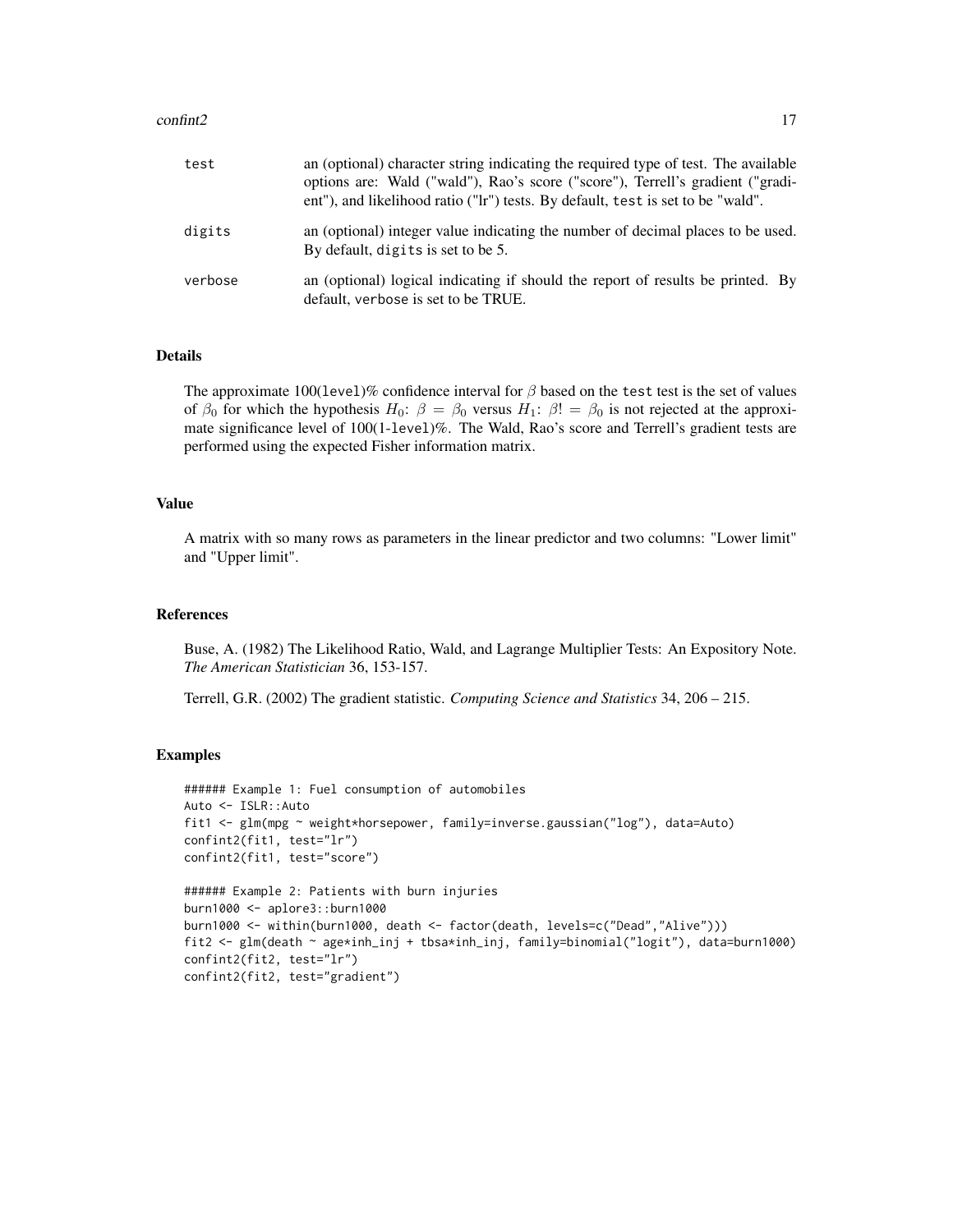| | |
|---|---|
| test | an (optional) character string indicating the required type of test. The available options are: Wald ("wald"), Rao's score ("score"), Terrell's gradient ("gradient"), and likelihood ratio ("lr") tests. By default, `test` is set to be "wald". |
| digits | an (optional) integer value indicating the number of decimal places to be used. By default, `digits` is set to be 5. |
| verbose | an (optional) logical indicating if should the report of results be printed. By default, `verbose` is set to be TRUE. |

## Details

The approximate 100(`level`)% confidence interval for $\beta$ based on the `test` test is the set of values of $\beta_0$ for which the hypothesis $H_0$: $\beta = \beta_0$ versus $H_1$: $\beta! = \beta_0$ is not rejected at the approximate significance level of 100(1-`level`)%. The Wald, Rao's score and Terrell's gradient tests are performed using the expected Fisher information matrix.

## Value

A matrix with so many rows as parameters in the linear predictor and two columns: "Lower limit" and "Upper limit".

## References

Buse, A. (1982) The Likelihood Ratio, Wald, and Lagrange Multiplier Tests: An Expository Note. *The American Statistician* 36, 153-157.

Terrell, G.R. (2002) The gradient statistic. *Computing Science and Statistics* 34, 206 – 215.

## Examples

```
###### Example 1: Fuel consumption of automobiles
Auto <- ISLR::Auto
fit1 <- glm(mpg ~ weight*horsepower, family=inverse.gaussian("log"), data=Auto)
confint2(fit1, test="lr")
confint2(fit1, test="score")

###### Example 2: Patients with burn injuries
burn1000 <- aplore3::burn1000
burn1000 <- within(burn1000, death <- factor(death, levels=c("Dead","Alive")))
fit2 <- glm(death ~ age*inh_inj + tbsa*inh_inj, family=binomial("logit"), data=burn1000)
confint2(fit2, test="lr")
confint2(fit2, test="gradient")
```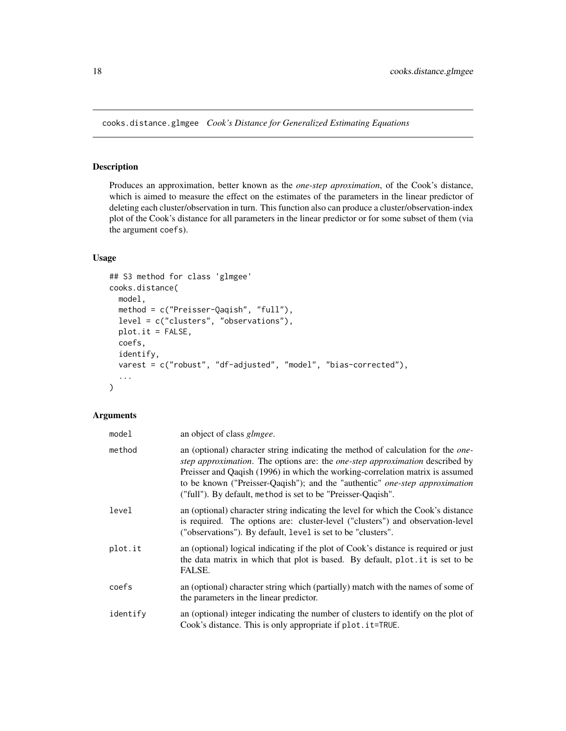`cooks.distance.glmgee` *Cook's Distance for Generalized Estimating Equations*

## Description

Produces an approximation, better known as the *one-step aproximation*, of the Cook's distance, which is aimed to measure the effect on the estimates of the parameters in the linear predictor of deleting each cluster/observation in turn. This function also can produce a cluster/observation-index plot of the Cook's distance for all parameters in the linear predictor or for some subset of them (via the argument `coefs`).

## Usage

```
## S3 method for class 'glmgee'
cooks.distance(
  model,
  method = c("Preisser-Qaqish", "full"),
  level = c("clusters", "observations"),
  plot.it = FALSE,
  coefs,
  identify,
  varest = c("robust", "df-adjusted", "model", "bias-corrected"),
  ...
)
```

## Arguments

| | |
|---|---|
| `model` | an object of class *glmgee*. |
| `method` | an (optional) character string indicating the method of calculation for the *one-step approximation*. The options are: the *one-step approximation* described by Preisser and Qaqish (1996) in which the working-correlation matrix is assumed to be known ("Preisser-Qaqish"); and the "authentic" *one-step approximation* ("full"). By default, `method` is set to be "Preisser-Qaqish". |
| `level` | an (optional) character string indicating the level for which the Cook's distance is required. The options are: cluster-level ("clusters") and observation-level ("observations"). By default, `level` is set to be "clusters". |
| `plot.it` | an (optional) logical indicating if the plot of Cook's distance is required or just the data matrix in which that plot is based. By default, `plot.it` is set to be FALSE. |
| `coefs` | an (optional) character string which (partially) match with the names of some of the parameters in the linear predictor. |
| `identify` | an (optional) integer indicating the number of clusters to identify on the plot of Cook's distance. This is only appropriate if `plot.it=TRUE`. |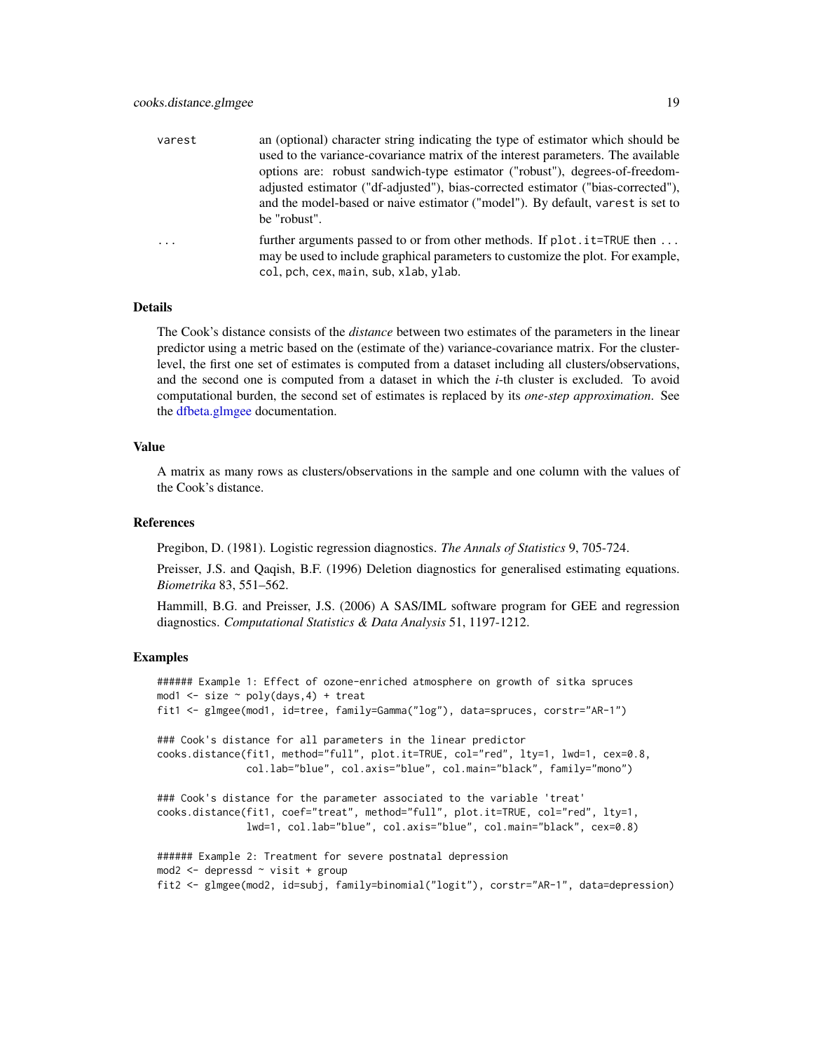varest	an (optional) character string indicating the type of estimator which should be used to the variance-covariance matrix of the interest parameters. The available options are: robust sandwich-type estimator ("robust"), degrees-of-freedom-adjusted estimator ("df-adjusted"), bias-corrected estimator ("bias-corrected"), and the model-based or naive estimator ("model"). By default, varest is set to be "robust".

...	further arguments passed to or from other methods. If plot.it=TRUE then ... may be used to include graphical parameters to customize the plot. For example, col, pch, cex, main, sub, xlab, ylab.

### Details

The Cook's distance consists of the *distance* between two estimates of the parameters in the linear predictor using a metric based on the (estimate of the) variance-covariance matrix. For the cluster-level, the first one set of estimates is computed from a dataset including all clusters/observations, and the second one is computed from a dataset in which the *i*-th cluster is excluded. To avoid computational burden, the second set of estimates is replaced by its *one-step approximation*. See the dfbeta.glmgee documentation.

### Value

A matrix as many rows as clusters/observations in the sample and one column with the values of the Cook's distance.

### References

Pregibon, D. (1981). Logistic regression diagnostics. *The Annals of Statistics* 9, 705-724.

Preisser, J.S. and Qaqish, B.F. (1996) Deletion diagnostics for generalised estimating equations. *Biometrika* 83, 551–562.

Hammill, B.G. and Preisser, J.S. (2006) A SAS/IML software program for GEE and regression diagnostics. *Computational Statistics & Data Analysis* 51, 1197-1212.

### Examples

```
###### Example 1: Effect of ozone-enriched atmosphere on growth of sitka spruces
mod1 <- size ~ poly(days,4) + treat
fit1 <- glmgee(mod1, id=tree, family=Gamma("log"), data=spruces, corstr="AR-1")

### Cook's distance for all parameters in the linear predictor
cooks.distance(fit1, method="full", plot.it=TRUE, col="red", lty=1, lwd=1, cex=0.8,
               col.lab="blue", col.axis="blue", col.main="black", family="mono")

### Cook's distance for the parameter associated to the variable 'treat'
cooks.distance(fit1, coef="treat", method="full", plot.it=TRUE, col="red", lty=1,
               lwd=1, col.lab="blue", col.axis="blue", col.main="black", cex=0.8)

###### Example 2: Treatment for severe postnatal depression
mod2 <- depressd ~ visit + group
fit2 <- glmgee(mod2, id=subj, family=binomial("logit"), corstr="AR-1", data=depression)
```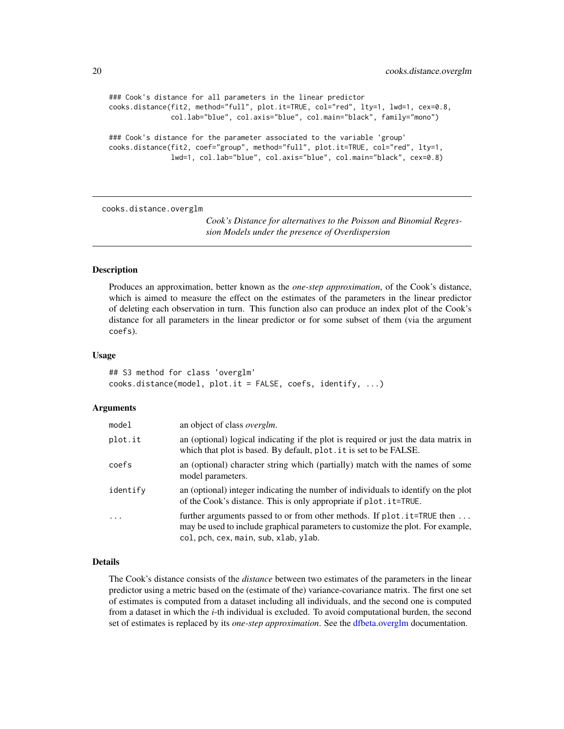```
### Cook's distance for all parameters in the linear predictor
cooks.distance(fit2, method="full", plot.it=TRUE, col="red", lty=1, lwd=1, cex=0.8,
               col.lab="blue", col.axis="blue", col.main="black", family="mono")

### Cook's distance for the parameter associated to the variable 'group'
cooks.distance(fit2, coef="group", method="full", plot.it=TRUE, col="red", lty=1,
               lwd=1, col.lab="blue", col.axis="blue", col.main="black", cex=0.8)
```

---

`cooks.distance.overglm` *Cook's Distance for alternatives to the Poisson and Binomial Regression Models under the presence of Overdispersion*

---

## Description

Produces an approximation, better known as the *one-step approximation*, of the Cook's distance, which is aimed to measure the effect on the estimates of the parameters in the linear predictor of deleting each observation in turn. This function also can produce an index plot of the Cook's distance for all parameters in the linear predictor or for some subset of them (via the argument `coefs`).

## Usage

```
## S3 method for class 'overglm'
cooks.distance(model, plot.it = FALSE, coefs, identify, ...)
```

## Arguments

| | |
|---|---|
| `model` | an object of class *overglm*. |
| `plot.it` | an (optional) logical indicating if the plot is required or just the data matrix in which that plot is based. By default, `plot.it` is set to be FALSE. |
| `coefs` | an (optional) character string which (partially) match with the names of some model parameters. |
| `identify` | an (optional) integer indicating the number of individuals to identify on the plot of the Cook's distance. This is only appropriate if `plot.it=TRUE`. |
| `...` | further arguments passed to or from other methods. If `plot.it=TRUE` then `...` may be used to include graphical parameters to customize the plot. For example, `col`, `pch`, `cex`, `main`, `sub`, `xlab`, `ylab`. |

## Details

The Cook's distance consists of the *distance* between two estimates of the parameters in the linear predictor using a metric based on the (estimate of the) variance-covariance matrix. The first one set of estimates is computed from a dataset including all individuals, and the second one is computed from a dataset in which the *i*-th individual is excluded. To avoid computational burden, the second set of estimates is replaced by its *one-step approximation*. See the dfbeta.overglm documentation.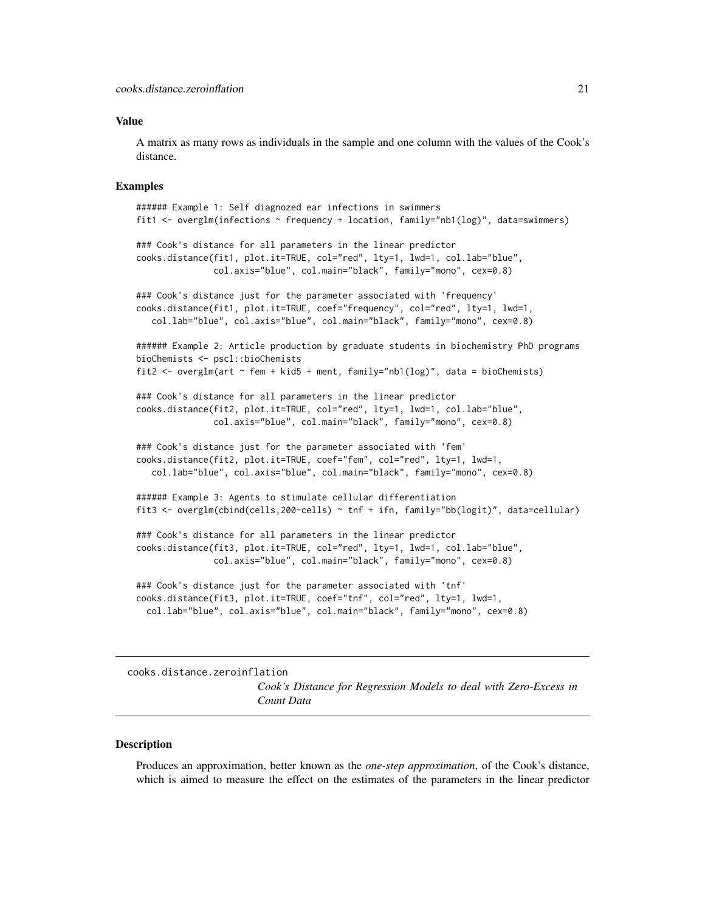## Value

A matrix as many rows as individuals in the sample and one column with the values of the Cook's distance.

## Examples

```
###### Example 1: Self diagnozed ear infections in swimmers
fit1 <- overglm(infections ~ frequency + location, family="nb1(log)", data=swimmers)

### Cook's distance for all parameters in the linear predictor
cooks.distance(fit1, plot.it=TRUE, col="red", lty=1, lwd=1, col.lab="blue",
               col.axis="blue", col.main="black", family="mono", cex=0.8)

### Cook's distance just for the parameter associated with 'frequency'
cooks.distance(fit1, plot.it=TRUE, coef="frequency", col="red", lty=1, lwd=1,
   col.lab="blue", col.axis="blue", col.main="black", family="mono", cex=0.8)

###### Example 2: Article production by graduate students in biochemistry PhD programs
bioChemists <- pscl::bioChemists
fit2 <- overglm(art ~ fem + kid5 + ment, family="nb1(log)", data = bioChemists)

### Cook's distance for all parameters in the linear predictor
cooks.distance(fit2, plot.it=TRUE, col="red", lty=1, lwd=1, col.lab="blue",
               col.axis="blue", col.main="black", family="mono", cex=0.8)

### Cook's distance just for the parameter associated with 'fem'
cooks.distance(fit2, plot.it=TRUE, coef="fem", col="red", lty=1, lwd=1,
   col.lab="blue", col.axis="blue", col.main="black", family="mono", cex=0.8)

###### Example 3: Agents to stimulate cellular differentiation
fit3 <- overglm(cbind(cells,200-cells) ~ tnf + ifn, family="bb(logit)", data=cellular)

### Cook's distance for all parameters in the linear predictor
cooks.distance(fit3, plot.it=TRUE, col="red", lty=1, lwd=1, col.lab="blue",
               col.axis="blue", col.main="black", family="mono", cex=0.8)

### Cook's distance just for the parameter associated with 'tnf'
cooks.distance(fit3, plot.it=TRUE, coef="tnf", col="red", lty=1, lwd=1,
  col.lab="blue", col.axis="blue", col.main="black", family="mono", cex=0.8)
```

---

# cooks.distance.zeroinflation

*Cook's Distance for Regression Models to deal with Zero-Excess in Count Data*

---

## Description

Produces an approximation, better known as the *one-step approximation*, of the Cook's distance, which is aimed to measure the effect on the estimates of the parameters in the linear predictor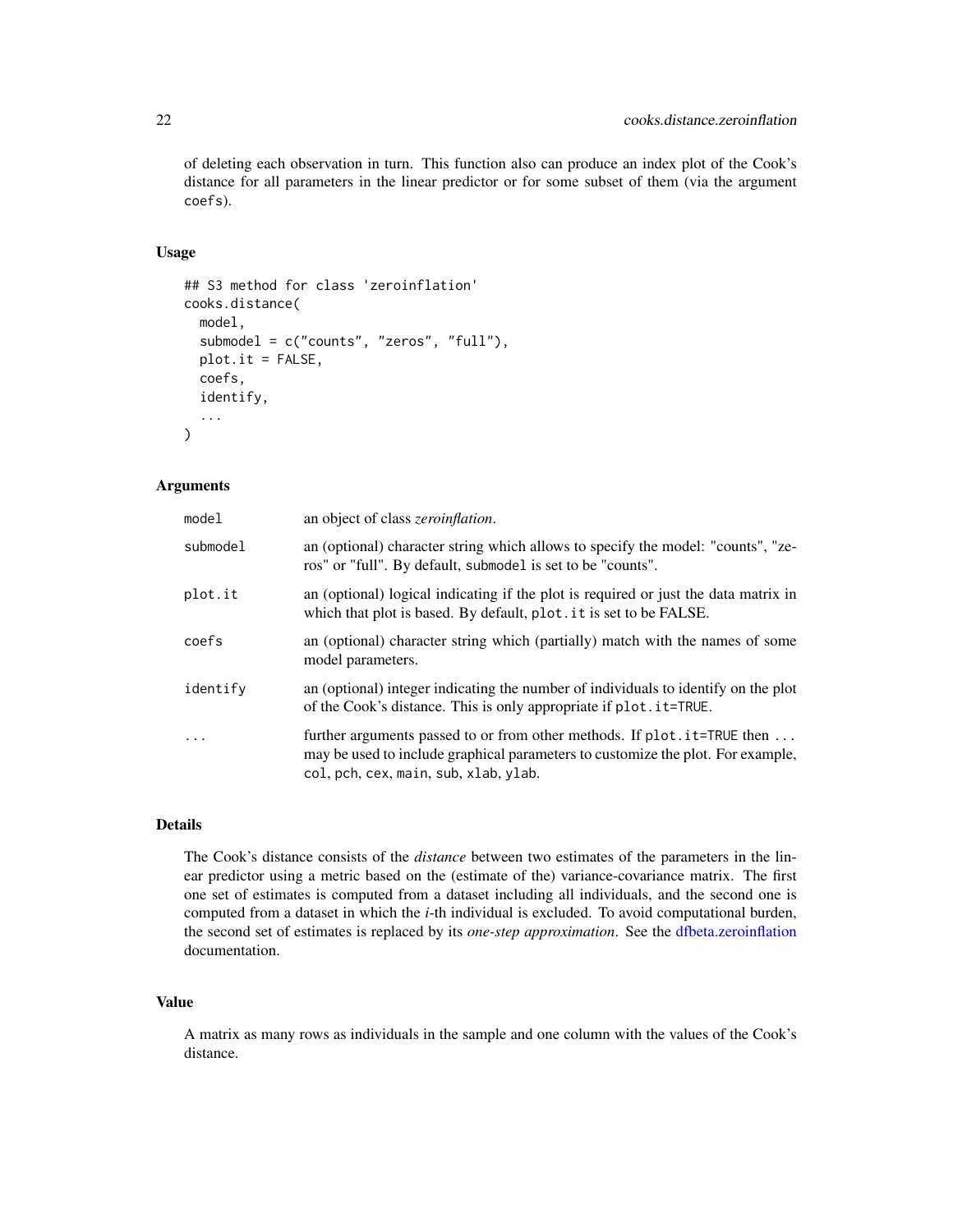of deleting each observation in turn. This function also can produce an index plot of the Cook's distance for all parameters in the linear predictor or for some subset of them (via the argument `coefs`).

### Usage

```
## S3 method for class 'zeroinflation'
cooks.distance(
  model,
  submodel = c("counts", "zeros", "full"),
  plot.it = FALSE,
  coefs,
  identify,
  ...
)
```

### Arguments

| | |
|---|---|
| `model` | an object of class *zeroinflation*. |
| `submodel` | an (optional) character string which allows to specify the model: "counts", "zeros" or "full". By default, `submodel` is set to be "counts". |
| `plot.it` | an (optional) logical indicating if the plot is required or just the data matrix in which that plot is based. By default, `plot.it` is set to be FALSE. |
| `coefs` | an (optional) character string which (partially) match with the names of some model parameters. |
| `identify` | an (optional) integer indicating the number of individuals to identify on the plot of the Cook's distance. This is only appropriate if `plot.it=TRUE`. |
| `...` | further arguments passed to or from other methods. If `plot.it=TRUE` then `...` may be used to include graphical parameters to customize the plot. For example, `col`, `pch`, `cex`, `main`, `sub`, `xlab`, `ylab`. |

### Details

The Cook's distance consists of the *distance* between two estimates of the parameters in the linear predictor using a metric based on the (estimate of the) variance-covariance matrix. The first one set of estimates is computed from a dataset including all individuals, and the second one is computed from a dataset in which the *i*-th individual is excluded. To avoid computational burden, the second set of estimates is replaced by its *one-step approximation*. See the dfbeta.zeroinflation documentation.

### Value

A matrix as many rows as individuals in the sample and one column with the values of the Cook's distance.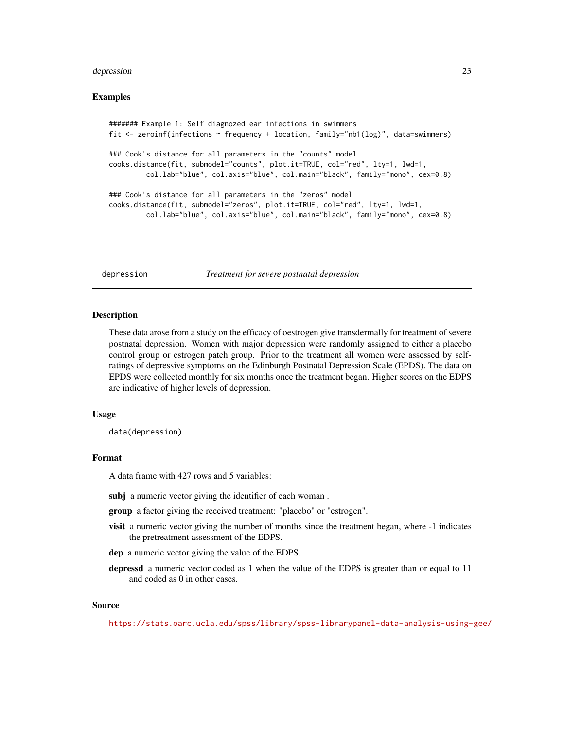### Examples

```
####### Example 1: Self diagnozed ear infections in swimmers
fit <- zeroinf(infections ~ frequency + location, family="nb1(log)", data=swimmers)

### Cook's distance for all parameters in the "counts" model
cooks.distance(fit, submodel="counts", plot.it=TRUE, col="red", lty=1, lwd=1,
         col.lab="blue", col.axis="blue", col.main="black", family="mono", cex=0.8)

### Cook's distance for all parameters in the "zeros" model
cooks.distance(fit, submodel="zeros", plot.it=TRUE, col="red", lty=1, lwd=1,
         col.lab="blue", col.axis="blue", col.main="black", family="mono", cex=0.8)
```

---

## depression — *Treatment for severe postnatal depression*

---

### Description

These data arose from a study on the efficacy of oestrogen give transdermally for treatment of severe postnatal depression. Women with major depression were randomly assigned to either a placebo control group or estrogen patch group. Prior to the treatment all women were assessed by self-ratings of depressive symptoms on the Edinburgh Postnatal Depression Scale (EPDS). The data on EPDS were collected monthly for six months once the treatment began. Higher scores on the EDPS are indicative of higher levels of depression.

### Usage

```
data(depression)
```

### Format

A data frame with 427 rows and 5 variables:

**subj** a numeric vector giving the identifier of each woman .

**group** a factor giving the received treatment: "placebo" or "estrogen".

**visit** a numeric vector giving the number of months since the treatment began, where -1 indicates the pretreatment assessment of the EDPS.

**dep** a numeric vector giving the value of the EDPS.

**depressd** a numeric vector coded as 1 when the value of the EDPS is greater than or equal to 11 and coded as 0 in other cases.

### Source

https://stats.oarc.ucla.edu/spss/library/spss-librarypanel-data-analysis-using-gee/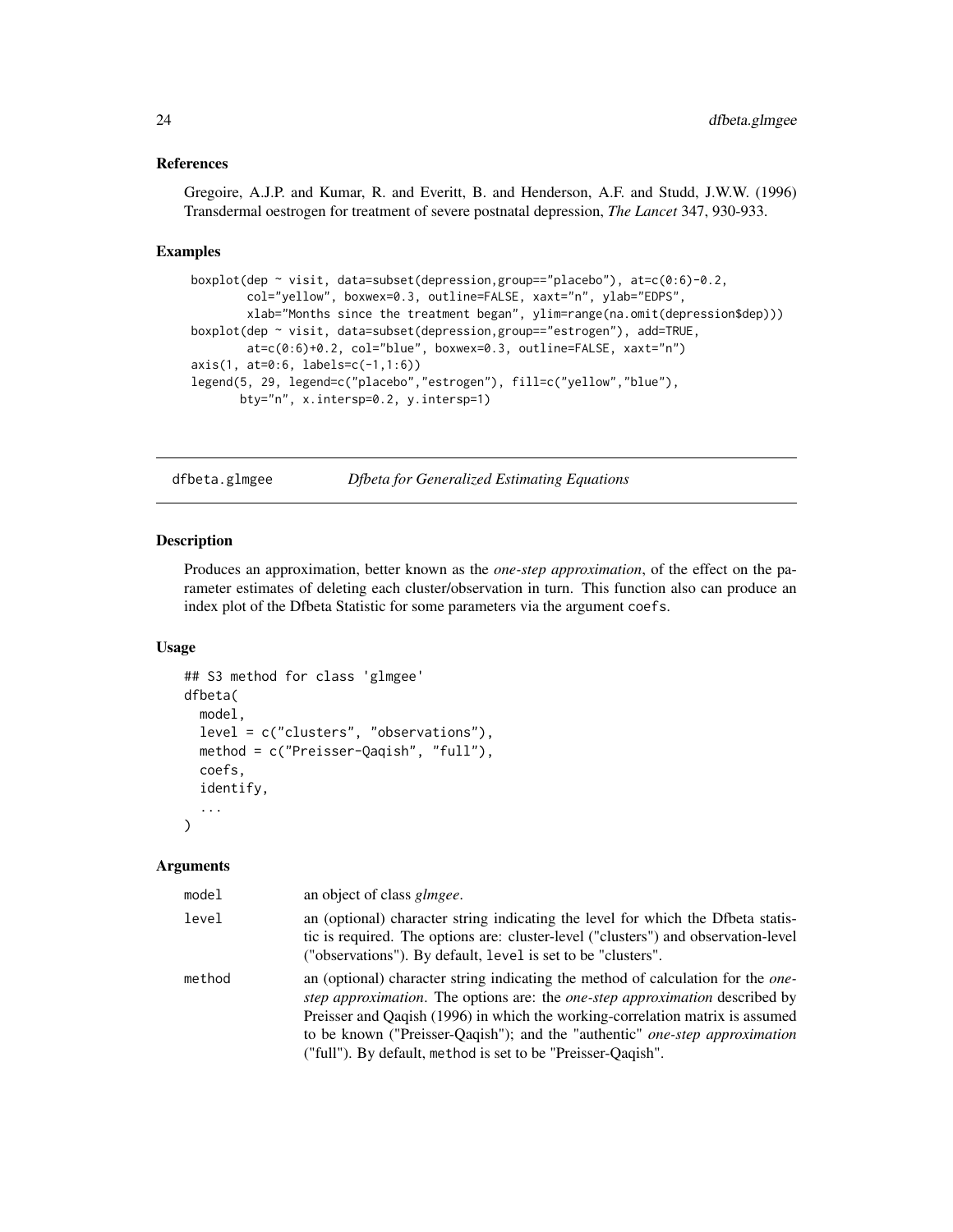### References

Gregoire, A.J.P. and Kumar, R. and Everitt, B. and Henderson, A.F. and Studd, J.W.W. (1996) Transdermal oestrogen for treatment of severe postnatal depression, *The Lancet* 347, 930-933.

### Examples

```
boxplot(dep ~ visit, data=subset(depression,group=="placebo"), at=c(0:6)-0.2,
        col="yellow", boxwex=0.3, outline=FALSE, xaxt="n", ylab="EDPS",
        xlab="Months since the treatment began", ylim=range(na.omit(depression$dep)))
boxplot(dep ~ visit, data=subset(depression,group=="estrogen"), add=TRUE,
        at=c(0:6)+0.2, col="blue", boxwex=0.3, outline=FALSE, xaxt="n")
axis(1, at=0:6, labels=c(-1,1:6))
legend(5, 29, legend=c("placebo","estrogen"), fill=c("yellow","blue"),
       bty="n", x.intersp=0.2, y.intersp=1)
```

## dfbeta.glmgee — *Dfbeta for Generalized Estimating Equations*

### Description

Produces an approximation, better known as the *one-step approximation*, of the effect on the parameter estimates of deleting each cluster/observation in turn. This function also can produce an index plot of the Dfbeta Statistic for some parameters via the argument `coefs`.

### Usage

```
## S3 method for class 'glmgee'
dfbeta(
  model,
  level = c("clusters", "observations"),
  method = c("Preisser-Qaqish", "full"),
  coefs,
  identify,
  ...
)
```

### Arguments

| | |
|---|---|
| `model` | an object of class *glmgee*. |
| `level` | an (optional) character string indicating the level for which the Dfbeta statistic is required. The options are: cluster-level ("clusters") and observation-level ("observations"). By default, `level` is set to be "clusters". |
| `method` | an (optional) character string indicating the method of calculation for the *one-step approximation*. The options are: the *one-step approximation* described by Preisser and Qaqish (1996) in which the working-correlation matrix is assumed to be known ("Preisser-Qaqish"); and the "authentic" *one-step approximation* ("full"). By default, `method` is set to be "Preisser-Qaqish". |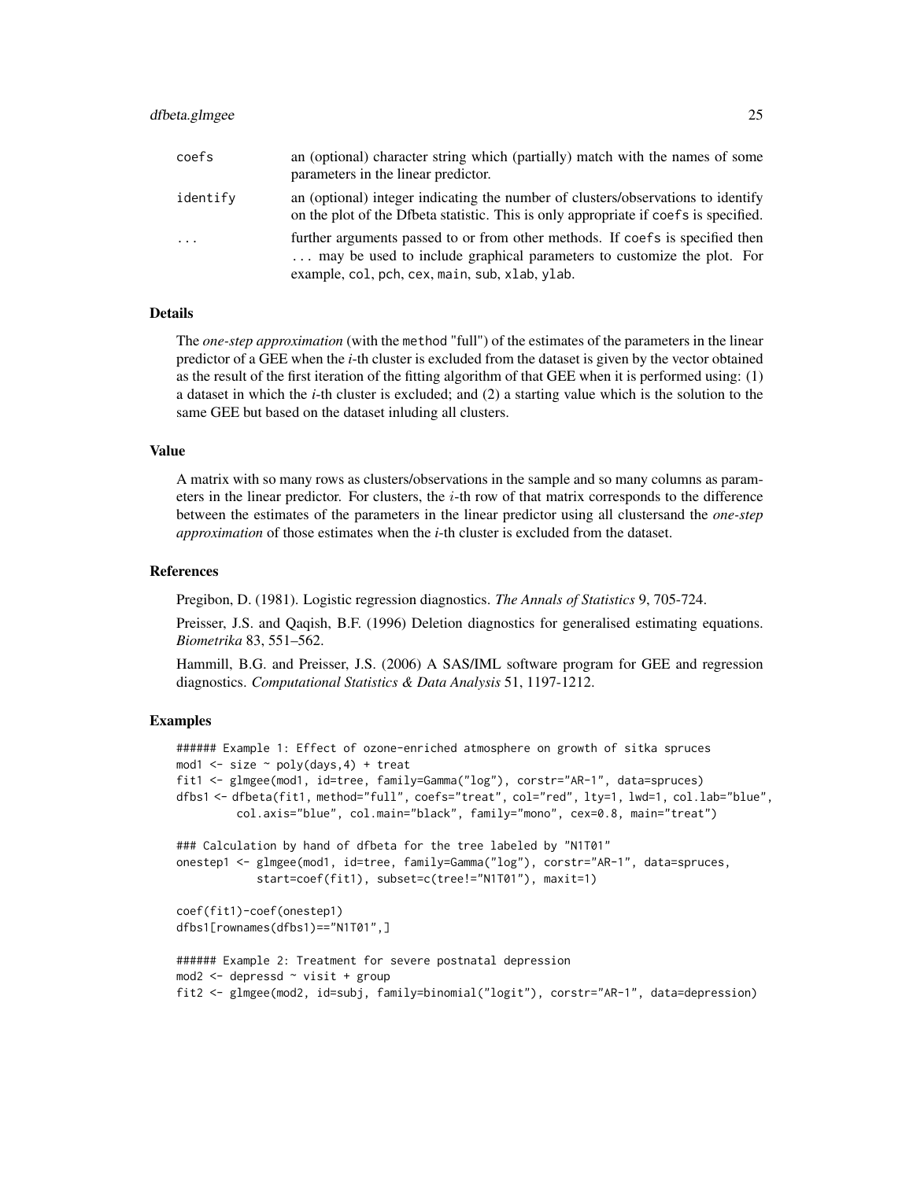| | |
|---|---|
| `coefs` | an (optional) character string which (partially) match with the names of some parameters in the linear predictor. |
| `identify` | an (optional) integer indicating the number of clusters/observations to identify on the plot of the Dfbeta statistic. This is only appropriate if `coefs` is specified. |
| `...` | further arguments passed to or from other methods. If `coefs` is specified then ... may be used to include graphical parameters to customize the plot. For example, `col`, `pch`, `cex`, `main`, `sub`, `xlab`, `ylab`. |

### Details

The *one-step approximation* (with the `method` "full") of the estimates of the parameters in the linear predictor of a GEE when the *i*-th cluster is excluded from the dataset is given by the vector obtained as the result of the first iteration of the fitting algorithm of that GEE when it is performed using: (1) a dataset in which the *i*-th cluster is excluded; and (2) a starting value which is the solution to the same GEE but based on the dataset inluding all clusters.

### Value

A matrix with so many rows as clusters/observations in the sample and so many columns as parameters in the linear predictor. For clusters, the $i$-th row of that matrix corresponds to the difference between the estimates of the parameters in the linear predictor using all clustersand the *one-step approximation* of those estimates when the *i*-th cluster is excluded from the dataset.

### References

Pregibon, D. (1981). Logistic regression diagnostics. *The Annals of Statistics* 9, 705-724.

Preisser, J.S. and Qaqish, B.F. (1996) Deletion diagnostics for generalised estimating equations. *Biometrika* 83, 551–562.

Hammill, B.G. and Preisser, J.S. (2006) A SAS/IML software program for GEE and regression diagnostics. *Computational Statistics & Data Analysis* 51, 1197-1212.

### Examples

```
###### Example 1: Effect of ozone-enriched atmosphere on growth of sitka spruces
mod1 <- size ~ poly(days,4) + treat
fit1 <- glmgee(mod1, id=tree, family=Gamma("log"), corstr="AR-1", data=spruces)
dfbs1 <- dfbeta(fit1, method="full", coefs="treat", col="red", lty=1, lwd=1, col.lab="blue",
         col.axis="blue", col.main="black", family="mono", cex=0.8, main="treat")

### Calculation by hand of dfbeta for the tree labeled by "N1T01"
onestep1 <- glmgee(mod1, id=tree, family=Gamma("log"), corstr="AR-1", data=spruces,
            start=coef(fit1), subset=c(tree!="N1T01"), maxit=1)

coef(fit1)-coef(onestep1)
dfbs1[rownames(dfbs1)=="N1T01",]

###### Example 2: Treatment for severe postnatal depression
mod2 <- depressd ~ visit + group
fit2 <- glmgee(mod2, id=subj, family=binomial("logit"), corstr="AR-1", data=depression)
```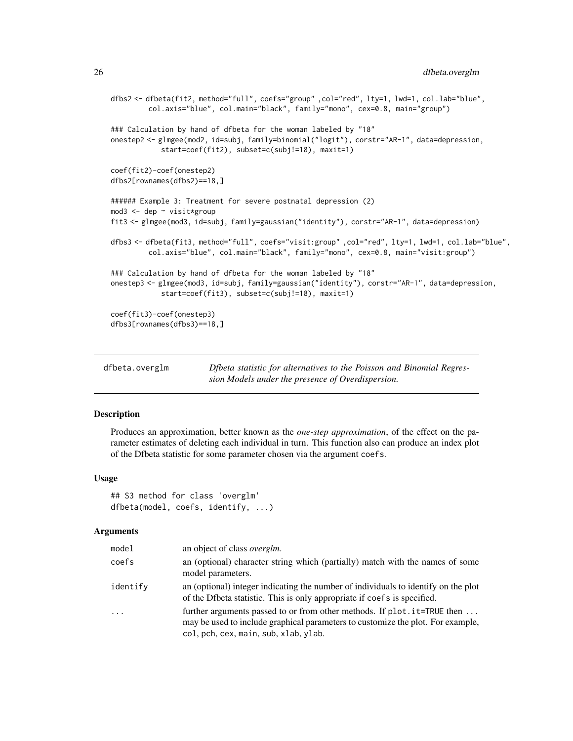```
dfbs2 <- dfbeta(fit2, method="full", coefs="group" ,col="red", lty=1, lwd=1, col.lab="blue",
         col.axis="blue", col.main="black", family="mono", cex=0.8, main="group")

### Calculation by hand of dfbeta for the woman labeled by "18"
onestep2 <- glmgee(mod2, id=subj, family=binomial("logit"), corstr="AR-1", data=depression,
            start=coef(fit2), subset=c(subj!=18), maxit=1)

coef(fit2)-coef(onestep2)
dfbs2[rownames(dfbs2)==18,]

###### Example 3: Treatment for severe postnatal depression (2)
mod3 <- dep ~ visit*group
fit3 <- glmgee(mod3, id=subj, family=gaussian("identity"), corstr="AR-1", data=depression)

dfbs3 <- dfbeta(fit3, method="full", coefs="visit:group" ,col="red", lty=1, lwd=1, col.lab="blue",
         col.axis="blue", col.main="black", family="mono", cex=0.8, main="visit:group")

### Calculation by hand of dfbeta for the woman labeled by "18"
onestep3 <- glmgee(mod3, id=subj, family=gaussian("identity"), corstr="AR-1", data=depression,
            start=coef(fit3), subset=c(subj!=18), maxit=1)

coef(fit3)-coef(onestep3)
dfbs3[rownames(dfbs3)==18,]
```

---

## dfbeta.overglm

*Dfbeta statistic for alternatives to the Poisson and Binomial Regression Models under the presence of Overdispersion.*

---

### Description

Produces an approximation, better known as the *one-step approximation*, of the effect on the parameter estimates of deleting each individual in turn. This function also can produce an index plot of the Dfbeta statistic for some parameter chosen via the argument `coefs`.

### Usage

```
## S3 method for class 'overglm'
dfbeta(model, coefs, identify, ...)
```

### Arguments

| | |
|---|---|
| `model` | an object of class *overglm*. |
| `coefs` | an (optional) character string which (partially) match with the names of some model parameters. |
| `identify` | an (optional) integer indicating the number of individuals to identify on the plot of the Dfbeta statistic. This is only appropriate if `coefs` is specified. |
| `...` | further arguments passed to or from other methods. If `plot.it=TRUE` then `...` may be used to include graphical parameters to customize the plot. For example, `col`, `pch`, `cex`, `main`, `sub`, `xlab`, `ylab`. |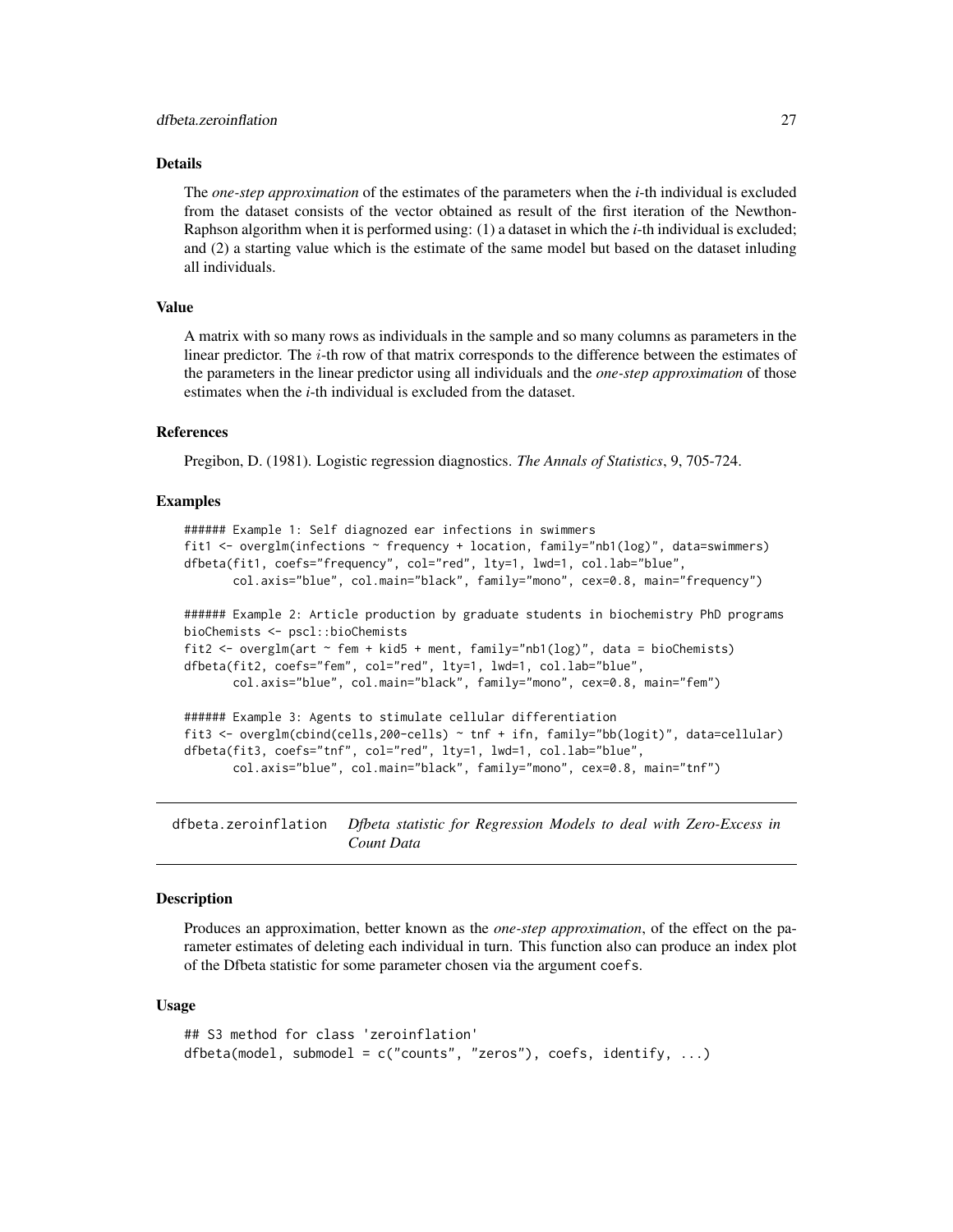### Details

The *one-step approximation* of the estimates of the parameters when the *i*-th individual is excluded from the dataset consists of the vector obtained as result of the first iteration of the Newthon-Raphson algorithm when it is performed using: (1) a dataset in which the *i*-th individual is excluded; and (2) a starting value which is the estimate of the same model but based on the dataset inluding all individuals.

### Value

A matrix with so many rows as individuals in the sample and so many columns as parameters in the linear predictor. The $i$-th row of that matrix corresponds to the difference between the estimates of the parameters in the linear predictor using all individuals and the *one-step approximation* of those estimates when the *i*-th individual is excluded from the dataset.

### References

Pregibon, D. (1981). Logistic regression diagnostics. *The Annals of Statistics*, 9, 705-724.

### Examples

```
###### Example 1: Self diagnozed ear infections in swimmers
fit1 <- overglm(infections ~ frequency + location, family="nb1(log)", data=swimmers)
dfbeta(fit1, coefs="frequency", col="red", lty=1, lwd=1, col.lab="blue",
       col.axis="blue", col.main="black", family="mono", cex=0.8, main="frequency")

###### Example 2: Article production by graduate students in biochemistry PhD programs
bioChemists <- pscl::bioChemists
fit2 <- overglm(art ~ fem + kid5 + ment, family="nb1(log)", data = bioChemists)
dfbeta(fit2, coefs="fem", col="red", lty=1, lwd=1, col.lab="blue",
       col.axis="blue", col.main="black", family="mono", cex=0.8, main="fem")

###### Example 3: Agents to stimulate cellular differentiation
fit3 <- overglm(cbind(cells,200-cells) ~ tnf + ifn, family="bb(logit)", data=cellular)
dfbeta(fit3, coefs="tnf", col="red", lty=1, lwd=1, col.lab="blue",
       col.axis="blue", col.main="black", family="mono", cex=0.8, main="tnf")
```

---

## dfbeta.zeroinflation — *Dfbeta statistic for Regression Models to deal with Zero-Excess in Count Data*

### Description

Produces an approximation, better known as the *one-step approximation*, of the effect on the parameter estimates of deleting each individual in turn. This function also can produce an index plot of the Dfbeta statistic for some parameter chosen via the argument coefs.

### Usage

```
## S3 method for class 'zeroinflation'
dfbeta(model, submodel = c("counts", "zeros"), coefs, identify, ...)
```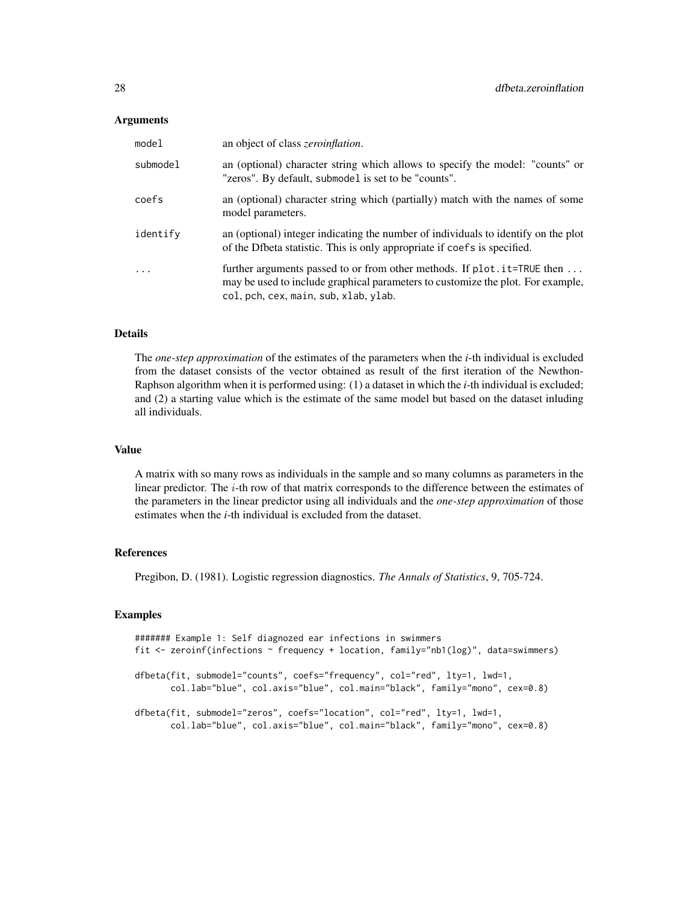### Arguments

| | |
|---|---|
| `model` | an object of class *zeroinflation*. |
| `submodel` | an (optional) character string which allows to specify the model: "counts" or "zeros". By default, `submodel` is set to be "counts". |
| `coefs` | an (optional) character string which (partially) match with the names of some model parameters. |
| `identify` | an (optional) integer indicating the number of individuals to identify on the plot of the Dfbeta statistic. This is only appropriate if `coefs` is specified. |
| `...` | further arguments passed to or from other methods. If `plot.it=TRUE` then `...` may be used to include graphical parameters to customize the plot. For example, `col`, `pch`, `cex`, `main`, `sub`, `xlab`, `ylab`. |

### Details

The *one-step approximation* of the estimates of the parameters when the *i*-th individual is excluded from the dataset consists of the vector obtained as result of the first iteration of the Newthon-Raphson algorithm when it is performed using: (1) a dataset in which the *i*-th individual is excluded; and (2) a starting value which is the estimate of the same model but based on the dataset inluding all individuals.

### Value

A matrix with so many rows as individuals in the sample and so many columns as parameters in the linear predictor. The $i$-th row of that matrix corresponds to the difference between the estimates of the parameters in the linear predictor using all individuals and the *one-step approximation* of those estimates when the *i*-th individual is excluded from the dataset.

### References

Pregibon, D. (1981). Logistic regression diagnostics. *The Annals of Statistics*, 9, 705-724.

### Examples

```
####### Example 1: Self diagnozed ear infections in swimmers
fit <- zeroinf(infections ~ frequency + location, family="nb1(log)", data=swimmers)

dfbeta(fit, submodel="counts", coefs="frequency", col="red", lty=1, lwd=1,
       col.lab="blue", col.axis="blue", col.main="black", family="mono", cex=0.8)

dfbeta(fit, submodel="zeros", coefs="location", col="red", lty=1, lwd=1,
       col.lab="blue", col.axis="blue", col.main="black", family="mono", cex=0.8)
```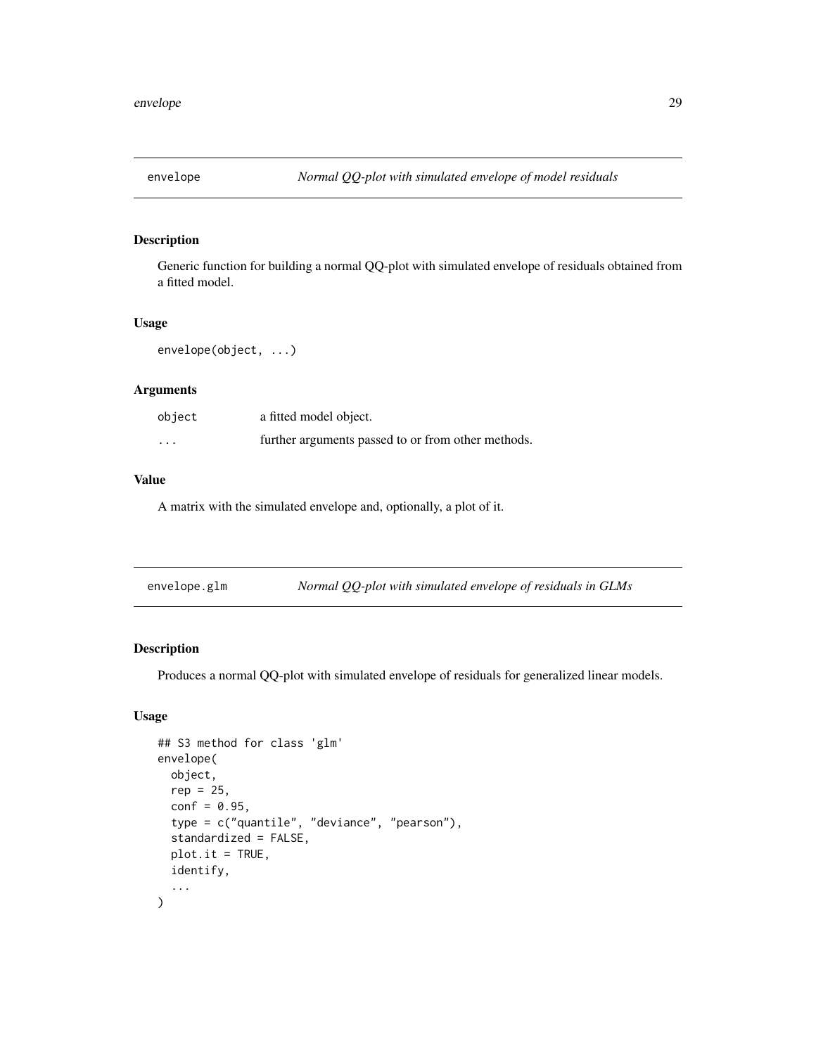## envelope *Normal QQ-plot with simulated envelope of model residuals*

### Description

Generic function for building a normal QQ-plot with simulated envelope of residuals obtained from a fitted model.

### Usage

```
envelope(object, ...)
```

### Arguments

| | |
|---|---|
| `object` | a fitted model object. |
| `...` | further arguments passed to or from other methods. |

### Value

A matrix with the simulated envelope and, optionally, a plot of it.

## envelope.glm *Normal QQ-plot with simulated envelope of residuals in GLMs*

### Description

Produces a normal QQ-plot with simulated envelope of residuals for generalized linear models.

### Usage

```
## S3 method for class 'glm'
envelope(
  object,
  rep = 25,
  conf = 0.95,
  type = c("quantile", "deviance", "pearson"),
  standardized = FALSE,
  plot.it = TRUE,
  identify,
  ...
)
```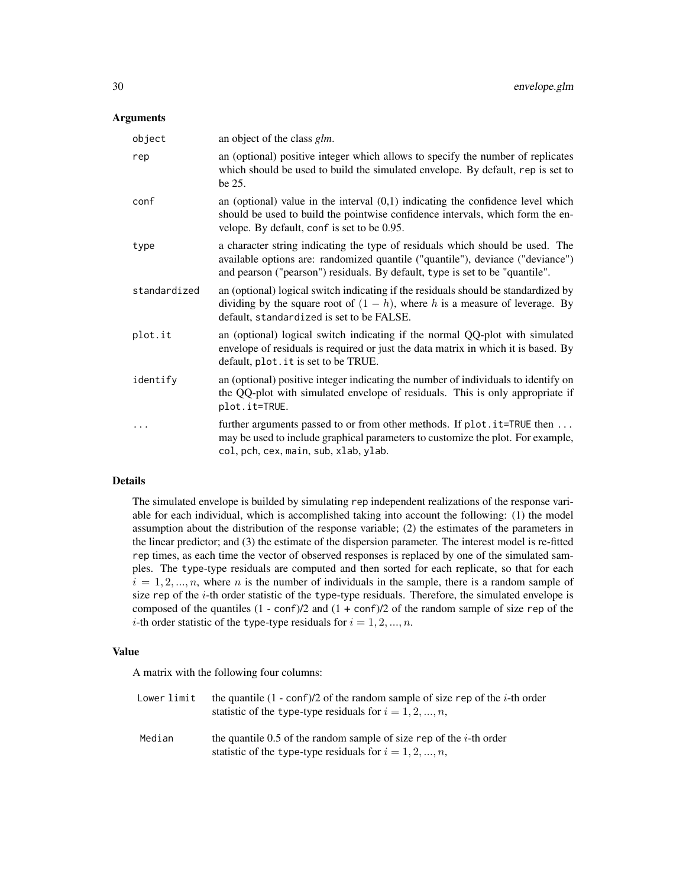### Arguments

| | |
|---|---|
| `object` | an object of the class *glm*. |
| `rep` | an (optional) positive integer which allows to specify the number of replicates which should be used to build the simulated envelope. By default, `rep` is set to be 25. |
| `conf` | an (optional) value in the interval (0,1) indicating the confidence level which should be used to build the pointwise confidence intervals, which form the envelope. By default, `conf` is set to be 0.95. |
| `type` | a character string indicating the type of residuals which should be used. The available options are: randomized quantile ("quantile"), deviance ("deviance") and pearson ("pearson") residuals. By default, `type` is set to be "quantile". |
| `standardized` | an (optional) logical switch indicating if the residuals should be standardized by dividing by the square root of $(1 - h)$, where $h$ is a measure of leverage. By default, `standardized` is set to be FALSE. |
| `plot.it` | an (optional) logical switch indicating if the normal QQ-plot with simulated envelope of residuals is required or just the data matrix in which it is based. By default, `plot.it` is set to be TRUE. |
| `identify` | an (optional) positive integer indicating the number of individuals to identify on the QQ-plot with simulated envelope of residuals. This is only appropriate if `plot.it=TRUE`. |
| `...` | further arguments passed to or from other methods. If `plot.it=TRUE` then `...` may be used to include graphical parameters to customize the plot. For example, `col`, `pch`, `cex`, `main`, `sub`, `xlab`, `ylab`. |

### Details

The simulated envelope is builded by simulating `rep` independent realizations of the response variable for each individual, which is accomplished taking into account the following: (1) the model assumption about the distribution of the response variable; (2) the estimates of the parameters in the linear predictor; and (3) the estimate of the dispersion parameter. The interest model is re-fitted `rep` times, as each time the vector of observed responses is replaced by one of the simulated samples. The `type`-type residuals are computed and then sorted for each replicate, so that for each $i = 1, 2, ..., n$, where $n$ is the number of individuals in the sample, there is a random sample of size `rep` of the $i$-th order statistic of the `type`-type residuals. Therefore, the simulated envelope is composed of the quantiles (1 - `conf`)/2 and (1 + `conf`)/2 of the random sample of size `rep` of the $i$-th order statistic of the `type`-type residuals for $i = 1, 2, ..., n$.

### Value

A matrix with the following four columns:

| | |
|---|---|
| `Lower limit` | the quantile (1 - `conf`)/2 of the random sample of size `rep` of the $i$-th order statistic of the `type`-type residuals for $i = 1, 2, ..., n$, |
| `Median` | the quantile 0.5 of the random sample of size `rep` of the $i$-th order statistic of the `type`-type residuals for $i = 1, 2, ..., n$, |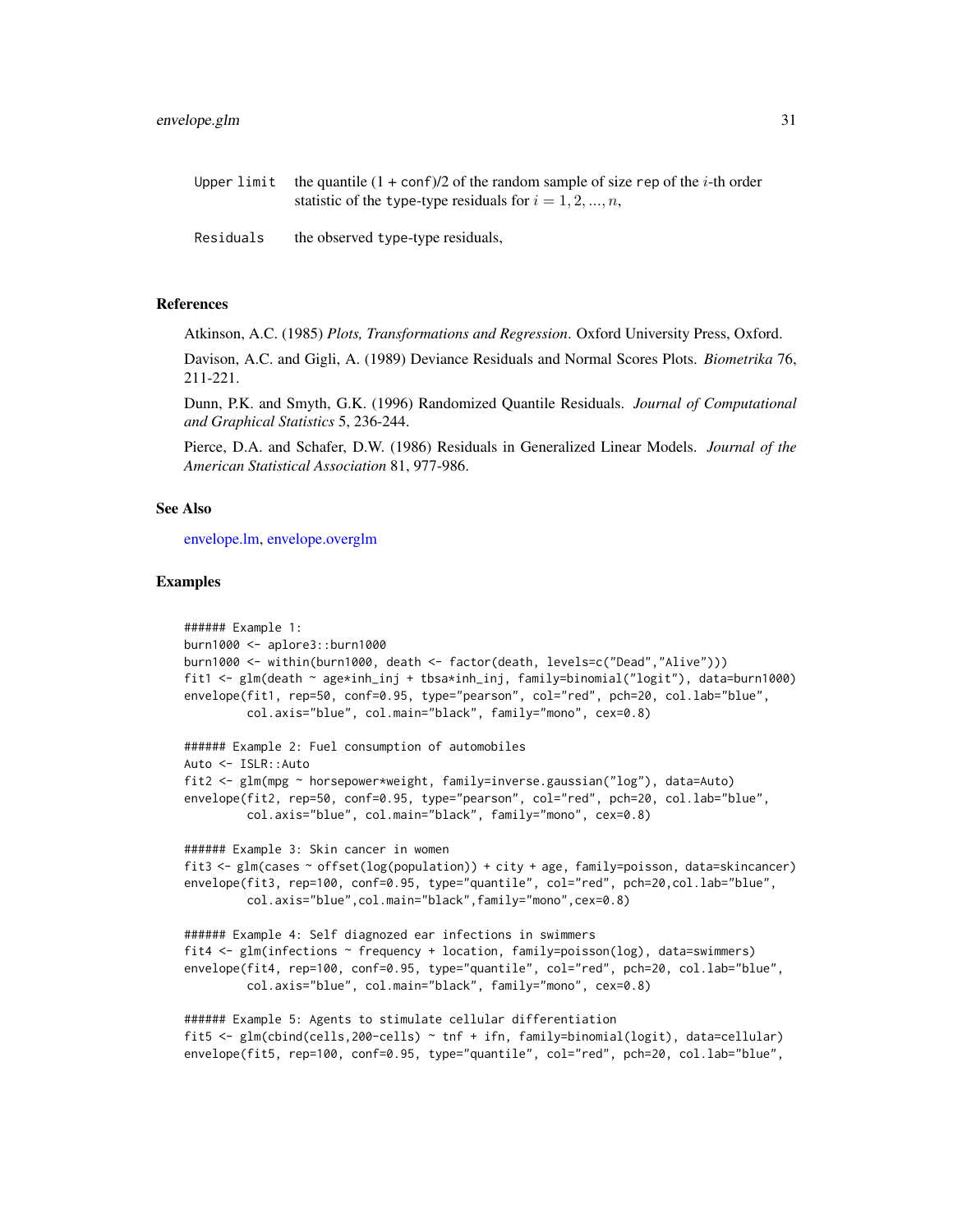Upper limit the quantile (1 + conf)/2 of the random sample of size rep of the $i$-th order statistic of the type-type residuals for $i = 1, 2, ..., n$,

Residuals the observed type-type residuals,

## References

Atkinson, A.C. (1985) *Plots, Transformations and Regression*. Oxford University Press, Oxford.

Davison, A.C. and Gigli, A. (1989) Deviance Residuals and Normal Scores Plots. *Biometrika* 76, 211-221.

Dunn, P.K. and Smyth, G.K. (1996) Randomized Quantile Residuals. *Journal of Computational and Graphical Statistics* 5, 236-244.

Pierce, D.A. and Schafer, D.W. (1986) Residuals in Generalized Linear Models. *Journal of the American Statistical Association* 81, 977-986.

## See Also

envelope.lm, envelope.overglm

## Examples

```
###### Example 1:
burn1000 <- aplore3::burn1000
burn1000 <- within(burn1000, death <- factor(death, levels=c("Dead","Alive")))
fit1 <- glm(death ~ age*inh_inj + tbsa*inh_inj, family=binomial("logit"), data=burn1000)
envelope(fit1, rep=50, conf=0.95, type="pearson", col="red", pch=20, col.lab="blue",
         col.axis="blue", col.main="black", family="mono", cex=0.8)

###### Example 2: Fuel consumption of automobiles
Auto <- ISLR::Auto
fit2 <- glm(mpg ~ horsepower*weight, family=inverse.gaussian("log"), data=Auto)
envelope(fit2, rep=50, conf=0.95, type="pearson", col="red", pch=20, col.lab="blue",
         col.axis="blue", col.main="black", family="mono", cex=0.8)

###### Example 3: Skin cancer in women
fit3 <- glm(cases ~ offset(log(population)) + city + age, family=poisson, data=skincancer)
envelope(fit3, rep=100, conf=0.95, type="quantile", col="red", pch=20,col.lab="blue",
         col.axis="blue",col.main="black",family="mono",cex=0.8)

###### Example 4: Self diagnozed ear infections in swimmers
fit4 <- glm(infections ~ frequency + location, family=poisson(log), data=swimmers)
envelope(fit4, rep=100, conf=0.95, type="quantile", col="red", pch=20, col.lab="blue",
         col.axis="blue", col.main="black", family="mono", cex=0.8)

###### Example 5: Agents to stimulate cellular differentiation
fit5 <- glm(cbind(cells,200-cells) ~ tnf + ifn, family=binomial(logit), data=cellular)
envelope(fit5, rep=100, conf=0.95, type="quantile", col="red", pch=20, col.lab="blue",
```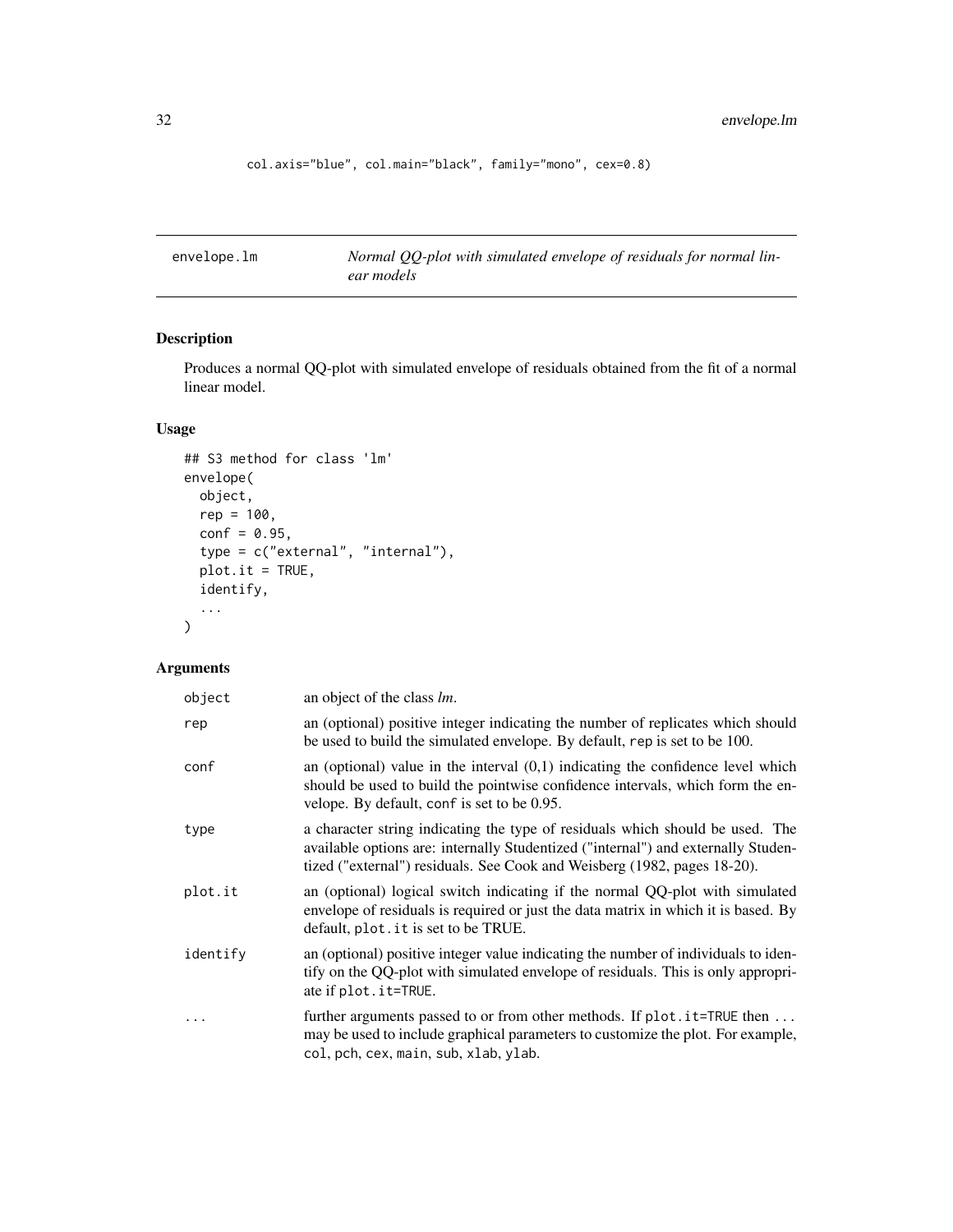```
col.axis="blue", col.main="black", family="mono", cex=0.8)
```

## envelope.lm — *Normal QQ-plot with simulated envelope of residuals for normal linear models*

### Description

Produces a normal QQ-plot with simulated envelope of residuals obtained from the fit of a normal linear model.

### Usage

```
## S3 method for class 'lm'
envelope(
  object,
  rep = 100,
  conf = 0.95,
  type = c("external", "internal"),
  plot.it = TRUE,
  identify,
  ...
)
```

### Arguments

| | |
|---|---|
| object | an object of the class *lm*. |
| rep | an (optional) positive integer indicating the number of replicates which should be used to build the simulated envelope. By default, rep is set to be 100. |
| conf | an (optional) value in the interval (0,1) indicating the confidence level which should be used to build the pointwise confidence intervals, which form the envelope. By default, conf is set to be 0.95. |
| type | a character string indicating the type of residuals which should be used. The available options are: internally Studentized ("internal") and externally Studentized ("external") residuals. See Cook and Weisberg (1982, pages 18-20). |
| plot.it | an (optional) logical switch indicating if the normal QQ-plot with simulated envelope of residuals is required or just the data matrix in which it is based. By default, plot.it is set to be TRUE. |
| identify | an (optional) positive integer value indicating the number of individuals to identify on the QQ-plot with simulated envelope of residuals. This is only appropriate if plot.it=TRUE. |
| ... | further arguments passed to or from other methods. If plot.it=TRUE then ... may be used to include graphical parameters to customize the plot. For example, col, pch, cex, main, sub, xlab, ylab. |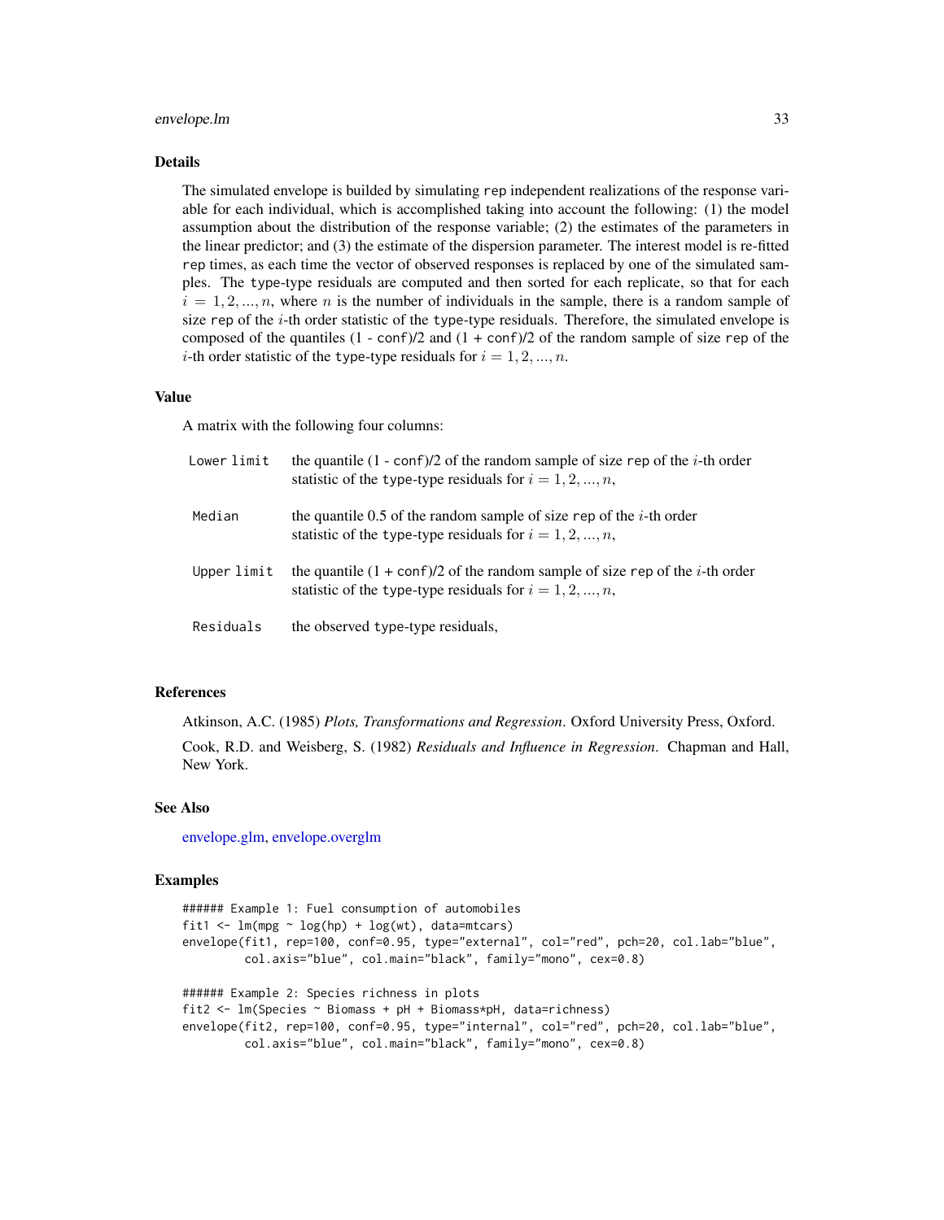## Details

The simulated envelope is builded by simulating `rep` independent realizations of the response variable for each individual, which is accomplished taking into account the following: (1) the model assumption about the distribution of the response variable; (2) the estimates of the parameters in the linear predictor; and (3) the estimate of the dispersion parameter. The interest model is re-fitted `rep` times, as each time the vector of observed responses is replaced by one of the simulated samples. The `type`-type residuals are computed and then sorted for each replicate, so that for each $i = 1, 2, ..., n$, where $n$ is the number of individuals in the sample, there is a random sample of size `rep` of the $i$-th order statistic of the `type`-type residuals. Therefore, the simulated envelope is composed of the quantiles (1 - `conf`)/2 and (1 + `conf`)/2 of the random sample of size `rep` of the $i$-th order statistic of the `type`-type residuals for $i = 1, 2, ..., n$.

## Value

A matrix with the following four columns:

| | |
|---|---|
| `Lower limit` | the quantile (1 - `conf`)/2 of the random sample of size `rep` of the $i$-th order statistic of the `type`-type residuals for $i = 1, 2, ..., n$, |
| `Median` | the quantile 0.5 of the random sample of size `rep` of the $i$-th order statistic of the `type`-type residuals for $i = 1, 2, ..., n$, |
| `Upper limit` | the quantile (1 + `conf`)/2 of the random sample of size `rep` of the $i$-th order statistic of the `type`-type residuals for $i = 1, 2, ..., n$, |
| `Residuals` | the observed `type`-type residuals, |

## References

Atkinson, A.C. (1985) *Plots, Transformations and Regression*. Oxford University Press, Oxford.

Cook, R.D. and Weisberg, S. (1982) *Residuals and Influence in Regression*. Chapman and Hall, New York.

## See Also

envelope.glm, envelope.overglm

## Examples

```
###### Example 1: Fuel consumption of automobiles
fit1 <- lm(mpg ~ log(hp) + log(wt), data=mtcars)
envelope(fit1, rep=100, conf=0.95, type="external", col="red", pch=20, col.lab="blue",
         col.axis="blue", col.main="black", family="mono", cex=0.8)

###### Example 2: Species richness in plots
fit2 <- lm(Species ~ Biomass + pH + Biomass*pH, data=richness)
envelope(fit2, rep=100, conf=0.95, type="internal", col="red", pch=20, col.lab="blue",
         col.axis="blue", col.main="black", family="mono", cex=0.8)
```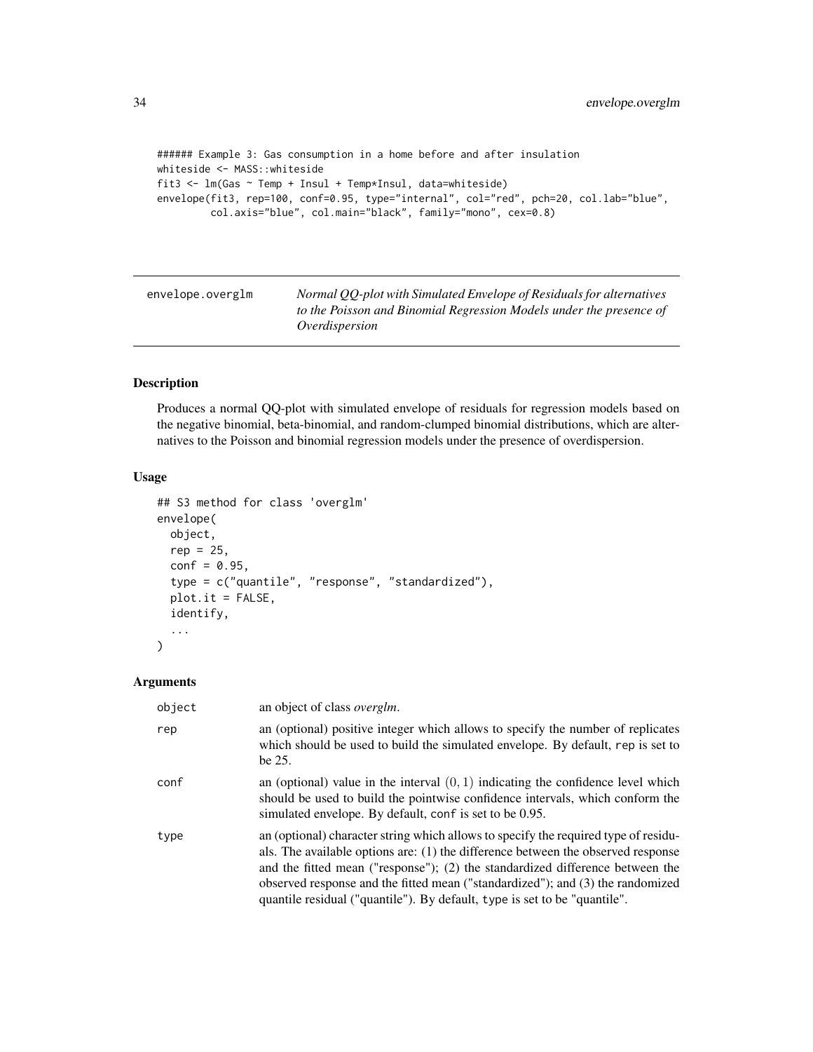```
###### Example 3: Gas consumption in a home before and after insulation
whiteside <- MASS::whiteside
fit3 <- lm(Gas ~ Temp + Insul + Temp*Insul, data=whiteside)
envelope(fit3, rep=100, conf=0.95, type="internal", col="red", pch=20, col.lab="blue",
         col.axis="blue", col.main="black", family="mono", cex=0.8)
```

---

## envelope.overglm — *Normal QQ-plot with Simulated Envelope of Residuals for alternatives to the Poisson and Binomial Regression Models under the presence of Overdispersion*

---

### Description

Produces a normal QQ-plot with simulated envelope of residuals for regression models based on the negative binomial, beta-binomial, and random-clumped binomial distributions, which are alternatives to the Poisson and binomial regression models under the presence of overdispersion.

### Usage

```
## S3 method for class 'overglm'
envelope(
  object,
  rep = 25,
  conf = 0.95,
  type = c("quantile", "response", "standardized"),
  plot.it = FALSE,
  identify,
  ...
)
```

### Arguments

| | |
|---|---|
| object | an object of class *overglm*. |
| rep | an (optional) positive integer which allows to specify the number of replicates which should be used to build the simulated envelope. By default, rep is set to be 25. |
| conf | an (optional) value in the interval $(0,1)$ indicating the confidence level which should be used to build the pointwise confidence intervals, which conform the simulated envelope. By default, conf is set to be 0.95. |
| type | an (optional) character string which allows to specify the required type of residuals. The available options are: (1) the difference between the observed response and the fitted mean ("response"); (2) the standardized difference between the observed response and the fitted mean ("standardized"); and (3) the randomized quantile residual ("quantile"). By default, type is set to be "quantile". |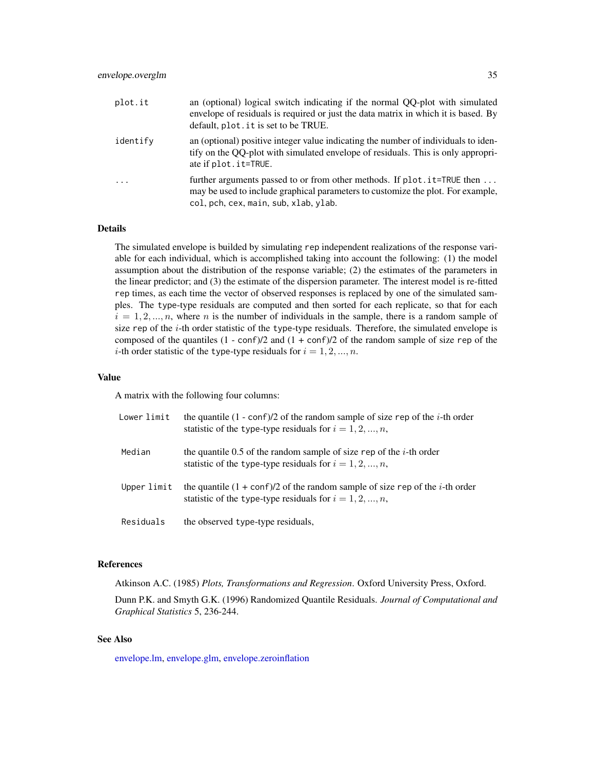| | |
|---|---|
| plot.it | an (optional) logical switch indicating if the normal QQ-plot with simulated envelope of residuals is required or just the data matrix in which it is based. By default, plot.it is set to be TRUE. |
| identify | an (optional) positive integer value indicating the number of individuals to identify on the QQ-plot with simulated envelope of residuals. This is only appropriate if plot.it=TRUE. |
| ... | further arguments passed to or from other methods. If plot.it=TRUE then ... may be used to include graphical parameters to customize the plot. For example, col, pch, cex, main, sub, xlab, ylab. |

## Details

The simulated envelope is builded by simulating rep independent realizations of the response variable for each individual, which is accomplished taking into account the following: (1) the model assumption about the distribution of the response variable; (2) the estimates of the parameters in the linear predictor; and (3) the estimate of the dispersion parameter. The interest model is re-fitted rep times, as each time the vector of observed responses is replaced by one of the simulated samples. The type-type residuals are computed and then sorted for each replicate, so that for each $i = 1, 2, ..., n$, where $n$ is the number of individuals in the sample, there is a random sample of size rep of the $i$-th order statistic of the type-type residuals. Therefore, the simulated envelope is composed of the quantiles (1 - conf)/2 and (1 + conf)/2 of the random sample of size rep of the $i$-th order statistic of the type-type residuals for $i = 1, 2, ..., n$.

## Value

A matrix with the following four columns:

| | |
|---|---|
| Lower limit | the quantile (1 - conf)/2 of the random sample of size rep of the $i$-th order statistic of the type-type residuals for $i = 1, 2, ..., n$, |
| Median | the quantile 0.5 of the random sample of size rep of the $i$-th order statistic of the type-type residuals for $i = 1, 2, ..., n$, |
| Upper limit | the quantile (1 + conf)/2 of the random sample of size rep of the $i$-th order statistic of the type-type residuals for $i = 1, 2, ..., n$, |
| Residuals | the observed type-type residuals, |

## References

Atkinson A.C. (1985) *Plots, Transformations and Regression*. Oxford University Press, Oxford.

Dunn P.K. and Smyth G.K. (1996) Randomized Quantile Residuals. *Journal of Computational and Graphical Statistics* 5, 236-244.

## See Also

envelope.lm, envelope.glm, envelope.zeroinflation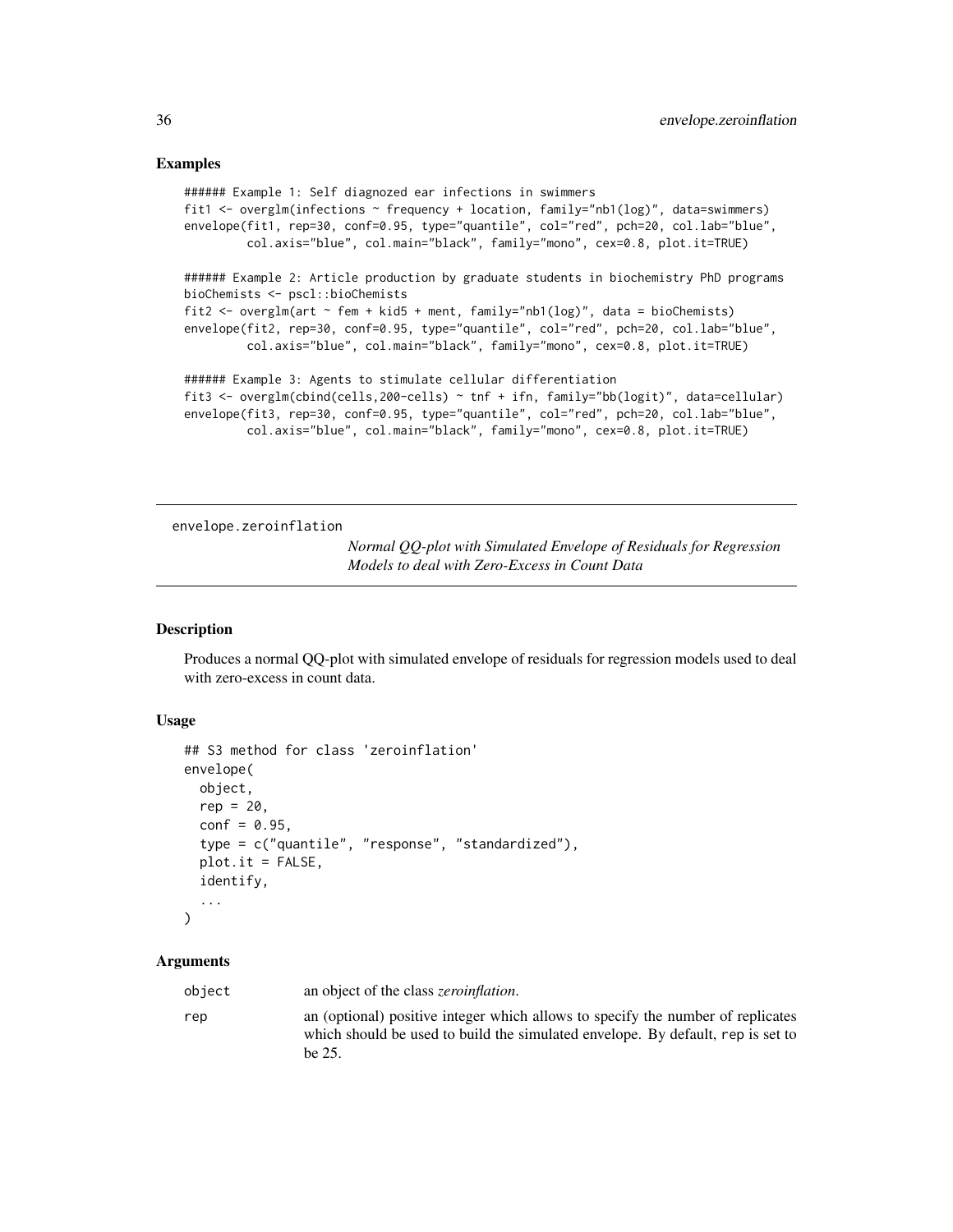### Examples

```
###### Example 1: Self diagnozed ear infections in swimmers
fit1 <- overglm(infections ~ frequency + location, family="nb1(log)", data=swimmers)
envelope(fit1, rep=30, conf=0.95, type="quantile", col="red", pch=20, col.lab="blue",
         col.axis="blue", col.main="black", family="mono", cex=0.8, plot.it=TRUE)

###### Example 2: Article production by graduate students in biochemistry PhD programs
bioChemists <- pscl::bioChemists
fit2 <- overglm(art ~ fem + kid5 + ment, family="nb1(log)", data = bioChemists)
envelope(fit2, rep=30, conf=0.95, type="quantile", col="red", pch=20, col.lab="blue",
         col.axis="blue", col.main="black", family="mono", cex=0.8, plot.it=TRUE)

###### Example 3: Agents to stimulate cellular differentiation
fit3 <- overglm(cbind(cells,200-cells) ~ tnf + ifn, family="bb(logit)", data=cellular)
envelope(fit3, rep=30, conf=0.95, type="quantile", col="red", pch=20, col.lab="blue",
         col.axis="blue", col.main="black", family="mono", cex=0.8, plot.it=TRUE)
```

---

## envelope.zeroinflation

*Normal QQ-plot with Simulated Envelope of Residuals for Regression Models to deal with Zero-Excess in Count Data*

---

### Description

Produces a normal QQ-plot with simulated envelope of residuals for regression models used to deal with zero-excess in count data.

### Usage

```
## S3 method for class 'zeroinflation'
envelope(
  object,
  rep = 20,
  conf = 0.95,
  type = c("quantile", "response", "standardized"),
  plot.it = FALSE,
  identify,
  ...
)
```

### Arguments

| | |
|---|---|
| object | an object of the class *zeroinflation*. |
| rep | an (optional) positive integer which allows to specify the number of replicates which should be used to build the simulated envelope. By default, rep is set to be 25. |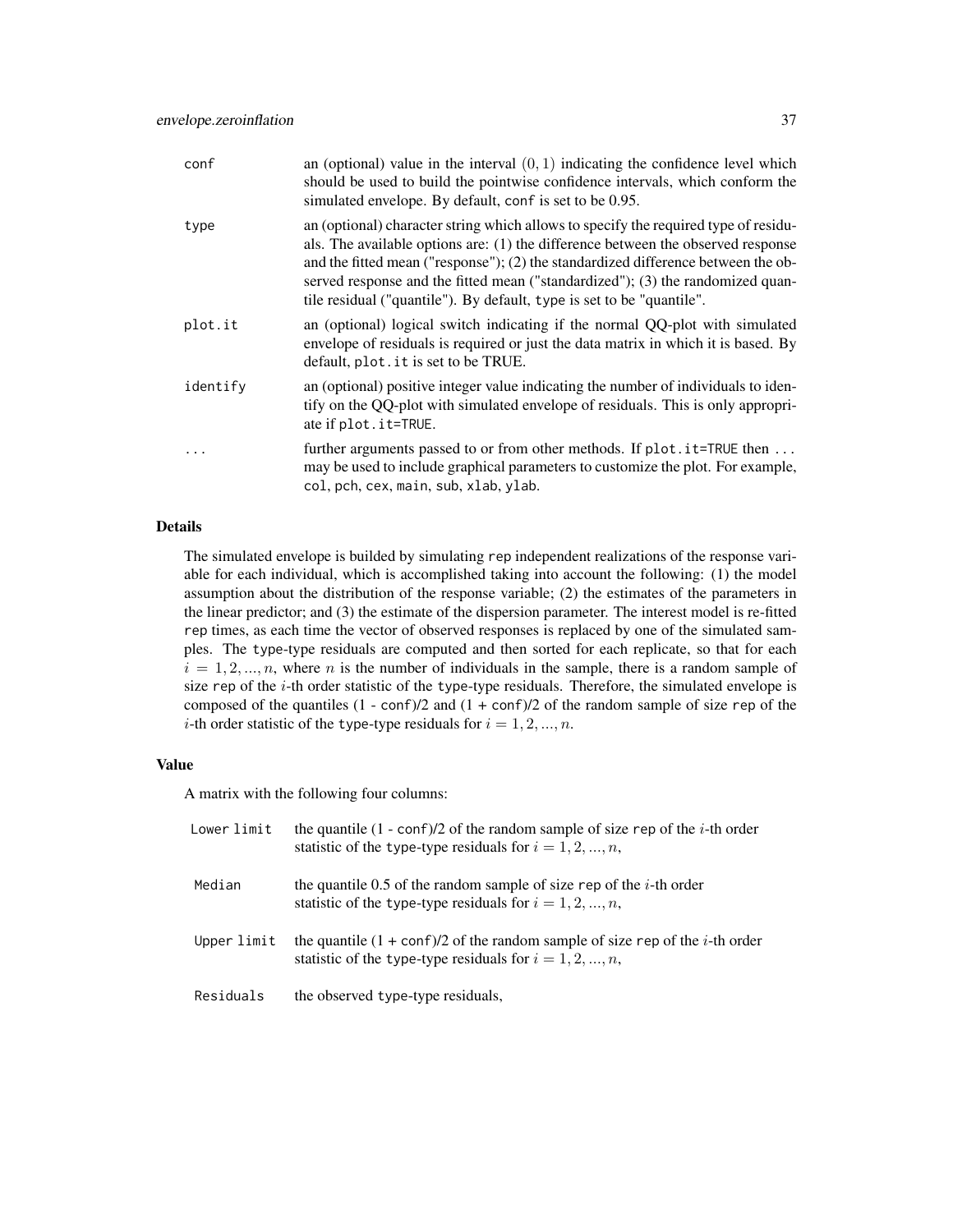| | |
|---|---|
| conf | an (optional) value in the interval $(0, 1)$ indicating the confidence level which should be used to build the pointwise confidence intervals, which conform the simulated envelope. By default, conf is set to be 0.95. |
| type | an (optional) character string which allows to specify the required type of residuals. The available options are: (1) the difference between the observed response and the fitted mean ("response"); (2) the standardized difference between the observed response and the fitted mean ("standardized"); (3) the randomized quantile residual ("quantile"). By default, type is set to be "quantile". |
| plot.it | an (optional) logical switch indicating if the normal QQ-plot with simulated envelope of residuals is required or just the data matrix in which it is based. By default, plot.it is set to be TRUE. |
| identify | an (optional) positive integer value indicating the number of individuals to identify on the QQ-plot with simulated envelope of residuals. This is only appropriate if plot.it=TRUE. |
| ... | further arguments passed to or from other methods. If plot.it=TRUE then ... may be used to include graphical parameters to customize the plot. For example, col, pch, cex, main, sub, xlab, ylab. |

### Details

The simulated envelope is builded by simulating rep independent realizations of the response variable for each individual, which is accomplished taking into account the following: (1) the model assumption about the distribution of the response variable; (2) the estimates of the parameters in the linear predictor; and (3) the estimate of the dispersion parameter. The interest model is re-fitted rep times, as each time the vector of observed responses is replaced by one of the simulated samples. The type-type residuals are computed and then sorted for each replicate, so that for each $i = 1, 2, ..., n$, where $n$ is the number of individuals in the sample, there is a random sample of size rep of the $i$-th order statistic of the type-type residuals. Therefore, the simulated envelope is composed of the quantiles (1 - conf)/2 and (1 + conf)/2 of the random sample of size rep of the $i$-th order statistic of the type-type residuals for $i = 1, 2, ..., n$.

### Value

A matrix with the following four columns:

| | |
|---|---|
| Lower limit | the quantile (1 - conf)/2 of the random sample of size rep of the $i$-th order statistic of the type-type residuals for $i = 1, 2, ..., n$, |
| Median | the quantile 0.5 of the random sample of size rep of the $i$-th order statistic of the type-type residuals for $i = 1, 2, ..., n$, |
| Upper limit | the quantile (1 + conf)/2 of the random sample of size rep of the $i$-th order statistic of the type-type residuals for $i = 1, 2, ..., n$, |
| Residuals | the observed type-type residuals, |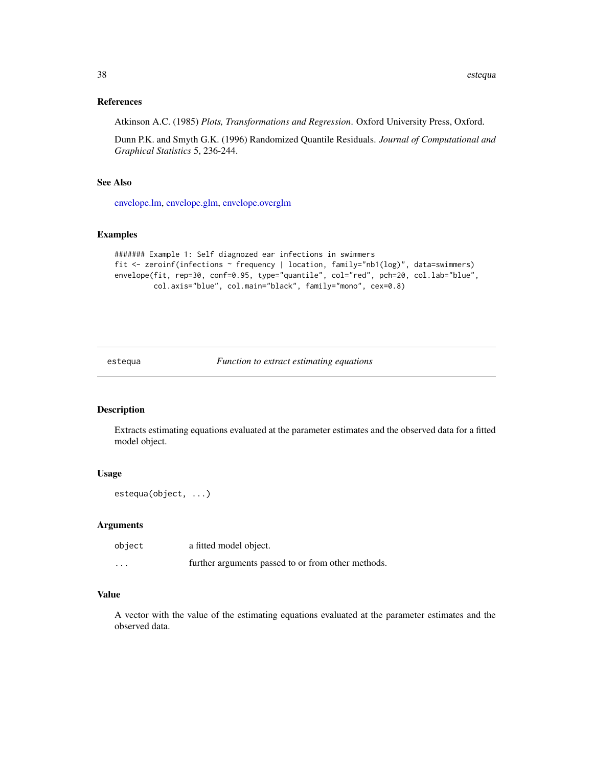### References

Atkinson A.C. (1985) *Plots, Transformations and Regression*. Oxford University Press, Oxford.

Dunn P.K. and Smyth G.K. (1996) Randomized Quantile Residuals. *Journal of Computational and Graphical Statistics* 5, 236-244.

### See Also

envelope.lm, envelope.glm, envelope.overglm

### Examples

```
####### Example 1: Self diagnozed ear infections in swimmers
fit <- zeroinf(infections ~ frequency | location, family="nb1(log)", data=swimmers)
envelope(fit, rep=30, conf=0.95, type="quantile", col="red", pch=20, col.lab="blue",
         col.axis="blue", col.main="black", family="mono", cex=0.8)
```

---

## estequa — *Function to extract estimating equations*

### Description

Extracts estimating equations evaluated at the parameter estimates and the observed data for a fitted model object.

### Usage

```
estequa(object, ...)
```

### Arguments

| | |
|---|---|
| object | a fitted model object. |
| ... | further arguments passed to or from other methods. |

### Value

A vector with the value of the estimating equations evaluated at the parameter estimates and the observed data.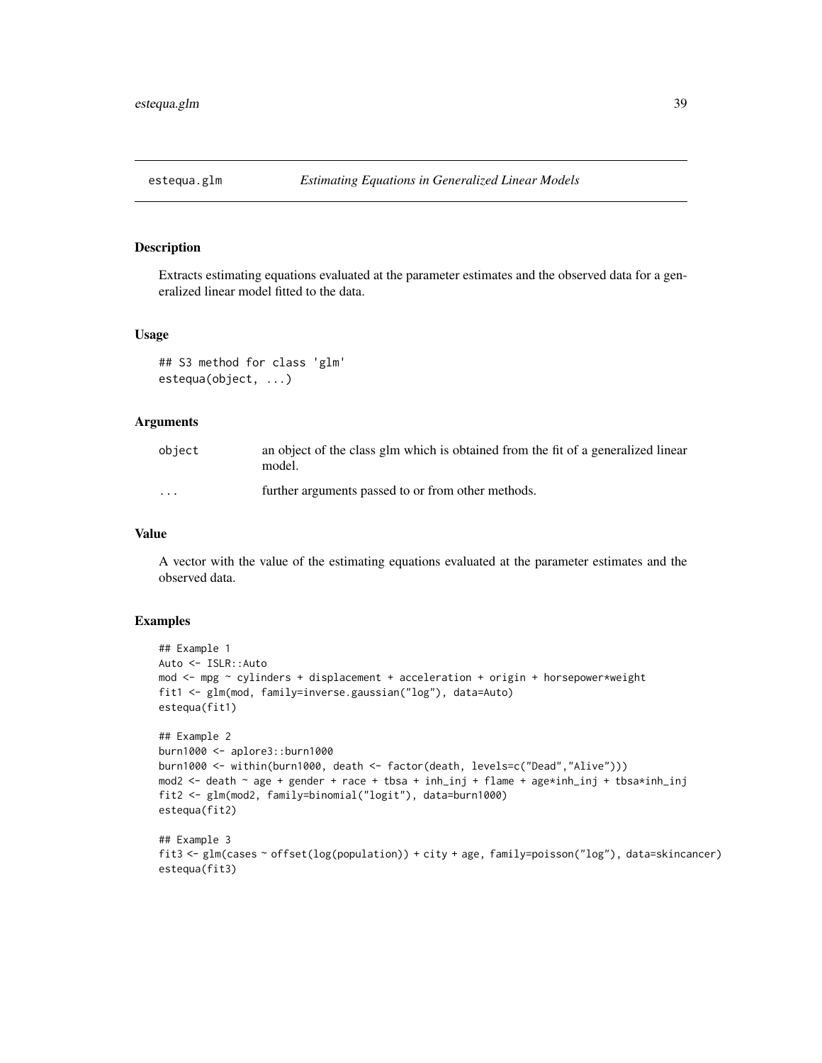estequa.glm — *Estimating Equations in Generalized Linear Models*

## Description

Extracts estimating equations evaluated at the parameter estimates and the observed data for a generalized linear model fitted to the data.

## Usage

```
## S3 method for class 'glm'
estequa(object, ...)
```

## Arguments

| | |
|---|---|
| object | an object of the class glm which is obtained from the fit of a generalized linear model. |
| ... | further arguments passed to or from other methods. |

## Value

A vector with the value of the estimating equations evaluated at the parameter estimates and the observed data.

## Examples

```
## Example 1
Auto <- ISLR::Auto
mod <- mpg ~ cylinders + displacement + acceleration + origin + horsepower*weight
fit1 <- glm(mod, family=inverse.gaussian("log"), data=Auto)
estequa(fit1)

## Example 2
burn1000 <- aplore3::burn1000
burn1000 <- within(burn1000, death <- factor(death, levels=c("Dead","Alive")))
mod2 <- death ~ age + gender + race + tbsa + inh_inj + flame + age*inh_inj + tbsa*inh_inj
fit2 <- glm(mod2, family=binomial("logit"), data=burn1000)
estequa(fit2)

## Example 3
fit3 <- glm(cases ~ offset(log(population)) + city + age, family=poisson("log"), data=skincancer)
estequa(fit3)
```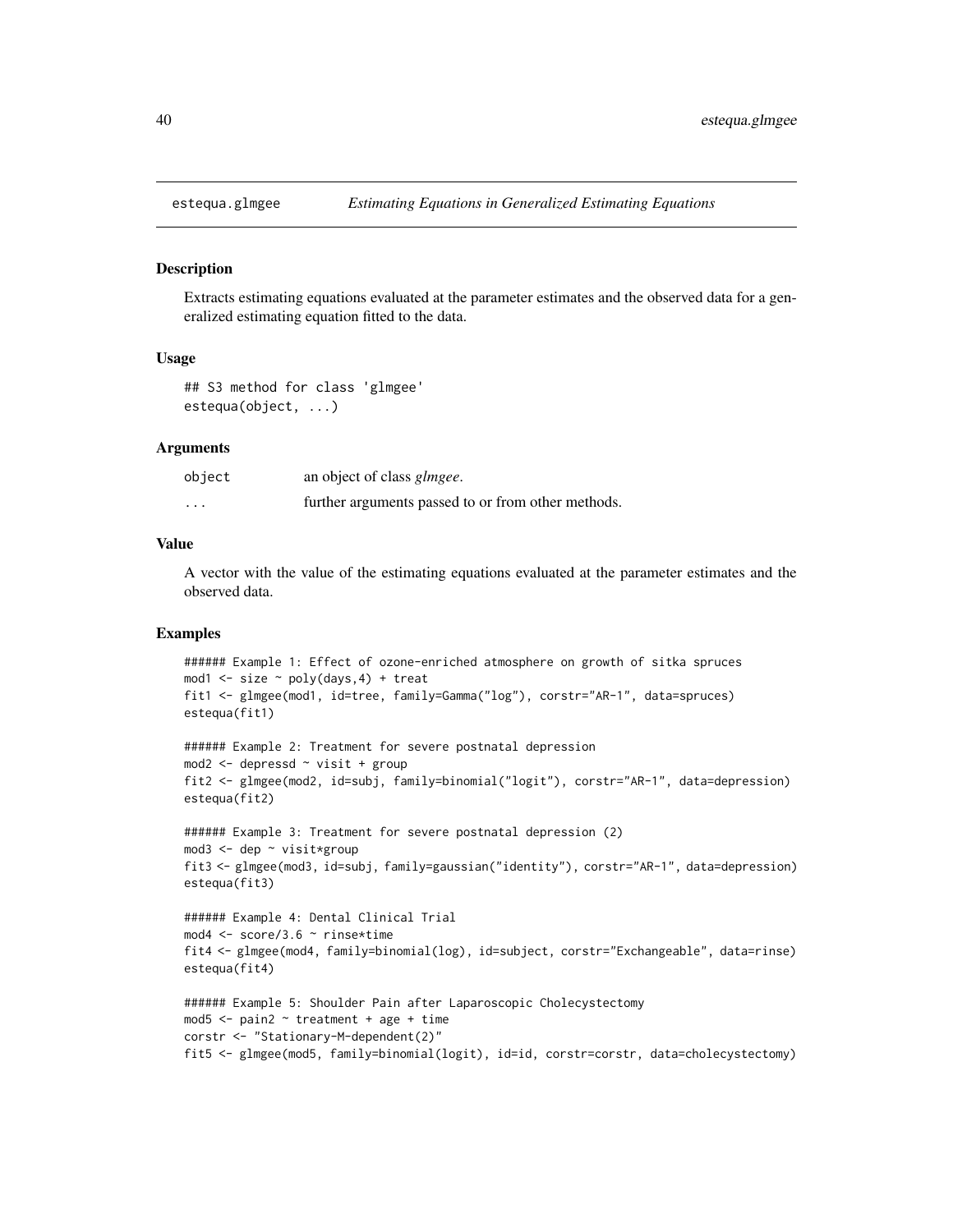## estequa.glmgee — *Estimating Equations in Generalized Estimating Equations*

### Description

Extracts estimating equations evaluated at the parameter estimates and the observed data for a generalized estimating equation fitted to the data.

### Usage

```
## S3 method for class 'glmgee'
estequa(object, ...)
```

### Arguments

| | |
|---|---|
| `object` | an object of class *glmgee*. |
| `...` | further arguments passed to or from other methods. |

### Value

A vector with the value of the estimating equations evaluated at the parameter estimates and the observed data.

### Examples

```
###### Example 1: Effect of ozone-enriched atmosphere on growth of sitka spruces
mod1 <- size ~ poly(days,4) + treat
fit1 <- glmgee(mod1, id=tree, family=Gamma("log"), corstr="AR-1", data=spruces)
estequa(fit1)

###### Example 2: Treatment for severe postnatal depression
mod2 <- depressd ~ visit + group
fit2 <- glmgee(mod2, id=subj, family=binomial("logit"), corstr="AR-1", data=depression)
estequa(fit2)

###### Example 3: Treatment for severe postnatal depression (2)
mod3 <- dep ~ visit*group
fit3 <- glmgee(mod3, id=subj, family=gaussian("identity"), corstr="AR-1", data=depression)
estequa(fit3)

###### Example 4: Dental Clinical Trial
mod4 <- score/3.6 ~ rinse*time
fit4 <- glmgee(mod4, family=binomial(log), id=subject, corstr="Exchangeable", data=rinse)
estequa(fit4)

###### Example 5: Shoulder Pain after Laparoscopic Cholecystectomy
mod5 <- pain2 ~ treatment + age + time
corstr <- "Stationary-M-dependent(2)"
fit5 <- glmgee(mod5, family=binomial(logit), id=id, corstr=corstr, data=cholecystectomy)
```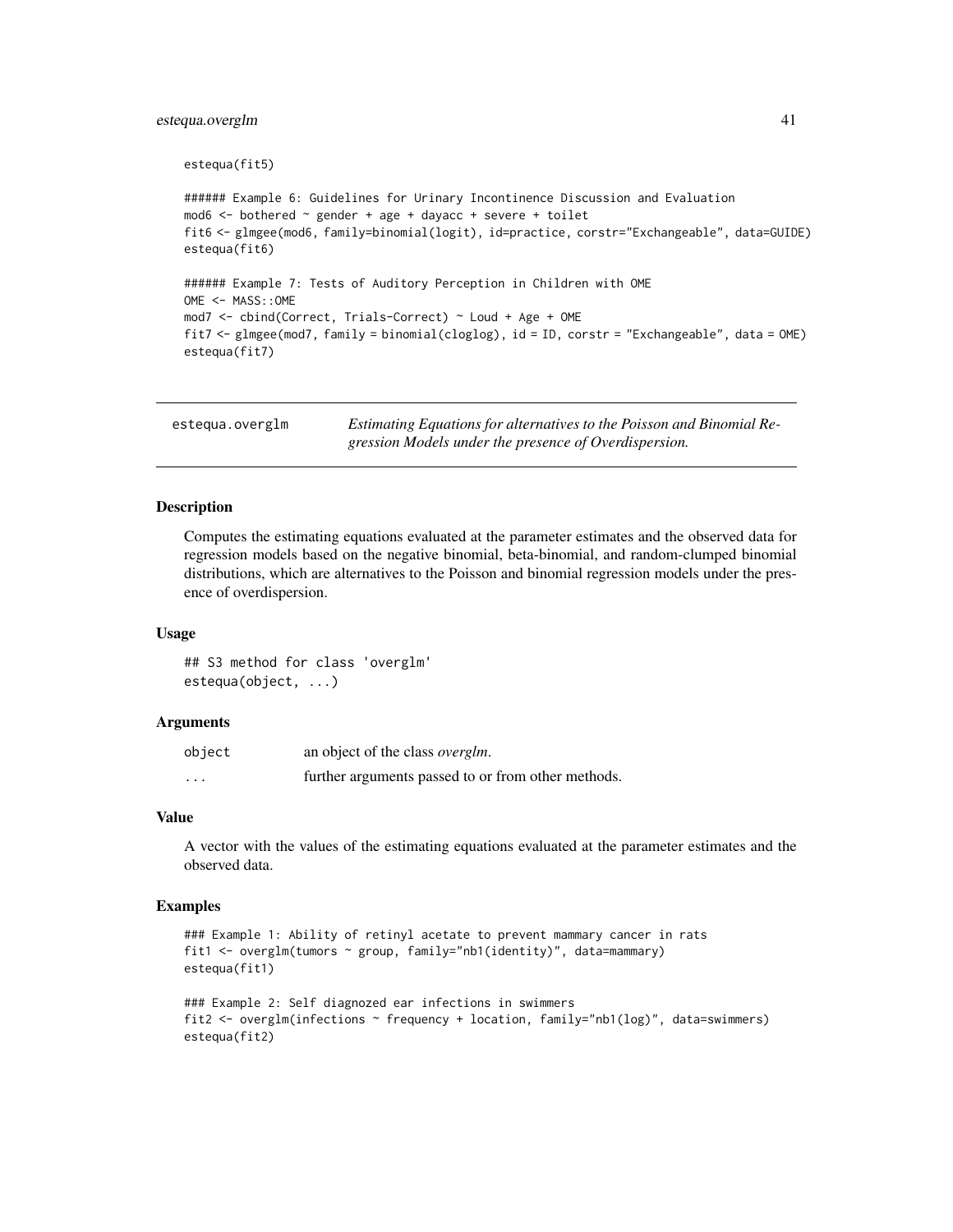```
estequa(fit5)

###### Example 6: Guidelines for Urinary Incontinence Discussion and Evaluation
mod6 <- bothered ~ gender + age + dayacc + severe + toilet
fit6 <- glmgee(mod6, family=binomial(logit), id=practice, corstr="Exchangeable", data=GUIDE)
estequa(fit6)

###### Example 7: Tests of Auditory Perception in Children with OME
OME <- MASS::OME
mod7 <- cbind(Correct, Trials-Correct) ~ Loud + Age + OME
fit7 <- glmgee(mod7, family = binomial(cloglog), id = ID, corstr = "Exchangeable", data = OME)
estequa(fit7)
```

---

## estequa.overglm — *Estimating Equations for alternatives to the Poisson and Binomial Regression Models under the presence of Overdispersion.*

---

### Description

Computes the estimating equations evaluated at the parameter estimates and the observed data for regression models based on the negative binomial, beta-binomial, and random-clumped binomial distributions, which are alternatives to the Poisson and binomial regression models under the presence of overdispersion.

### Usage

```
## S3 method for class 'overglm'
estequa(object, ...)
```

### Arguments

| | |
|---|---|
| object | an object of the class *overglm*. |
| ... | further arguments passed to or from other methods. |

### Value

A vector with the values of the estimating equations evaluated at the parameter estimates and the observed data.

### Examples

```
### Example 1: Ability of retinyl acetate to prevent mammary cancer in rats
fit1 <- overglm(tumors ~ group, family="nb1(identity)", data=mammary)
estequa(fit1)

### Example 2: Self diagnozed ear infections in swimmers
fit2 <- overglm(infections ~ frequency + location, family="nb1(log)", data=swimmers)
estequa(fit2)
```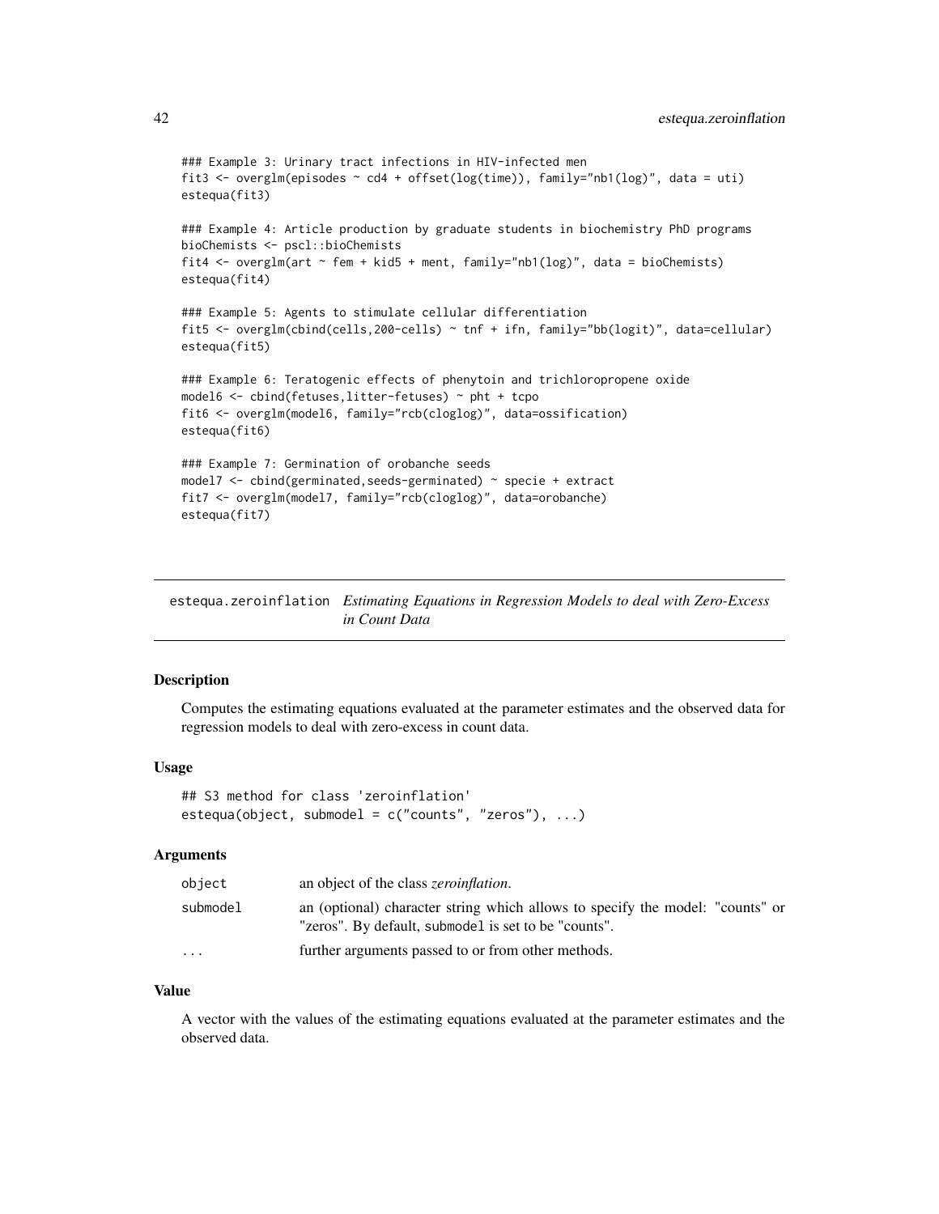```
### Example 3: Urinary tract infections in HIV-infected men
fit3 <- overglm(episodes ~ cd4 + offset(log(time)), family="nb1(log)", data = uti)
estequa(fit3)

### Example 4: Article production by graduate students in biochemistry PhD programs
bioChemists <- pscl::bioChemists
fit4 <- overglm(art ~ fem + kid5 + ment, family="nb1(log)", data = bioChemists)
estequa(fit4)

### Example 5: Agents to stimulate cellular differentiation
fit5 <- overglm(cbind(cells,200-cells) ~ tnf + ifn, family="bb(logit)", data=cellular)
estequa(fit5)

### Example 6: Teratogenic effects of phenytoin and trichloropropene oxide
model6 <- cbind(fetuses,litter-fetuses) ~ pht + tcpo
fit6 <- overglm(model6, family="rcb(cloglog)", data=ossification)
estequa(fit6)

### Example 7: Germination of orobanche seeds
model7 <- cbind(germinated,seeds-germinated) ~ specie + extract
fit7 <- overglm(model7, family="rcb(cloglog)", data=orobanche)
estequa(fit7)
```

## estequa.zeroinflation *Estimating Equations in Regression Models to deal with Zero-Excess in Count Data*

### Description

Computes the estimating equations evaluated at the parameter estimates and the observed data for regression models to deal with zero-excess in count data.

### Usage

```
## S3 method for class 'zeroinflation'
estequa(object, submodel = c("counts", "zeros"), ...)
```

### Arguments

| | |
|---|---|
| object | an object of the class *zeroinflation*. |
| submodel | an (optional) character string which allows to specify the model: "counts" or "zeros". By default, submodel is set to be "counts". |
| ... | further arguments passed to or from other methods. |

### Value

A vector with the values of the estimating equations evaluated at the parameter estimates and the observed data.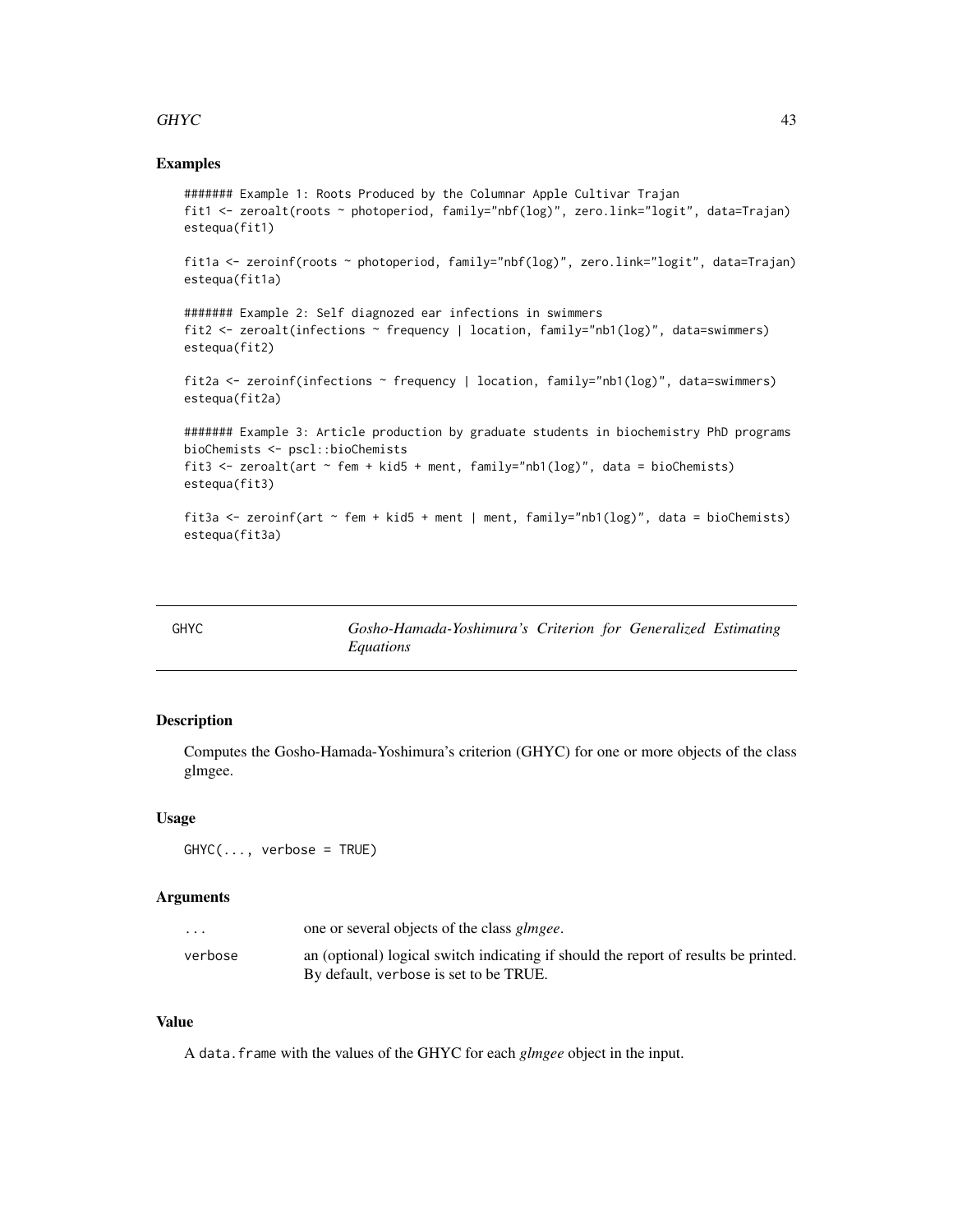## Examples

```
####### Example 1: Roots Produced by the Columnar Apple Cultivar Trajan
fit1 <- zeroalt(roots ~ photoperiod, family="nbf(log)", zero.link="logit", data=Trajan)
estequa(fit1)

fit1a <- zeroinf(roots ~ photoperiod, family="nbf(log)", zero.link="logit", data=Trajan)
estequa(fit1a)

####### Example 2: Self diagnozed ear infections in swimmers
fit2 <- zeroalt(infections ~ frequency | location, family="nb1(log)", data=swimmers)
estequa(fit2)

fit2a <- zeroinf(infections ~ frequency | location, family="nb1(log)", data=swimmers)
estequa(fit2a)

####### Example 3: Article production by graduate students in biochemistry PhD programs
bioChemists <- pscl::bioChemists
fit3 <- zeroalt(art ~ fem + kid5 + ment, family="nb1(log)", data = bioChemists)
estequa(fit3)

fit3a <- zeroinf(art ~ fem + kid5 + ment | ment, family="nb1(log)", data = bioChemists)
estequa(fit3a)
```

---

# GHYC — *Gosho-Hamada-Yoshimura's Criterion for Generalized Estimating Equations*

## Description

Computes the Gosho-Hamada-Yoshimura's criterion (GHYC) for one or more objects of the class glmgee.

## Usage

```
GHYC(..., verbose = TRUE)
```

## Arguments

| | |
|---|---|
| `...` | one or several objects of the class *glmgee*. |
| `verbose` | an (optional) logical switch indicating if should the report of results be printed. By default, `verbose` is set to be TRUE. |

## Value

A `data.frame` with the values of the GHYC for each *glmgee* object in the input.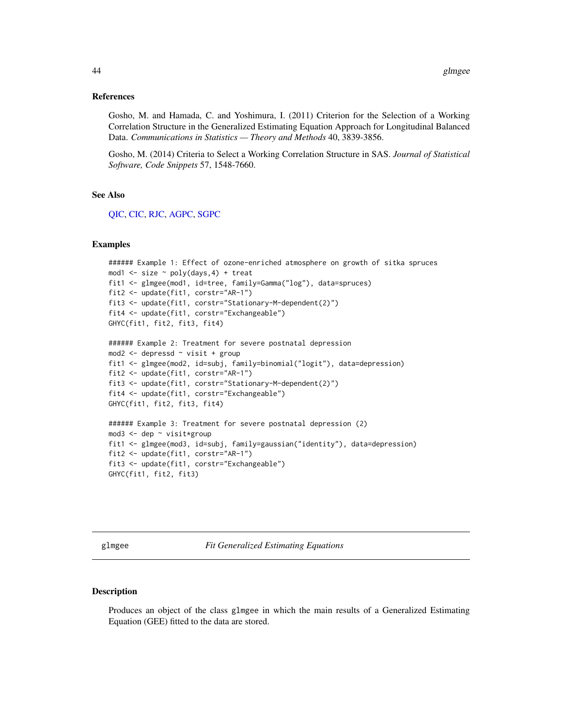### References

Gosho, M. and Hamada, C. and Yoshimura, I. (2011) Criterion for the Selection of a Working Correlation Structure in the Generalized Estimating Equation Approach for Longitudinal Balanced Data. *Communications in Statistics — Theory and Methods* 40, 3839-3856.

Gosho, M. (2014) Criteria to Select a Working Correlation Structure in SAS. *Journal of Statistical Software, Code Snippets* 57, 1548-7660.

### See Also

QIC, CIC, RJC, AGPC, SGPC

### Examples

```
###### Example 1: Effect of ozone-enriched atmosphere on growth of sitka spruces
mod1 <- size ~ poly(days,4) + treat
fit1 <- glmgee(mod1, id=tree, family=Gamma("log"), data=spruces)
fit2 <- update(fit1, corstr="AR-1")
fit3 <- update(fit1, corstr="Stationary-M-dependent(2)")
fit4 <- update(fit1, corstr="Exchangeable")
GHYC(fit1, fit2, fit3, fit4)

###### Example 2: Treatment for severe postnatal depression
mod2 <- depressd ~ visit + group
fit1 <- glmgee(mod2, id=subj, family=binomial("logit"), data=depression)
fit2 <- update(fit1, corstr="AR-1")
fit3 <- update(fit1, corstr="Stationary-M-dependent(2)")
fit4 <- update(fit1, corstr="Exchangeable")
GHYC(fit1, fit2, fit3, fit4)

###### Example 3: Treatment for severe postnatal depression (2)
mod3 <- dep ~ visit*group
fit1 <- glmgee(mod3, id=subj, family=gaussian("identity"), data=depression)
fit2 <- update(fit1, corstr="AR-1")
fit3 <- update(fit1, corstr="Exchangeable")
GHYC(fit1, fit2, fit3)
```

---

## glmgee *Fit Generalized Estimating Equations*

### Description

Produces an object of the class glmgee in which the main results of a Generalized Estimating Equation (GEE) fitted to the data are stored.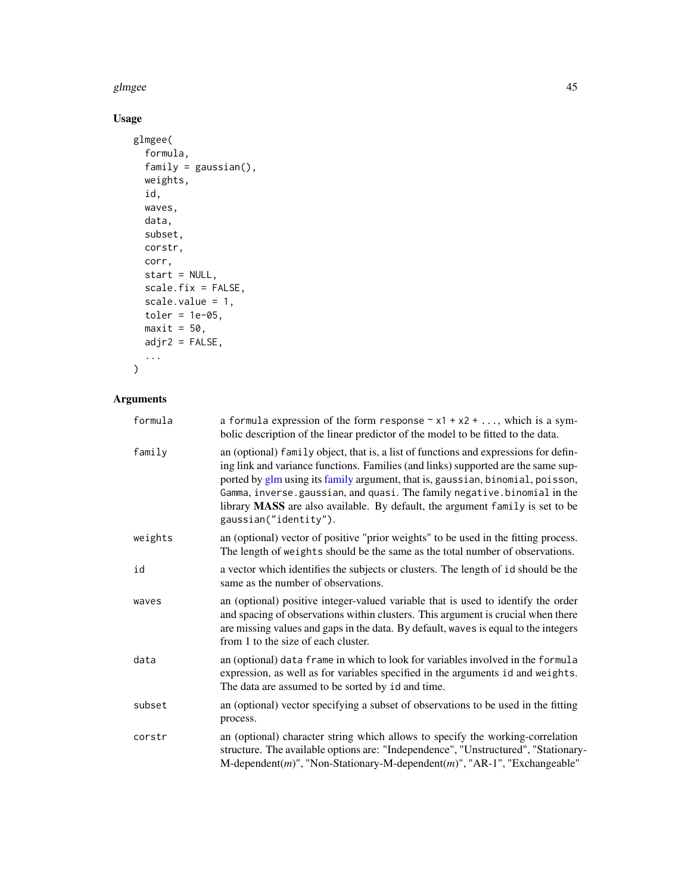## Usage

```
glmgee(
  formula,
  family = gaussian(),
  weights,
  id,
  waves,
  data,
  subset,
  corstr,
  corr,
  start = NULL,
  scale.fix = FALSE,
  scale.value = 1,
  toler = 1e-05,
  maxit = 50,
  adjr2 = FALSE,
  ...
)
```

## Arguments

| | |
|---|---|
| formula | a formula expression of the form response ~ x1 + x2 + ..., which is a symbolic description of the linear predictor of the model to be fitted to the data. |
| family | an (optional) family object, that is, a list of functions and expressions for defining link and variance functions. Families (and links) supported are the same supported by glm using its family argument, that is, gaussian, binomial, poisson, Gamma, inverse.gaussian, and quasi. The family negative.binomial in the library **MASS** are also available. By default, the argument family is set to be gaussian("identity"). |
| weights | an (optional) vector of positive "prior weights" to be used in the fitting process. The length of weights should be the same as the total number of observations. |
| id | a vector which identifies the subjects or clusters. The length of id should be the same as the number of observations. |
| waves | an (optional) positive integer-valued variable that is used to identify the order and spacing of observations within clusters. This argument is crucial when there are missing values and gaps in the data. By default, waves is equal to the integers from 1 to the size of each cluster. |
| data | an (optional) data frame in which to look for variables involved in the formula expression, as well as for variables specified in the arguments id and weights. The data are assumed to be sorted by id and time. |
| subset | an (optional) vector specifying a subset of observations to be used in the fitting process. |
| corstr | an (optional) character string which allows to specify the working-correlation structure. The available options are: "Independence", "Unstructured", "Stationary-M-dependent(*m*)", "Non-Stationary-M-dependent(*m*)", "AR-1", "Exchangeable" |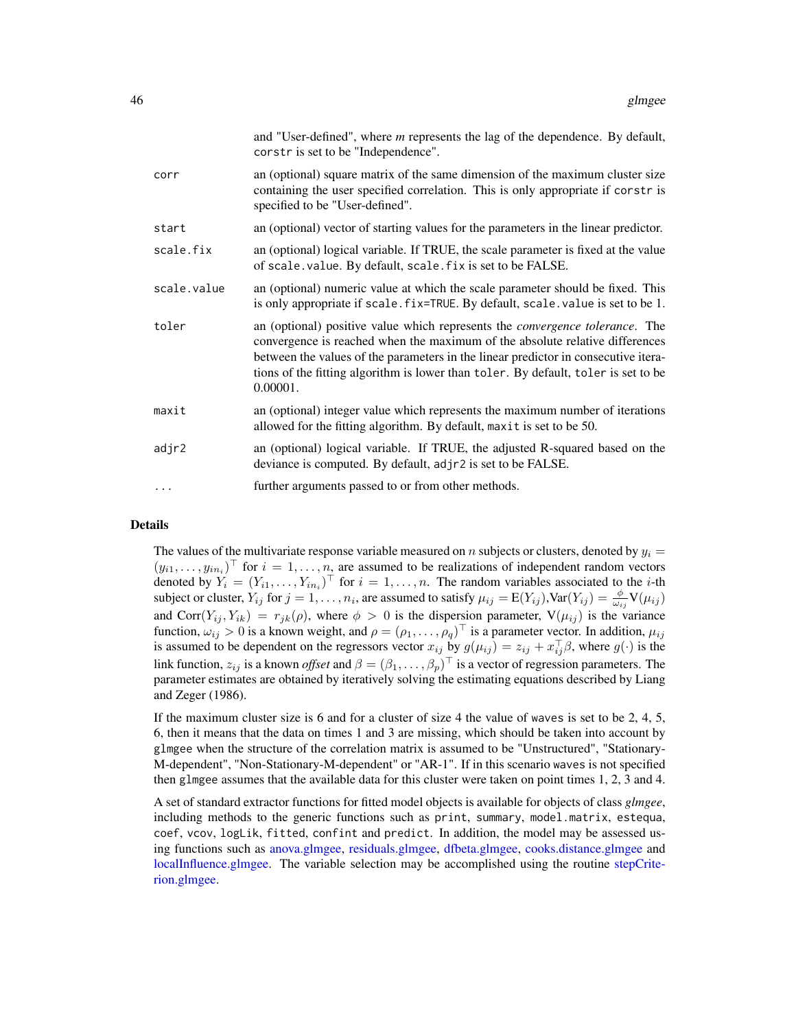| | |
|---|---|
| | and "User-defined", where *m* represents the lag of the dependence. By default, `corstr` is set to be "Independence". |
| `corr` | an (optional) square matrix of the same dimension of the maximum cluster size containing the user specified correlation. This is only appropriate if `corstr` is specified to be "User-defined". |
| `start` | an (optional) vector of starting values for the parameters in the linear predictor. |
| `scale.fix` | an (optional) logical variable. If TRUE, the scale parameter is fixed at the value of `scale.value`. By default, `scale.fix` is set to be FALSE. |
| `scale.value` | an (optional) numeric value at which the scale parameter should be fixed. This is only appropriate if `scale.fix=TRUE`. By default, `scale.value` is set to be 1. |
| `toler` | an (optional) positive value which represents the *convergence tolerance*. The convergence is reached when the maximum of the absolute relative differences between the values of the parameters in the linear predictor in consecutive iterations of the fitting algorithm is lower than `toler`. By default, `toler` is set to be 0.00001. |
| `maxit` | an (optional) integer value which represents the maximum number of iterations allowed for the fitting algorithm. By default, `maxit` is set to be 50. |
| `adjr2` | an (optional) logical variable. If TRUE, the adjusted R-squared based on the deviance is computed. By default, `adjr2` is set to be FALSE. |
| `...` | further arguments passed to or from other methods. |

## Details

The values of the multivariate response variable measured on $n$ subjects or clusters, denoted by $y_i = (y_{i1}, \ldots, y_{in_i})^\top$ for $i = 1, \ldots, n$, are assumed to be realizations of independent random vectors denoted by $Y_i = (Y_{i1}, \ldots, Y_{in_i})^\top$ for $i = 1, \ldots, n$. The random variables associated to the $i$-th subject or cluster, $Y_{ij}$ for $j = 1, \ldots, n_i$, are assumed to satisfy $\mu_{ij} = \mathrm{E}(Y_{ij})$,$\mathrm{Var}(Y_{ij}) = \frac{\phi}{\omega_{ij}}\mathrm{V}(\mu_{ij})$ and $\mathrm{Corr}(Y_{ij}, Y_{ik}) = r_{jk}(\rho)$, where $\phi > 0$ is the dispersion parameter, $\mathrm{V}(\mu_{ij})$ is the variance function, $\omega_{ij} > 0$ is a known weight, and $\rho = (\rho_1, \ldots, \rho_q)^\top$ is a parameter vector. In addition, $\mu_{ij}$ is assumed to be dependent on the regressors vector $x_{ij}$ by $g(\mu_{ij}) = z_{ij} + x_{ij}^\top \beta$, where $g(\cdot)$ is the link function, $z_{ij}$ is a known *offset* and $\beta = (\beta_1, \ldots, \beta_p)^\top$ is a vector of regression parameters. The parameter estimates are obtained by iteratively solving the estimating equations described by Liang and Zeger (1986).

If the maximum cluster size is 6 and for a cluster of size 4 the value of `waves` is set to be 2, 4, 5, 6, then it means that the data on times 1 and 3 are missing, which should be taken into account by `glmgee` when the structure of the correlation matrix is assumed to be "Unstructured", "Stationary-M-dependent", "Non-Stationary-M-dependent" or "AR-1". If in this scenario `waves` is not specified then `glmgee` assumes that the available data for this cluster were taken on point times 1, 2, 3 and 4.

A set of standard extractor functions for fitted model objects is available for objects of class *glmgee*, including methods to the generic functions such as `print`, `summary`, `model.matrix`, `estequa`, `coef`, `vcov`, `logLik`, `fitted`, `confint` and `predict`. In addition, the model may be assessed using functions such as anova.glmgee, residuals.glmgee, dfbeta.glmgee, cooks.distance.glmgee and localInfluence.glmgee. The variable selection may be accomplished using the routine stepCriterion.glmgee.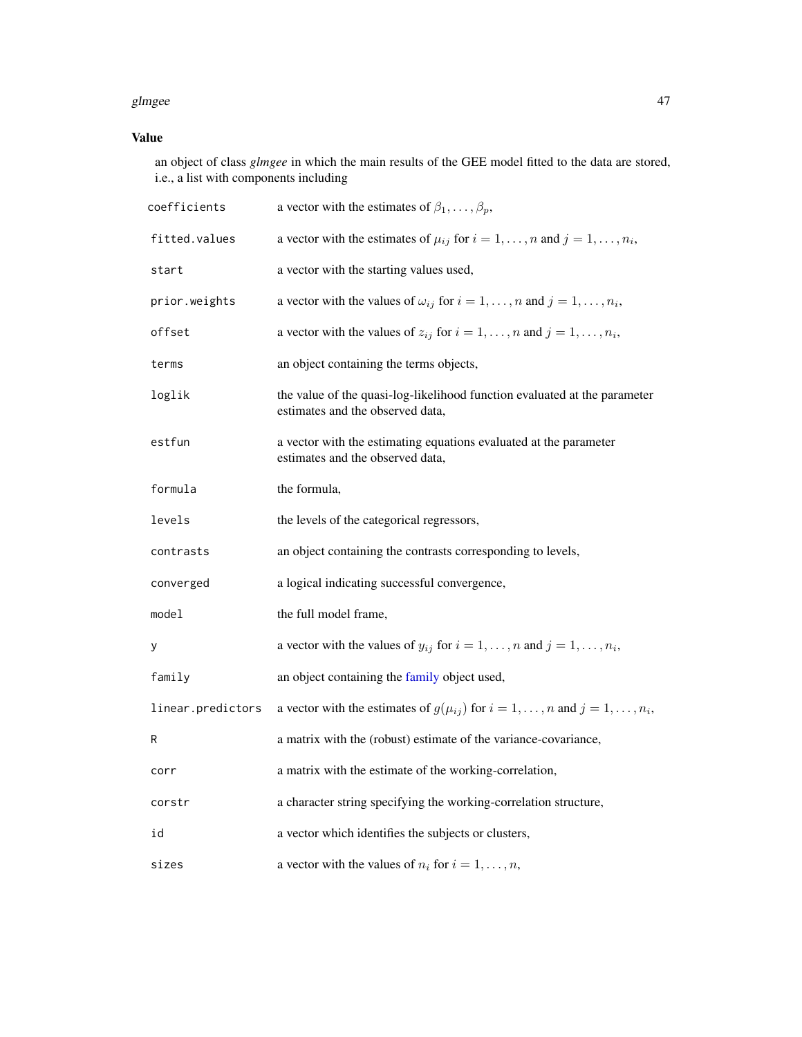## Value

an object of class *glmgee* in which the main results of the GEE model fitted to the data are stored, i.e., a list with components including

| | |
|---|---|
| `coefficients` | a vector with the estimates of $\beta_1, \ldots, \beta_p$, |
| `fitted.values` | a vector with the estimates of $\mu_{ij}$ for $i = 1, \ldots, n$ and $j = 1, \ldots, n_i$, |
| `start` | a vector with the starting values used, |
| `prior.weights` | a vector with the values of $\omega_{ij}$ for $i = 1, \ldots, n$ and $j = 1, \ldots, n_i$, |
| `offset` | a vector with the values of $z_{ij}$ for $i = 1, \ldots, n$ and $j = 1, \ldots, n_i$, |
| `terms` | an object containing the terms objects, |
| `loglik` | the value of the quasi-log-likelihood function evaluated at the parameter estimates and the observed data, |
| `estfun` | a vector with the estimating equations evaluated at the parameter estimates and the observed data, |
| `formula` | the formula, |
| `levels` | the levels of the categorical regressors, |
| `contrasts` | an object containing the contrasts corresponding to levels, |
| `converged` | a logical indicating successful convergence, |
| `model` | the full model frame, |
| `y` | a vector with the values of $y_{ij}$ for $i = 1, \ldots, n$ and $j = 1, \ldots, n_i$, |
| `family` | an object containing the family object used, |
| `linear.predictors` | a vector with the estimates of $g(\mu_{ij})$ for $i = 1, \ldots, n$ and $j = 1, \ldots, n_i$, |
| `R` | a matrix with the (robust) estimate of the variance-covariance, |
| `corr` | a matrix with the estimate of the working-correlation, |
| `corstr` | a character string specifying the working-correlation structure, |
| `id` | a vector which identifies the subjects or clusters, |
| `sizes` | a vector with the values of $n_i$ for $i = 1, \ldots, n$, |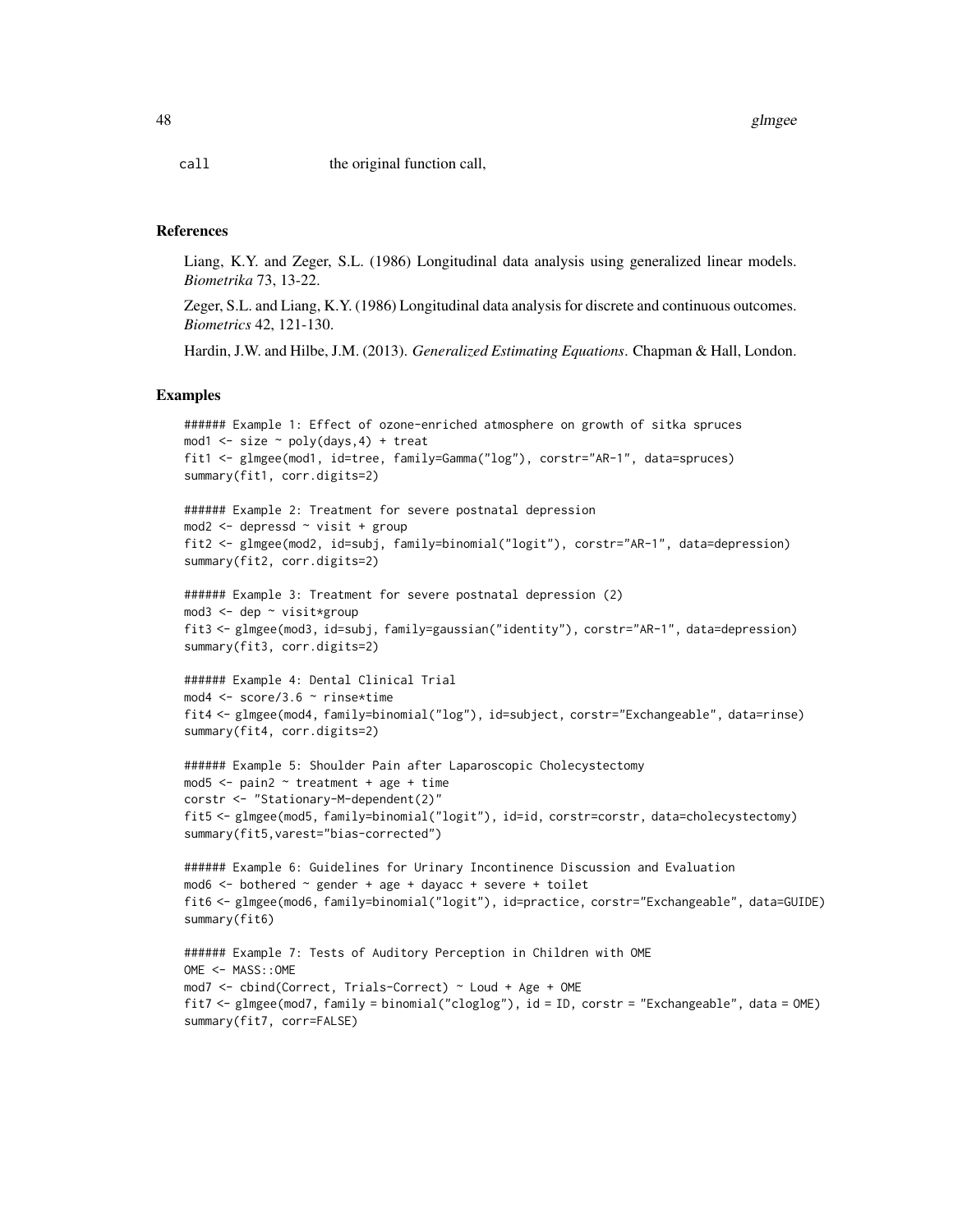call the original function call,

## References

Liang, K.Y. and Zeger, S.L. (1986) Longitudinal data analysis using generalized linear models. *Biometrika* 73, 13-22.

Zeger, S.L. and Liang, K.Y. (1986) Longitudinal data analysis for discrete and continuous outcomes. *Biometrics* 42, 121-130.

Hardin, J.W. and Hilbe, J.M. (2013). *Generalized Estimating Equations*. Chapman & Hall, London.

## Examples

```
###### Example 1: Effect of ozone-enriched atmosphere on growth of sitka spruces
mod1 <- size ~ poly(days,4) + treat
fit1 <- glmgee(mod1, id=tree, family=Gamma("log"), corstr="AR-1", data=spruces)
summary(fit1, corr.digits=2)

###### Example 2: Treatment for severe postnatal depression
mod2 <- depressd ~ visit + group
fit2 <- glmgee(mod2, id=subj, family=binomial("logit"), corstr="AR-1", data=depression)
summary(fit2, corr.digits=2)

###### Example 3: Treatment for severe postnatal depression (2)
mod3 <- dep ~ visit*group
fit3 <- glmgee(mod3, id=subj, family=gaussian("identity"), corstr="AR-1", data=depression)
summary(fit3, corr.digits=2)

###### Example 4: Dental Clinical Trial
mod4 <- score/3.6 ~ rinse*time
fit4 <- glmgee(mod4, family=binomial("log"), id=subject, corstr="Exchangeable", data=rinse)
summary(fit4, corr.digits=2)

###### Example 5: Shoulder Pain after Laparoscopic Cholecystectomy
mod5 <- pain2 ~ treatment + age + time
corstr <- "Stationary-M-dependent(2)"
fit5 <- glmgee(mod5, family=binomial("logit"), id=id, corstr=corstr, data=cholecystectomy)
summary(fit5,varest="bias-corrected")

###### Example 6: Guidelines for Urinary Incontinence Discussion and Evaluation
mod6 <- bothered ~ gender + age + dayacc + severe + toilet
fit6 <- glmgee(mod6, family=binomial("logit"), id=practice, corstr="Exchangeable", data=GUIDE)
summary(fit6)

###### Example 7: Tests of Auditory Perception in Children with OME
OME <- MASS::OME
mod7 <- cbind(Correct, Trials-Correct) ~ Loud + Age + OME
fit7 <- glmgee(mod7, family = binomial("cloglog"), id = ID, corstr = "Exchangeable", data = OME)
summary(fit7, corr=FALSE)
```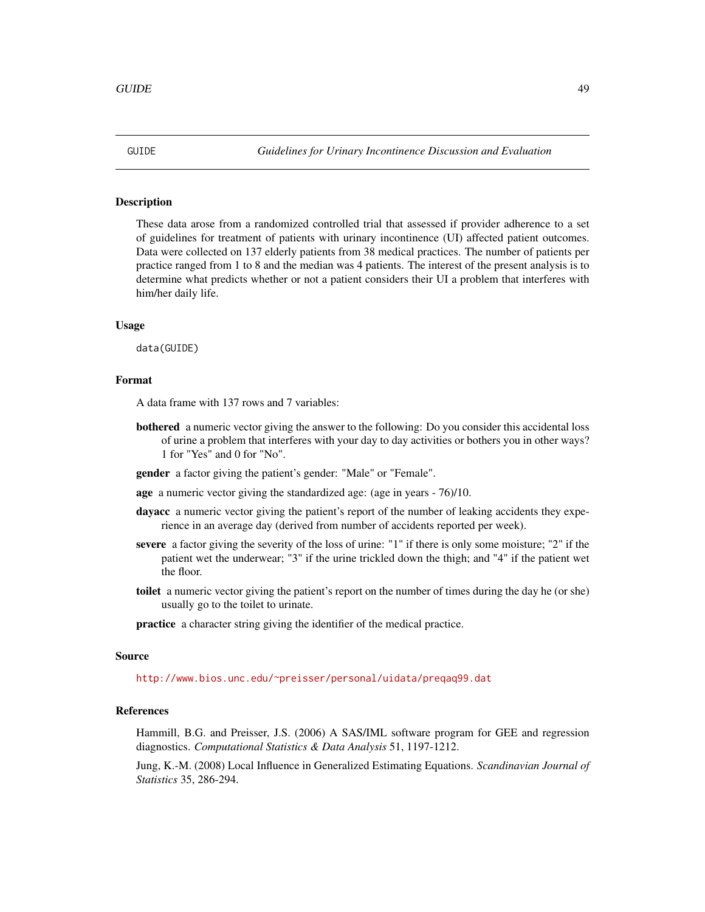GUIDE *Guidelines for Urinary Incontinence Discussion and Evaluation*

## Description

These data arose from a randomized controlled trial that assessed if provider adherence to a set of guidelines for treatment of patients with urinary incontinence (UI) affected patient outcomes. Data were collected on 137 elderly patients from 38 medical practices. The number of patients per practice ranged from 1 to 8 and the median was 4 patients. The interest of the present analysis is to determine what predicts whether or not a patient considers their UI a problem that interferes with him/her daily life.

## Usage

```
data(GUIDE)
```

## Format

A data frame with 137 rows and 7 variables:

**bothered** a numeric vector giving the answer to the following: Do you consider this accidental loss of urine a problem that interferes with your day to day activities or bothers you in other ways? 1 for "Yes" and 0 for "No".

**gender** a factor giving the patient's gender: "Male" or "Female".

**age** a numeric vector giving the standardized age: (age in years - 76)/10.

**dayacc** a numeric vector giving the patient's report of the number of leaking accidents they experience in an average day (derived from number of accidents reported per week).

**severe** a factor giving the severity of the loss of urine: "1" if there is only some moisture; "2" if the patient wet the underwear; "3" if the urine trickled down the thigh; and "4" if the patient wet the floor.

**toilet** a numeric vector giving the patient's report on the number of times during the day he (or she) usually go to the toilet to urinate.

**practice** a character string giving the identifier of the medical practice.

## Source

http://www.bios.unc.edu/~preisser/personal/uidata/preqaq99.dat

## References

Hammill, B.G. and Preisser, J.S. (2006) A SAS/IML software program for GEE and regression diagnostics. *Computational Statistics & Data Analysis* 51, 1197-1212.

Jung, K.-M. (2008) Local Influence in Generalized Estimating Equations. *Scandinavian Journal of Statistics* 35, 286-294.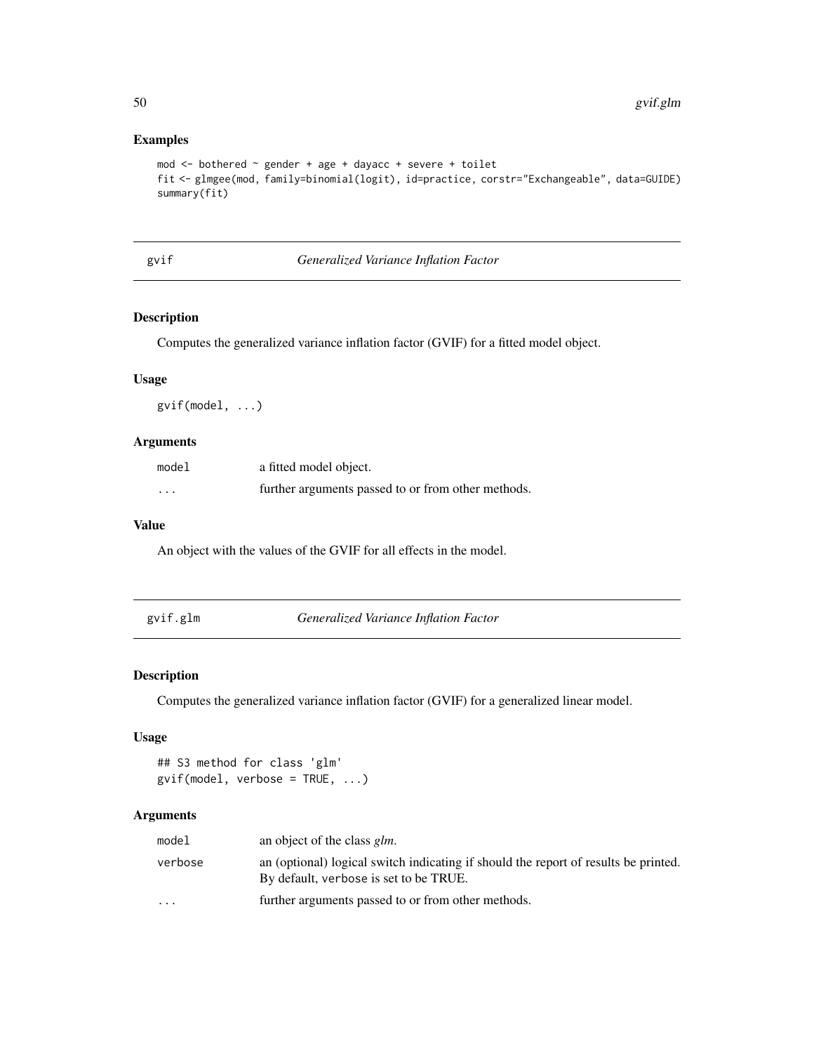### Examples

```
mod <- bothered ~ gender + age + dayacc + severe + toilet
fit <- glmgee(mod, family=binomial(logit), id=practice, corstr="Exchangeable", data=GUIDE)
summary(fit)
```

## gvif — *Generalized Variance Inflation Factor*

### Description

Computes the generalized variance inflation factor (GVIF) for a fitted model object.

### Usage

```
gvif(model, ...)
```

### Arguments

| | |
|---|---|
| `model` | a fitted model object. |
| `...` | further arguments passed to or from other methods. |

### Value

An object with the values of the GVIF for all effects in the model.

## gvif.glm — *Generalized Variance Inflation Factor*

### Description

Computes the generalized variance inflation factor (GVIF) for a generalized linear model.

### Usage

```
## S3 method for class 'glm'
gvif(model, verbose = TRUE, ...)
```

### Arguments

| | |
|---|---|
| `model` | an object of the class *glm*. |
| `verbose` | an (optional) logical switch indicating if should the report of results be printed. By default, `verbose` is set to be TRUE. |
| `...` | further arguments passed to or from other methods. |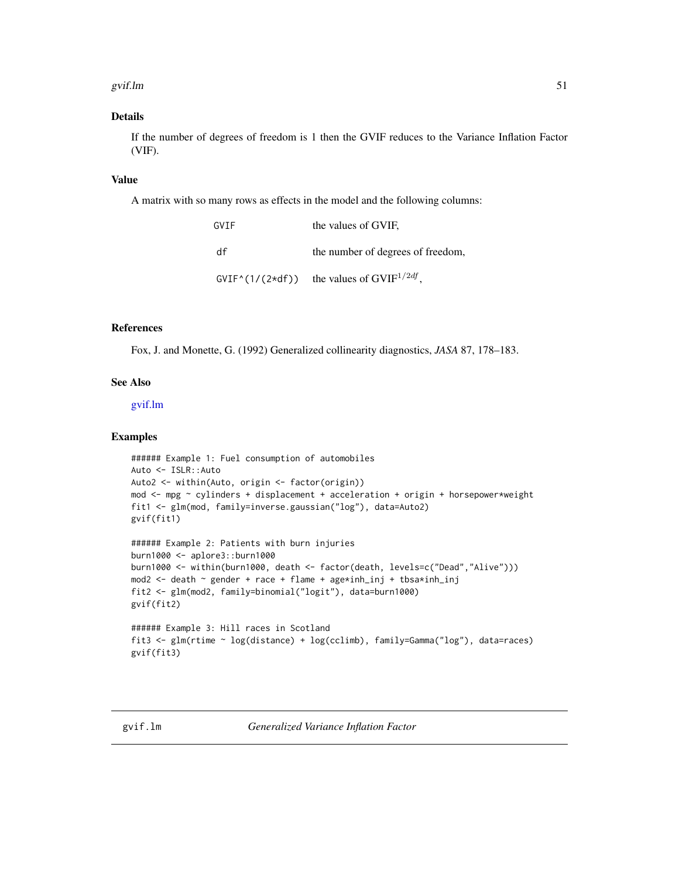## Details

If the number of degrees of freedom is 1 then the GVIF reduces to the Variance Inflation Factor (VIF).

## Value

A matrix with so many rows as effects in the model and the following columns:

| | |
|---|---|
| `GVIF` | the values of GVIF, |
| `df` | the number of degrees of freedom, |
| `GVIF^(1/(2*df))` | the values of GVIF$^{1/2df}$, |

## References

Fox, J. and Monette, G. (1992) Generalized collinearity diagnostics, *JASA* 87, 178–183.

## See Also

gvif.lm

## Examples

```
###### Example 1: Fuel consumption of automobiles
Auto <- ISLR::Auto
Auto2 <- within(Auto, origin <- factor(origin))
mod <- mpg ~ cylinders + displacement + acceleration + origin + horsepower*weight
fit1 <- glm(mod, family=inverse.gaussian("log"), data=Auto2)
gvif(fit1)

###### Example 2: Patients with burn injuries
burn1000 <- aplore3::burn1000
burn1000 <- within(burn1000, death <- factor(death, levels=c("Dead","Alive")))
mod2 <- death ~ gender + race + flame + age*inh_inj + tbsa*inh_inj
fit2 <- glm(mod2, family=binomial("logit"), data=burn1000)
gvif(fit2)

###### Example 3: Hill races in Scotland
fit3 <- glm(rtime ~ log(distance) + log(cclimb), family=Gamma("log"), data=races)
gvif(fit3)
```

---

# gvif.lm — *Generalized Variance Inflation Factor*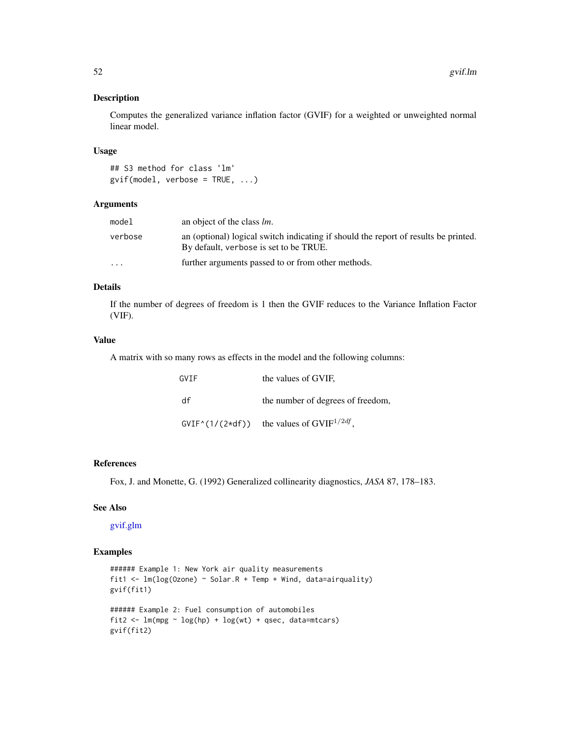## Description

Computes the generalized variance inflation factor (GVIF) for a weighted or unweighted normal linear model.

## Usage

```
## S3 method for class 'lm'
gvif(model, verbose = TRUE, ...)
```

## Arguments

| | |
|---|---|
| model | an object of the class *lm*. |
| verbose | an (optional) logical switch indicating if should the report of results be printed. By default, verbose is set to be TRUE. |
| ... | further arguments passed to or from other methods. |

## Details

If the number of degrees of freedom is 1 then the GVIF reduces to the Variance Inflation Factor (VIF).

## Value

A matrix with so many rows as effects in the model and the following columns:

| | |
|---|---|
| GVIF | the values of GVIF, |
| df | the number of degrees of freedom, |
| GVIF^(1/(2*df)) | the values of GVIF$^{1/2df}$, |

## References

Fox, J. and Monette, G. (1992) Generalized collinearity diagnostics, *JASA* 87, 178–183.

## See Also

gvif.glm

## Examples

```
###### Example 1: New York air quality measurements
fit1 <- lm(log(Ozone) ~ Solar.R + Temp + Wind, data=airquality)
gvif(fit1)

###### Example 2: Fuel consumption of automobiles
fit2 <- lm(mpg ~ log(hp) + log(wt) + qsec, data=mtcars)
gvif(fit2)
```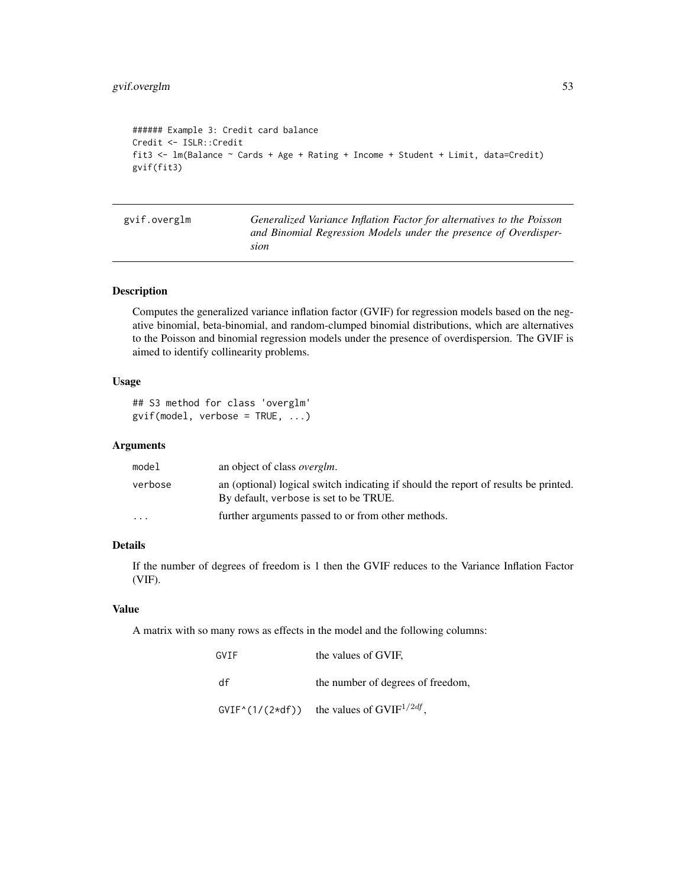```
###### Example 3: Credit card balance
Credit <- ISLR::Credit
fit3 <- lm(Balance ~ Cards + Age + Rating + Income + Student + Limit, data=Credit)
gvif(fit3)
```

## gvif.overglm

*Generalized Variance Inflation Factor for alternatives to the Poisson and Binomial Regression Models under the presence of Overdispersion*

### Description

Computes the generalized variance inflation factor (GVIF) for regression models based on the negative binomial, beta-binomial, and random-clumped binomial distributions, which are alternatives to the Poisson and binomial regression models under the presence of overdispersion. The GVIF is aimed to identify collinearity problems.

### Usage

```
## S3 method for class 'overglm'
gvif(model, verbose = TRUE, ...)
```

### Arguments

| | |
|---|---|
| `model` | an object of class *overglm*. |
| `verbose` | an (optional) logical switch indicating if should the report of results be printed. By default, `verbose` is set to be TRUE. |
| `...` | further arguments passed to or from other methods. |

### Details

If the number of degrees of freedom is 1 then the GVIF reduces to the Variance Inflation Factor (VIF).

### Value

A matrix with so many rows as effects in the model and the following columns:

| | |
|---|---|
| `GVIF` | the values of GVIF, |
| `df` | the number of degrees of freedom, |
| `GVIF^(1/(2*df))` | the values of $\text{GVIF}^{1/2df}$, |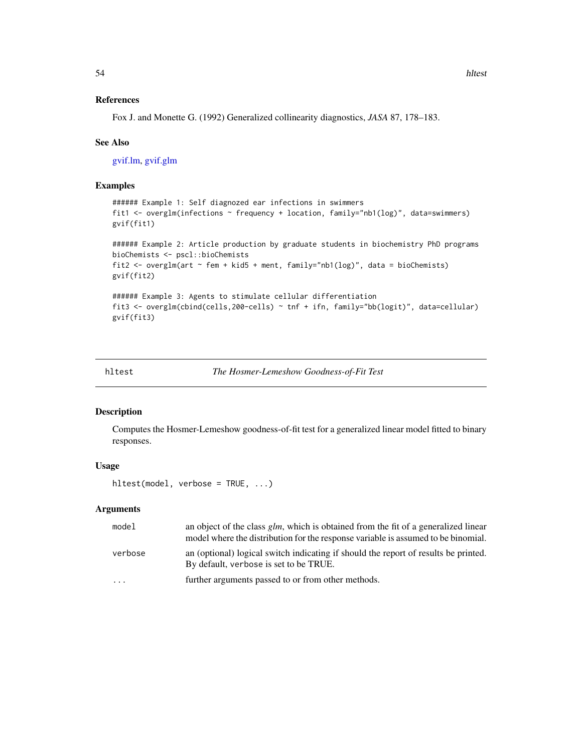### References

Fox J. and Monette G. (1992) Generalized collinearity diagnostics, *JASA* 87, 178–183.

### See Also

gvif.lm, gvif.glm

### Examples

```
###### Example 1: Self diagnozed ear infections in swimmers
fit1 <- overglm(infections ~ frequency + location, family="nb1(log)", data=swimmers)
gvif(fit1)

###### Example 2: Article production by graduate students in biochemistry PhD programs
bioChemists <- pscl::bioChemists
fit2 <- overglm(art ~ fem + kid5 + ment, family="nb1(log)", data = bioChemists)
gvif(fit2)

###### Example 3: Agents to stimulate cellular differentiation
fit3 <- overglm(cbind(cells,200-cells) ~ tnf + ifn, family="bb(logit)", data=cellular)
gvif(fit3)
```

---

## hltest — *The Hosmer-Lemeshow Goodness-of-Fit Test*

### Description

Computes the Hosmer-Lemeshow goodness-of-fit test for a generalized linear model fitted to binary responses.

### Usage

```
hltest(model, verbose = TRUE, ...)
```

### Arguments

| | |
|---|---|
| `model` | an object of the class *glm*, which is obtained from the fit of a generalized linear model where the distribution for the response variable is assumed to be binomial. |
| `verbose` | an (optional) logical switch indicating if should the report of results be printed. By default, `verbose` is set to be TRUE. |
| `...` | further arguments passed to or from other methods. |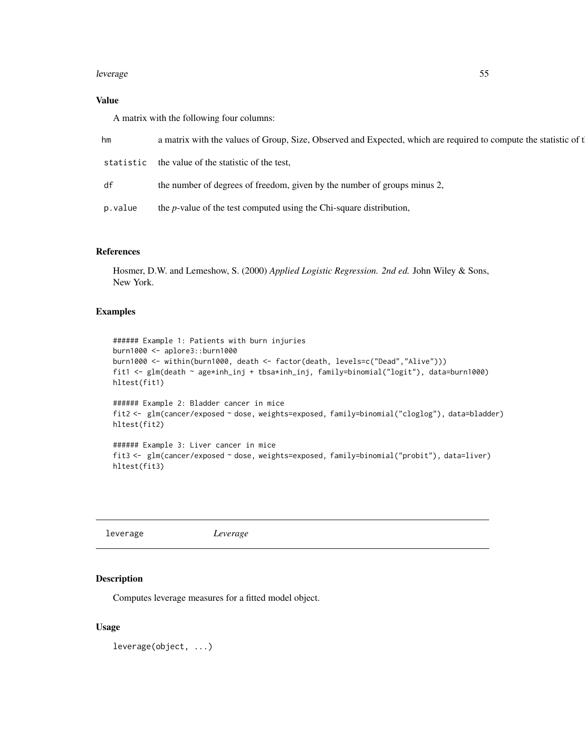### Value

A matrix with the following four columns:

| | |
|---|---|
| hm | a matrix with the values of Group, Size, Observed and Expected, which are required to compute the statistic of t |
| statistic | the value of the statistic of the test, |
| df | the number of degrees of freedom, given by the number of groups minus 2, |
| p.value | the *p*-value of the test computed using the Chi-square distribution, |

### References

Hosmer, D.W. and Lemeshow, S. (2000) *Applied Logistic Regression. 2nd ed.* John Wiley & Sons, New York.

### Examples

```
###### Example 1: Patients with burn injuries
burn1000 <- aplore3::burn1000
burn1000 <- within(burn1000, death <- factor(death, levels=c("Dead","Alive")))
fit1 <- glm(death ~ age*inh_inj + tbsa*inh_inj, family=binomial("logit"), data=burn1000)
hltest(fit1)

###### Example 2: Bladder cancer in mice
fit2 <- glm(cancer/exposed ~ dose, weights=exposed, family=binomial("cloglog"), data=bladder)
hltest(fit2)

###### Example 3: Liver cancer in mice
fit3 <- glm(cancer/exposed ~ dose, weights=exposed, family=binomial("probit"), data=liver)
hltest(fit3)
```

---

## leverage *Leverage*

---

### Description

Computes leverage measures for a fitted model object.

### Usage

```
leverage(object, ...)
```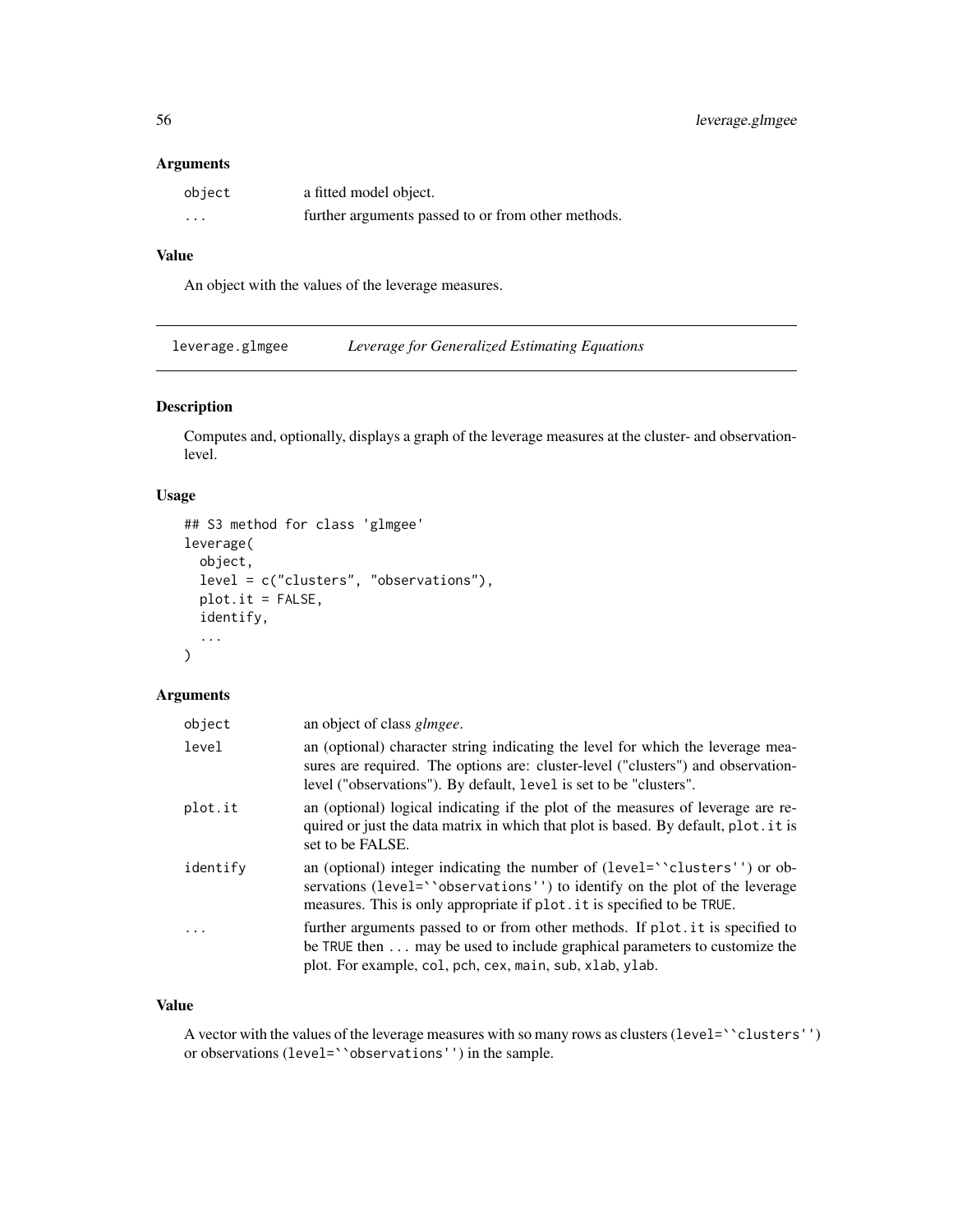### Arguments

| | |
|---|---|
| object | a fitted model object. |
| ... | further arguments passed to or from other methods. |

### Value

An object with the values of the leverage measures.

---

## leverage.glmgee — *Leverage for Generalized Estimating Equations*

### Description

Computes and, optionally, displays a graph of the leverage measures at the cluster- and observation-level.

### Usage

```
## S3 method for class 'glmgee'
leverage(
  object,
  level = c("clusters", "observations"),
  plot.it = FALSE,
  identify,
  ...
)
```

### Arguments

| | |
|---|---|
| object | an object of class *glmgee*. |
| level | an (optional) character string indicating the level for which the leverage measures are required. The options are: cluster-level ("clusters") and observation-level ("observations"). By default, level is set to be "clusters". |
| plot.it | an (optional) logical indicating if the plot of the measures of leverage are required or just the data matrix in which that plot is based. By default, plot.it is set to be FALSE. |
| identify | an (optional) integer indicating the number of (level=``clusters'') or observations (level=``observations'') to identify on the plot of the leverage measures. This is only appropriate if plot.it is specified to be TRUE. |
| ... | further arguments passed to or from other methods. If plot.it is specified to be TRUE then ... may be used to include graphical parameters to customize the plot. For example, col, pch, cex, main, sub, xlab, ylab. |

### Value

A vector with the values of the leverage measures with so many rows as clusters (level=``clusters'') or observations (level=``observations'') in the sample.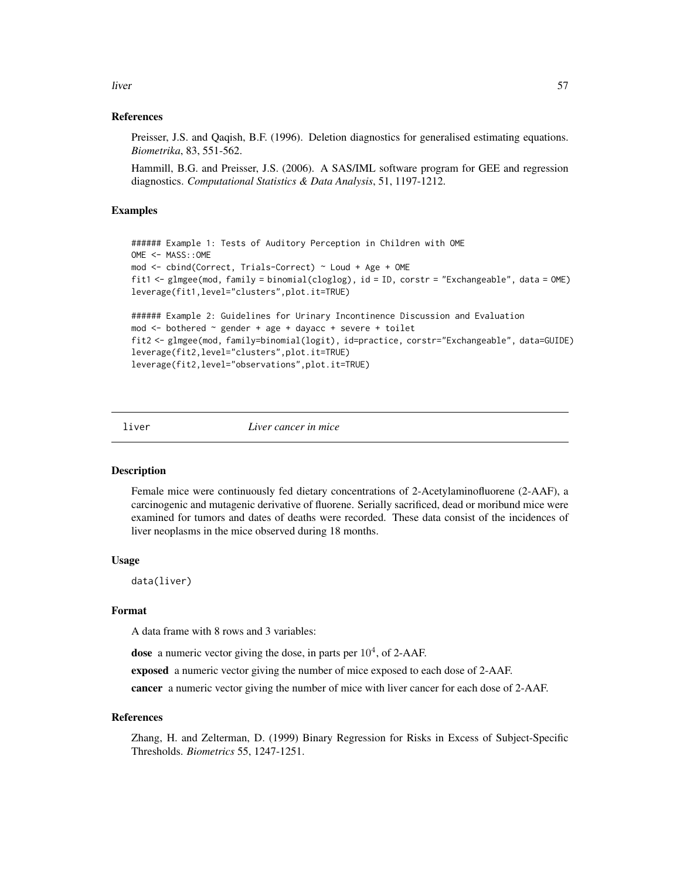### References

Preisser, J.S. and Qaqish, B.F. (1996). Deletion diagnostics for generalised estimating equations. *Biometrika*, 83, 551-562.

Hammill, B.G. and Preisser, J.S. (2006). A SAS/IML software program for GEE and regression diagnostics. *Computational Statistics & Data Analysis*, 51, 1197-1212.

### Examples

```
###### Example 1: Tests of Auditory Perception in Children with OME
OME <- MASS::OME
mod <- cbind(Correct, Trials-Correct) ~ Loud + Age + OME
fit1 <- glmgee(mod, family = binomial(cloglog), id = ID, corstr = "Exchangeable", data = OME)
leverage(fit1,level="clusters",plot.it=TRUE)

###### Example 2: Guidelines for Urinary Incontinence Discussion and Evaluation
mod <- bothered ~ gender + age + dayacc + severe + toilet
fit2 <- glmgee(mod, family=binomial(logit), id=practice, corstr="Exchangeable", data=GUIDE)
leverage(fit2,level="clusters",plot.it=TRUE)
leverage(fit2,level="observations",plot.it=TRUE)
```

---

## liver *Liver cancer in mice*

### Description

Female mice were continuously fed dietary concentrations of 2-Acetylaminofluorene (2-AAF), a carcinogenic and mutagenic derivative of fluorene. Serially sacrificed, dead or moribund mice were examined for tumors and dates of deaths were recorded. These data consist of the incidences of liver neoplasms in the mice observed during 18 months.

### Usage

```
data(liver)
```

### Format

A data frame with 8 rows and 3 variables:

**dose** a numeric vector giving the dose, in parts per $10^4$, of 2-AAF.

**exposed** a numeric vector giving the number of mice exposed to each dose of 2-AAF.

**cancer** a numeric vector giving the number of mice with liver cancer for each dose of 2-AAF.

### References

Zhang, H. and Zelterman, D. (1999) Binary Regression for Risks in Excess of Subject-Specific Thresholds. *Biometrics* 55, 1247-1251.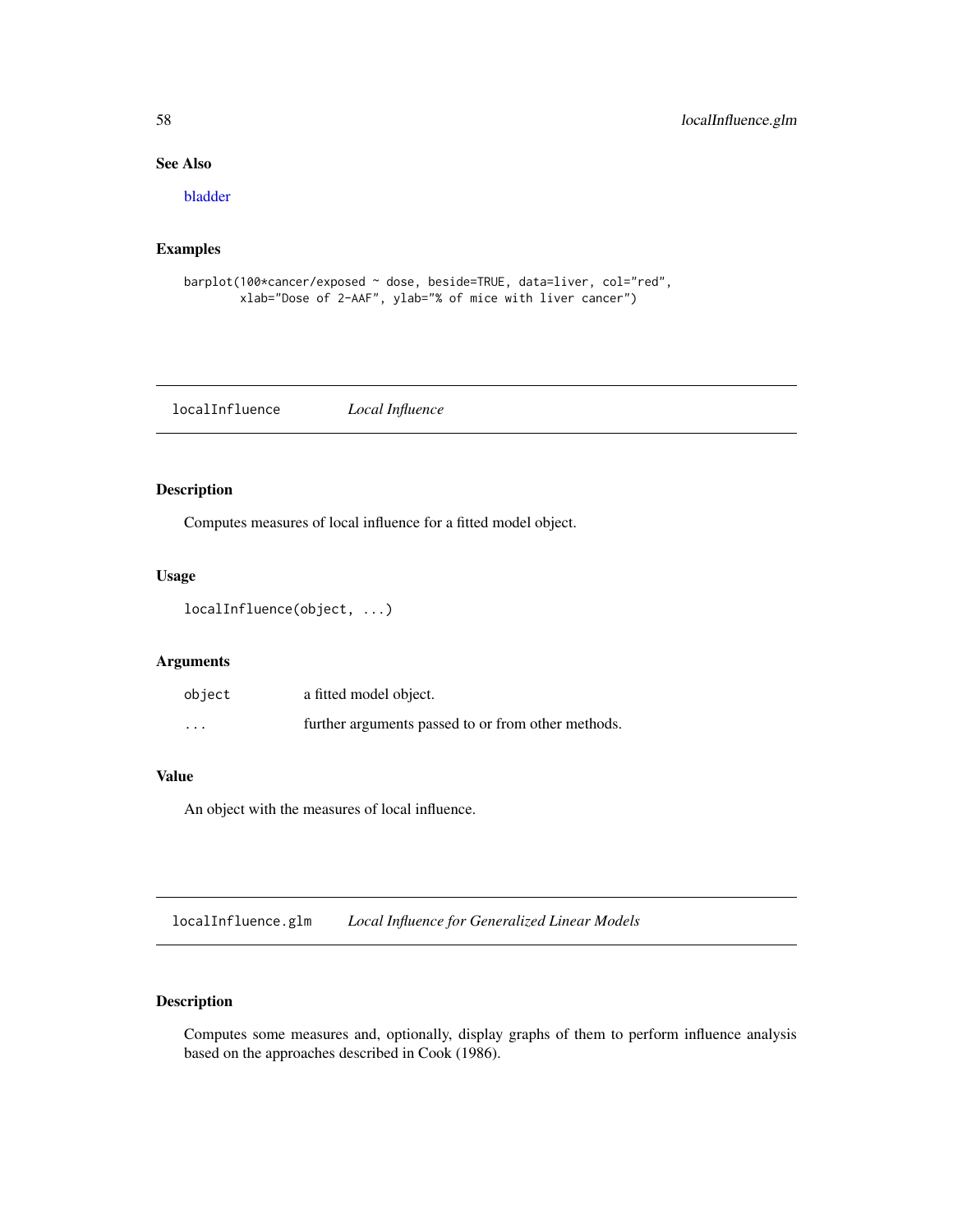### See Also

bladder

### Examples

```
barplot(100*cancer/exposed ~ dose, beside=TRUE, data=liver, col="red",
        xlab="Dose of 2-AAF", ylab="% of mice with liver cancer")
```

---

## localInfluence — *Local Influence*

### Description

Computes measures of local influence for a fitted model object.

### Usage

```
localInfluence(object, ...)
```

### Arguments

| | |
|---|---|
| object | a fitted model object. |
| ... | further arguments passed to or from other methods. |

### Value

An object with the measures of local influence.

---

## localInfluence.glm — *Local Influence for Generalized Linear Models*

### Description

Computes some measures and, optionally, display graphs of them to perform influence analysis based on the approaches described in Cook (1986).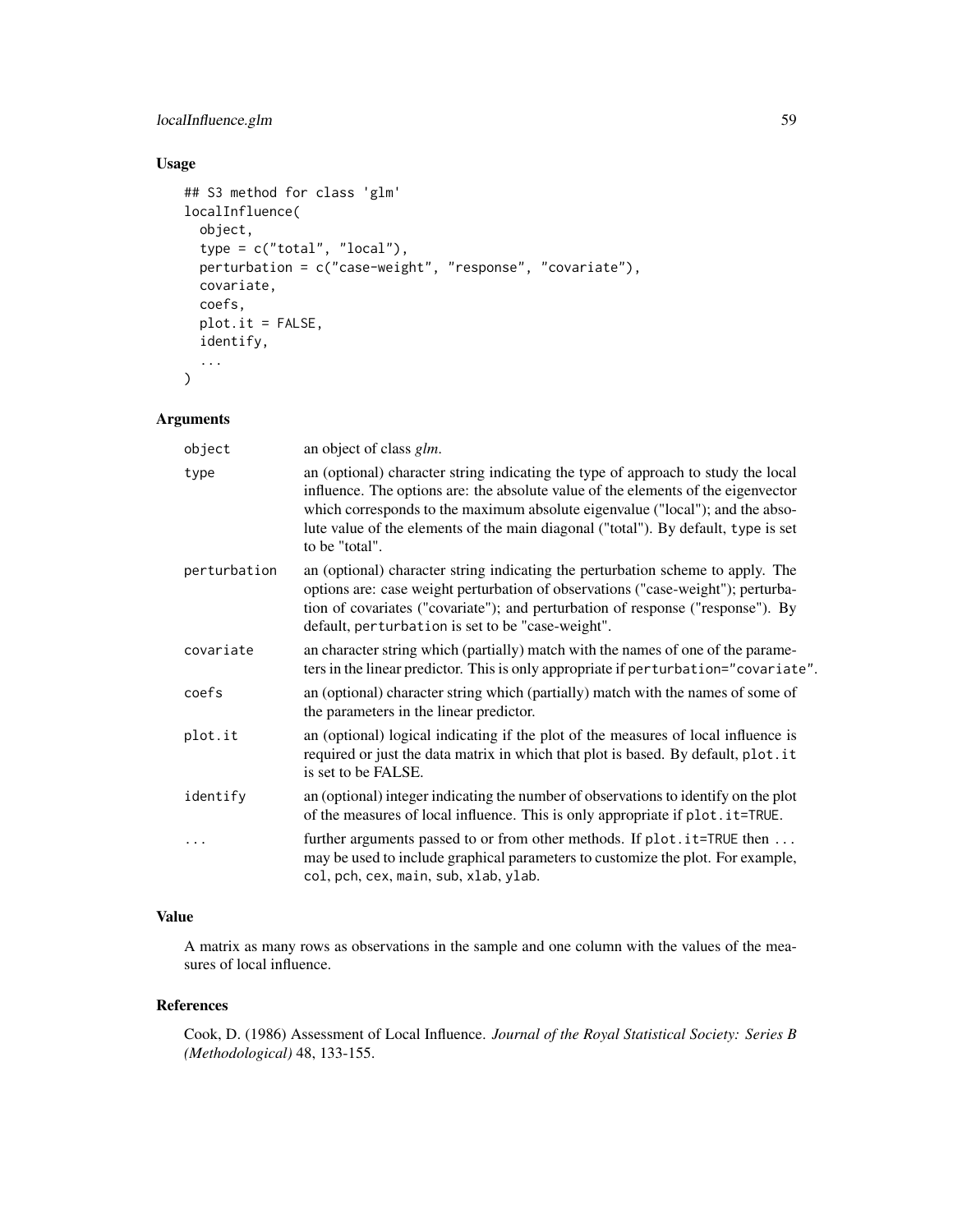## Usage

```
## S3 method for class 'glm'
localInfluence(
  object,
  type = c("total", "local"),
  perturbation = c("case-weight", "response", "covariate"),
  covariate,
  coefs,
  plot.it = FALSE,
  identify,
  ...
)
```

## Arguments

| | |
|---|---|
| `object` | an object of class *glm*. |
| `type` | an (optional) character string indicating the type of approach to study the local influence. The options are: the absolute value of the elements of the eigenvector which corresponds to the maximum absolute eigenvalue ("local"); and the absolute value of the elements of the main diagonal ("total"). By default, `type` is set to be "total". |
| `perturbation` | an (optional) character string indicating the perturbation scheme to apply. The options are: case weight perturbation of observations ("case-weight"); perturbation of covariates ("covariate"); and perturbation of response ("response"). By default, `perturbation` is set to be "case-weight". |
| `covariate` | an character string which (partially) match with the names of one of the parameters in the linear predictor. This is only appropriate if `perturbation="covariate"`. |
| `coefs` | an (optional) character string which (partially) match with the names of some of the parameters in the linear predictor. |
| `plot.it` | an (optional) logical indicating if the plot of the measures of local influence is required or just the data matrix in which that plot is based. By default, `plot.it` is set to be FALSE. |
| `identify` | an (optional) integer indicating the number of observations to identify on the plot of the measures of local influence. This is only appropriate if `plot.it=TRUE`. |
| `...` | further arguments passed to or from other methods. If `plot.it=TRUE` then `...` may be used to include graphical parameters to customize the plot. For example, `col`, `pch`, `cex`, `main`, `sub`, `xlab`, `ylab`. |

## Value

A matrix as many rows as observations in the sample and one column with the values of the measures of local influence.

## References

Cook, D. (1986) Assessment of Local Influence. *Journal of the Royal Statistical Society: Series B (Methodological)* 48, 133-155.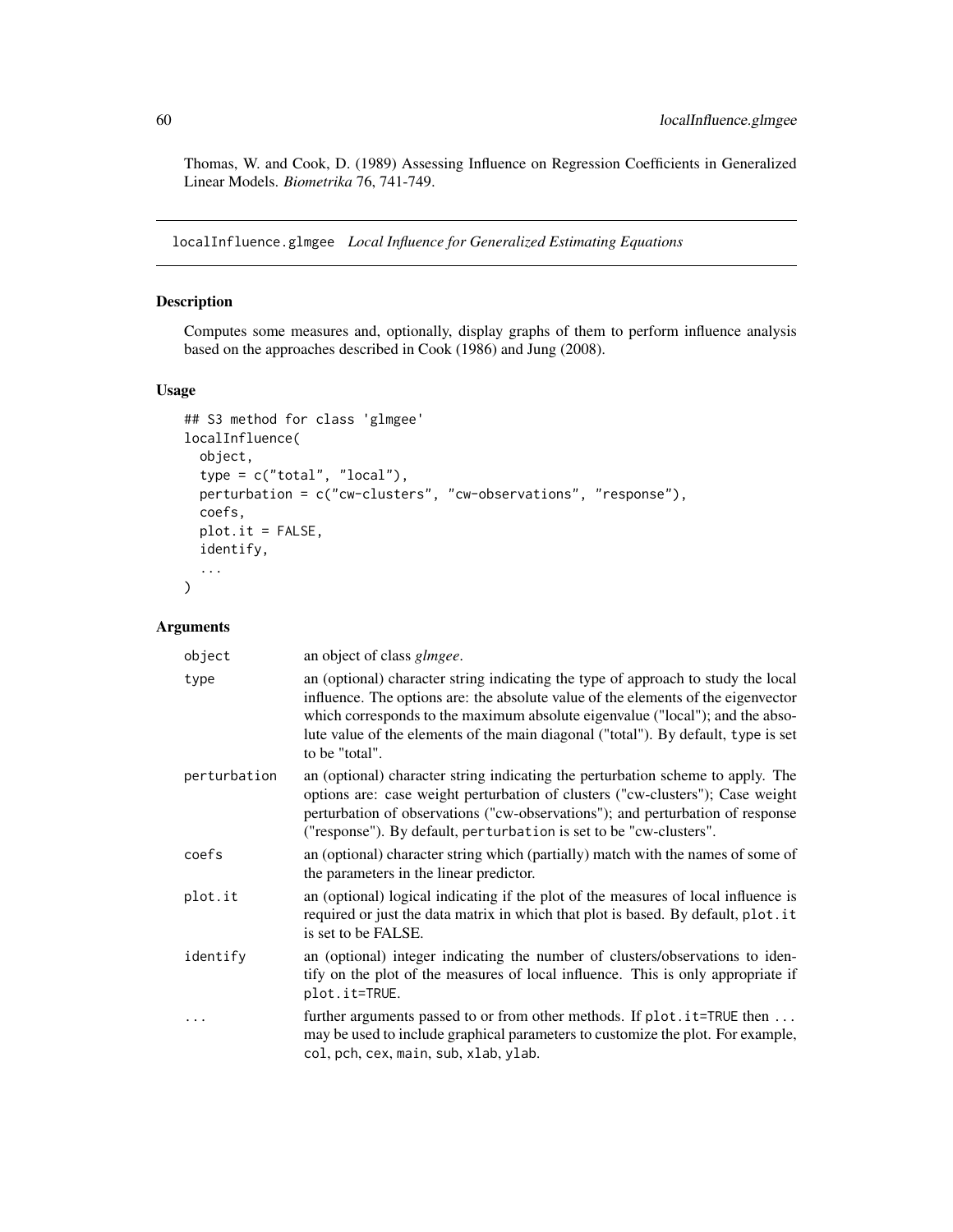Thomas, W. and Cook, D. (1989) Assessing Influence on Regression Coefficients in Generalized Linear Models. *Biometrika* 76, 741-749.

---

## localInfluence.glmgee *Local Influence for Generalized Estimating Equations*

### Description

Computes some measures and, optionally, display graphs of them to perform influence analysis based on the approaches described in Cook (1986) and Jung (2008).

### Usage

```
## S3 method for class 'glmgee'
localInfluence(
  object,
  type = c("total", "local"),
  perturbation = c("cw-clusters", "cw-observations", "response"),
  coefs,
  plot.it = FALSE,
  identify,
  ...
)
```

### Arguments

| | |
|---|---|
| `object` | an object of class *glmgee*. |
| `type` | an (optional) character string indicating the type of approach to study the local influence. The options are: the absolute value of the elements of the eigenvector which corresponds to the maximum absolute eigenvalue ("local"); and the absolute value of the elements of the main diagonal ("total"). By default, `type` is set to be "total". |
| `perturbation` | an (optional) character string indicating the perturbation scheme to apply. The options are: case weight perturbation of clusters ("cw-clusters"); Case weight perturbation of observations ("cw-observations"); and perturbation of response ("response"). By default, `perturbation` is set to be "cw-clusters". |
| `coefs` | an (optional) character string which (partially) match with the names of some of the parameters in the linear predictor. |
| `plot.it` | an (optional) logical indicating if the plot of the measures of local influence is required or just the data matrix in which that plot is based. By default, `plot.it` is set to be FALSE. |
| `identify` | an (optional) integer indicating the number of clusters/observations to identify on the plot of the measures of local influence. This is only appropriate if `plot.it=TRUE`. |
| `...` | further arguments passed to or from other methods. If `plot.it=TRUE` then `...` may be used to include graphical parameters to customize the plot. For example, `col`, `pch`, `cex`, `main`, `sub`, `xlab`, `ylab`. |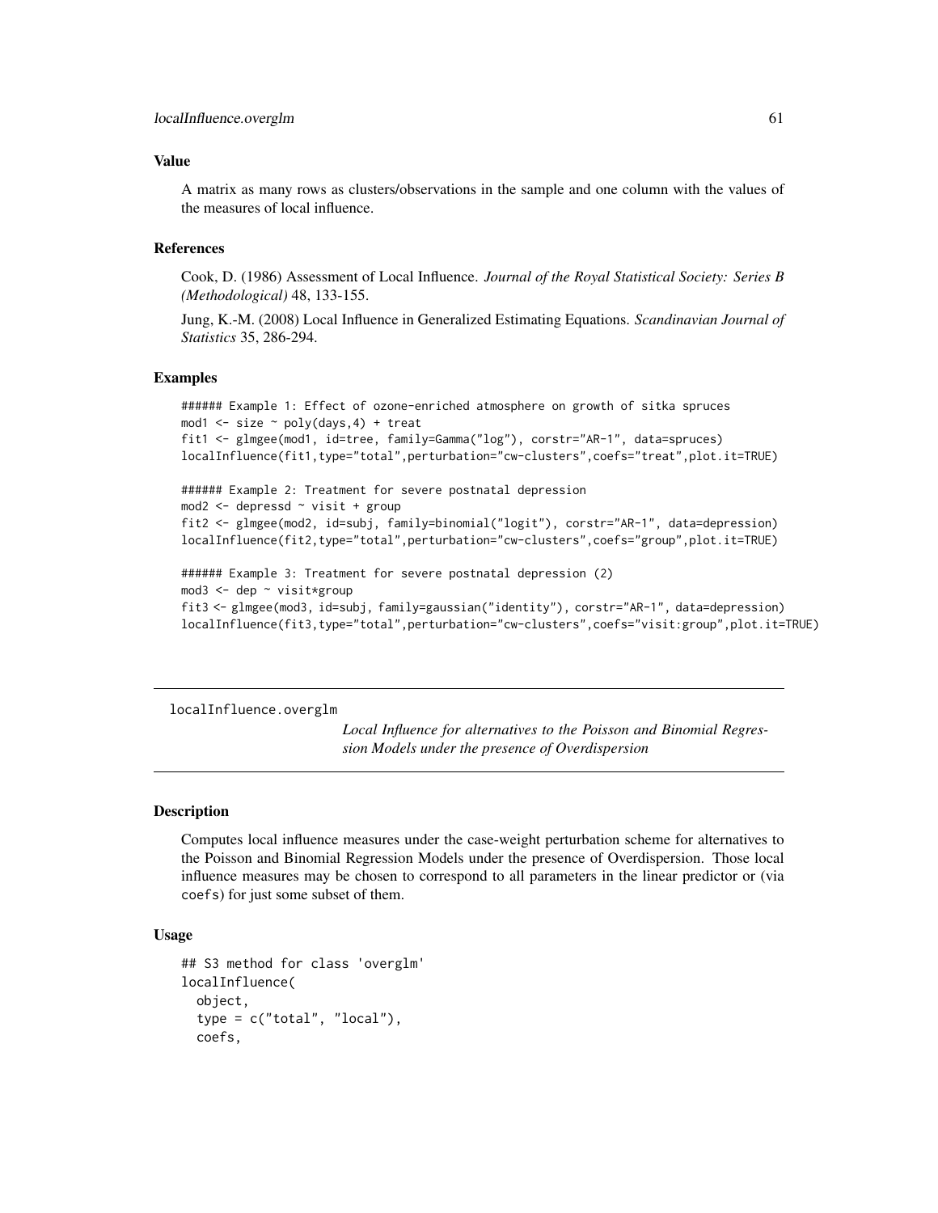### Value

A matrix as many rows as clusters/observations in the sample and one column with the values of the measures of local influence.

### References

Cook, D. (1986) Assessment of Local Influence. *Journal of the Royal Statistical Society: Series B (Methodological)* 48, 133-155.

Jung, K.-M. (2008) Local Influence in Generalized Estimating Equations. *Scandinavian Journal of Statistics* 35, 286-294.

### Examples

```
###### Example 1: Effect of ozone-enriched atmosphere on growth of sitka spruces
mod1 <- size ~ poly(days,4) + treat
fit1 <- glmgee(mod1, id=tree, family=Gamma("log"), corstr="AR-1", data=spruces)
localInfluence(fit1,type="total",perturbation="cw-clusters",coefs="treat",plot.it=TRUE)

###### Example 2: Treatment for severe postnatal depression
mod2 <- depressd ~ visit + group
fit2 <- glmgee(mod2, id=subj, family=binomial("logit"), corstr="AR-1", data=depression)
localInfluence(fit2,type="total",perturbation="cw-clusters",coefs="group",plot.it=TRUE)

###### Example 3: Treatment for severe postnatal depression (2)
mod3 <- dep ~ visit*group
fit3 <- glmgee(mod3, id=subj, family=gaussian("identity"), corstr="AR-1", data=depression)
localInfluence(fit3,type="total",perturbation="cw-clusters",coefs="visit:group",plot.it=TRUE)
```

---

## localInfluence.overglm

*Local Influence for alternatives to the Poisson and Binomial Regression Models under the presence of Overdispersion*

---

### Description

Computes local influence measures under the case-weight perturbation scheme for alternatives to the Poisson and Binomial Regression Models under the presence of Overdispersion. Those local influence measures may be chosen to correspond to all parameters in the linear predictor or (via `coefs`) for just some subset of them.

### Usage

```
## S3 method for class 'overglm'
localInfluence(
  object,
  type = c("total", "local"),
  coefs,
```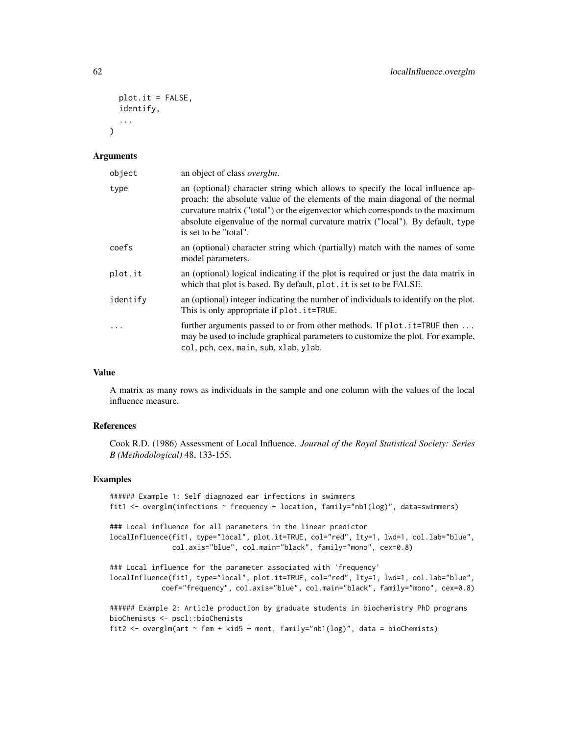```
  plot.it = FALSE,
  identify,
  ...
)
```

## Arguments

| | |
|---|---|
| object | an object of class *overglm*. |
| type | an (optional) character string which allows to specify the local influence approach: the absolute value of the elements of the main diagonal of the normal curvature matrix ("total") or the eigenvector which corresponds to the maximum absolute eigenvalue of the normal curvature matrix ("local"). By default, type is set to be "total". |
| coefs | an (optional) character string which (partially) match with the names of some model parameters. |
| plot.it | an (optional) logical indicating if the plot is required or just the data matrix in which that plot is based. By default, plot.it is set to be FALSE. |
| identify | an (optional) integer indicating the number of individuals to identify on the plot. This is only appropriate if plot.it=TRUE. |
| ... | further arguments passed to or from other methods. If plot.it=TRUE then ... may be used to include graphical parameters to customize the plot. For example, col, pch, cex, main, sub, xlab, ylab. |

## Value

A matrix as many rows as individuals in the sample and one column with the values of the local influence measure.

## References

Cook R.D. (1986) Assessment of Local Influence. *Journal of the Royal Statistical Society: Series B (Methodological)* 48, 133-155.

## Examples

```
###### Example 1: Self diagnozed ear infections in swimmers
fit1 <- overglm(infections ~ frequency + location, family="nb1(log)", data=swimmers)

### Local influence for all parameters in the linear predictor
localInfluence(fit1, type="local", plot.it=TRUE, col="red", lty=1, lwd=1, col.lab="blue",
               col.axis="blue", col.main="black", family="mono", cex=0.8)

### Local influence for the parameter associated with 'frequency'
localInfluence(fit1, type="local", plot.it=TRUE, col="red", lty=1, lwd=1, col.lab="blue",
             coef="frequency", col.axis="blue", col.main="black", family="mono", cex=0.8)

###### Example 2: Article production by graduate students in biochemistry PhD programs
bioChemists <- pscl::bioChemists
fit2 <- overglm(art ~ fem + kid5 + ment, family="nb1(log)", data = bioChemists)
```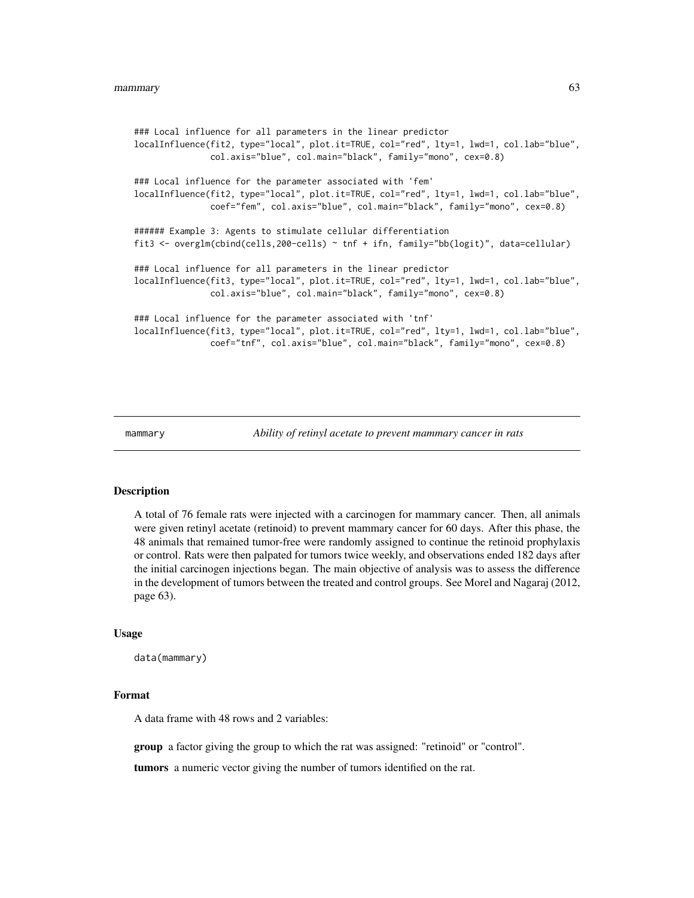```
### Local influence for all parameters in the linear predictor
localInfluence(fit2, type="local", plot.it=TRUE, col="red", lty=1, lwd=1, col.lab="blue",
               col.axis="blue", col.main="black", family="mono", cex=0.8)

### Local influence for the parameter associated with 'fem'
localInfluence(fit2, type="local", plot.it=TRUE, col="red", lty=1, lwd=1, col.lab="blue",
               coef="fem", col.axis="blue", col.main="black", family="mono", cex=0.8)

###### Example 3: Agents to stimulate cellular differentiation
fit3 <- overglm(cbind(cells,200-cells) ~ tnf + ifn, family="bb(logit)", data=cellular)

### Local influence for all parameters in the linear predictor
localInfluence(fit3, type="local", plot.it=TRUE, col="red", lty=1, lwd=1, col.lab="blue",
               col.axis="blue", col.main="black", family="mono", cex=0.8)

### Local influence for the parameter associated with 'tnf'
localInfluence(fit3, type="local", plot.it=TRUE, col="red", lty=1, lwd=1, col.lab="blue",
               coef="tnf", col.axis="blue", col.main="black", family="mono", cex=0.8)
```

## mammary — *Ability of retinyl acetate to prevent mammary cancer in rats*

### Description

A total of 76 female rats were injected with a carcinogen for mammary cancer. Then, all animals were given retinyl acetate (retinoid) to prevent mammary cancer for 60 days. After this phase, the 48 animals that remained tumor-free were randomly assigned to continue the retinoid prophylaxis or control. Rats were then palpated for tumors twice weekly, and observations ended 182 days after the initial carcinogen injections began. The main objective of analysis was to assess the difference in the development of tumors between the treated and control groups. See Morel and Nagaraj (2012, page 63).

### Usage

```
data(mammary)
```

### Format

A data frame with 48 rows and 2 variables:

**group** a factor giving the group to which the rat was assigned: "retinoid" or "control".

**tumors** a numeric vector giving the number of tumors identified on the rat.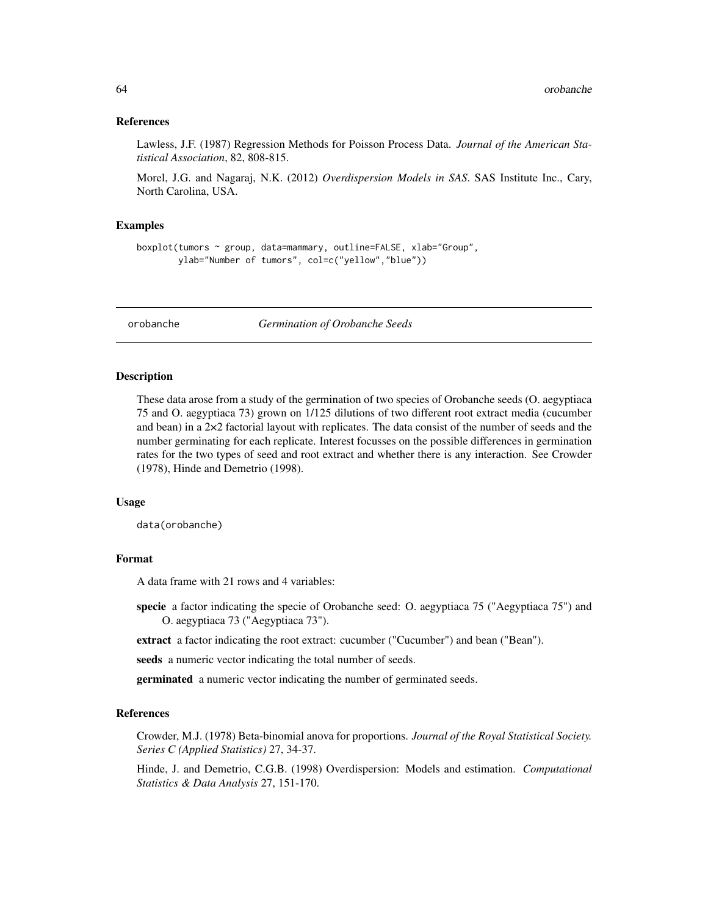### References

Lawless, J.F. (1987) Regression Methods for Poisson Process Data. *Journal of the American Statistical Association*, 82, 808-815.

Morel, J.G. and Nagaraj, N.K. (2012) *Overdispersion Models in SAS*. SAS Institute Inc., Cary, North Carolina, USA.

### Examples

```
boxplot(tumors ~ group, data=mammary, outline=FALSE, xlab="Group",
        ylab="Number of tumors", col=c("yellow","blue"))
```

---

## orobanche — *Germination of Orobanche Seeds*

---

### Description

These data arose from a study of the germination of two species of Orobanche seeds (O. aegyptiaca 75 and O. aegyptiaca 73) grown on 1/125 dilutions of two different root extract media (cucumber and bean) in a 2×2 factorial layout with replicates. The data consist of the number of seeds and the number germinating for each replicate. Interest focusses on the possible differences in germination rates for the two types of seed and root extract and whether there is any interaction. See Crowder (1978), Hinde and Demetrio (1998).

### Usage

```
data(orobanche)
```

### Format

A data frame with 21 rows and 4 variables:

**specie** a factor indicating the specie of Orobanche seed: O. aegyptiaca 75 ("Aegyptiaca 75") and O. aegyptiaca 73 ("Aegyptiaca 73").

**extract** a factor indicating the root extract: cucumber ("Cucumber") and bean ("Bean").

**seeds** a numeric vector indicating the total number of seeds.

**germinated** a numeric vector indicating the number of germinated seeds.

### References

Crowder, M.J. (1978) Beta-binomial anova for proportions. *Journal of the Royal Statistical Society. Series C (Applied Statistics)* 27, 34-37.

Hinde, J. and Demetrio, C.G.B. (1998) Overdispersion: Models and estimation. *Computational Statistics & Data Analysis* 27, 151-170.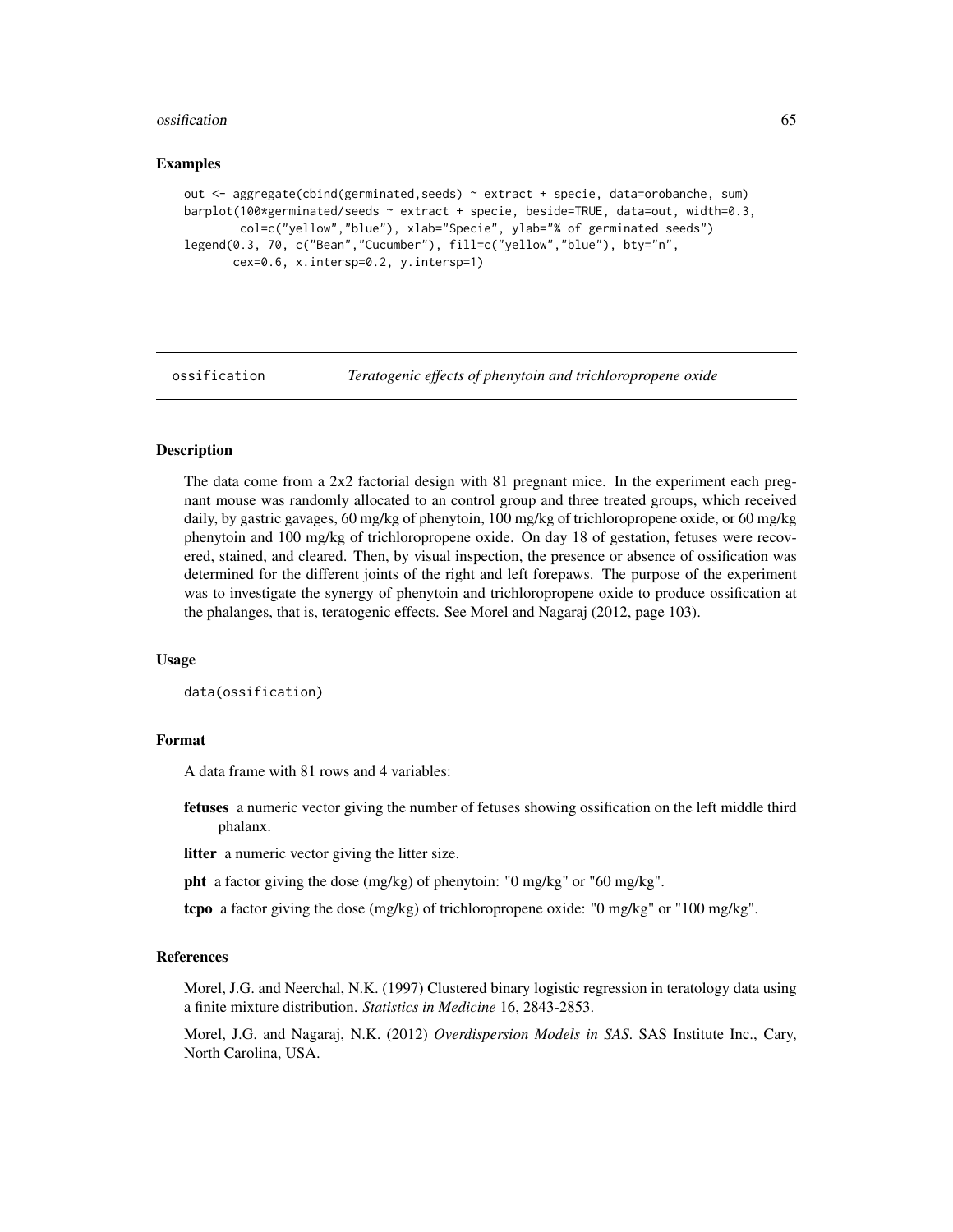## Examples

```
out <- aggregate(cbind(germinated,seeds) ~ extract + specie, data=orobanche, sum)
barplot(100*germinated/seeds ~ extract + specie, beside=TRUE, data=out, width=0.3,
        col=c("yellow","blue"), xlab="Specie", ylab="% of germinated seeds")
legend(0.3, 70, c("Bean","Cucumber"), fill=c("yellow","blue"), bty="n",
       cex=0.6, x.intersp=0.2, y.intersp=1)
```

---

# ossification *Teratogenic effects of phenytoin and trichloropropene oxide*

---

## Description

The data come from a 2x2 factorial design with 81 pregnant mice. In the experiment each pregnant mouse was randomly allocated to an control group and three treated groups, which received daily, by gastric gavages, 60 mg/kg of phenytoin, 100 mg/kg of trichloropropene oxide, or 60 mg/kg phenytoin and 100 mg/kg of trichloropropene oxide. On day 18 of gestation, fetuses were recovered, stained, and cleared. Then, by visual inspection, the presence or absence of ossification was determined for the different joints of the right and left forepaws. The purpose of the experiment was to investigate the synergy of phenytoin and trichloropropene oxide to produce ossification at the phalanges, that is, teratogenic effects. See Morel and Nagaraj (2012, page 103).

## Usage

```
data(ossification)
```

## Format

A data frame with 81 rows and 4 variables:

**fetuses** a numeric vector giving the number of fetuses showing ossification on the left middle third phalanx.

**litter** a numeric vector giving the litter size.

**pht** a factor giving the dose (mg/kg) of phenytoin: "0 mg/kg" or "60 mg/kg".

**tcpo** a factor giving the dose (mg/kg) of trichloropropene oxide: "0 mg/kg" or "100 mg/kg".

## References

Morel, J.G. and Neerchal, N.K. (1997) Clustered binary logistic regression in teratology data using a finite mixture distribution. *Statistics in Medicine* 16, 2843-2853.

Morel, J.G. and Nagaraj, N.K. (2012) *Overdispersion Models in SAS*. SAS Institute Inc., Cary, North Carolina, USA.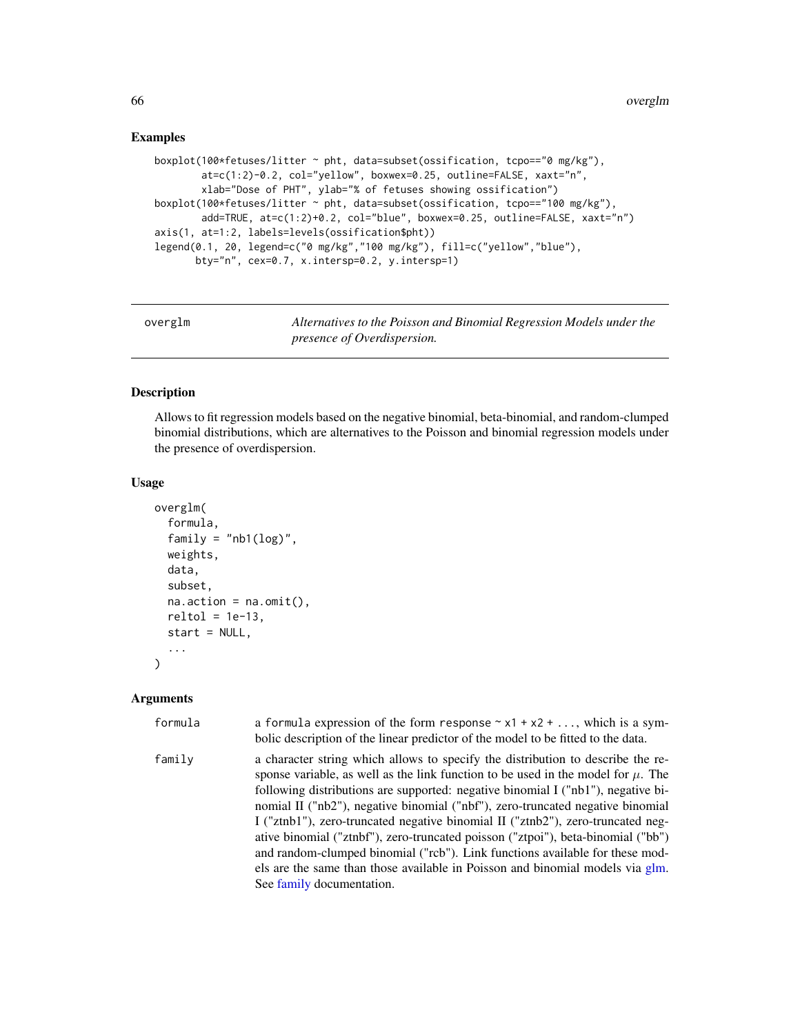## Examples

```
boxplot(100*fetuses/litter ~ pht, data=subset(ossification, tcpo=="0 mg/kg"),
        at=c(1:2)-0.2, col="yellow", boxwex=0.25, outline=FALSE, xaxt="n",
        xlab="Dose of PHT", ylab="% of fetuses showing ossification")
boxplot(100*fetuses/litter ~ pht, data=subset(ossification, tcpo=="100 mg/kg"),
        add=TRUE, at=c(1:2)+0.2, col="blue", boxwex=0.25, outline=FALSE, xaxt="n")
axis(1, at=1:2, labels=levels(ossification$pht))
legend(0.1, 20, legend=c("0 mg/kg","100 mg/kg"), fill=c("yellow","blue"),
       bty="n", cex=0.7, x.intersp=0.2, y.intersp=1)
```

---

# overglm — *Alternatives to the Poisson and Binomial Regression Models under the presence of Overdispersion.*

## Description

Allows to fit regression models based on the negative binomial, beta-binomial, and random-clumped binomial distributions, which are alternatives to the Poisson and binomial regression models under the presence of overdispersion.

## Usage

```
overglm(
  formula,
  family = "nb1(log)",
  weights,
  data,
  subset,
  na.action = na.omit(),
  reltol = 1e-13,
  start = NULL,
  ...
)
```

## Arguments

| | |
|---|---|
| `formula` | a `formula` expression of the form `response ~ x1 + x2 + ...`, which is a symbolic description of the linear predictor of the model to be fitted to the data. |
| `family` | a character string which allows to specify the distribution to describe the response variable, as well as the link function to be used in the model for $\mu$. The following distributions are supported: negative binomial I ("nb1"), negative binomial II ("nb2"), negative binomial ("nbf"), zero-truncated negative binomial I ("ztnb1"), zero-truncated negative binomial II ("ztnb2"), zero-truncated negative binomial ("ztnbf"), zero-truncated poisson ("ztpoi"), beta-binomial ("bb") and random-clumped binomial ("rcb"). Link functions available for these models are the same than those available in Poisson and binomial models via glm. See family documentation. |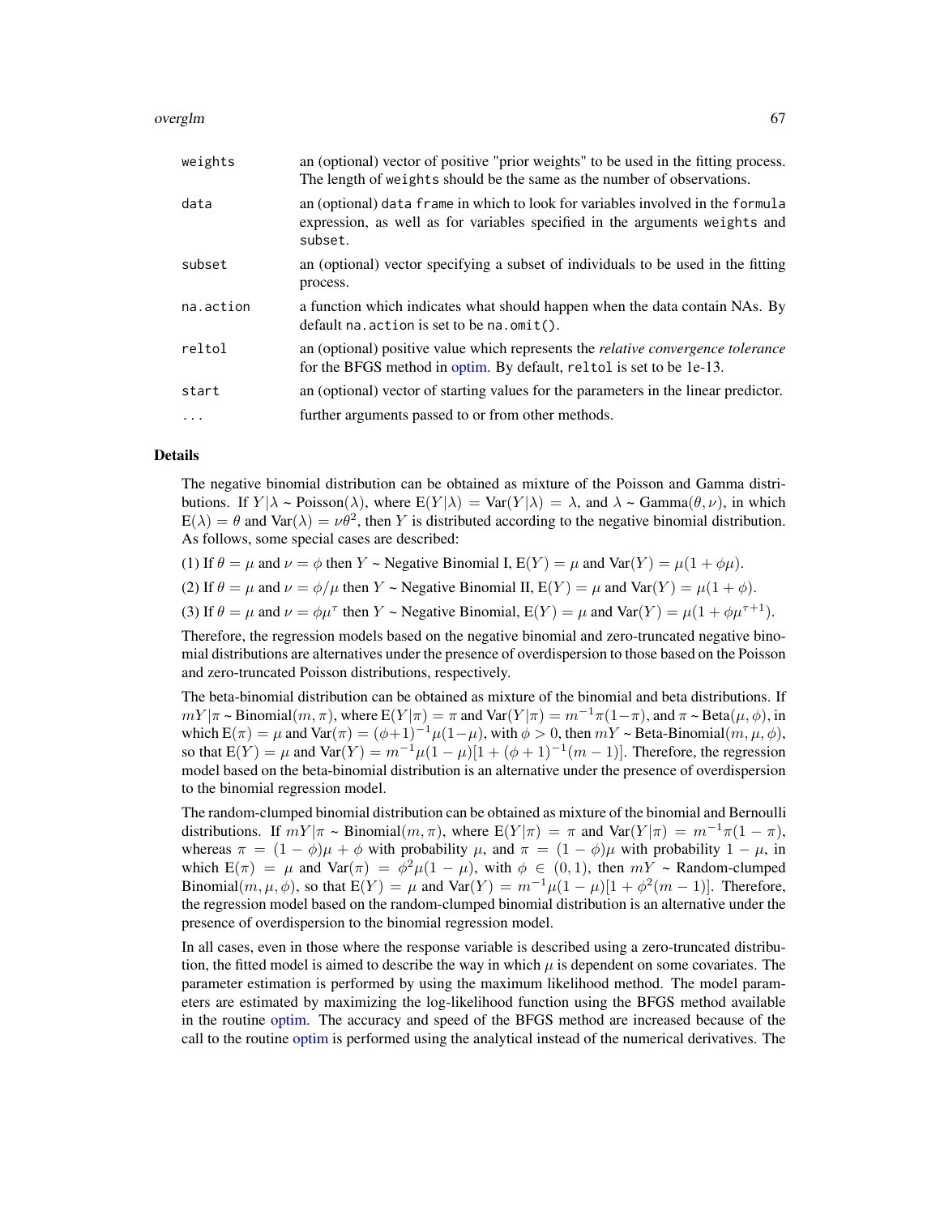| | |
|---|---|
| `weights` | an (optional) vector of positive "prior weights" to be used in the fitting process. The length of `weights` should be the same as the number of observations. |
| `data` | an (optional) `data frame` in which to look for variables involved in the `formula` expression, as well as for variables specified in the arguments `weights` and `subset`. |
| `subset` | an (optional) vector specifying a subset of individuals to be used in the fitting process. |
| `na.action` | a function which indicates what should happen when the data contain NAs. By default `na.action` is set to be `na.omit()`. |
| `reltol` | an (optional) positive value which represents the *relative convergence tolerance* for the BFGS method in optim. By default, `reltol` is set to be 1e-13. |
| `start` | an (optional) vector of starting values for the parameters in the linear predictor. |
| `...` | further arguments passed to or from other methods. |

## Details

The negative binomial distribution can be obtained as mixture of the Poisson and Gamma distributions. If $Y|\lambda$ ~ Poisson($\lambda$), where $\mathrm{E}(Y|\lambda) = \mathrm{Var}(Y|\lambda) = \lambda$, and $\lambda$ ~ Gamma($\theta, \nu$), in which $\mathrm{E}(\lambda) = \theta$ and $\mathrm{Var}(\lambda) = \nu\theta^2$, then $Y$ is distributed according to the negative binomial distribution. As follows, some special cases are described:

(1) If $\theta = \mu$ and $\nu = \phi$ then $Y$ ~ Negative Binomial I, $\mathrm{E}(Y) = \mu$ and $\mathrm{Var}(Y) = \mu(1 + \phi\mu)$.

(2) If $\theta = \mu$ and $\nu = \phi/\mu$ then $Y$ ~ Negative Binomial II, $\mathrm{E}(Y) = \mu$ and $\mathrm{Var}(Y) = \mu(1 + \phi)$.

(3) If $\theta = \mu$ and $\nu = \phi\mu^\tau$ then $Y$ ~ Negative Binomial, $\mathrm{E}(Y) = \mu$ and $\mathrm{Var}(Y) = \mu(1 + \phi\mu^{\tau+1})$.

Therefore, the regression models based on the negative binomial and zero-truncated negative binomial distributions are alternatives under the presence of overdispersion to those based on the Poisson and zero-truncated Poisson distributions, respectively.

The beta-binomial distribution can be obtained as mixture of the binomial and beta distributions. If $mY|\pi$ ~ Binomial($m, \pi$), where $\mathrm{E}(Y|\pi) = \pi$ and $\mathrm{Var}(Y|\pi) = m^{-1}\pi(1-\pi)$, and $\pi$ ~ Beta($\mu, \phi$), in which $\mathrm{E}(\pi) = \mu$ and $\mathrm{Var}(\pi) = (\phi+1)^{-1}\mu(1-\mu)$, with $\phi > 0$, then $mY$ ~ Beta-Binomial($m, \mu, \phi$), so that $\mathrm{E}(Y) = \mu$ and $\mathrm{Var}(Y) = m^{-1}\mu(1-\mu)[1 + (\phi+1)^{-1}(m-1)]$. Therefore, the regression model based on the beta-binomial distribution is an alternative under the presence of overdispersion to the binomial regression model.

The random-clumped binomial distribution can be obtained as mixture of the binomial and Bernoulli distributions. If $mY|\pi$ ~ Binomial($m, \pi$), where $\mathrm{E}(Y|\pi) = \pi$ and $\mathrm{Var}(Y|\pi) = m^{-1}\pi(1-\pi)$, whereas $\pi = (1-\phi)\mu + \phi$ with probability $\mu$, and $\pi = (1-\phi)\mu$ with probability $1-\mu$, in which $\mathrm{E}(\pi) = \mu$ and $\mathrm{Var}(\pi) = \phi^2\mu(1-\mu)$, with $\phi \in (0,1)$, then $mY$ ~ Random-clumped Binomial($m, \mu, \phi$), so that $\mathrm{E}(Y) = \mu$ and $\mathrm{Var}(Y) = m^{-1}\mu(1-\mu)[1 + \phi^2(m-1)]$. Therefore, the regression model based on the random-clumped binomial distribution is an alternative under the presence of overdispersion to the binomial regression model.

In all cases, even in those where the response variable is described using a zero-truncated distribution, the fitted model is aimed to describe the way in which $\mu$ is dependent on some covariates. The parameter estimation is performed by using the maximum likelihood method. The model parameters are estimated by maximizing the log-likelihood function using the BFGS method available in the routine optim. The accuracy and speed of the BFGS method are increased because of the call to the routine optim is performed using the analytical instead of the numerical derivatives. The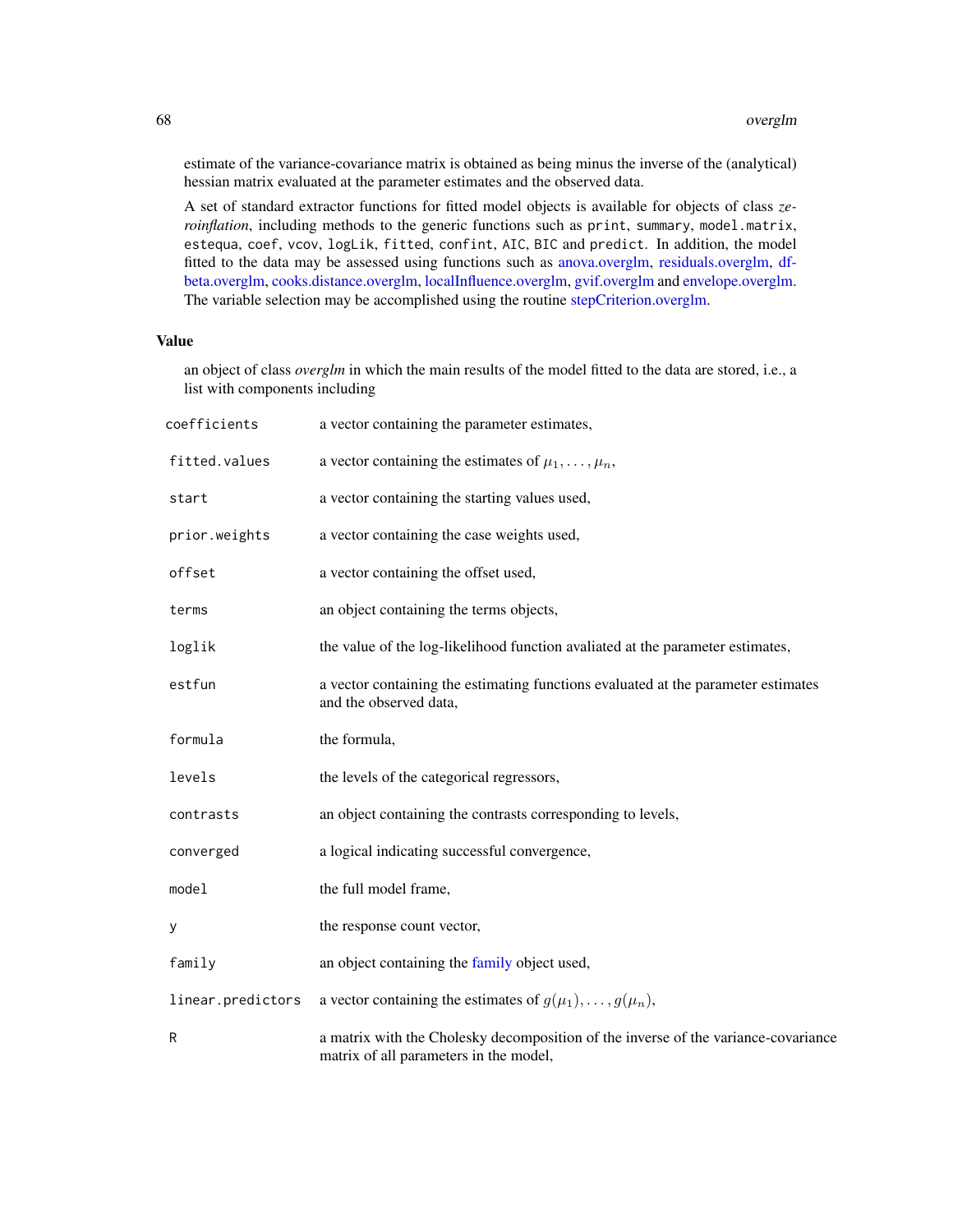estimate of the variance-covariance matrix is obtained as being minus the inverse of the (analytical) hessian matrix evaluated at the parameter estimates and the observed data.

A set of standard extractor functions for fitted model objects is available for objects of class *zeroinflation*, including methods to the generic functions such as `print`, `summary`, `model.matrix`, `estequa`, `coef`, `vcov`, `logLik`, `fitted`, `confint`, `AIC`, `BIC` and `predict`. In addition, the model fitted to the data may be assessed using functions such as anova.overglm, residuals.overglm, dfbeta.overglm, cooks.distance.overglm, localInfluence.overglm, gvif.overglm and envelope.overglm. The variable selection may be accomplished using the routine stepCriterion.overglm.

## Value

an object of class *overglm* in which the main results of the model fitted to the data are stored, i.e., a list with components including

| | |
|---|---|
| `coefficients` | a vector containing the parameter estimates, |
| `fitted.values` | a vector containing the estimates of $\mu_1, \ldots, \mu_n$, |
| `start` | a vector containing the starting values used, |
| `prior.weights` | a vector containing the case weights used, |
| `offset` | a vector containing the offset used, |
| `terms` | an object containing the terms objects, |
| `loglik` | the value of the log-likelihood function avaliated at the parameter estimates, |
| `estfun` | a vector containing the estimating functions evaluated at the parameter estimates and the observed data, |
| `formula` | the formula, |
| `levels` | the levels of the categorical regressors, |
| `contrasts` | an object containing the contrasts corresponding to levels, |
| `converged` | a logical indicating successful convergence, |
| `model` | the full model frame, |
| `y` | the response count vector, |
| `family` | an object containing the family object used, |
| `linear.predictors` | a vector containing the estimates of $g(\mu_1), \ldots, g(\mu_n)$, |
| `R` | a matrix with the Cholesky decomposition of the inverse of the variance-covariance matrix of all parameters in the model, |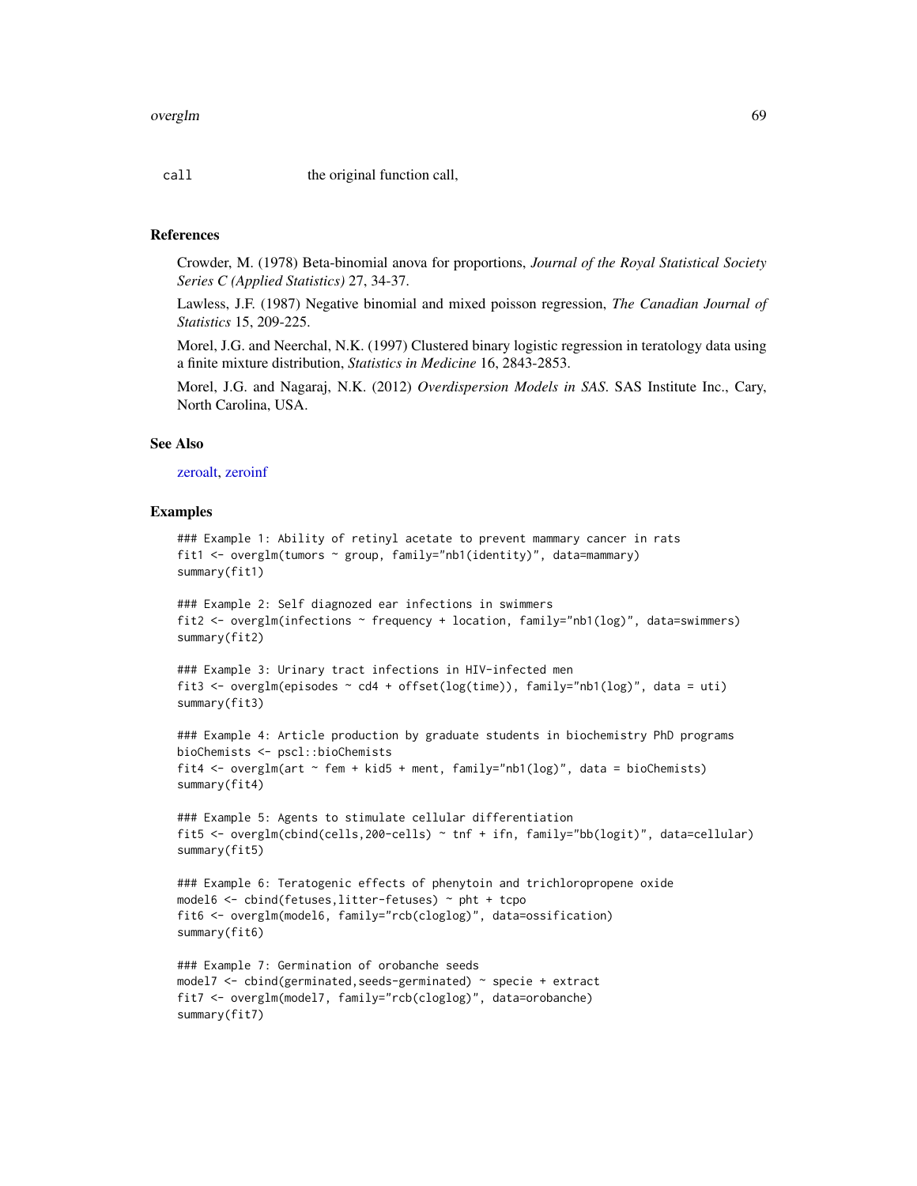| | |
|---|---|
| call | the original function call, |

## References

Crowder, M. (1978) Beta-binomial anova for proportions, *Journal of the Royal Statistical Society Series C (Applied Statistics)* 27, 34-37.

Lawless, J.F. (1987) Negative binomial and mixed poisson regression, *The Canadian Journal of Statistics* 15, 209-225.

Morel, J.G. and Neerchal, N.K. (1997) Clustered binary logistic regression in teratology data using a finite mixture distribution, *Statistics in Medicine* 16, 2843-2853.

Morel, J.G. and Nagaraj, N.K. (2012) *Overdispersion Models in SAS*. SAS Institute Inc., Cary, North Carolina, USA.

## See Also

zeroalt, zeroinf

## Examples

```
### Example 1: Ability of retinyl acetate to prevent mammary cancer in rats
fit1 <- overglm(tumors ~ group, family="nb1(identity)", data=mammary)
summary(fit1)

### Example 2: Self diagnozed ear infections in swimmers
fit2 <- overglm(infections ~ frequency + location, family="nb1(log)", data=swimmers)
summary(fit2)

### Example 3: Urinary tract infections in HIV-infected men
fit3 <- overglm(episodes ~ cd4 + offset(log(time)), family="nb1(log)", data = uti)
summary(fit3)

### Example 4: Article production by graduate students in biochemistry PhD programs
bioChemists <- pscl::bioChemists
fit4 <- overglm(art ~ fem + kid5 + ment, family="nb1(log)", data = bioChemists)
summary(fit4)

### Example 5: Agents to stimulate cellular differentiation
fit5 <- overglm(cbind(cells,200-cells) ~ tnf + ifn, family="bb(logit)", data=cellular)
summary(fit5)

### Example 6: Teratogenic effects of phenytoin and trichloropropene oxide
model6 <- cbind(fetuses,litter-fetuses) ~ pht + tcpo
fit6 <- overglm(model6, family="rcb(cloglog)", data=ossification)
summary(fit6)

### Example 7: Germination of orobanche seeds
model7 <- cbind(germinated,seeds-germinated) ~ specie + extract
fit7 <- overglm(model7, family="rcb(cloglog)", data=orobanche)
summary(fit7)
```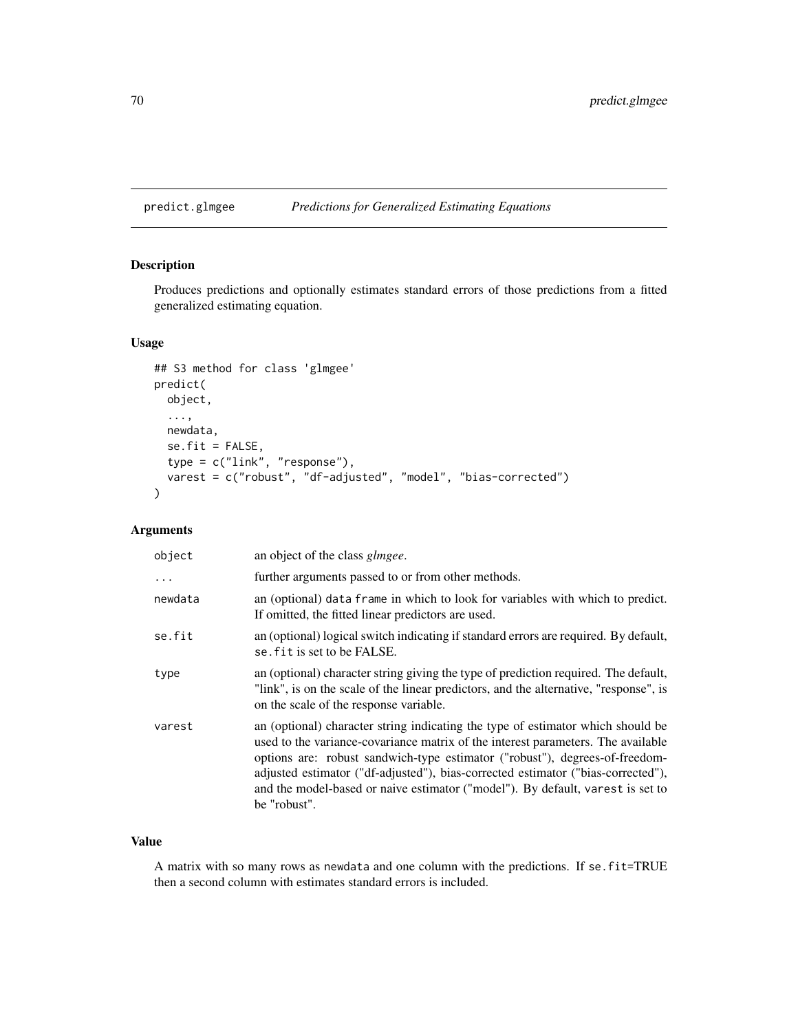# predict.glmgee *Predictions for Generalized Estimating Equations*

## Description

Produces predictions and optionally estimates standard errors of those predictions from a fitted generalized estimating equation.

## Usage

```
## S3 method for class 'glmgee'
predict(
  object,
  ...,
  newdata,
  se.fit = FALSE,
  type = c("link", "response"),
  varest = c("robust", "df-adjusted", "model", "bias-corrected")
)
```

## Arguments

| | |
|---|---|
| object | an object of the class *glmgee*. |
| ... | further arguments passed to or from other methods. |
| newdata | an (optional) data frame in which to look for variables with which to predict. If omitted, the fitted linear predictors are used. |
| se.fit | an (optional) logical switch indicating if standard errors are required. By default, se.fit is set to be FALSE. |
| type | an (optional) character string giving the type of prediction required. The default, "link", is on the scale of the linear predictors, and the alternative, "response", is on the scale of the response variable. |
| varest | an (optional) character string indicating the type of estimator which should be used to the variance-covariance matrix of the interest parameters. The available options are: robust sandwich-type estimator ("robust"), degrees-of-freedom-adjusted estimator ("df-adjusted"), bias-corrected estimator ("bias-corrected"), and the model-based or naive estimator ("model"). By default, varest is set to be "robust". |

## Value

A matrix with so many rows as newdata and one column with the predictions. If se.fit=TRUE then a second column with estimates standard errors is included.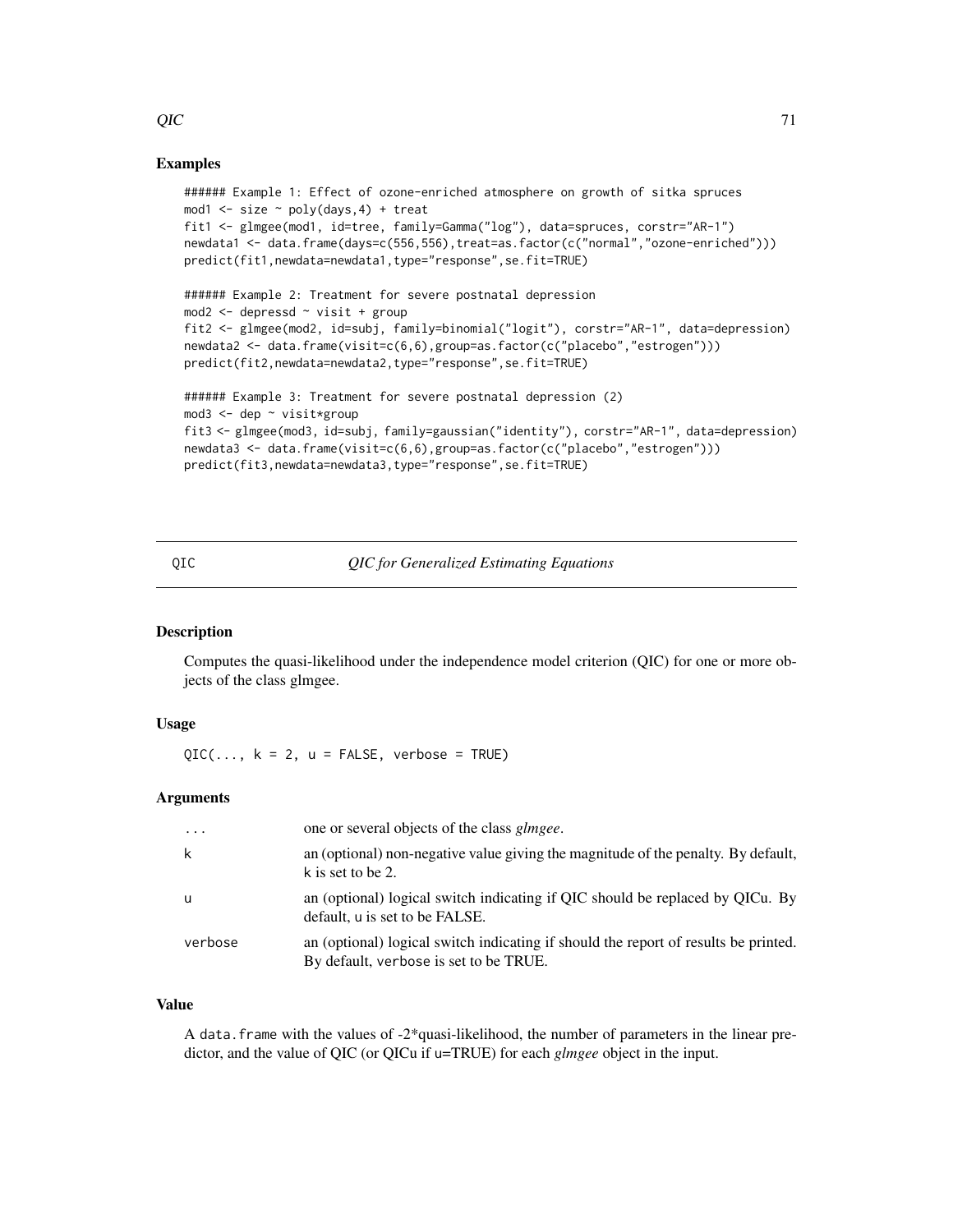## Examples

```
###### Example 1: Effect of ozone-enriched atmosphere on growth of sitka spruces
mod1 <- size ~ poly(days,4) + treat
fit1 <- glmgee(mod1, id=tree, family=Gamma("log"), data=spruces, corstr="AR-1")
newdata1 <- data.frame(days=c(556,556),treat=as.factor(c("normal","ozone-enriched")))
predict(fit1,newdata=newdata1,type="response",se.fit=TRUE)

###### Example 2: Treatment for severe postnatal depression
mod2 <- depressd ~ visit + group
fit2 <- glmgee(mod2, id=subj, family=binomial("logit"), corstr="AR-1", data=depression)
newdata2 <- data.frame(visit=c(6,6),group=as.factor(c("placebo","estrogen")))
predict(fit2,newdata=newdata2,type="response",se.fit=TRUE)

###### Example 3: Treatment for severe postnatal depression (2)
mod3 <- dep ~ visit*group
fit3 <- glmgee(mod3, id=subj, family=gaussian("identity"), corstr="AR-1", data=depression)
newdata3 <- data.frame(visit=c(6,6),group=as.factor(c("placebo","estrogen")))
predict(fit3,newdata=newdata3,type="response",se.fit=TRUE)
```

# QIC — *QIC for Generalized Estimating Equations*

## Description

Computes the quasi-likelihood under the independence model criterion (QIC) for one or more objects of the class glmgee.

## Usage

```
QIC(..., k = 2, u = FALSE, verbose = TRUE)
```

## Arguments

| | |
|---|---|
| ... | one or several objects of the class *glmgee*. |
| k | an (optional) non-negative value giving the magnitude of the penalty. By default, k is set to be 2. |
| u | an (optional) logical switch indicating if QIC should be replaced by QICu. By default, u is set to be FALSE. |
| verbose | an (optional) logical switch indicating if should the report of results be printed. By default, verbose is set to be TRUE. |

## Value

A data.frame with the values of -2*quasi-likelihood, the number of parameters in the linear predictor, and the value of QIC (or QICu if u=TRUE) for each *glmgee* object in the input.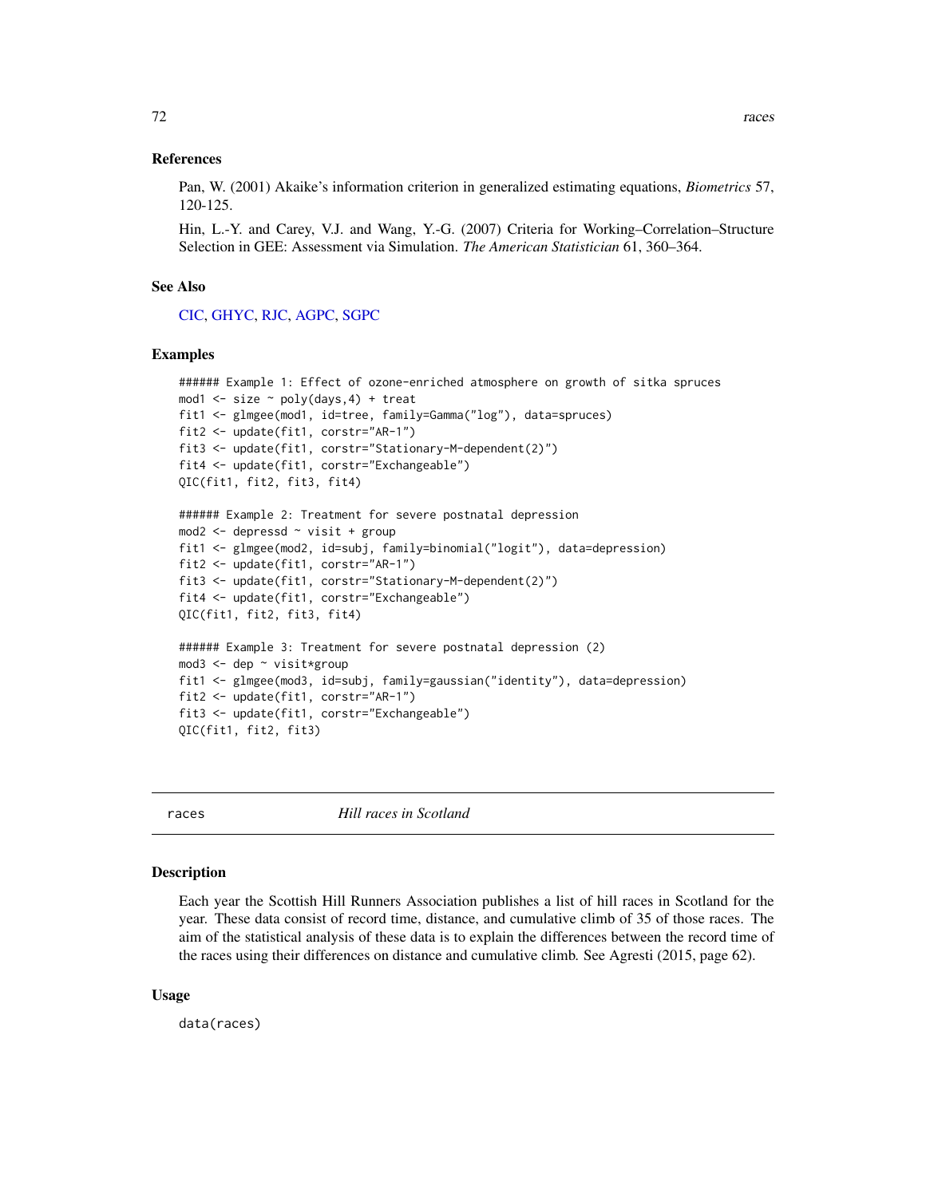### References

Pan, W. (2001) Akaike's information criterion in generalized estimating equations, *Biometrics* 57, 120-125.

Hin, L.-Y. and Carey, V.J. and Wang, Y.-G. (2007) Criteria for Working–Correlation–Structure Selection in GEE: Assessment via Simulation. *The American Statistician* 61, 360–364.

### See Also

CIC, GHYC, RJC, AGPC, SGPC

### Examples

```
###### Example 1: Effect of ozone-enriched atmosphere on growth of sitka spruces
mod1 <- size ~ poly(days,4) + treat
fit1 <- glmgee(mod1, id=tree, family=Gamma("log"), data=spruces)
fit2 <- update(fit1, corstr="AR-1")
fit3 <- update(fit1, corstr="Stationary-M-dependent(2)")
fit4 <- update(fit1, corstr="Exchangeable")
QIC(fit1, fit2, fit3, fit4)

###### Example 2: Treatment for severe postnatal depression
mod2 <- depressd ~ visit + group
fit1 <- glmgee(mod2, id=subj, family=binomial("logit"), data=depression)
fit2 <- update(fit1, corstr="AR-1")
fit3 <- update(fit1, corstr="Stationary-M-dependent(2)")
fit4 <- update(fit1, corstr="Exchangeable")
QIC(fit1, fit2, fit3, fit4)

###### Example 3: Treatment for severe postnatal depression (2)
mod3 <- dep ~ visit*group
fit1 <- glmgee(mod3, id=subj, family=gaussian("identity"), data=depression)
fit2 <- update(fit1, corstr="AR-1")
fit3 <- update(fit1, corstr="Exchangeable")
QIC(fit1, fit2, fit3)
```

---

## races — *Hill races in Scotland*

### Description

Each year the Scottish Hill Runners Association publishes a list of hill races in Scotland for the year. These data consist of record time, distance, and cumulative climb of 35 of those races. The aim of the statistical analysis of these data is to explain the differences between the record time of the races using their differences on distance and cumulative climb. See Agresti (2015, page 62).

### Usage

```
data(races)
```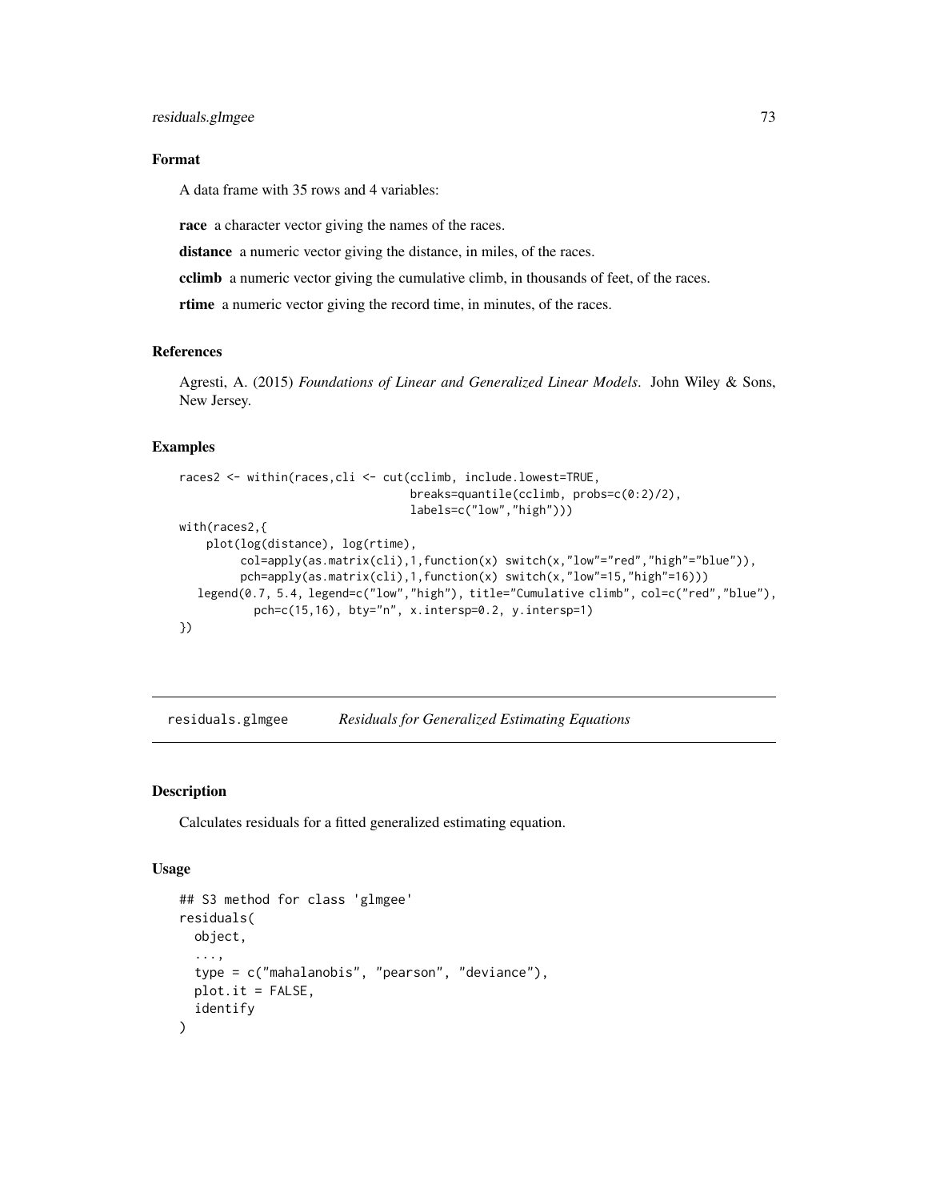## Format

A data frame with 35 rows and 4 variables:

**race** a character vector giving the names of the races.

**distance** a numeric vector giving the distance, in miles, of the races.

**cclimb** a numeric vector giving the cumulative climb, in thousands of feet, of the races.

**rtime** a numeric vector giving the record time, in minutes, of the races.

## References

Agresti, A. (2015) *Foundations of Linear and Generalized Linear Models*. John Wiley & Sons, New Jersey.

## Examples

```
races2 <- within(races,cli <- cut(cclimb, include.lowest=TRUE,
                                  breaks=quantile(cclimb, probs=c(0:2)/2),
                                  labels=c("low","high")))
with(races2,{
    plot(log(distance), log(rtime),
         col=apply(as.matrix(cli),1,function(x) switch(x,"low"="red","high"="blue")),
         pch=apply(as.matrix(cli),1,function(x) switch(x,"low"=15,"high"=16)))
   legend(0.7, 5.4, legend=c("low","high"), title="Cumulative climb", col=c("red","blue"),
          pch=c(15,16), bty="n", x.intersp=0.2, y.intersp=1)
})
```

---

# residuals.glmgee    *Residuals for Generalized Estimating Equations*

---

## Description

Calculates residuals for a fitted generalized estimating equation.

## Usage

```
## S3 method for class 'glmgee'
residuals(
  object,
  ...,
  type = c("mahalanobis", "pearson", "deviance"),
  plot.it = FALSE,
  identify
)
```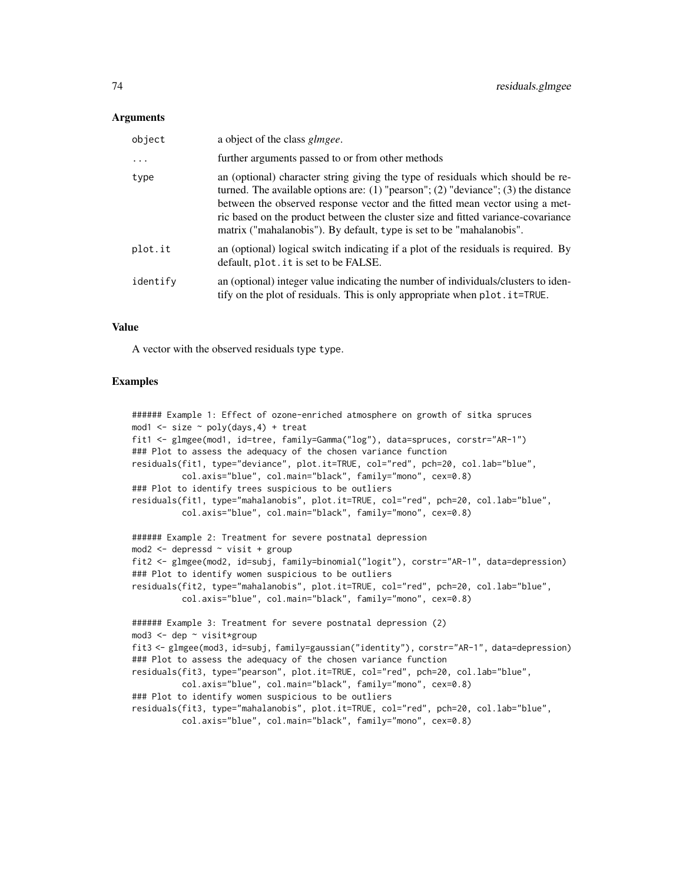## Arguments

| | |
|---|---|
| `object` | a object of the class *glmgee*. |
| `...` | further arguments passed to or from other methods |
| `type` | an (optional) character string giving the type of residuals which should be returned. The available options are: (1) "pearson"; (2) "deviance"; (3) the distance between the observed response vector and the fitted mean vector using a metric based on the product between the cluster size and fitted variance-covariance matrix ("mahalanobis"). By default, `type` is set to be "mahalanobis". |
| `plot.it` | an (optional) logical switch indicating if a plot of the residuals is required. By default, `plot.it` is set to be FALSE. |
| `identify` | an (optional) integer value indicating the number of individuals/clusters to identify on the plot of residuals. This is only appropriate when `plot.it=TRUE`. |

## Value

A vector with the observed residuals type `type`.

## Examples

```
###### Example 1: Effect of ozone-enriched atmosphere on growth of sitka spruces
mod1 <- size ~ poly(days,4) + treat
fit1 <- glmgee(mod1, id=tree, family=Gamma("log"), data=spruces, corstr="AR-1")
### Plot to assess the adequacy of the chosen variance function
residuals(fit1, type="deviance", plot.it=TRUE, col="red", pch=20, col.lab="blue",
          col.axis="blue", col.main="black", family="mono", cex=0.8)
### Plot to identify trees suspicious to be outliers
residuals(fit1, type="mahalanobis", plot.it=TRUE, col="red", pch=20, col.lab="blue",
          col.axis="blue", col.main="black", family="mono", cex=0.8)

###### Example 2: Treatment for severe postnatal depression
mod2 <- depressd ~ visit + group
fit2 <- glmgee(mod2, id=subj, family=binomial("logit"), corstr="AR-1", data=depression)
### Plot to identify women suspicious to be outliers
residuals(fit2, type="mahalanobis", plot.it=TRUE, col="red", pch=20, col.lab="blue",
          col.axis="blue", col.main="black", family="mono", cex=0.8)

###### Example 3: Treatment for severe postnatal depression (2)
mod3 <- dep ~ visit*group
fit3 <- glmgee(mod3, id=subj, family=gaussian("identity"), corstr="AR-1", data=depression)
### Plot to assess the adequacy of the chosen variance function
residuals(fit3, type="pearson", plot.it=TRUE, col="red", pch=20, col.lab="blue",
          col.axis="blue", col.main="black", family="mono", cex=0.8)
### Plot to identify women suspicious to be outliers
residuals(fit3, type="mahalanobis", plot.it=TRUE, col="red", pch=20, col.lab="blue",
          col.axis="blue", col.main="black", family="mono", cex=0.8)
```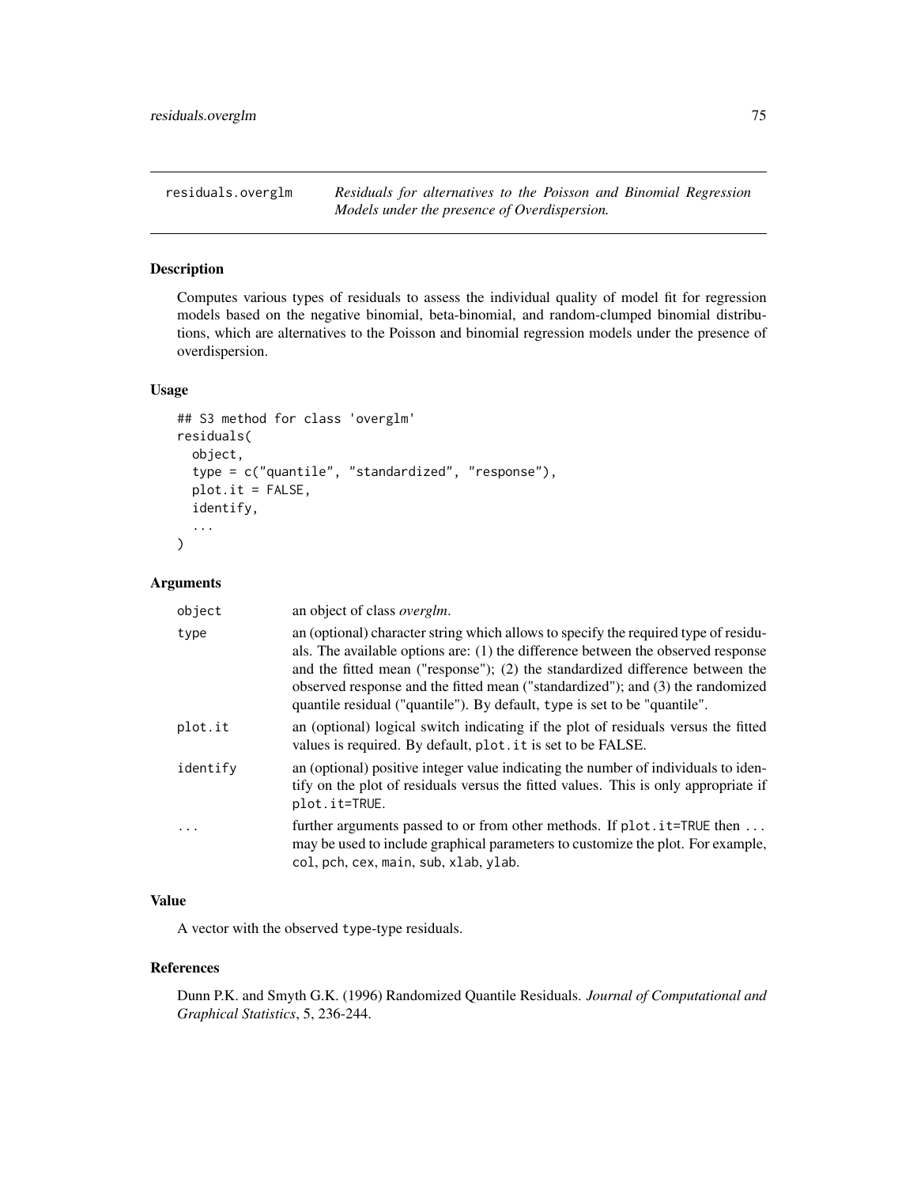residuals.overglm — *Residuals for alternatives to the Poisson and Binomial Regression Models under the presence of Overdispersion.*

## Description

Computes various types of residuals to assess the individual quality of model fit for regression models based on the negative binomial, beta-binomial, and random-clumped binomial distributions, which are alternatives to the Poisson and binomial regression models under the presence of overdispersion.

## Usage

```
## S3 method for class 'overglm'
residuals(
  object,
  type = c("quantile", "standardized", "response"),
  plot.it = FALSE,
  identify,
  ...
)
```

## Arguments

| | |
|---|---|
| object | an object of class *overglm*. |
| type | an (optional) character string which allows to specify the required type of residuals. The available options are: (1) the difference between the observed response and the fitted mean ("response"); (2) the standardized difference between the observed response and the fitted mean ("standardized"); and (3) the randomized quantile residual ("quantile"). By default, type is set to be "quantile". |
| plot.it | an (optional) logical switch indicating if the plot of residuals versus the fitted values is required. By default, plot.it is set to be FALSE. |
| identify | an (optional) positive integer value indicating the number of individuals to identify on the plot of residuals versus the fitted values. This is only appropriate if plot.it=TRUE. |
| ... | further arguments passed to or from other methods. If plot.it=TRUE then ... may be used to include graphical parameters to customize the plot. For example, col, pch, cex, main, sub, xlab, ylab. |

## Value

A vector with the observed type-type residuals.

## References

Dunn P.K. and Smyth G.K. (1996) Randomized Quantile Residuals. *Journal of Computational and Graphical Statistics*, 5, 236-244.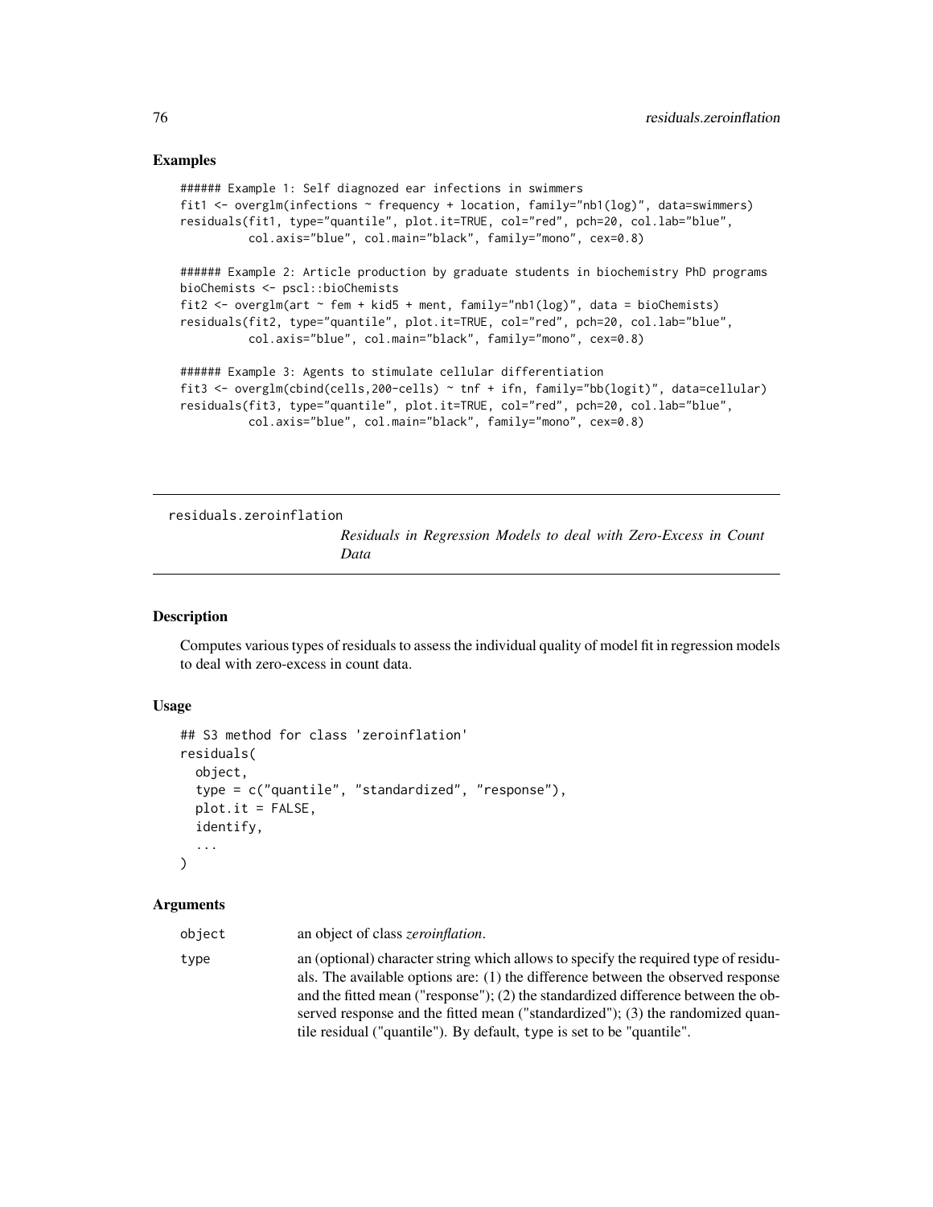## Examples

```
###### Example 1: Self diagnozed ear infections in swimmers
fit1 <- overglm(infections ~ frequency + location, family="nb1(log)", data=swimmers)
residuals(fit1, type="quantile", plot.it=TRUE, col="red", pch=20, col.lab="blue",
          col.axis="blue", col.main="black", family="mono", cex=0.8)

###### Example 2: Article production by graduate students in biochemistry PhD programs
bioChemists <- pscl::bioChemists
fit2 <- overglm(art ~ fem + kid5 + ment, family="nb1(log)", data = bioChemists)
residuals(fit2, type="quantile", plot.it=TRUE, col="red", pch=20, col.lab="blue",
          col.axis="blue", col.main="black", family="mono", cex=0.8)

###### Example 3: Agents to stimulate cellular differentiation
fit3 <- overglm(cbind(cells,200-cells) ~ tnf + ifn, family="bb(logit)", data=cellular)
residuals(fit3, type="quantile", plot.it=TRUE, col="red", pch=20, col.lab="blue",
          col.axis="blue", col.main="black", family="mono", cex=0.8)
```

---

# residuals.zeroinflation

*Residuals in Regression Models to deal with Zero-Excess in Count Data*

---

## Description

Computes various types of residuals to assess the individual quality of model fit in regression models to deal with zero-excess in count data.

## Usage

```
## S3 method for class 'zeroinflation'
residuals(
  object,
  type = c("quantile", "standardized", "response"),
  plot.it = FALSE,
  identify,
  ...
)
```

## Arguments

| | |
|---|---|
| object | an object of class *zeroinflation*. |
| type | an (optional) character string which allows to specify the required type of residuals. The available options are: (1) the difference between the observed response and the fitted mean ("response"); (2) the standardized difference between the observed response and the fitted mean ("standardized"); (3) the randomized quantile residual ("quantile"). By default, type is set to be "quantile". |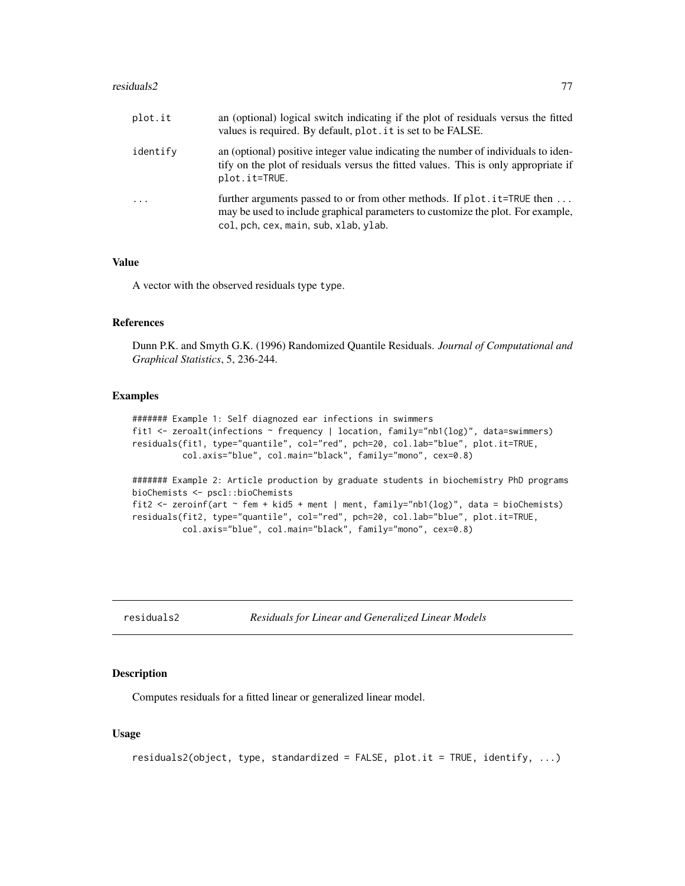| | |
|---|---|
| plot.it | an (optional) logical switch indicating if the plot of residuals versus the fitted values is required. By default, plot.it is set to be FALSE. |
| identify | an (optional) positive integer value indicating the number of individuals to identify on the plot of residuals versus the fitted values. This is only appropriate if plot.it=TRUE. |
| ... | further arguments passed to or from other methods. If plot.it=TRUE then ... may be used to include graphical parameters to customize the plot. For example, col, pch, cex, main, sub, xlab, ylab. |

### Value

A vector with the observed residuals type type.

### References

Dunn P.K. and Smyth G.K. (1996) Randomized Quantile Residuals. *Journal of Computational and Graphical Statistics*, 5, 236-244.

### Examples

```
####### Example 1: Self diagnozed ear infections in swimmers
fit1 <- zeroalt(infections ~ frequency | location, family="nb1(log)", data=swimmers)
residuals(fit1, type="quantile", col="red", pch=20, col.lab="blue", plot.it=TRUE,
          col.axis="blue", col.main="black", family="mono", cex=0.8)

####### Example 2: Article production by graduate students in biochemistry PhD programs
bioChemists <- pscl::bioChemists
fit2 <- zeroinf(art ~ fem + kid5 + ment | ment, family="nb1(log)", data = bioChemists)
residuals(fit2, type="quantile", col="red", pch=20, col.lab="blue", plot.it=TRUE,
          col.axis="blue", col.main="black", family="mono", cex=0.8)
```

---

## residuals2 *Residuals for Linear and Generalized Linear Models*

### Description

Computes residuals for a fitted linear or generalized linear model.

### Usage

```
residuals2(object, type, standardized = FALSE, plot.it = TRUE, identify, ...)
```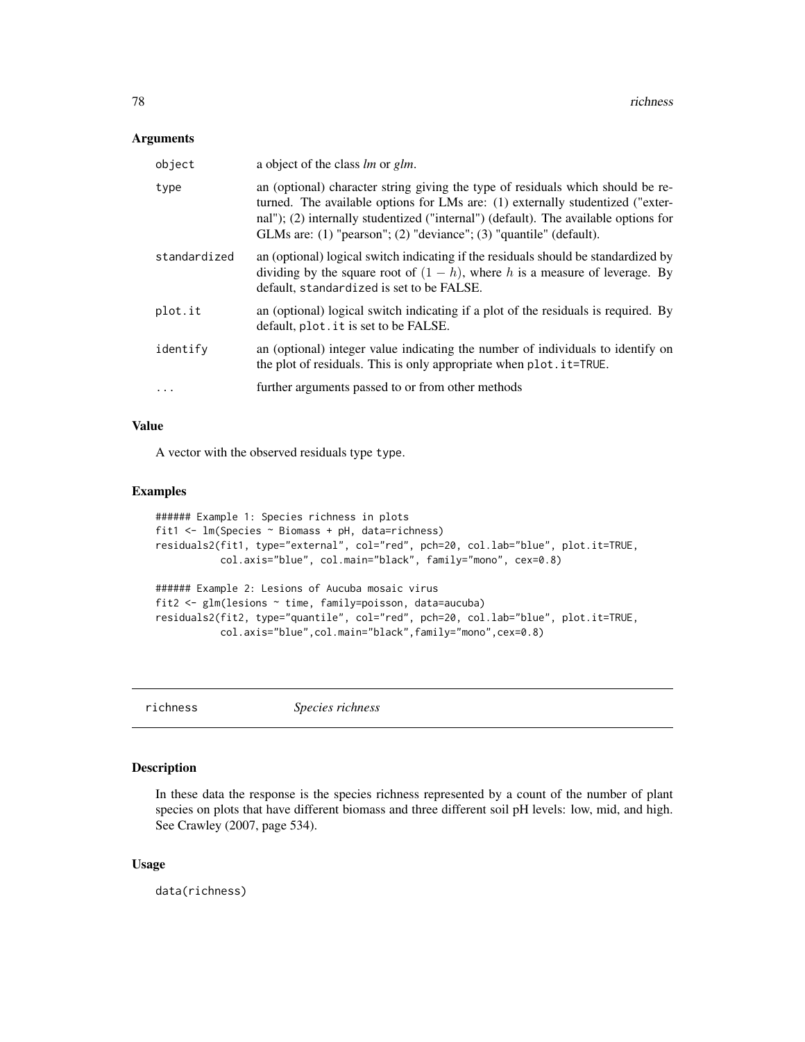### Arguments

| | |
|---|---|
| `object` | a object of the class *lm* or *glm*. |
| `type` | an (optional) character string giving the type of residuals which should be returned. The available options for LMs are: (1) externally studentized ("external"); (2) internally studentized ("internal") (default). The available options for GLMs are: (1) "pearson"; (2) "deviance"; (3) "quantile" (default). |
| `standardized` | an (optional) logical switch indicating if the residuals should be standardized by dividing by the square root of $(1-h)$, where $h$ is a measure of leverage. By default, `standardized` is set to be FALSE. |
| `plot.it` | an (optional) logical switch indicating if a plot of the residuals is required. By default, `plot.it` is set to be FALSE. |
| `identify` | an (optional) integer value indicating the number of individuals to identify on the plot of residuals. This is only appropriate when `plot.it=TRUE`. |
| `...` | further arguments passed to or from other methods |

### Value

A vector with the observed residuals type `type`.

### Examples

```
###### Example 1: Species richness in plots
fit1 <- lm(Species ~ Biomass + pH, data=richness)
residuals2(fit1, type="external", col="red", pch=20, col.lab="blue", plot.it=TRUE,
           col.axis="blue", col.main="black", family="mono", cex=0.8)

###### Example 2: Lesions of Aucuba mosaic virus
fit2 <- glm(lesions ~ time, family=poisson, data=aucuba)
residuals2(fit2, type="quantile", col="red", pch=20, col.lab="blue", plot.it=TRUE,
           col.axis="blue",col.main="black",family="mono",cex=0.8)
```

## richness *Species richness*

### Description

In these data the response is the species richness represented by a count of the number of plant species on plots that have different biomass and three different soil pH levels: low, mid, and high. See Crawley (2007, page 534).

### Usage

```
data(richness)
```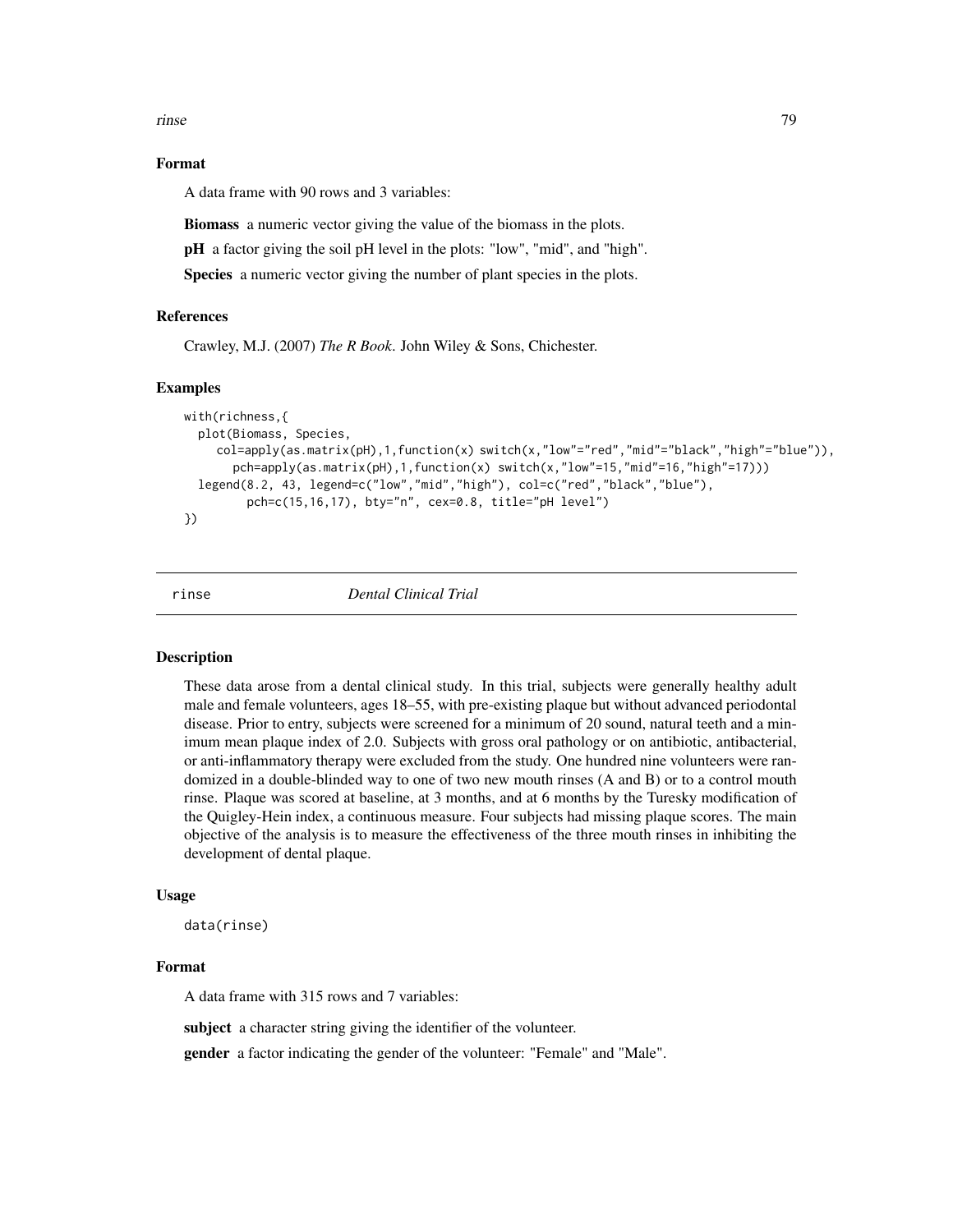### Format

A data frame with 90 rows and 3 variables:

**Biomass** a numeric vector giving the value of the biomass in the plots.

**pH** a factor giving the soil pH level in the plots: "low", "mid", and "high".

**Species** a numeric vector giving the number of plant species in the plots.

### References

Crawley, M.J. (2007) *The R Book*. John Wiley & Sons, Chichester.

### Examples

```
with(richness,{
  plot(Biomass, Species,
     col=apply(as.matrix(pH),1,function(x) switch(x,"low"="red","mid"="black","high"="blue")),
       pch=apply(as.matrix(pH),1,function(x) switch(x,"low"=15,"mid"=16,"high"=17)))
  legend(8.2, 43, legend=c("low","mid","high"), col=c("red","black","blue"),
         pch=c(15,16,17), bty="n", cex=0.8, title="pH level")
})
```

---

## rinse *Dental Clinical Trial*

---

### Description

These data arose from a dental clinical study. In this trial, subjects were generally healthy adult male and female volunteers, ages 18–55, with pre-existing plaque but without advanced periodontal disease. Prior to entry, subjects were screened for a minimum of 20 sound, natural teeth and a minimum mean plaque index of 2.0. Subjects with gross oral pathology or on antibiotic, antibacterial, or anti-inflammatory therapy were excluded from the study. One hundred nine volunteers were randomized in a double-blinded way to one of two new mouth rinses (A and B) or to a control mouth rinse. Plaque was scored at baseline, at 3 months, and at 6 months by the Turesky modification of the Quigley-Hein index, a continuous measure. Four subjects had missing plaque scores. The main objective of the analysis is to measure the effectiveness of the three mouth rinses in inhibiting the development of dental plaque.

### Usage

```
data(rinse)
```

### Format

A data frame with 315 rows and 7 variables:

**subject** a character string giving the identifier of the volunteer.

**gender** a factor indicating the gender of the volunteer: "Female" and "Male".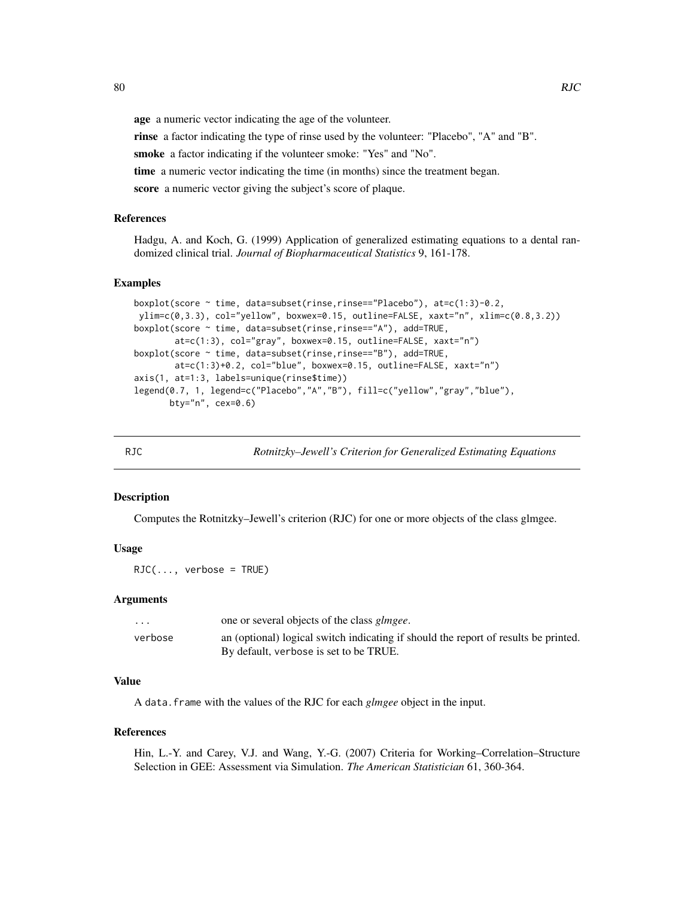**age** a numeric vector indicating the age of the volunteer.

**rinse** a factor indicating the type of rinse used by the volunteer: "Placebo", "A" and "B".

**smoke** a factor indicating if the volunteer smoke: "Yes" and "No".

**time** a numeric vector indicating the time (in months) since the treatment began.

**score** a numeric vector giving the subject's score of plaque.

### References

Hadgu, A. and Koch, G. (1999) Application of generalized estimating equations to a dental randomized clinical trial. *Journal of Biopharmaceutical Statistics* 9, 161-178.

### Examples

```
boxplot(score ~ time, data=subset(rinse,rinse=="Placebo"), at=c(1:3)-0.2,
 ylim=c(0,3.3), col="yellow", boxwex=0.15, outline=FALSE, xaxt="n", xlim=c(0.8,3.2))
boxplot(score ~ time, data=subset(rinse,rinse=="A"), add=TRUE,
        at=c(1:3), col="gray", boxwex=0.15, outline=FALSE, xaxt="n")
boxplot(score ~ time, data=subset(rinse,rinse=="B"), add=TRUE,
        at=c(1:3)+0.2, col="blue", boxwex=0.15, outline=FALSE, xaxt="n")
axis(1, at=1:3, labels=unique(rinse$time))
legend(0.7, 1, legend=c("Placebo","A","B"), fill=c("yellow","gray","blue"),
       bty="n", cex=0.6)
```

---

## RJC — *Rotnitzky–Jewell's Criterion for Generalized Estimating Equations*

### Description

Computes the Rotnitzky–Jewell's criterion (RJC) for one or more objects of the class glmgee.

### Usage

```
RJC(..., verbose = TRUE)
```

### Arguments

| | |
|---|---|
| `...` | one or several objects of the class *glmgee*. |
| `verbose` | an (optional) logical switch indicating if should the report of results be printed. By default, `verbose` is set to be TRUE. |

### Value

A `data.frame` with the values of the RJC for each *glmgee* object in the input.

### References

Hin, L.-Y. and Carey, V.J. and Wang, Y.-G. (2007) Criteria for Working–Correlation–Structure Selection in GEE: Assessment via Simulation. *The American Statistician* 61, 360-364.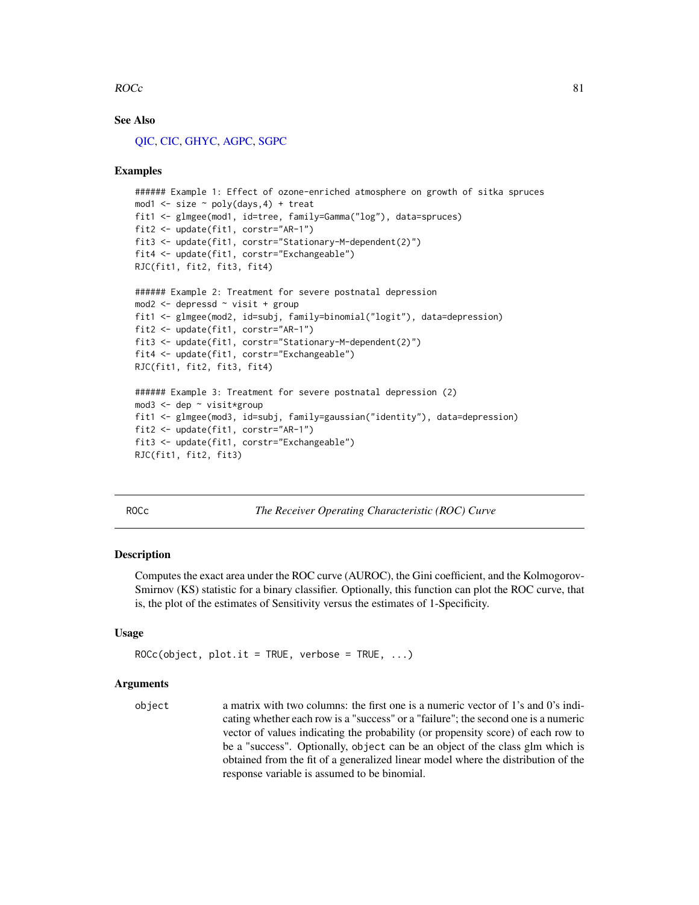### See Also

QIC, CIC, GHYC, AGPC, SGPC

### Examples

```
###### Example 1: Effect of ozone-enriched atmosphere on growth of sitka spruces
mod1 <- size ~ poly(days,4) + treat
fit1 <- glmgee(mod1, id=tree, family=Gamma("log"), data=spruces)
fit2 <- update(fit1, corstr="AR-1")
fit3 <- update(fit1, corstr="Stationary-M-dependent(2)")
fit4 <- update(fit1, corstr="Exchangeable")
RJC(fit1, fit2, fit3, fit4)

###### Example 2: Treatment for severe postnatal depression
mod2 <- depressd ~ visit + group
fit1 <- glmgee(mod2, id=subj, family=binomial("logit"), data=depression)
fit2 <- update(fit1, corstr="AR-1")
fit3 <- update(fit1, corstr="Stationary-M-dependent(2)")
fit4 <- update(fit1, corstr="Exchangeable")
RJC(fit1, fit2, fit3, fit4)

###### Example 3: Treatment for severe postnatal depression (2)
mod3 <- dep ~ visit*group
fit1 <- glmgee(mod3, id=subj, family=gaussian("identity"), data=depression)
fit2 <- update(fit1, corstr="AR-1")
fit3 <- update(fit1, corstr="Exchangeable")
RJC(fit1, fit2, fit3)
```

---

## ROCc — *The Receiver Operating Characteristic (ROC) Curve*

### Description

Computes the exact area under the ROC curve (AUROC), the Gini coefficient, and the Kolmogorov-Smirnov (KS) statistic for a binary classifier. Optionally, this function can plot the ROC curve, that is, the plot of the estimates of Sensitivity versus the estimates of 1-Specificity.

### Usage

```
ROCc(object, plot.it = TRUE, verbose = TRUE, ...)
```

### Arguments

`object` a matrix with two columns: the first one is a numeric vector of 1's and 0's indicating whether each row is a "success" or a "failure"; the second one is a numeric vector of values indicating the probability (or propensity score) of each row to be a "success". Optionally, `object` can be an object of the class glm which is obtained from the fit of a generalized linear model where the distribution of the response variable is assumed to be binomial.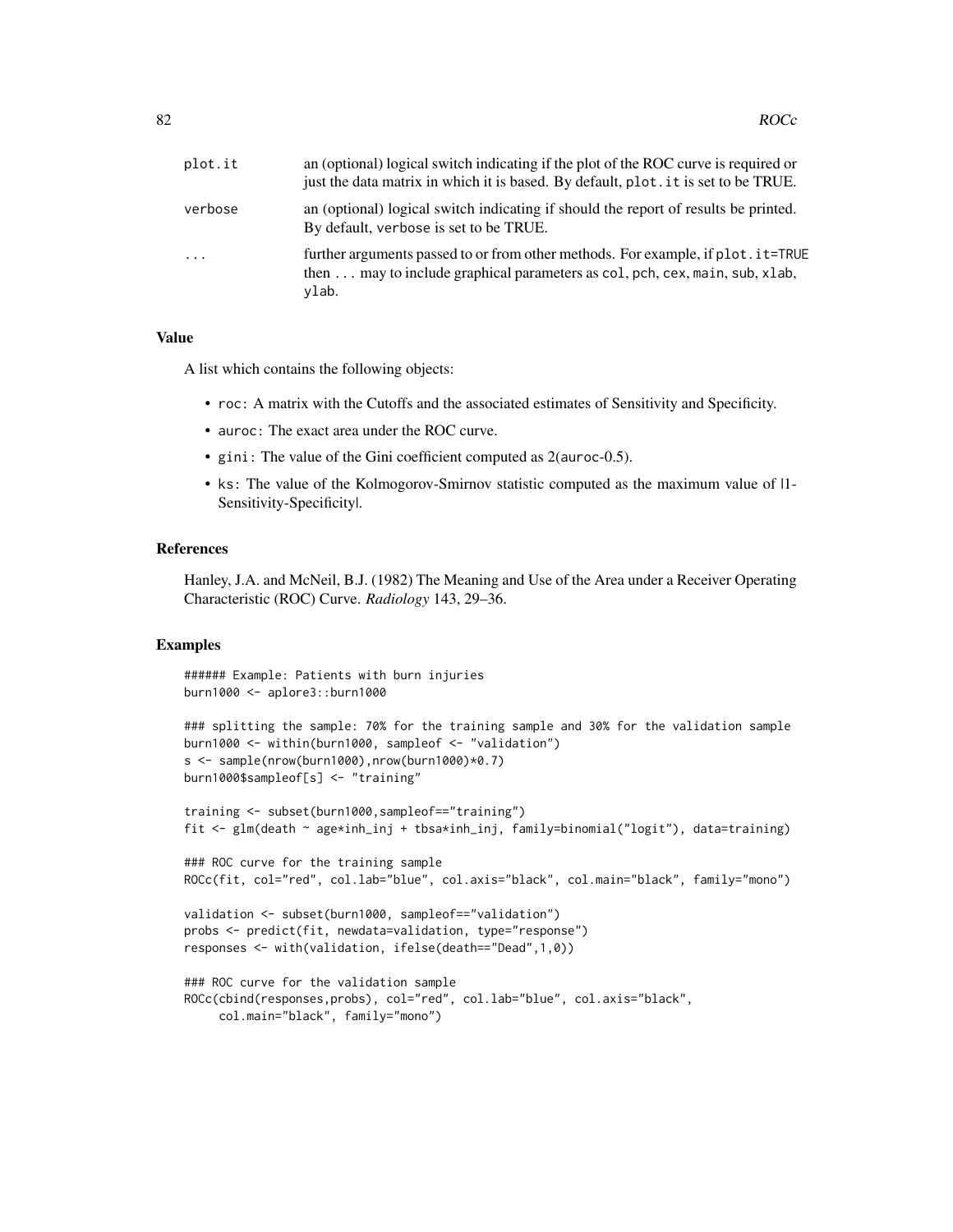| | |
|---|---|
| plot.it | an (optional) logical switch indicating if the plot of the ROC curve is required or just the data matrix in which it is based. By default, plot.it is set to be TRUE. |
| verbose | an (optional) logical switch indicating if should the report of results be printed. By default, verbose is set to be TRUE. |
| ... | further arguments passed to or from other methods. For example, if plot.it=TRUE then ... may to include graphical parameters as col, pch, cex, main, sub, xlab, ylab. |

## Value

A list which contains the following objects:

- roc: A matrix with the Cutoffs and the associated estimates of Sensitivity and Specificity.
- auroc: The exact area under the ROC curve.
- gini: The value of the Gini coefficient computed as 2(auroc-0.5).
- ks: The value of the Kolmogorov-Smirnov statistic computed as the maximum value of |1-Sensitivity-Specificity|.

## References

Hanley, J.A. and McNeil, B.J. (1982) The Meaning and Use of the Area under a Receiver Operating Characteristic (ROC) Curve. *Radiology* 143, 29–36.

## Examples

```
###### Example: Patients with burn injuries
burn1000 <- aplore3::burn1000

### splitting the sample: 70% for the training sample and 30% for the validation sample
burn1000 <- within(burn1000, sampleof <- "validation")
s <- sample(nrow(burn1000),nrow(burn1000)*0.7)
burn1000$sampleof[s] <- "training"

training <- subset(burn1000,sampleof=="training")
fit <- glm(death ~ age*inh_inj + tbsa*inh_inj, family=binomial("logit"), data=training)

### ROC curve for the training sample
ROCc(fit, col="red", col.lab="blue", col.axis="black", col.main="black", family="mono")

validation <- subset(burn1000, sampleof=="validation")
probs <- predict(fit, newdata=validation, type="response")
responses <- with(validation, ifelse(death=="Dead",1,0))

### ROC curve for the validation sample
ROCc(cbind(responses,probs), col="red", col.lab="blue", col.axis="black",
     col.main="black", family="mono")
```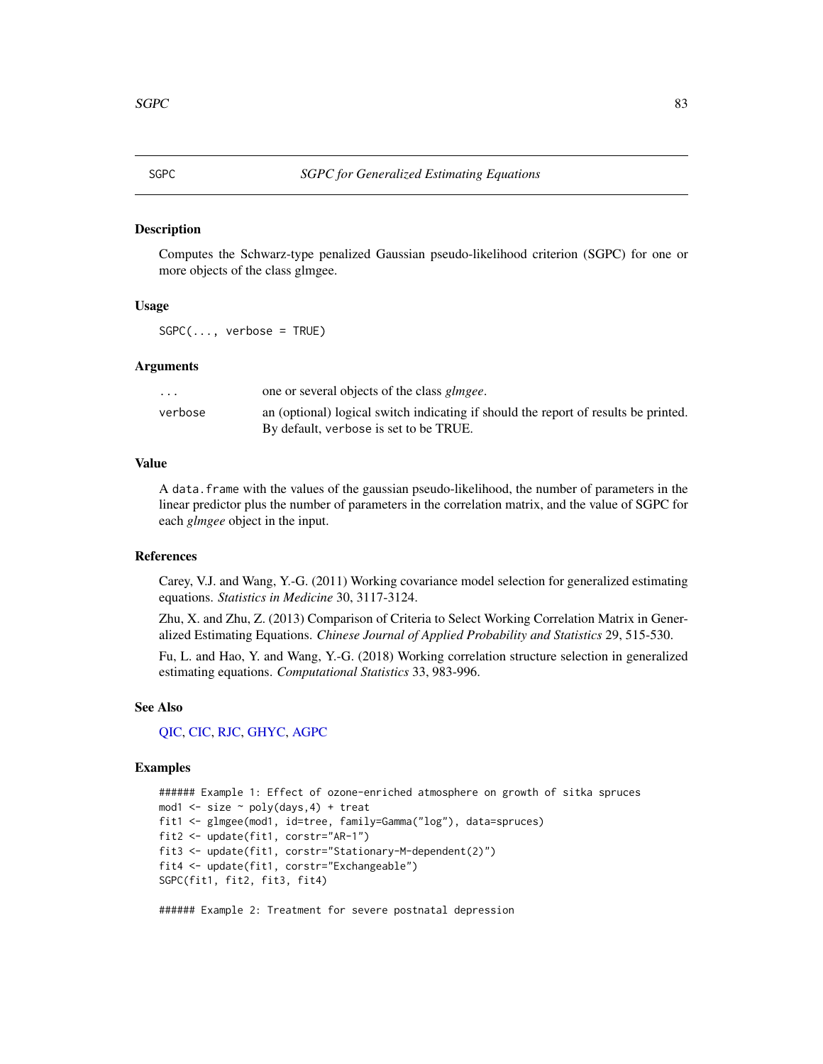## SGPC — *SGPC for Generalized Estimating Equations*

### Description

Computes the Schwarz-type penalized Gaussian pseudo-likelihood criterion (SGPC) for one or more objects of the class glmgee.

### Usage

```
SGPC(..., verbose = TRUE)
```

### Arguments

| | |
|---|---|
| `...` | one or several objects of the class *glmgee*. |
| `verbose` | an (optional) logical switch indicating if should the report of results be printed. By default, `verbose` is set to be TRUE. |

### Value

A `data.frame` with the values of the gaussian pseudo-likelihood, the number of parameters in the linear predictor plus the number of parameters in the correlation matrix, and the value of SGPC for each *glmgee* object in the input.

### References

Carey, V.J. and Wang, Y.-G. (2011) Working covariance model selection for generalized estimating equations. *Statistics in Medicine* 30, 3117-3124.

Zhu, X. and Zhu, Z. (2013) Comparison of Criteria to Select Working Correlation Matrix in Generalized Estimating Equations. *Chinese Journal of Applied Probability and Statistics* 29, 515-530.

Fu, L. and Hao, Y. and Wang, Y.-G. (2018) Working correlation structure selection in generalized estimating equations. *Computational Statistics* 33, 983-996.

### See Also

QIC, CIC, RJC, GHYC, AGPC

### Examples

```
###### Example 1: Effect of ozone-enriched atmosphere on growth of sitka spruces
mod1 <- size ~ poly(days,4) + treat
fit1 <- glmgee(mod1, id=tree, family=Gamma("log"), data=spruces)
fit2 <- update(fit1, corstr="AR-1")
fit3 <- update(fit1, corstr="Stationary-M-dependent(2)")
fit4 <- update(fit1, corstr="Exchangeable")
SGPC(fit1, fit2, fit3, fit4)

###### Example 2: Treatment for severe postnatal depression
```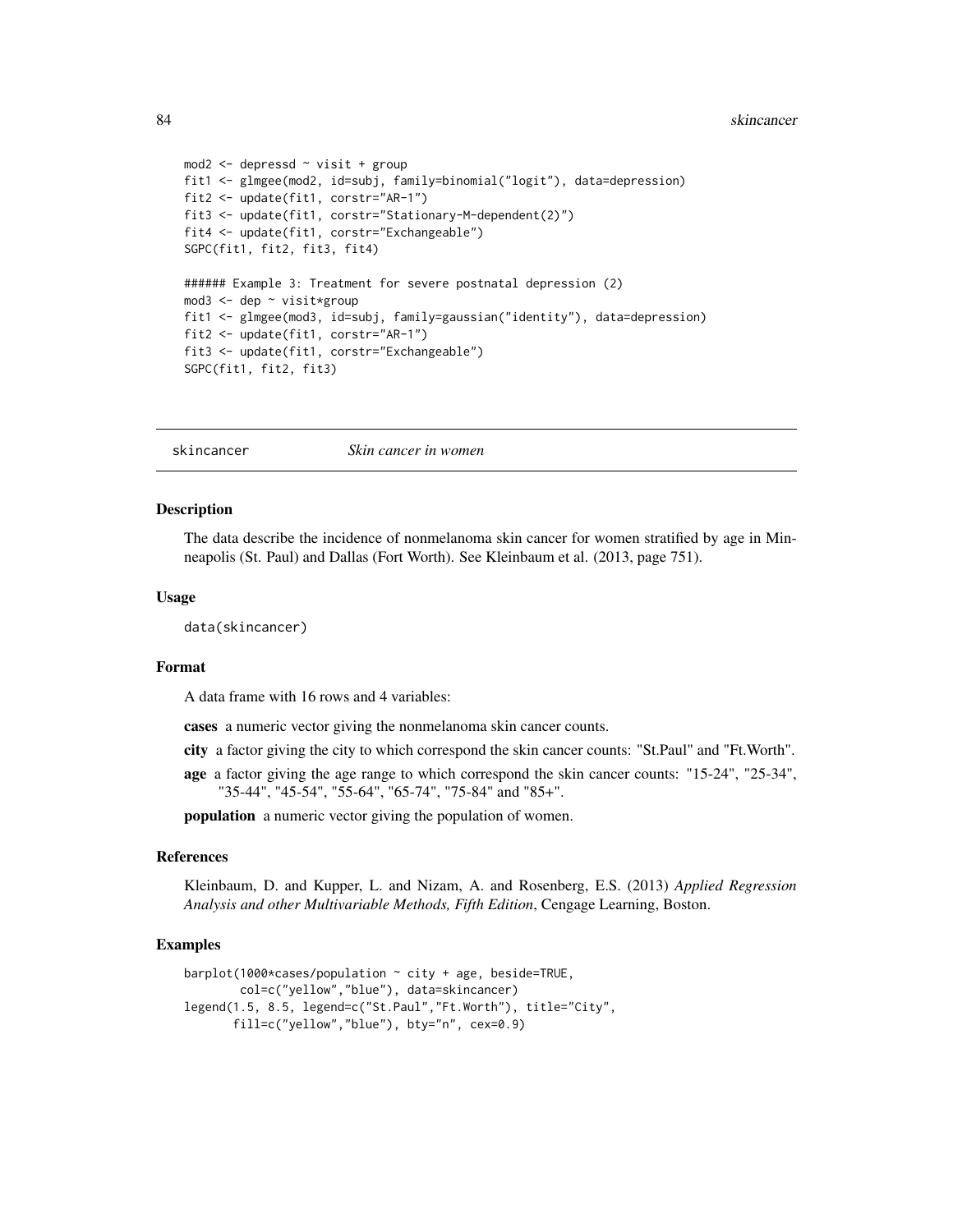```
mod2 <- depressd ~ visit + group
fit1 <- glmgee(mod2, id=subj, family=binomial("logit"), data=depression)
fit2 <- update(fit1, corstr="AR-1")
fit3 <- update(fit1, corstr="Stationary-M-dependent(2)")
fit4 <- update(fit1, corstr="Exchangeable")
SGPC(fit1, fit2, fit3, fit4)

###### Example 3: Treatment for severe postnatal depression (2)
mod3 <- dep ~ visit*group
fit1 <- glmgee(mod3, id=subj, family=gaussian("identity"), data=depression)
fit2 <- update(fit1, corstr="AR-1")
fit3 <- update(fit1, corstr="Exchangeable")
SGPC(fit1, fit2, fit3)
```

---

## skincancer — *Skin cancer in women*

### Description

The data describe the incidence of nonmelanoma skin cancer for women stratified by age in Minneapolis (St. Paul) and Dallas (Fort Worth). See Kleinbaum et al. (2013, page 751).

### Usage

```
data(skincancer)
```

### Format

A data frame with 16 rows and 4 variables:

**cases** a numeric vector giving the nonmelanoma skin cancer counts.

**city** a factor giving the city to which correspond the skin cancer counts: "St.Paul" and "Ft.Worth".

**age** a factor giving the age range to which correspond the skin cancer counts: "15-24", "25-34", "35-44", "45-54", "55-64", "65-74", "75-84" and "85+".

**population** a numeric vector giving the population of women.

### References

Kleinbaum, D. and Kupper, L. and Nizam, A. and Rosenberg, E.S. (2013) *Applied Regression Analysis and other Multivariable Methods, Fifth Edition*, Cengage Learning, Boston.

### Examples

```
barplot(1000*cases/population ~ city + age, beside=TRUE,
        col=c("yellow","blue"), data=skincancer)
legend(1.5, 8.5, legend=c("St.Paul","Ft.Worth"), title="City",
       fill=c("yellow","blue"), bty="n", cex=0.9)
```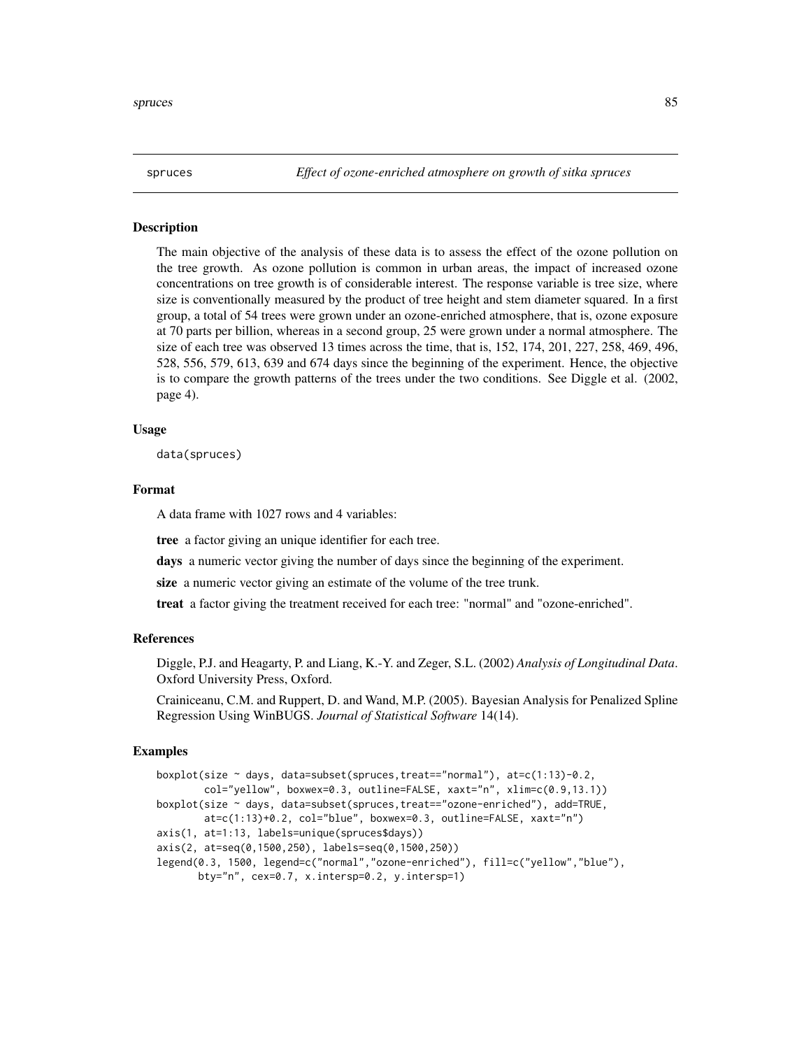## spruces — *Effect of ozone-enriched atmosphere on growth of sitka spruces*

### Description

The main objective of the analysis of these data is to assess the effect of the ozone pollution on the tree growth. As ozone pollution is common in urban areas, the impact of increased ozone concentrations on tree growth is of considerable interest. The response variable is tree size, where size is conventionally measured by the product of tree height and stem diameter squared. In a first group, a total of 54 trees were grown under an ozone-enriched atmosphere, that is, ozone exposure at 70 parts per billion, whereas in a second group, 25 were grown under a normal atmosphere. The size of each tree was observed 13 times across the time, that is, 152, 174, 201, 227, 258, 469, 496, 528, 556, 579, 613, 639 and 674 days since the beginning of the experiment. Hence, the objective is to compare the growth patterns of the trees under the two conditions. See Diggle et al. (2002, page 4).

### Usage

```
data(spruces)
```

### Format

A data frame with 1027 rows and 4 variables:

**tree** a factor giving an unique identifier for each tree.

**days** a numeric vector giving the number of days since the beginning of the experiment.

**size** a numeric vector giving an estimate of the volume of the tree trunk.

**treat** a factor giving the treatment received for each tree: "normal" and "ozone-enriched".

### References

Diggle, P.J. and Heagarty, P. and Liang, K.-Y. and Zeger, S.L. (2002) *Analysis of Longitudinal Data*. Oxford University Press, Oxford.

Crainiceanu, C.M. and Ruppert, D. and Wand, M.P. (2005). Bayesian Analysis for Penalized Spline Regression Using WinBUGS. *Journal of Statistical Software* 14(14).

### Examples

```
boxplot(size ~ days, data=subset(spruces,treat=="normal"), at=c(1:13)-0.2,
        col="yellow", boxwex=0.3, outline=FALSE, xaxt="n", xlim=c(0.9,13.1))
boxplot(size ~ days, data=subset(spruces,treat=="ozone-enriched"), add=TRUE,
        at=c(1:13)+0.2, col="blue", boxwex=0.3, outline=FALSE, xaxt="n")
axis(1, at=1:13, labels=unique(spruces$days))
axis(2, at=seq(0,1500,250), labels=seq(0,1500,250))
legend(0.3, 1500, legend=c("normal","ozone-enriched"), fill=c("yellow","blue"),
       bty="n", cex=0.7, x.intersp=0.2, y.intersp=1)
```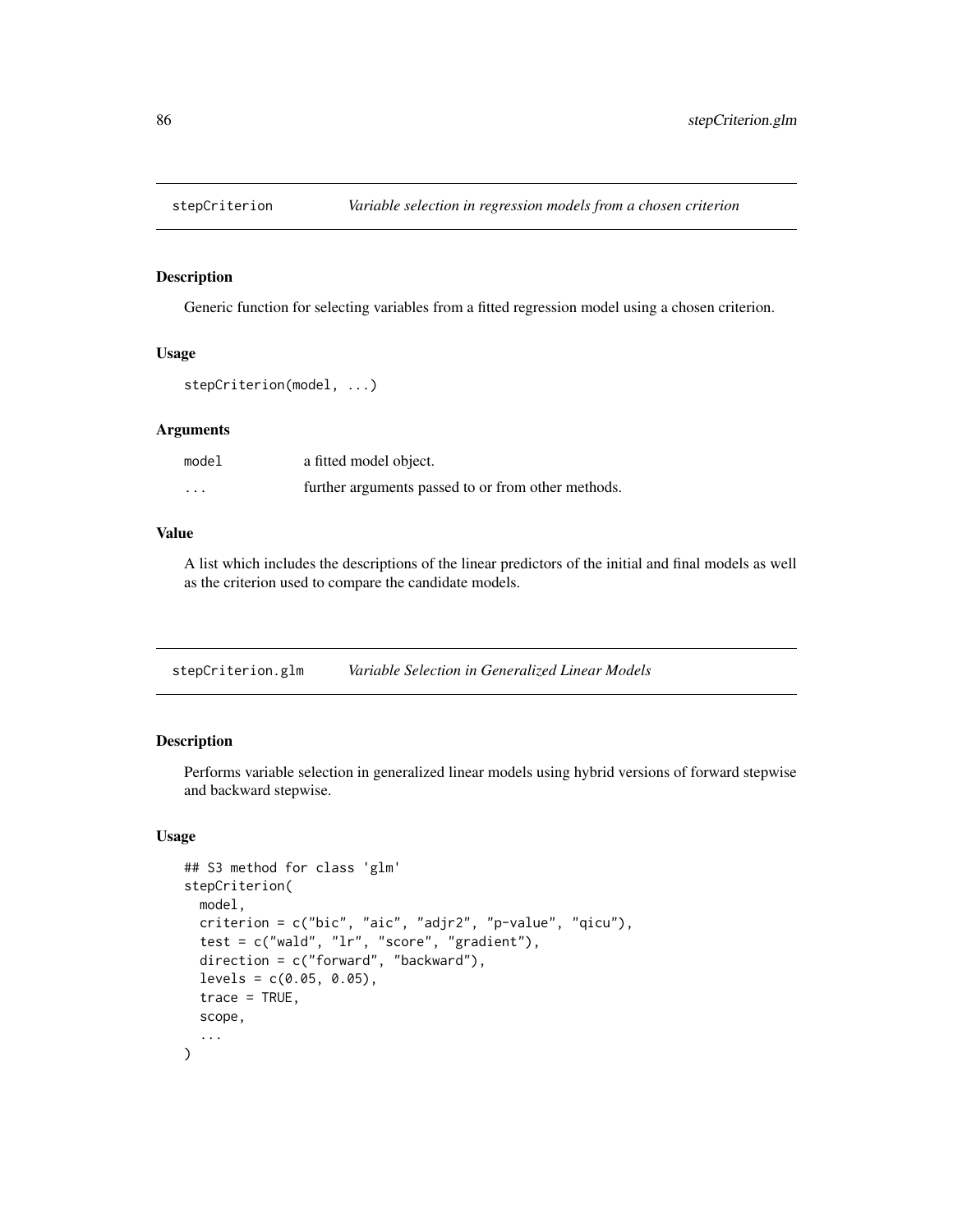## stepCriterion *Variable selection in regression models from a chosen criterion*

### Description

Generic function for selecting variables from a fitted regression model using a chosen criterion.

### Usage

```
stepCriterion(model, ...)
```

### Arguments

| | |
|---|---|
| model | a fitted model object. |
| ... | further arguments passed to or from other methods. |

### Value

A list which includes the descriptions of the linear predictors of the initial and final models as well as the criterion used to compare the candidate models.

## stepCriterion.glm *Variable Selection in Generalized Linear Models*

### Description

Performs variable selection in generalized linear models using hybrid versions of forward stepwise and backward stepwise.

### Usage

```
## S3 method for class 'glm'
stepCriterion(
  model,
  criterion = c("bic", "aic", "adjr2", "p-value", "qicu"),
  test = c("wald", "lr", "score", "gradient"),
  direction = c("forward", "backward"),
  levels = c(0.05, 0.05),
  trace = TRUE,
  scope,
  ...
)
```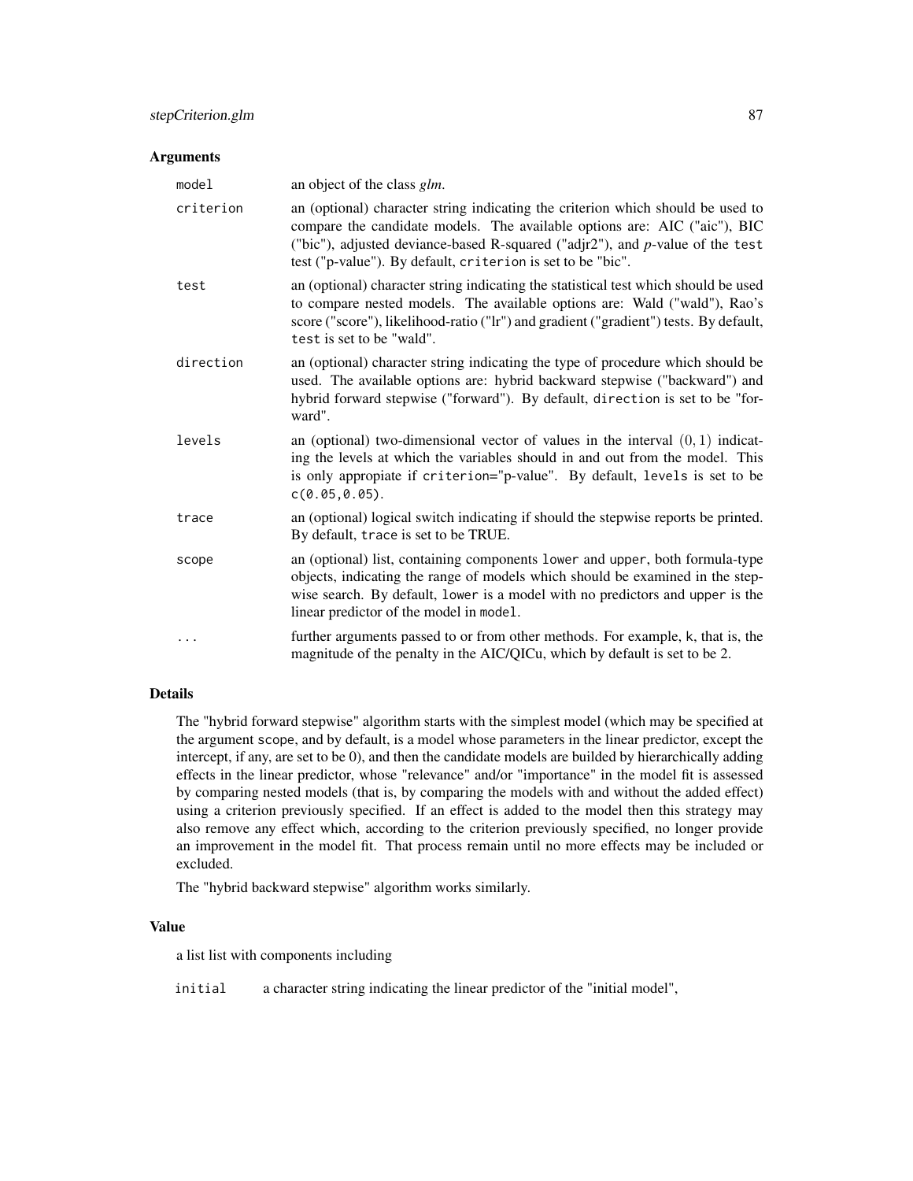## Arguments

| | |
|---|---|
| `model` | an object of the class *glm*. |
| `criterion` | an (optional) character string indicating the criterion which should be used to compare the candidate models. The available options are: AIC ("aic"), BIC ("bic"), adjusted deviance-based R-squared ("adjr2"), and *p*-value of the `test` test ("p-value"). By default, `criterion` is set to be "bic". |
| `test` | an (optional) character string indicating the statistical test which should be used to compare nested models. The available options are: Wald ("wald"), Rao's score ("score"), likelihood-ratio ("lr") and gradient ("gradient") tests. By default, `test` is set to be "wald". |
| `direction` | an (optional) character string indicating the type of procedure which should be used. The available options are: hybrid backward stepwise ("backward") and hybrid forward stepwise ("forward"). By default, `direction` is set to be "forward". |
| `levels` | an (optional) two-dimensional vector of values in the interval $(0, 1)$ indicating the levels at which the variables should in and out from the model. This is only appropiate if `criterion="p-value"`. By default, `levels` is set to be `c(0.05,0.05)`. |
| `trace` | an (optional) logical switch indicating if should the stepwise reports be printed. By default, `trace` is set to be TRUE. |
| `scope` | an (optional) list, containing components `lower` and `upper`, both formula-type objects, indicating the range of models which should be examined in the stepwise search. By default, `lower` is a model with no predictors and `upper` is the linear predictor of the model in `model`. |
| `...` | further arguments passed to or from other methods. For example, `k`, that is, the magnitude of the penalty in the AIC/QICu, which by default is set to be 2. |

## Details

The "hybrid forward stepwise" algorithm starts with the simplest model (which may be specified at the argument `scope`, and by default, is a model whose parameters in the linear predictor, except the intercept, if any, are set to be 0), and then the candidate models are builded by hierarchically adding effects in the linear predictor, whose "relevance" and/or "importance" in the model fit is assessed by comparing nested models (that is, by comparing the models with and without the added effect) using a criterion previously specified. If an effect is added to the model then this strategy may also remove any effect which, according to the criterion previously specified, no longer provide an improvement in the model fit. That process remain until no more effects may be included or excluded.

The "hybrid backward stepwise" algorithm works similarly.

## Value

a list list with components including

| | |
|---|---|
| `initial` | a character string indicating the linear predictor of the "initial model", |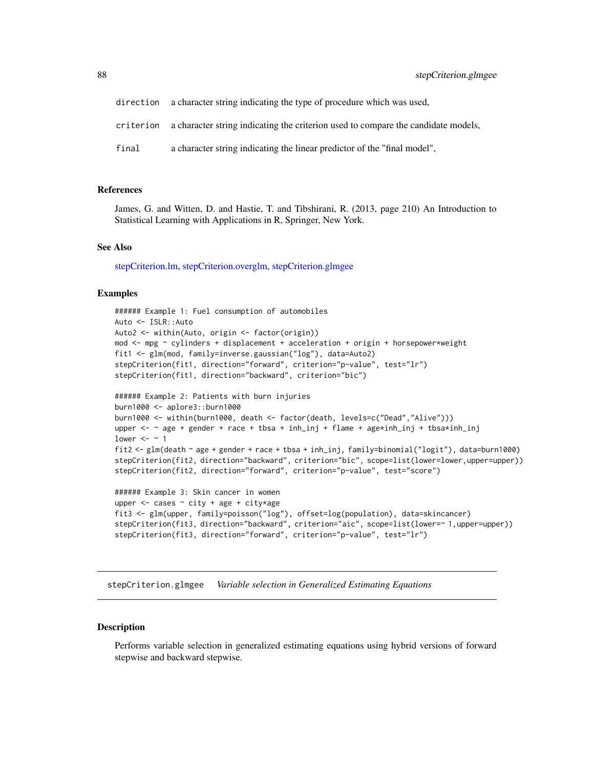| | |
|---|---|
| direction | a character string indicating the type of procedure which was used, |
| criterion | a character string indicating the criterion used to compare the candidate models, |
| final | a character string indicating the linear predictor of the "final model", |

### References

James, G. and Witten, D. and Hastie, T. and Tibshirani, R. (2013, page 210) An Introduction to Statistical Learning with Applications in R, Springer, New York.

### See Also

stepCriterion.lm, stepCriterion.overglm, stepCriterion.glmgee

### Examples

```
###### Example 1: Fuel consumption of automobiles
Auto <- ISLR::Auto
Auto2 <- within(Auto, origin <- factor(origin))
mod <- mpg ~ cylinders + displacement + acceleration + origin + horsepower*weight
fit1 <- glm(mod, family=inverse.gaussian("log"), data=Auto2)
stepCriterion(fit1, direction="forward", criterion="p-value", test="lr")
stepCriterion(fit1, direction="backward", criterion="bic")

###### Example 2: Patients with burn injuries
burn1000 <- aplore3::burn1000
burn1000 <- within(burn1000, death <- factor(death, levels=c("Dead","Alive")))
upper <- ~ age + gender + race + tbsa + inh_inj + flame + age*inh_inj + tbsa*inh_inj
lower <- ~ 1
fit2 <- glm(death ~ age + gender + race + tbsa + inh_inj, family=binomial("logit"), data=burn1000)
stepCriterion(fit2, direction="backward", criterion="bic", scope=list(lower=lower,upper=upper))
stepCriterion(fit2, direction="forward", criterion="p-value", test="score")

###### Example 3: Skin cancer in women
upper <- cases ~ city + age + city*age
fit3 <- glm(upper, family=poisson("log"), offset=log(population), data=skincancer)
stepCriterion(fit3, direction="backward", criterion="aic", scope=list(lower=~ 1,upper=upper))
stepCriterion(fit3, direction="forward", criterion="p-value", test="lr")
```

## stepCriterion.glmgee *Variable selection in Generalized Estimating Equations*

### Description

Performs variable selection in generalized estimating equations using hybrid versions of forward stepwise and backward stepwise.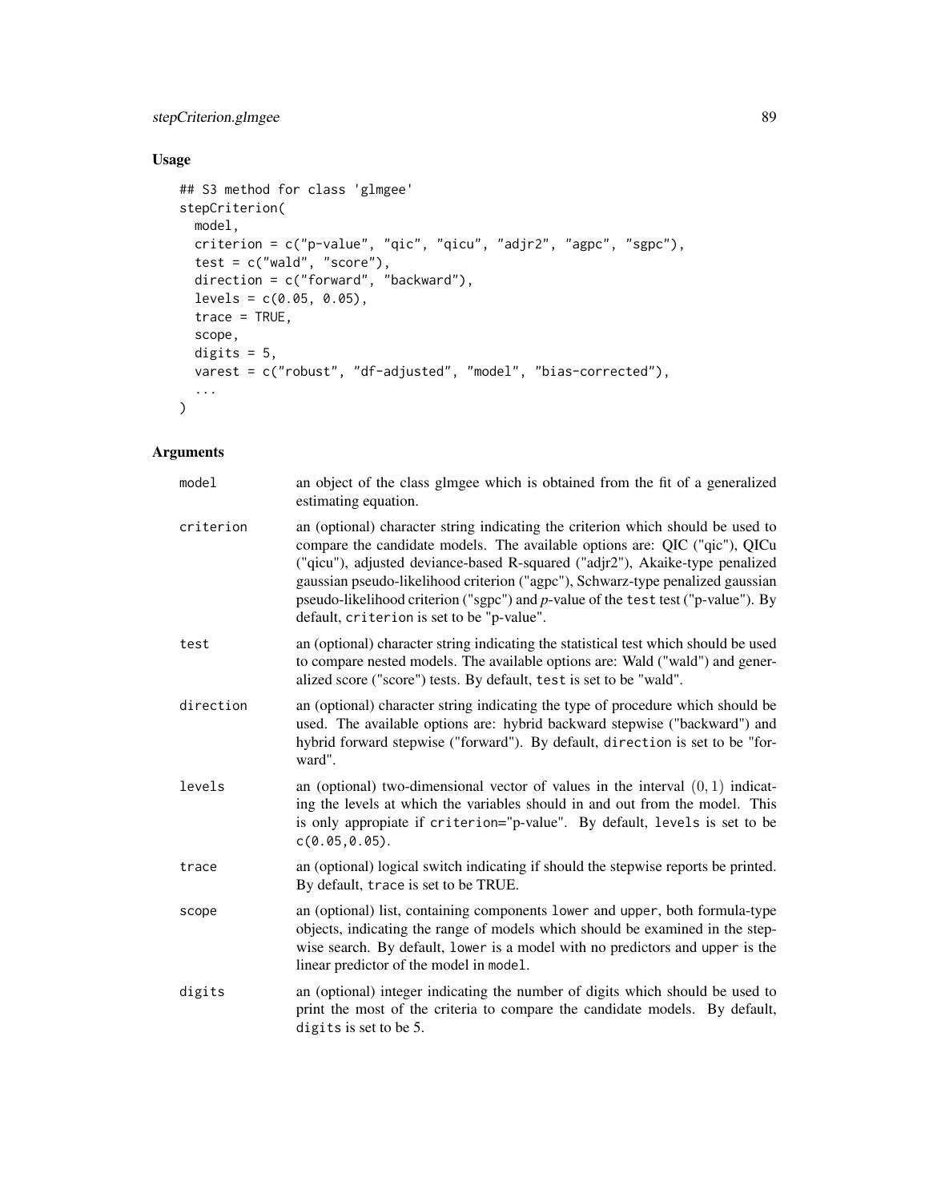## Usage

```
## S3 method for class 'glmgee'
stepCriterion(
  model,
  criterion = c("p-value", "qic", "qicu", "adjr2", "agpc", "sgpc"),
  test = c("wald", "score"),
  direction = c("forward", "backward"),
  levels = c(0.05, 0.05),
  trace = TRUE,
  scope,
  digits = 5,
  varest = c("robust", "df-adjusted", "model", "bias-corrected"),
  ...
)
```

## Arguments

| | |
|---|---|
| `model` | an object of the class glmgee which is obtained from the fit of a generalized estimating equation. |
| `criterion` | an (optional) character string indicating the criterion which should be used to compare the candidate models. The available options are: QIC ("qic"), QICu ("qicu"), adjusted deviance-based R-squared ("adjr2"), Akaike-type penalized gaussian pseudo-likelihood criterion ("agpc"), Schwarz-type penalized gaussian pseudo-likelihood criterion ("sgpc") and *p*-value of the `test` test ("p-value"). By default, `criterion` is set to be "p-value". |
| `test` | an (optional) character string indicating the statistical test which should be used to compare nested models. The available options are: Wald ("wald") and generalized score ("score") tests. By default, `test` is set to be "wald". |
| `direction` | an (optional) character string indicating the type of procedure which should be used. The available options are: hybrid backward stepwise ("backward") and hybrid forward stepwise ("forward"). By default, `direction` is set to be "forward". |
| `levels` | an (optional) two-dimensional vector of values in the interval $(0, 1)$ indicating the levels at which the variables should in and out from the model. This is only appropiate if `criterion`="p-value". By default, `levels` is set to be `c(0.05,0.05)`. |
| `trace` | an (optional) logical switch indicating if should the stepwise reports be printed. By default, `trace` is set to be TRUE. |
| `scope` | an (optional) list, containing components `lower` and `upper`, both formula-type objects, indicating the range of models which should be examined in the stepwise search. By default, `lower` is a model with no predictors and `upper` is the linear predictor of the model in `model`. |
| `digits` | an (optional) integer indicating the number of digits which should be used to print the most of the criteria to compare the candidate models. By default, `digits` is set to be 5. |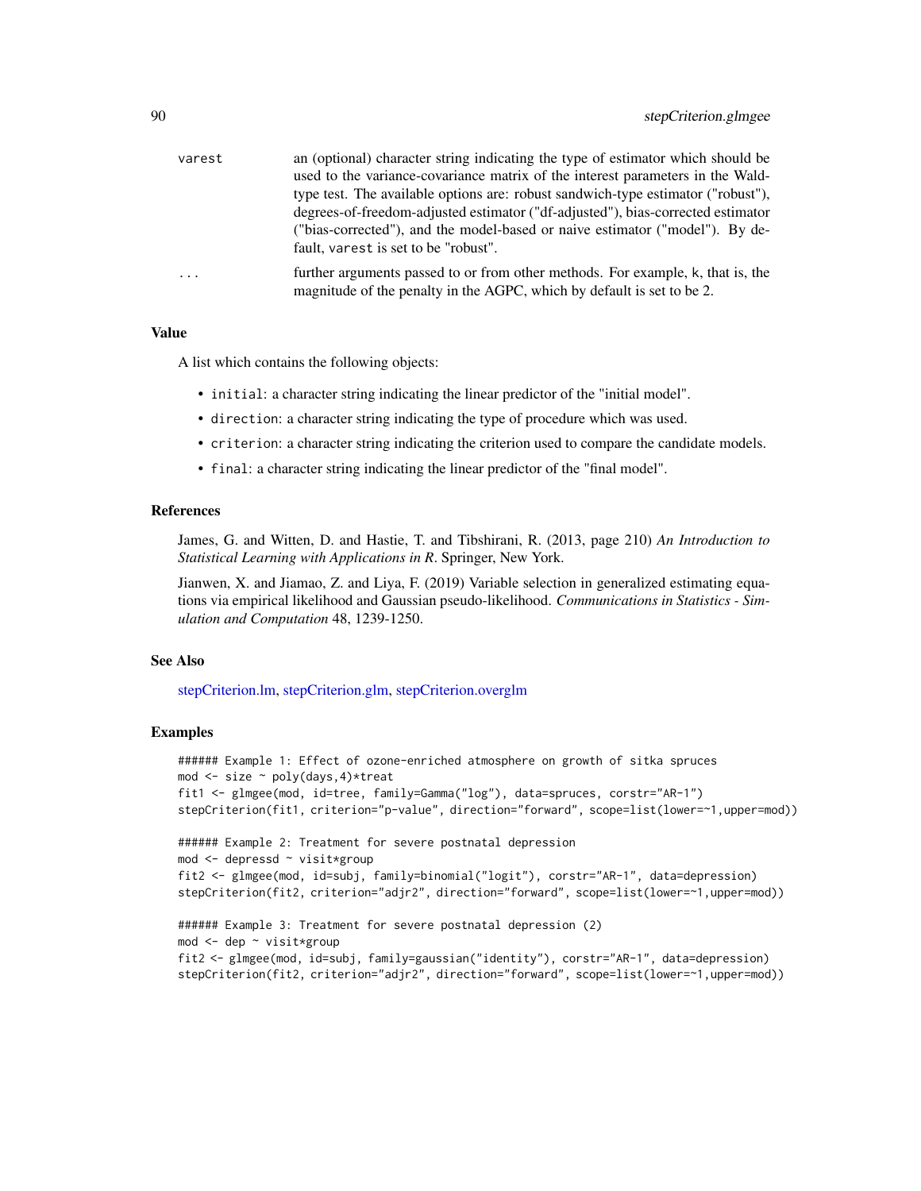| | |
|---|---|
| varest | an (optional) character string indicating the type of estimator which should be used to the variance-covariance matrix of the interest parameters in the Wald-type test. The available options are: robust sandwich-type estimator ("robust"), degrees-of-freedom-adjusted estimator ("df-adjusted"), bias-corrected estimator ("bias-corrected"), and the model-based or naive estimator ("model"). By default, varest is set to be "robust". |
| ... | further arguments passed to or from other methods. For example, k, that is, the magnitude of the penalty in the AGPC, which by default is set to be 2. |

### Value

A list which contains the following objects:

- `initial`: a character string indicating the linear predictor of the "initial model".
- `direction`: a character string indicating the type of procedure which was used.
- `criterion`: a character string indicating the criterion used to compare the candidate models.
- `final`: a character string indicating the linear predictor of the "final model".

### References

James, G. and Witten, D. and Hastie, T. and Tibshirani, R. (2013, page 210) *An Introduction to Statistical Learning with Applications in R*. Springer, New York.

Jianwen, X. and Jiamao, Z. and Liya, F. (2019) Variable selection in generalized estimating equations via empirical likelihood and Gaussian pseudo-likelihood. *Communications in Statistics - Simulation and Computation* 48, 1239-1250.

### See Also

stepCriterion.lm, stepCriterion.glm, stepCriterion.overglm

### Examples

```
###### Example 1: Effect of ozone-enriched atmosphere on growth of sitka spruces
mod <- size ~ poly(days,4)*treat
fit1 <- glmgee(mod, id=tree, family=Gamma("log"), data=spruces, corstr="AR-1")
stepCriterion(fit1, criterion="p-value", direction="forward", scope=list(lower=~1,upper=mod))

###### Example 2: Treatment for severe postnatal depression
mod <- depressd ~ visit*group
fit2 <- glmgee(mod, id=subj, family=binomial("logit"), corstr="AR-1", data=depression)
stepCriterion(fit2, criterion="adjr2", direction="forward", scope=list(lower=~1,upper=mod))

###### Example 3: Treatment for severe postnatal depression (2)
mod <- dep ~ visit*group
fit2 <- glmgee(mod, id=subj, family=gaussian("identity"), corstr="AR-1", data=depression)
stepCriterion(fit2, criterion="adjr2", direction="forward", scope=list(lower=~1,upper=mod))
```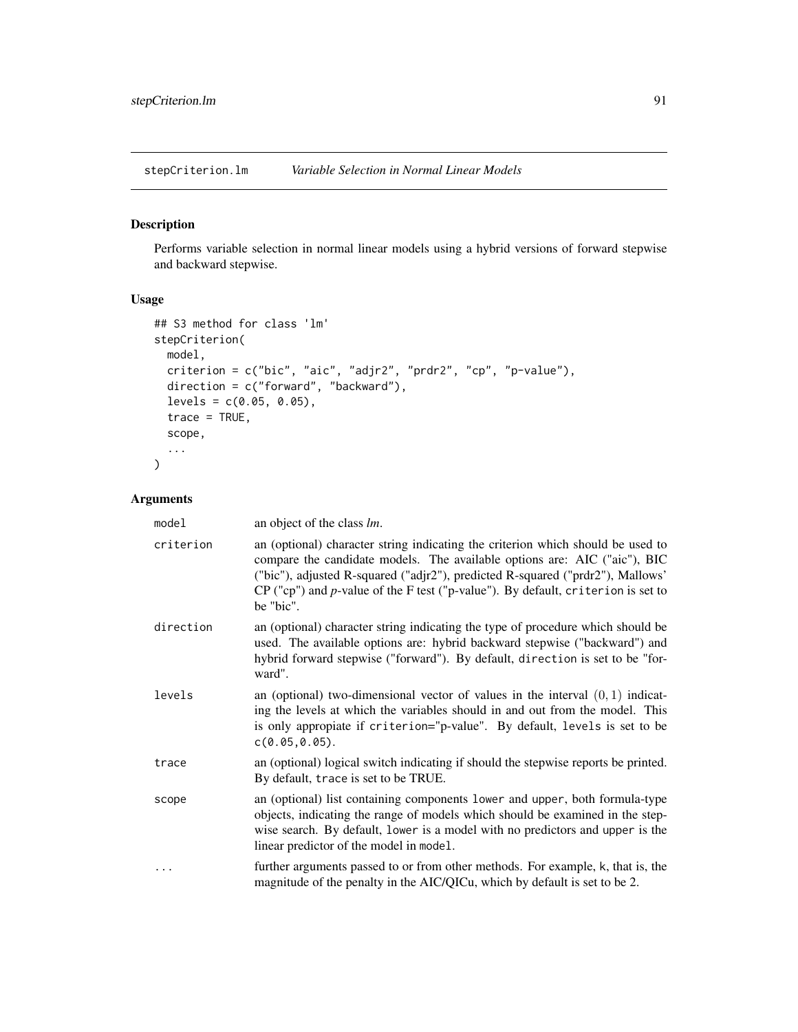stepCriterion.lm *Variable Selection in Normal Linear Models*

## Description

Performs variable selection in normal linear models using a hybrid versions of forward stepwise and backward stepwise.

## Usage

```
## S3 method for class 'lm'
stepCriterion(
  model,
  criterion = c("bic", "aic", "adjr2", "prdr2", "cp", "p-value"),
  direction = c("forward", "backward"),
  levels = c(0.05, 0.05),
  trace = TRUE,
  scope,
  ...
)
```

## Arguments

| | |
|---|---|
| `model` | an object of the class *lm*. |
| `criterion` | an (optional) character string indicating the criterion which should be used to compare the candidate models. The available options are: AIC ("aic"), BIC ("bic"), adjusted R-squared ("adjr2"), predicted R-squared ("prdr2"), Mallows' CP ("cp") and *p*-value of the F test ("p-value"). By default, `criterion` is set to be "bic". |
| `direction` | an (optional) character string indicating the type of procedure which should be used. The available options are: hybrid backward stepwise ("backward") and hybrid forward stepwise ("forward"). By default, `direction` is set to be "forward". |
| `levels` | an (optional) two-dimensional vector of values in the interval $(0,1)$ indicating the levels at which the variables should in and out from the model. This is only appropiate if `criterion="p-value"`. By default, `levels` is set to be `c(0.05,0.05)`. |
| `trace` | an (optional) logical switch indicating if should the stepwise reports be printed. By default, `trace` is set to be TRUE. |
| `scope` | an (optional) list containing components `lower` and `upper`, both formula-type objects, indicating the range of models which should be examined in the stepwise search. By default, `lower` is a model with no predictors and `upper` is the linear predictor of the model in `model`. |
| `...` | further arguments passed to or from other methods. For example, `k`, that is, the magnitude of the penalty in the AIC/QICu, which by default is set to be 2. |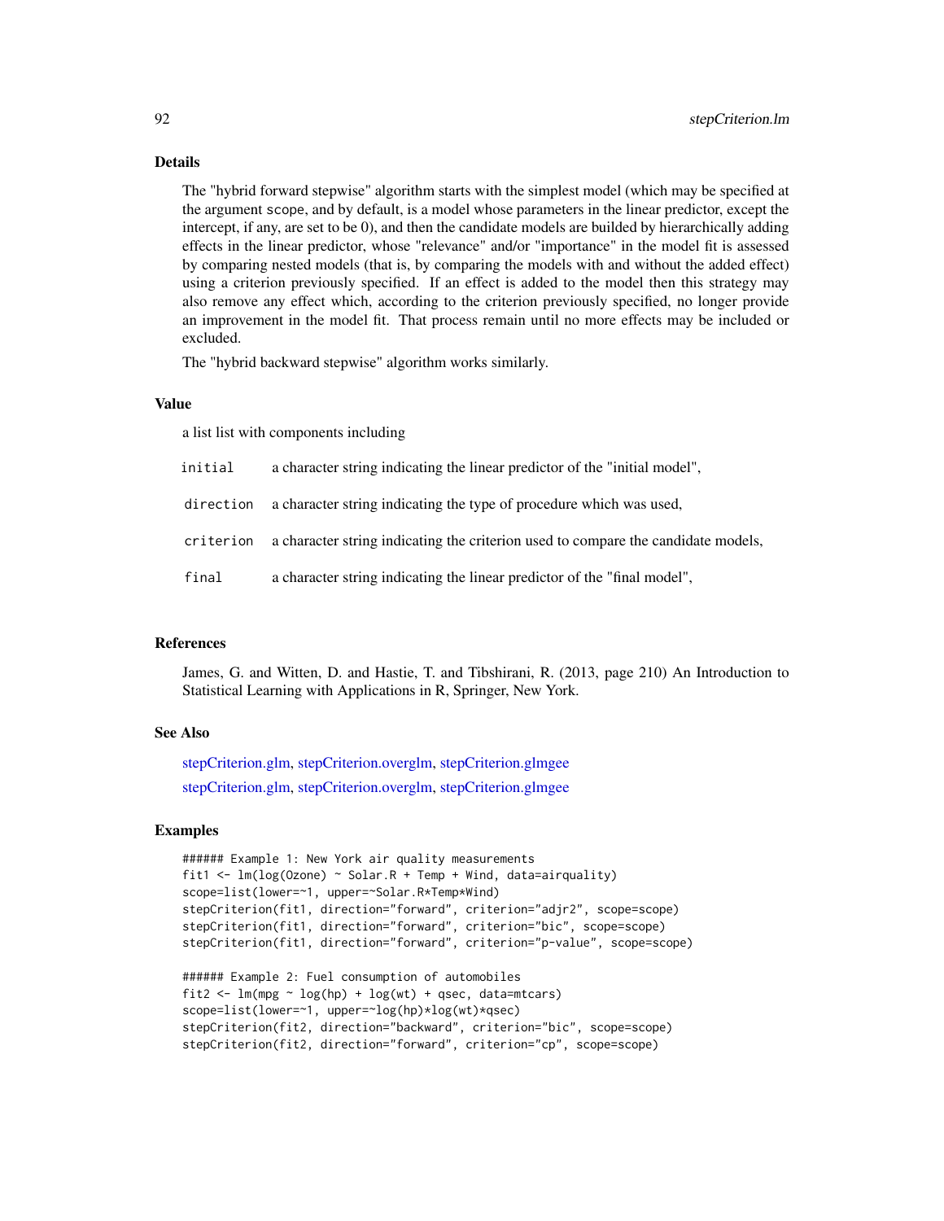## Details

The "hybrid forward stepwise" algorithm starts with the simplest model (which may be specified at the argument `scope`, and by default, is a model whose parameters in the linear predictor, except the intercept, if any, are set to be 0), and then the candidate models are builded by hierarchically adding effects in the linear predictor, whose "relevance" and/or "importance" in the model fit is assessed by comparing nested models (that is, by comparing the models with and without the added effect) using a criterion previously specified. If an effect is added to the model then this strategy may also remove any effect which, according to the criterion previously specified, no longer provide an improvement in the model fit. That process remain until no more effects may be included or excluded.

The "hybrid backward stepwise" algorithm works similarly.

## Value

a list list with components including

| | |
|---|---|
| `initial` | a character string indicating the linear predictor of the "initial model", |
| `direction` | a character string indicating the type of procedure which was used, |
| `criterion` | a character string indicating the criterion used to compare the candidate models, |
| `final` | a character string indicating the linear predictor of the "final model", |

## References

James, G. and Witten, D. and Hastie, T. and Tibshirani, R. (2013, page 210) An Introduction to Statistical Learning with Applications in R, Springer, New York.

## See Also

stepCriterion.glm, stepCriterion.overglm, stepCriterion.glmgee

stepCriterion.glm, stepCriterion.overglm, stepCriterion.glmgee

## Examples

```
###### Example 1: New York air quality measurements
fit1 <- lm(log(Ozone) ~ Solar.R + Temp + Wind, data=airquality)
scope=list(lower=~1, upper=~Solar.R*Temp*Wind)
stepCriterion(fit1, direction="forward", criterion="adjr2", scope=scope)
stepCriterion(fit1, direction="forward", criterion="bic", scope=scope)
stepCriterion(fit1, direction="forward", criterion="p-value", scope=scope)

###### Example 2: Fuel consumption of automobiles
fit2 <- lm(mpg ~ log(hp) + log(wt) + qsec, data=mtcars)
scope=list(lower=~1, upper=~log(hp)*log(wt)*qsec)
stepCriterion(fit2, direction="backward", criterion="bic", scope=scope)
stepCriterion(fit2, direction="forward", criterion="cp", scope=scope)
```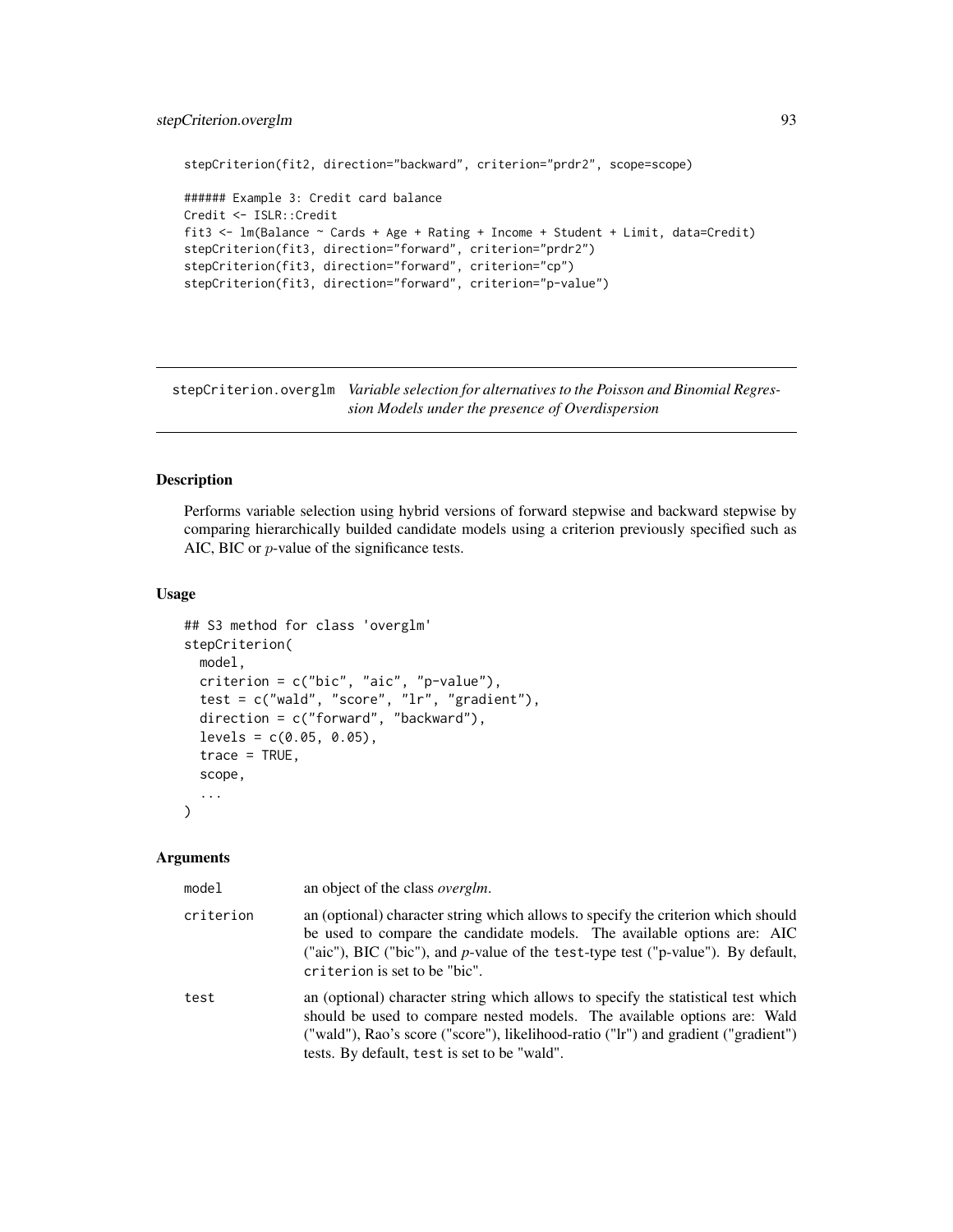```
stepCriterion(fit2, direction="backward", criterion="prdr2", scope=scope)

###### Example 3: Credit card balance
Credit <- ISLR::Credit
fit3 <- lm(Balance ~ Cards + Age + Rating + Income + Student + Limit, data=Credit)
stepCriterion(fit3, direction="forward", criterion="prdr2")
stepCriterion(fit3, direction="forward", criterion="cp")
stepCriterion(fit3, direction="forward", criterion="p-value")
```

## stepCriterion.overglm *Variable selection for alternatives to the Poisson and Binomial Regression Models under the presence of Overdispersion*

### Description

Performs variable selection using hybrid versions of forward stepwise and backward stepwise by comparing hierarchically builded candidate models using a criterion previously specified such as AIC, BIC or $p$-value of the significance tests.

### Usage

```
## S3 method for class 'overglm'
stepCriterion(
  model,
  criterion = c("bic", "aic", "p-value"),
  test = c("wald", "score", "lr", "gradient"),
  direction = c("forward", "backward"),
  levels = c(0.05, 0.05),
  trace = TRUE,
  scope,
  ...
)
```

### Arguments

| | |
|---|---|
| `model` | an object of the class *overglm*. |
| `criterion` | an (optional) character string which allows to specify the criterion which should be used to compare the candidate models. The available options are: AIC ("aic"), BIC ("bic"), and *p*-value of the `test`-type test ("p-value"). By default, `criterion` is set to be "bic". |
| `test` | an (optional) character string which allows to specify the statistical test which should be used to compare nested models. The available options are: Wald ("wald"), Rao's score ("score"), likelihood-ratio ("lr") and gradient ("gradient") tests. By default, `test` is set to be "wald". |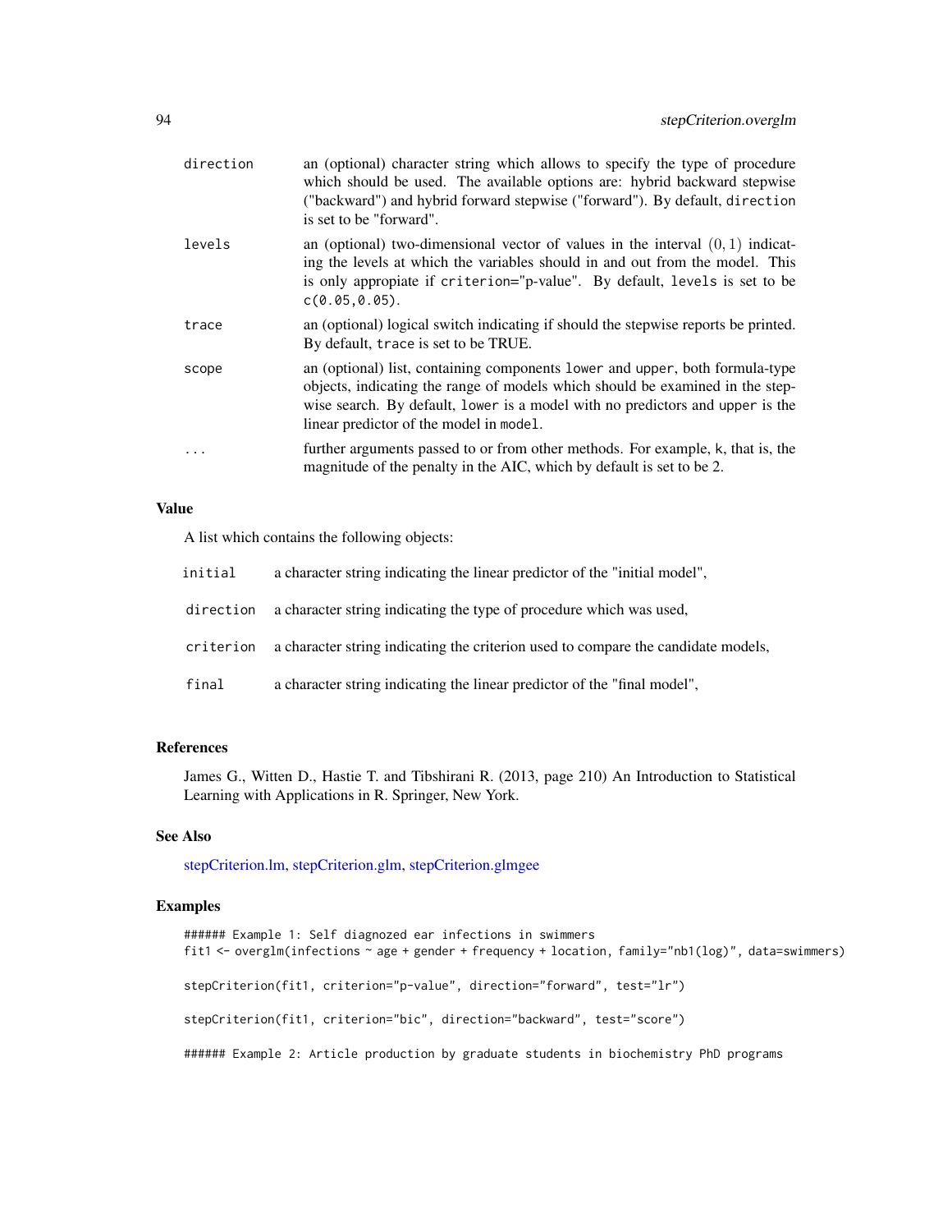| | |
|---|---|
| direction | an (optional) character string which allows to specify the type of procedure which should be used. The available options are: hybrid backward stepwise ("backward") and hybrid forward stepwise ("forward"). By default, direction is set to be "forward". |
| levels | an (optional) two-dimensional vector of values in the interval $(0,1)$ indicating the levels at which the variables should in and out from the model. This is only appropiate if criterion="p-value". By default, levels is set to be c(0.05,0.05). |
| trace | an (optional) logical switch indicating if should the stepwise reports be printed. By default, trace is set to be TRUE. |
| scope | an (optional) list, containing components lower and upper, both formula-type objects, indicating the range of models which should be examined in the stepwise search. By default, lower is a model with no predictors and upper is the linear predictor of the model in model. |
| ... | further arguments passed to or from other methods. For example, k, that is, the magnitude of the penalty in the AIC, which by default is set to be 2. |

### Value

A list which contains the following objects:

| | |
|---|---|
| initial | a character string indicating the linear predictor of the "initial model", |
| direction | a character string indicating the type of procedure which was used, |
| criterion | a character string indicating the criterion used to compare the candidate models, |
| final | a character string indicating the linear predictor of the "final model", |

### References

James G., Witten D., Hastie T. and Tibshirani R. (2013, page 210) An Introduction to Statistical Learning with Applications in R. Springer, New York.

### See Also

stepCriterion.lm, stepCriterion.glm, stepCriterion.glmgee

### Examples

```
###### Example 1: Self diagnozed ear infections in swimmers
fit1 <- overglm(infections ~ age + gender + frequency + location, family="nb1(log)", data=swimmers)

stepCriterion(fit1, criterion="p-value", direction="forward", test="lr")

stepCriterion(fit1, criterion="bic", direction="backward", test="score")

###### Example 2: Article production by graduate students in biochemistry PhD programs
```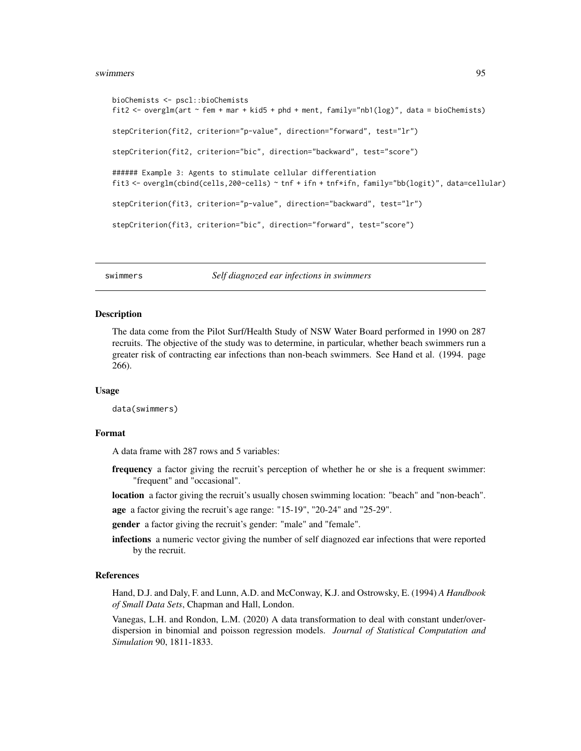```
bioChemists <- pscl::bioChemists
fit2 <- overglm(art ~ fem + mar + kid5 + phd + ment, family="nb1(log)", data = bioChemists)

stepCriterion(fit2, criterion="p-value", direction="forward", test="lr")

stepCriterion(fit2, criterion="bic", direction="backward", test="score")

###### Example 3: Agents to stimulate cellular differentiation
fit3 <- overglm(cbind(cells,200-cells) ~ tnf + ifn + tnf*ifn, family="bb(logit)", data=cellular)

stepCriterion(fit3, criterion="p-value", direction="backward", test="lr")

stepCriterion(fit3, criterion="bic", direction="forward", test="score")
```

---

## swimmers — *Self diagnozed ear infections in swimmers*

### Description

The data come from the Pilot Surf/Health Study of NSW Water Board performed in 1990 on 287 recruits. The objective of the study was to determine, in particular, whether beach swimmers run a greater risk of contracting ear infections than non-beach swimmers. See Hand et al. (1994. page 266).

### Usage

```
data(swimmers)
```

### Format

A data frame with 287 rows and 5 variables:

- **frequency** a factor giving the recruit's perception of whether he or she is a frequent swimmer: "frequent" and "occasional".
- **location** a factor giving the recruit's usually chosen swimming location: "beach" and "non-beach".
- **age** a factor giving the recruit's age range: "15-19", "20-24" and "25-29".
- **gender** a factor giving the recruit's gender: "male" and "female".
- **infections** a numeric vector giving the number of self diagnozed ear infections that were reported by the recruit.

### References

Hand, D.J. and Daly, F. and Lunn, A.D. and McConway, K.J. and Ostrowsky, E. (1994) *A Handbook of Small Data Sets*, Chapman and Hall, London.

Vanegas, L.H. and Rondon, L.M. (2020) A data transformation to deal with constant under/over-dispersion in binomial and poisson regression models. *Journal of Statistical Computation and Simulation* 90, 1811-1833.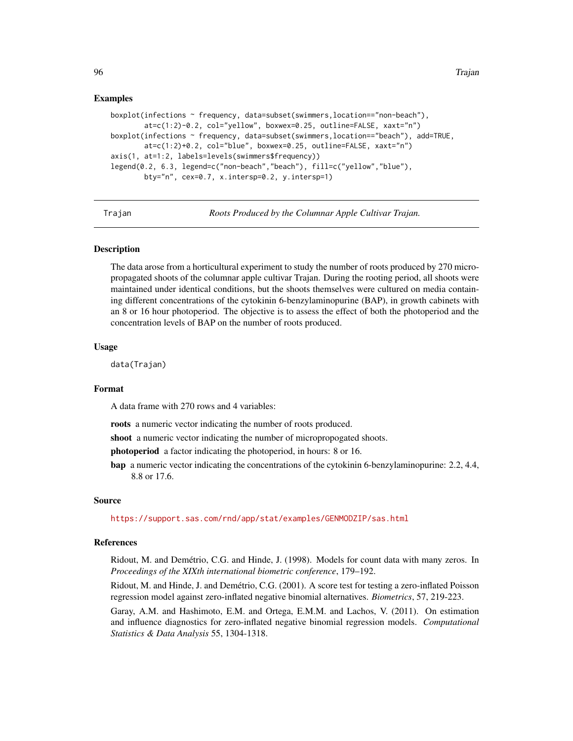## Examples

```
boxplot(infections ~ frequency, data=subset(swimmers,location=="non-beach"),
        at=c(1:2)-0.2, col="yellow", boxwex=0.25, outline=FALSE, xaxt="n")
boxplot(infections ~ frequency, data=subset(swimmers,location=="beach"), add=TRUE,
        at=c(1:2)+0.2, col="blue", boxwex=0.25, outline=FALSE, xaxt="n")
axis(1, at=1:2, labels=levels(swimmers$frequency))
legend(0.2, 6.3, legend=c("non-beach","beach"), fill=c("yellow","blue"),
        bty="n", cex=0.7, x.intersp=0.2, y.intersp=1)
```

---

# Trajan — *Roots Produced by the Columnar Apple Cultivar Trajan.*

## Description

The data arose from a horticultural experiment to study the number of roots produced by 270 micropropagated shoots of the columnar apple cultivar Trajan. During the rooting period, all shoots were maintained under identical conditions, but the shoots themselves were cultured on media containing different concentrations of the cytokinin 6-benzylaminopurine (BAP), in growth cabinets with an 8 or 16 hour photoperiod. The objective is to assess the effect of both the photoperiod and the concentration levels of BAP on the number of roots produced.

## Usage

```
data(Trajan)
```

## Format

A data frame with 270 rows and 4 variables:

**roots** a numeric vector indicating the number of roots produced.

**shoot** a numeric vector indicating the number of micropropogated shoots.

**photoperiod** a factor indicating the photoperiod, in hours: 8 or 16.

**bap** a numeric vector indicating the concentrations of the cytokinin 6-benzylaminopurine: 2.2, 4.4, 8.8 or 17.6.

## Source

https://support.sas.com/rnd/app/stat/examples/GENMODZIP/sas.html

## References

Ridout, M. and Demétrio, C.G. and Hinde, J. (1998). Models for count data with many zeros. In *Proceedings of the XIXth international biometric conference*, 179–192.

Ridout, M. and Hinde, J. and Demétrio, C.G. (2001). A score test for testing a zero-inflated Poisson regression model against zero-inflated negative binomial alternatives. *Biometrics*, 57, 219-223.

Garay, A.M. and Hashimoto, E.M. and Ortega, E.M.M. and Lachos, V. (2011). On estimation and influence diagnostics for zero-inflated negative binomial regression models. *Computational Statistics & Data Analysis* 55, 1304-1318.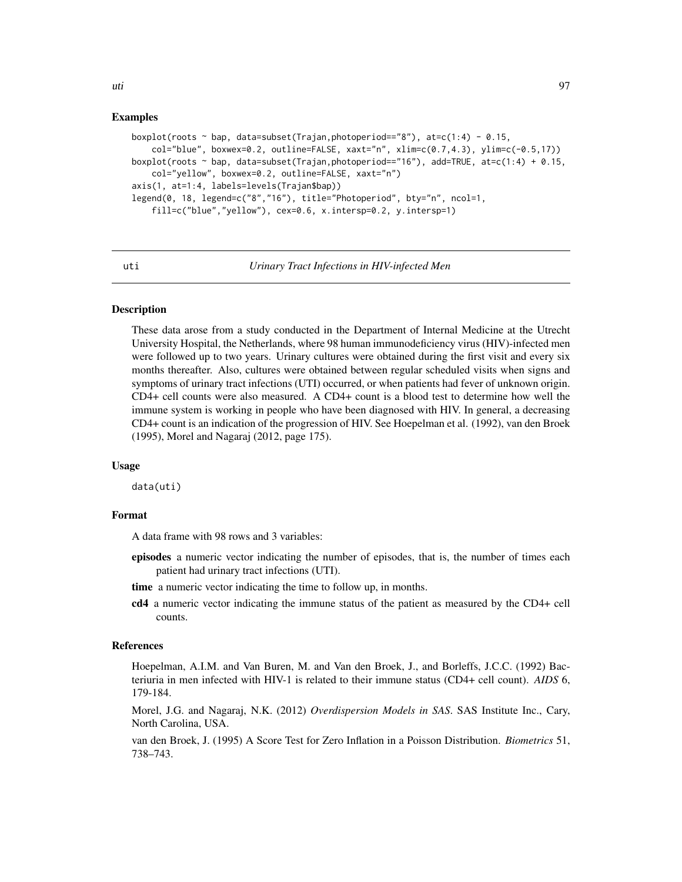### Examples

```
boxplot(roots ~ bap, data=subset(Trajan,photoperiod=="8"), at=c(1:4) - 0.15,
    col="blue", boxwex=0.2, outline=FALSE, xaxt="n", xlim=c(0.7,4.3), ylim=c(-0.5,17))
boxplot(roots ~ bap, data=subset(Trajan,photoperiod=="16"), add=TRUE, at=c(1:4) + 0.15,
    col="yellow", boxwex=0.2, outline=FALSE, xaxt="n")
axis(1, at=1:4, labels=levels(Trajan$bap))
legend(0, 18, legend=c("8","16"), title="Photoperiod", bty="n", ncol=1,
    fill=c("blue","yellow"), cex=0.6, x.intersp=0.2, y.intersp=1)
```

---

## uti — *Urinary Tract Infections in HIV-infected Men*

---

### Description

These data arose from a study conducted in the Department of Internal Medicine at the Utrecht University Hospital, the Netherlands, where 98 human immunodeficiency virus (HIV)-infected men were followed up to two years. Urinary cultures were obtained during the first visit and every six months thereafter. Also, cultures were obtained between regular scheduled visits when signs and symptoms of urinary tract infections (UTI) occurred, or when patients had fever of unknown origin. CD4+ cell counts were also measured. A CD4+ count is a blood test to determine how well the immune system is working in people who have been diagnosed with HIV. In general, a decreasing CD4+ count is an indication of the progression of HIV. See Hoepelman et al. (1992), van den Broek (1995), Morel and Nagaraj (2012, page 175).

### Usage

```
data(uti)
```

### Format

A data frame with 98 rows and 3 variables:

- **episodes** a numeric vector indicating the number of episodes, that is, the number of times each patient had urinary tract infections (UTI).
- **time** a numeric vector indicating the time to follow up, in months.
- **cd4** a numeric vector indicating the immune status of the patient as measured by the CD4+ cell counts.

### References

Hoepelman, A.I.M. and Van Buren, M. and Van den Broek, J., and Borleffs, J.C.C. (1992) Bacteriuria in men infected with HIV-1 is related to their immune status (CD4+ cell count). *AIDS* 6, 179-184.

Morel, J.G. and Nagaraj, N.K. (2012) *Overdispersion Models in SAS*. SAS Institute Inc., Cary, North Carolina, USA.

van den Broek, J. (1995) A Score Test for Zero Inflation in a Poisson Distribution. *Biometrics* 51, 738–743.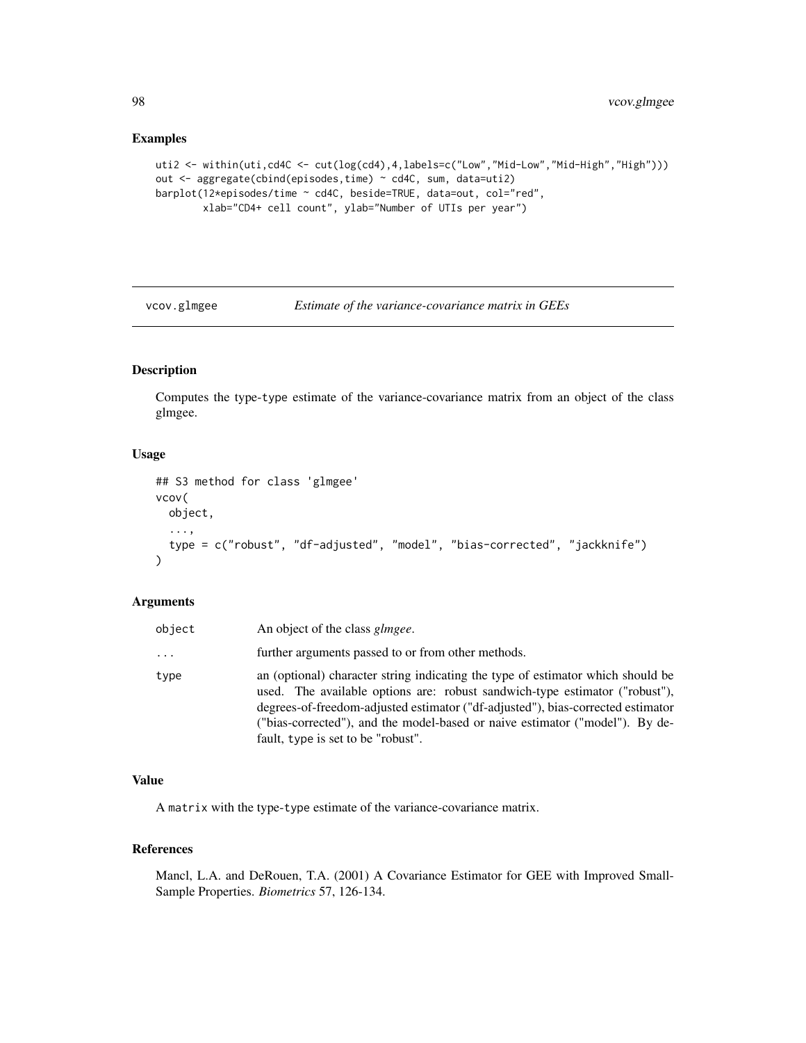## Examples

```
uti2 <- within(uti,cd4C <- cut(log(cd4),4,labels=c("Low","Mid-Low","Mid-High","High")))
out <- aggregate(cbind(episodes,time) ~ cd4C, sum, data=uti2)
barplot(12*episodes/time ~ cd4C, beside=TRUE, data=out, col="red",
        xlab="CD4+ cell count", ylab="Number of UTIs per year")
```

---

# vcov.glmgee — *Estimate of the variance-covariance matrix in GEEs*

---

### Description

Computes the type-type estimate of the variance-covariance matrix from an object of the class glmgee.

### Usage

```
## S3 method for class 'glmgee'
vcov(
  object,
  ...,
  type = c("robust", "df-adjusted", "model", "bias-corrected", "jackknife")
)
```

### Arguments

| | |
|---|---|
| `object` | An object of the class *glmgee*. |
| `...` | further arguments passed to or from other methods. |
| `type` | an (optional) character string indicating the type of estimator which should be used. The available options are: robust sandwich-type estimator ("robust"), degrees-of-freedom-adjusted estimator ("df-adjusted"), bias-corrected estimator ("bias-corrected"), and the model-based or naive estimator ("model"). By default, `type` is set to be "robust". |

### Value

A `matrix` with the type-type estimate of the variance-covariance matrix.

### References

Mancl, L.A. and DeRouen, T.A. (2001) A Covariance Estimator for GEE with Improved Small-Sample Properties. *Biometrics* 57, 126-134.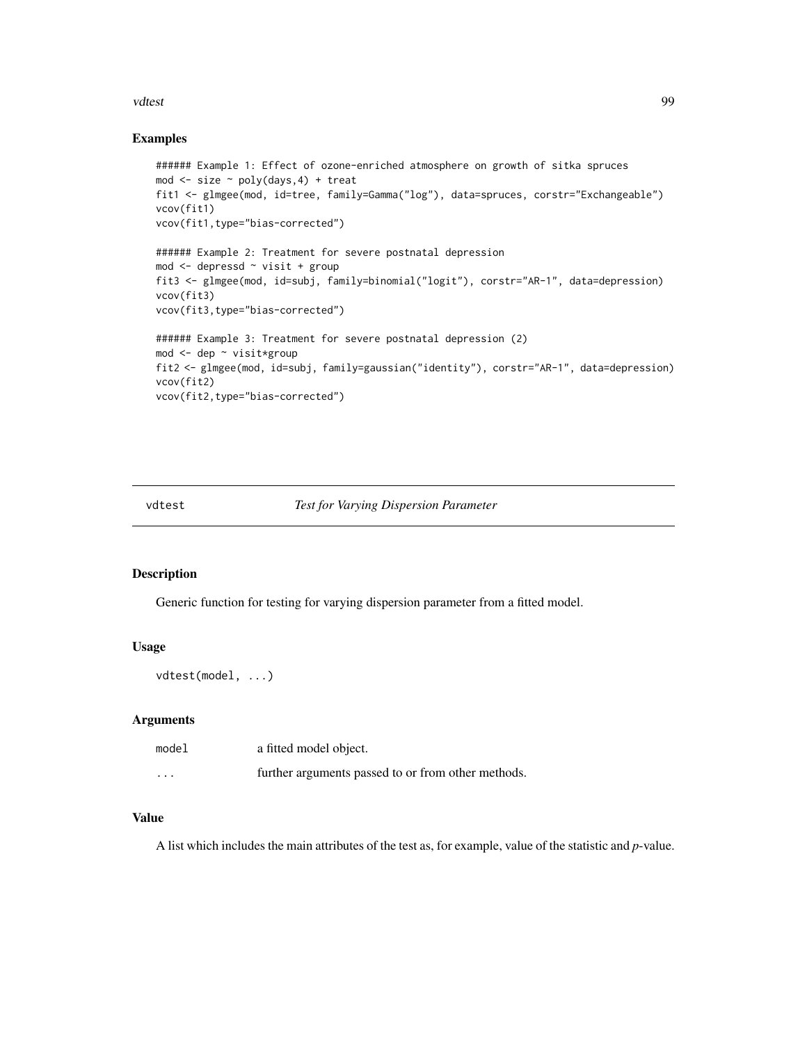## Examples

```
###### Example 1: Effect of ozone-enriched atmosphere on growth of sitka spruces
mod <- size ~ poly(days,4) + treat
fit1 <- glmgee(mod, id=tree, family=Gamma("log"), data=spruces, corstr="Exchangeable")
vcov(fit1)
vcov(fit1,type="bias-corrected")

###### Example 2: Treatment for severe postnatal depression
mod <- depressd ~ visit + group
fit3 <- glmgee(mod, id=subj, family=binomial("logit"), corstr="AR-1", data=depression)
vcov(fit3)
vcov(fit3,type="bias-corrected")

###### Example 3: Treatment for severe postnatal depression (2)
mod <- dep ~ visit*group
fit2 <- glmgee(mod, id=subj, family=gaussian("identity"), corstr="AR-1", data=depression)
vcov(fit2)
vcov(fit2,type="bias-corrected")
```

---

# vdtest — *Test for Varying Dispersion Parameter*

## Description

Generic function for testing for varying dispersion parameter from a fitted model.

## Usage

```
vdtest(model, ...)
```

## Arguments

| | |
|---|---|
| `model` | a fitted model object. |
| `...` | further arguments passed to or from other methods. |

## Value

A list which includes the main attributes of the test as, for example, value of the statistic and *p*-value.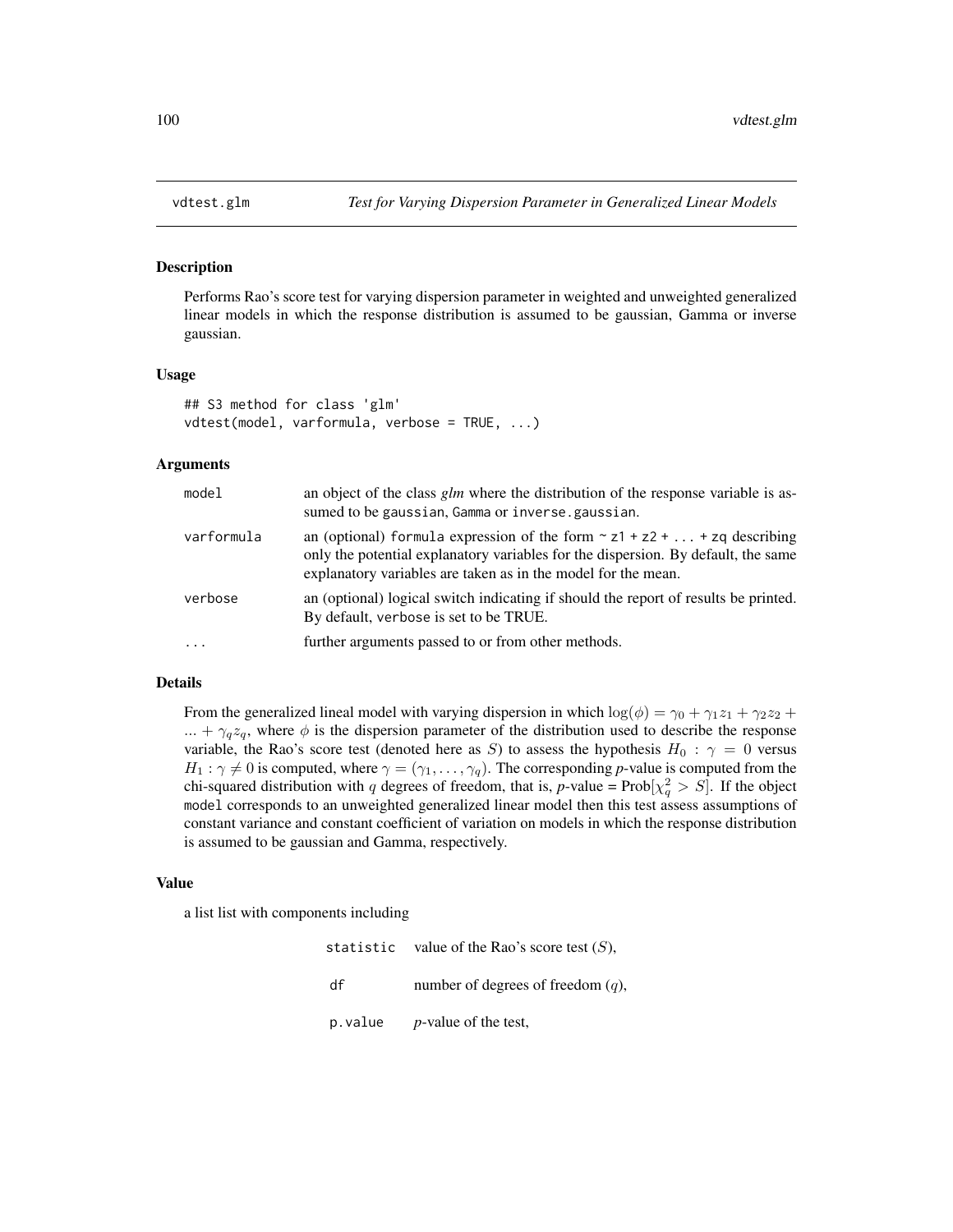`vdtest.glm` *Test for Varying Dispersion Parameter in Generalized Linear Models*

## Description

Performs Rao's score test for varying dispersion parameter in weighted and unweighted generalized linear models in which the response distribution is assumed to be gaussian, Gamma or inverse gaussian.

## Usage

```
## S3 method for class 'glm'
vdtest(model, varformula, verbose = TRUE, ...)
```

## Arguments

| | |
|---|---|
| `model` | an object of the class *glm* where the distribution of the response variable is assumed to be `gaussian`, `Gamma` or `inverse.gaussian`. |
| `varformula` | an (optional) `formula` expression of the form `~ z1 + z2 + ... + zq` describing only the potential explanatory variables for the dispersion. By default, the same explanatory variables are taken as in the model for the mean. |
| `verbose` | an (optional) logical switch indicating if should the report of results be printed. By default, `verbose` is set to be TRUE. |
| `...` | further arguments passed to or from other methods. |

## Details

From the generalized lineal model with varying dispersion in which $\log(\phi) = \gamma_0 + \gamma_1 z_1 + \gamma_2 z_2 + ... + \gamma_q z_q$, where $\phi$ is the dispersion parameter of the distribution used to describe the response variable, the Rao's score test (denoted here as $S$) to assess the hypothesis $H_0 : \gamma = 0$ versus $H_1 : \gamma \neq 0$ is computed, where $\gamma = (\gamma_1, \ldots, \gamma_q)$. The corresponding *p*-value is computed from the chi-squared distribution with $q$ degrees of freedom, that is, *p*-value = Prob$[\chi^2_q > S]$. If the object `model` corresponds to an unweighted generalized linear model then this test assess assumptions of constant variance and constant coefficient of variation on models in which the response distribution is assumed to be gaussian and Gamma, respectively.

## Value

a list list with components including

| | |
|---|---|
| `statistic` | value of the Rao's score test ($S$), |
| `df` | number of degrees of freedom ($q$), |
| `p.value` | *p*-value of the test, |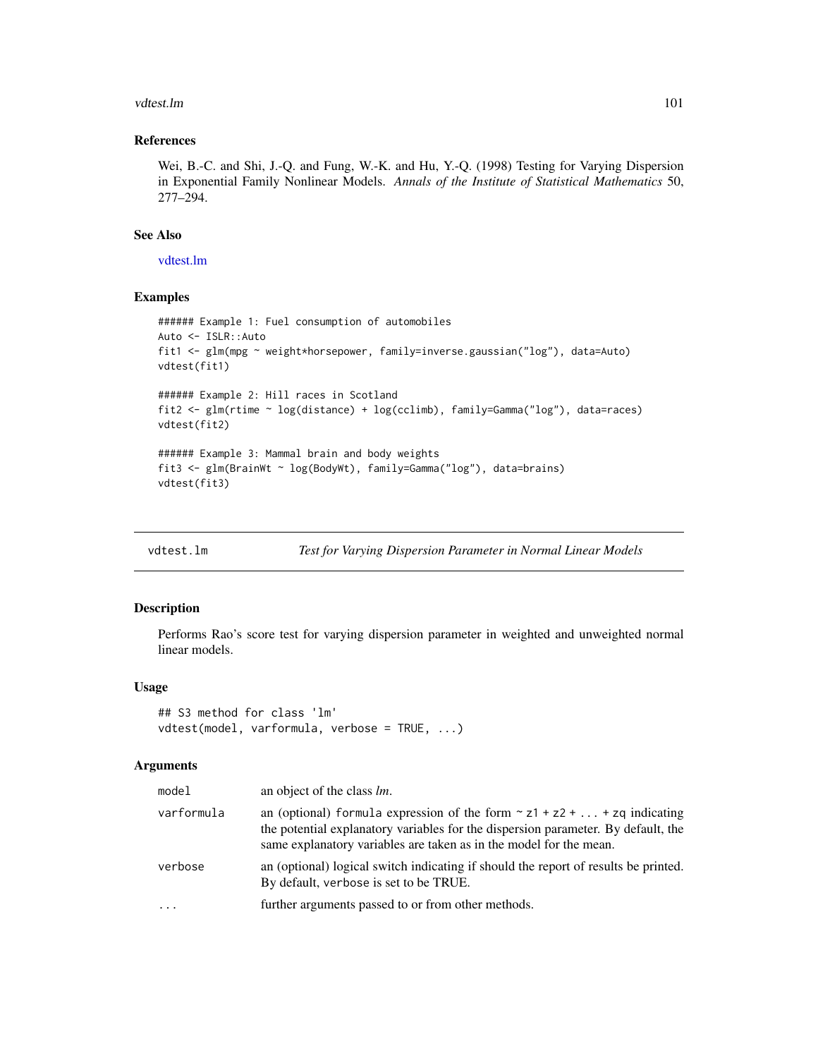### References

Wei, B.-C. and Shi, J.-Q. and Fung, W.-K. and Hu, Y.-Q. (1998) Testing for Varying Dispersion in Exponential Family Nonlinear Models. *Annals of the Institute of Statistical Mathematics* 50, 277–294.

### See Also

vdtest.lm

### Examples

```
###### Example 1: Fuel consumption of automobiles
Auto <- ISLR::Auto
fit1 <- glm(mpg ~ weight*horsepower, family=inverse.gaussian("log"), data=Auto)
vdtest(fit1)

###### Example 2: Hill races in Scotland
fit2 <- glm(rtime ~ log(distance) + log(cclimb), family=Gamma("log"), data=races)
vdtest(fit2)

###### Example 3: Mammal brain and body weights
fit3 <- glm(BrainWt ~ log(BodyWt), family=Gamma("log"), data=brains)
vdtest(fit3)
```

---

## vdtest.lm — *Test for Varying Dispersion Parameter in Normal Linear Models*

### Description

Performs Rao's score test for varying dispersion parameter in weighted and unweighted normal linear models.

### Usage

```
## S3 method for class 'lm'
vdtest(model, varformula, verbose = TRUE, ...)
```

### Arguments

| | |
|---|---|
| `model` | an object of the class *lm*. |
| `varformula` | an (optional) `formula` expression of the form `~ z1 + z2 + ... + zq` indicating the potential explanatory variables for the dispersion parameter. By default, the same explanatory variables are taken as in the model for the mean. |
| `verbose` | an (optional) logical switch indicating if should the report of results be printed. By default, `verbose` is set to be TRUE. |
| `...` | further arguments passed to or from other methods. |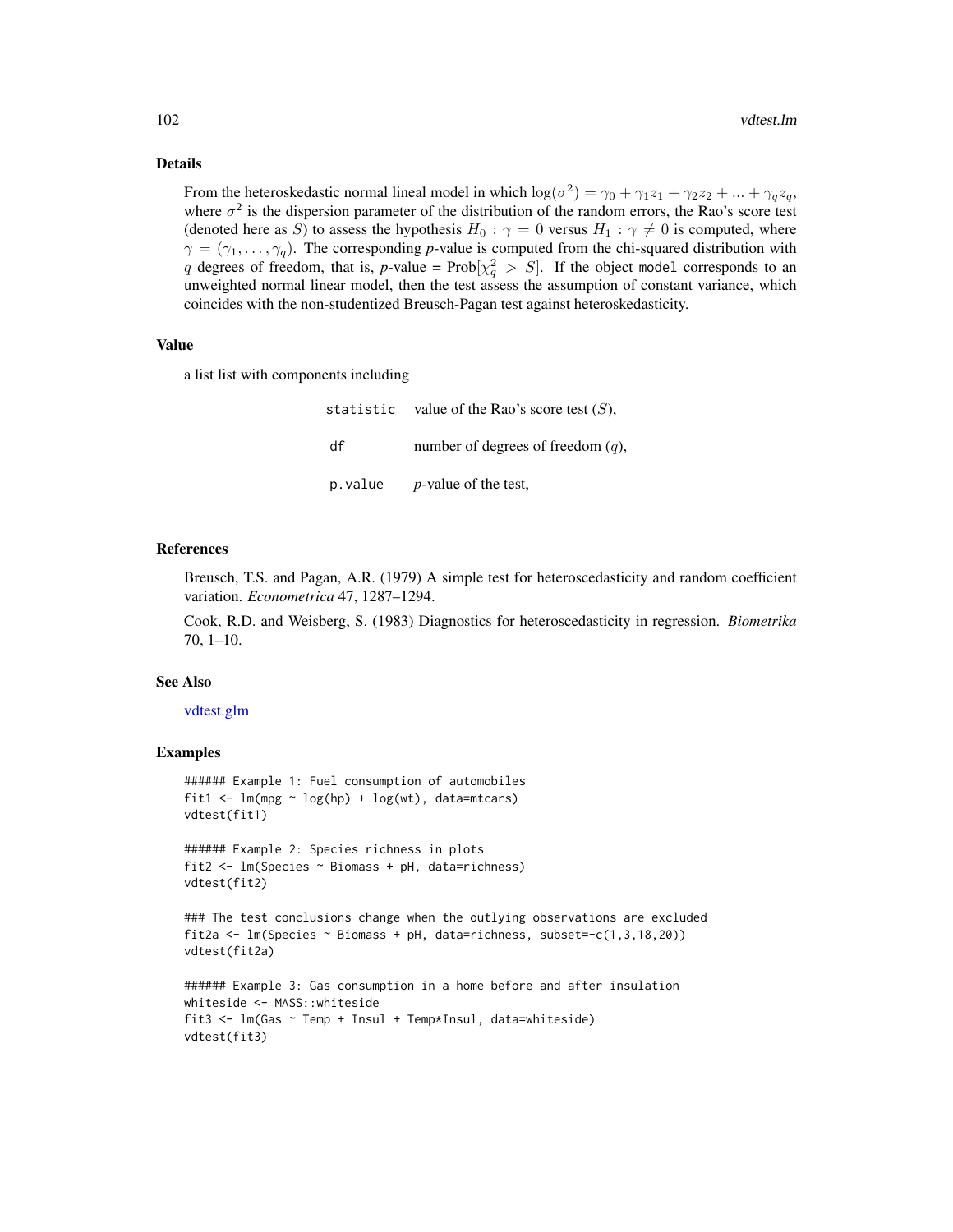### Details

From the heteroskedastic normal lineal model in which $\log(\sigma^2) = \gamma_0 + \gamma_1 z_1 + \gamma_2 z_2 + ... + \gamma_q z_q$, where $\sigma^2$ is the dispersion parameter of the distribution of the random errors, the Rao's score test (denoted here as $S$) to assess the hypothesis $H_0 : \gamma = 0$ versus $H_1 : \gamma \neq 0$ is computed, where $\gamma = (\gamma_1, \ldots, \gamma_q)$. The corresponding *p*-value is computed from the chi-squared distribution with $q$ degrees of freedom, that is, *p*-value = Prob$[\chi^2_q > S]$. If the object `model` corresponds to an unweighted normal linear model, then the test assess the assumption of constant variance, which coincides with the non-studentized Breusch-Pagan test against heteroskedasticity.

### Value

a list list with components including

| | |
|---|---|
| `statistic` | value of the Rao's score test ($S$), |
| `df` | number of degrees of freedom ($q$), |
| `p.value` | *p*-value of the test, |

### References

Breusch, T.S. and Pagan, A.R. (1979) A simple test for heteroscedasticity and random coefficient variation. *Econometrica* 47, 1287–1294.

Cook, R.D. and Weisberg, S. (1983) Diagnostics for heteroscedasticity in regression. *Biometrika* 70, 1–10.

### See Also

vdtest.glm

### Examples

```
###### Example 1: Fuel consumption of automobiles
fit1 <- lm(mpg ~ log(hp) + log(wt), data=mtcars)
vdtest(fit1)

###### Example 2: Species richness in plots
fit2 <- lm(Species ~ Biomass + pH, data=richness)
vdtest(fit2)

### The test conclusions change when the outlying observations are excluded
fit2a <- lm(Species ~ Biomass + pH, data=richness, subset=-c(1,3,18,20))
vdtest(fit2a)

###### Example 3: Gas consumption in a home before and after insulation
whiteside <- MASS::whiteside
fit3 <- lm(Gas ~ Temp + Insul + Temp*Insul, data=whiteside)
vdtest(fit3)
```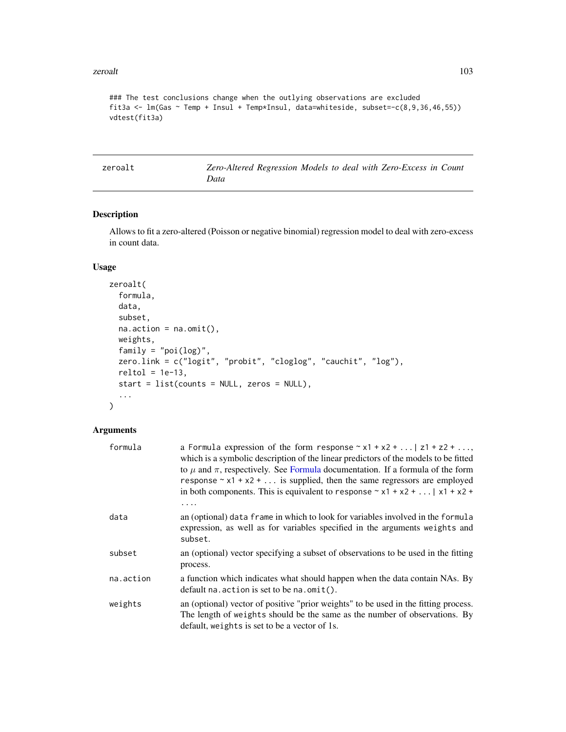```
### The test conclusions change when the outlying observations are excluded
fit3a <- lm(Gas ~ Temp + Insul + Temp*Insul, data=whiteside, subset=-c(8,9,36,46,55))
vdtest(fit3a)
```

## zeroalt — *Zero-Altered Regression Models to deal with Zero-Excess in Count Data*

### Description

Allows to fit a zero-altered (Poisson or negative binomial) regression model to deal with zero-excess in count data.

### Usage

```
zeroalt(
  formula,
  data,
  subset,
  na.action = na.omit(),
  weights,
  family = "poi(log)",
  zero.link = c("logit", "probit", "cloglog", "cauchit", "log"),
  reltol = 1e-13,
  start = list(counts = NULL, zeros = NULL),
  ...
)
```

### Arguments

| | |
|---|---|
| formula | a Formula expression of the form response ~ x1 + x2 + ...\| z1 + z2 + ..., which is a symbolic description of the linear predictors of the models to be fitted to $\mu$ and $\pi$, respectively. See Formula documentation. If a formula of the form response ~ x1 + x2 + ... is supplied, then the same regressors are employed in both components. This is equivalent to response ~ x1 + x2 + ...\| x1 + x2 + .... |
| data | an (optional) data frame in which to look for variables involved in the formula expression, as well as for variables specified in the arguments weights and subset. |
| subset | an (optional) vector specifying a subset of observations to be used in the fitting process. |
| na.action | a function which indicates what should happen when the data contain NAs. By default na.action is set to be na.omit(). |
| weights | an (optional) vector of positive "prior weights" to be used in the fitting process. The length of weights should be the same as the number of observations. By default, weights is set to be a vector of 1s. |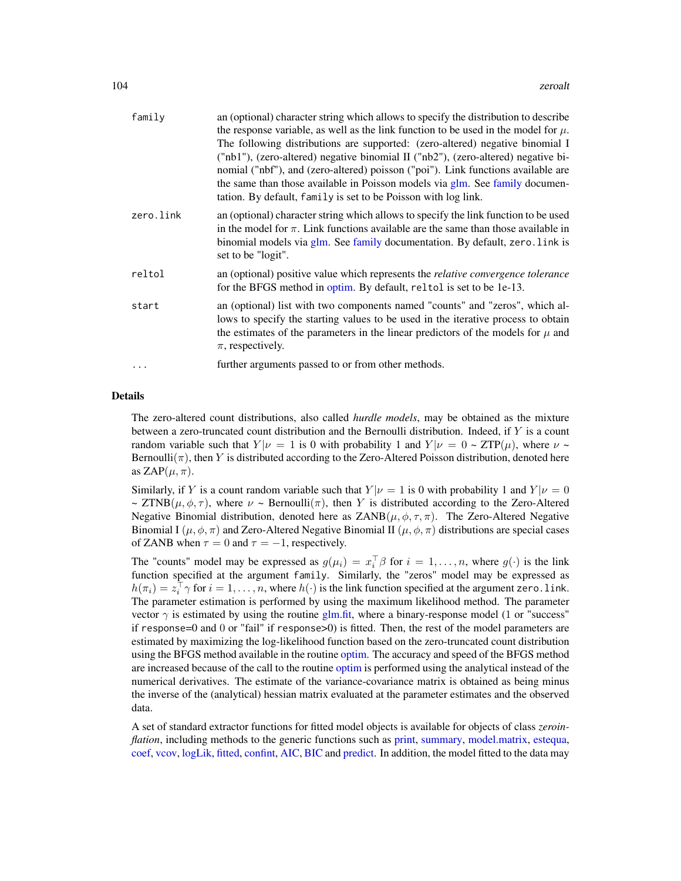| | |
|---|---|
| family | an (optional) character string which allows to specify the distribution to describe the response variable, as well as the link function to be used in the model for $\mu$. The following distributions are supported: (zero-altered) negative binomial I ("nb1"), (zero-altered) negative binomial II ("nb2"), (zero-altered) negative binomial ("nbf"), and (zero-altered) poisson ("poi"). Link functions available are the same than those available in Poisson models via glm. See family documentation. By default, `family` is set to be Poisson with log link. |
| zero.link | an (optional) character string which allows to specify the link function to be used in the model for $\pi$. Link functions available are the same than those available in binomial models via glm. See family documentation. By default, `zero.link` is set to be "logit". |
| reltol | an (optional) positive value which represents the *relative convergence tolerance* for the BFGS method in optim. By default, `reltol` is set to be 1e-13. |
| start | an (optional) list with two components named "counts" and "zeros", which allows to specify the starting values to be used in the iterative process to obtain the estimates of the parameters in the linear predictors of the models for $\mu$ and $\pi$, respectively. |
| ... | further arguments passed to or from other methods. |

## Details

The zero-altered count distributions, also called *hurdle models*, may be obtained as the mixture between a zero-truncated count distribution and the Bernoulli distribution. Indeed, if $Y$ is a count random variable such that $Y|\nu = 1$ is 0 with probability 1 and $Y|\nu = 0$ ~ ZTP($\mu$), where $\nu$ ~ Bernoulli($\pi$), then $Y$ is distributed according to the Zero-Altered Poisson distribution, denoted here as ZAP($\mu, \pi$).

Similarly, if $Y$ is a count random variable such that $Y|\nu = 1$ is 0 with probability 1 and $Y|\nu = 0$ ~ ZTNB($\mu, \phi, \tau$), where $\nu$ ~ Bernoulli($\pi$), then $Y$ is distributed according to the Zero-Altered Negative Binomial distribution, denoted here as ZANB($\mu, \phi, \tau, \pi$). The Zero-Altered Negative Binomial I ($\mu, \phi, \pi$) and Zero-Altered Negative Binomial II ($\mu, \phi, \pi$) distributions are special cases of ZANB when $\tau = 0$ and $\tau = -1$, respectively.

The "counts" model may be expressed as $g(\mu_i) = x_i^\top \beta$ for $i = 1, \ldots, n$, where $g(\cdot)$ is the link function specified at the argument `family`. Similarly, the "zeros" model may be expressed as $h(\pi_i) = z_i^\top \gamma$ for $i = 1, \ldots, n$, where $h(\cdot)$ is the link function specified at the argument `zero.link`. The parameter estimation is performed by using the maximum likelihood method. The parameter vector $\gamma$ is estimated by using the routine glm.fit, where a binary-response model (1 or "success" if `response`=0 and 0 or "fail" if `response`>0) is fitted. Then, the rest of the model parameters are estimated by maximizing the log-likelihood function based on the zero-truncated count distribution using the BFGS method available in the routine optim. The accuracy and speed of the BFGS method are increased because of the call to the routine optim is performed using the analytical instead of the numerical derivatives. The estimate of the variance-covariance matrix is obtained as being minus the inverse of the (analytical) hessian matrix evaluated at the parameter estimates and the observed data.

A set of standard extractor functions for fitted model objects is available for objects of class *zeroinflation*, including methods to the generic functions such as print, summary, model.matrix, estequa, coef, vcov, logLik, fitted, confint, AIC, BIC and predict. In addition, the model fitted to the data may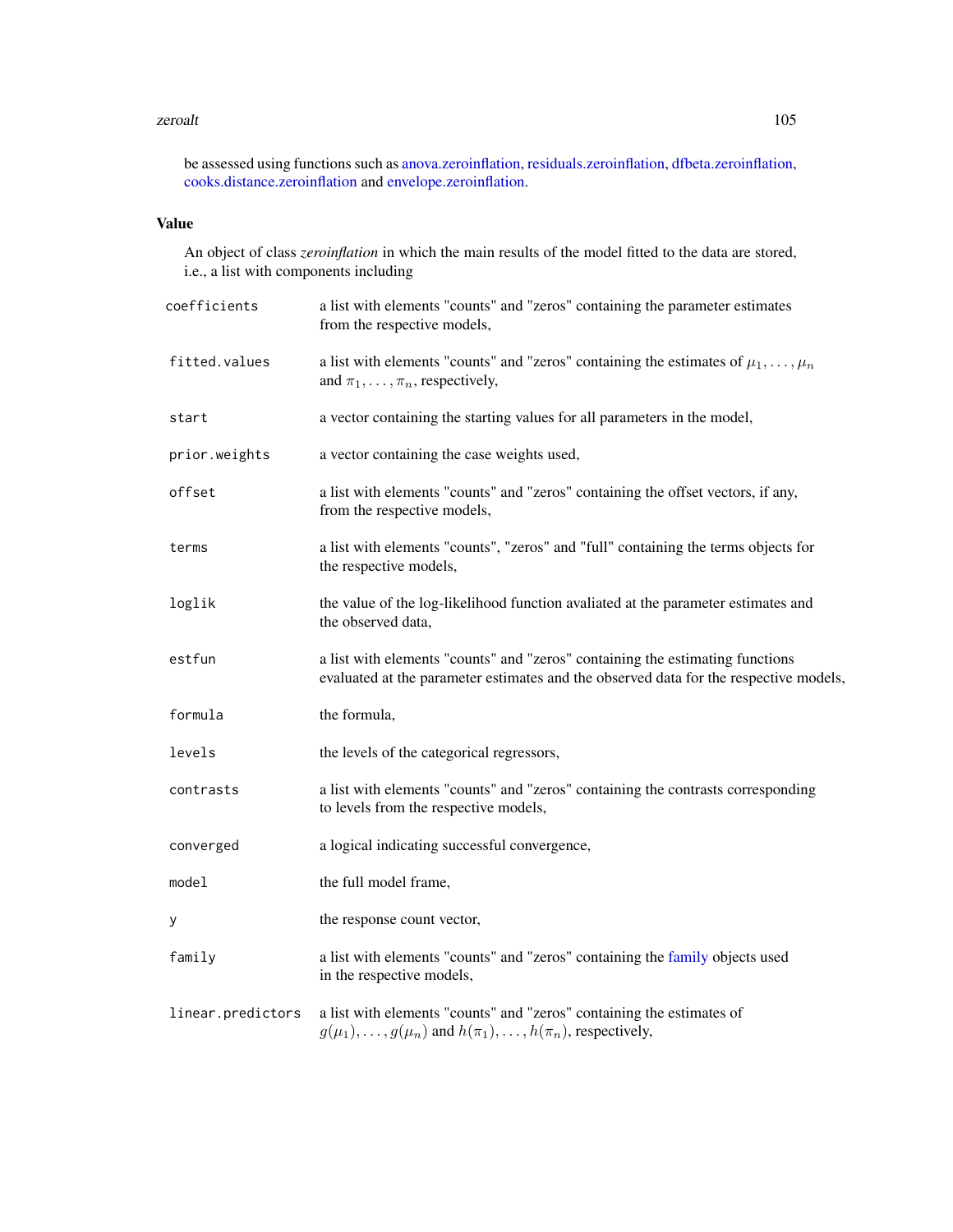be assessed using functions such as anova.zeroinflation, residuals.zeroinflation, dfbeta.zeroinflation, cooks.distance.zeroinflation and envelope.zeroinflation.

## Value

An object of class *zeroinflation* in which the main results of the model fitted to the data are stored, i.e., a list with components including

| | |
|---|---|
| `coefficients` | a list with elements "counts" and "zeros" containing the parameter estimates from the respective models, |
| `fitted.values` | a list with elements "counts" and "zeros" containing the estimates of $\mu_1, \ldots, \mu_n$ and $\pi_1, \ldots, \pi_n$, respectively, |
| `start` | a vector containing the starting values for all parameters in the model, |
| `prior.weights` | a vector containing the case weights used, |
| `offset` | a list with elements "counts" and "zeros" containing the offset vectors, if any, from the respective models, |
| `terms` | a list with elements "counts", "zeros" and "full" containing the terms objects for the respective models, |
| `loglik` | the value of the log-likelihood function avaliated at the parameter estimates and the observed data, |
| `estfun` | a list with elements "counts" and "zeros" containing the estimating functions evaluated at the parameter estimates and the observed data for the respective models, |
| `formula` | the formula, |
| `levels` | the levels of the categorical regressors, |
| `contrasts` | a list with elements "counts" and "zeros" containing the contrasts corresponding to levels from the respective models, |
| `converged` | a logical indicating successful convergence, |
| `model` | the full model frame, |
| `y` | the response count vector, |
| `family` | a list with elements "counts" and "zeros" containing the family objects used in the respective models, |
| `linear.predictors` | a list with elements "counts" and "zeros" containing the estimates of $g(\mu_1), \ldots, g(\mu_n)$ and $h(\pi_1), \ldots, h(\pi_n)$, respectively, |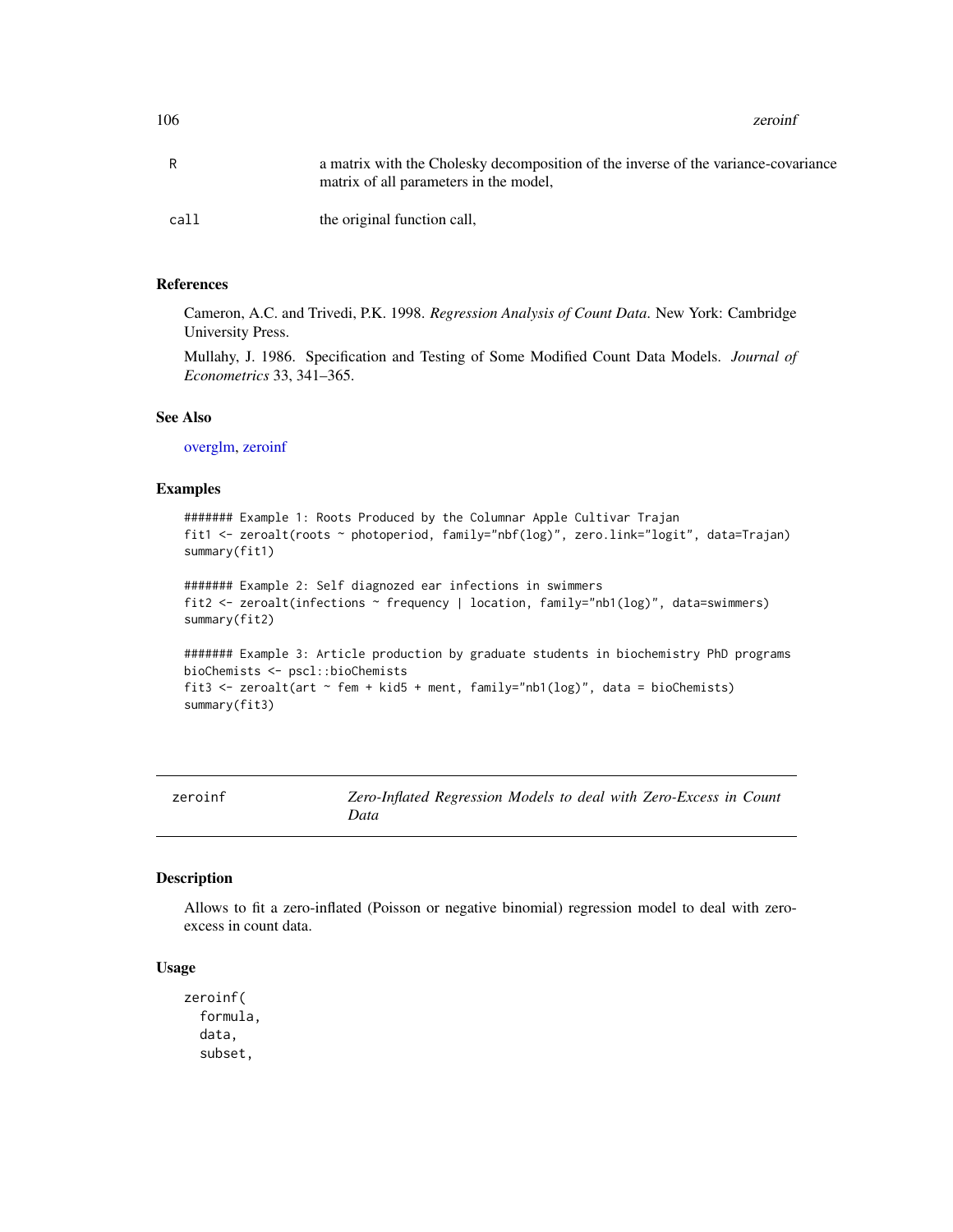| | |
|---|---|
| R | a matrix with the Cholesky decomposition of the inverse of the variance-covariance matrix of all parameters in the model, |
| call | the original function call, |

### References

Cameron, A.C. and Trivedi, P.K. 1998. *Regression Analysis of Count Data*. New York: Cambridge University Press.

Mullahy, J. 1986. Specification and Testing of Some Modified Count Data Models. *Journal of Econometrics* 33, 341–365.

### See Also

overglm, zeroinf

### Examples

```
####### Example 1: Roots Produced by the Columnar Apple Cultivar Trajan
fit1 <- zeroalt(roots ~ photoperiod, family="nbf(log)", zero.link="logit", data=Trajan)
summary(fit1)

####### Example 2: Self diagnozed ear infections in swimmers
fit2 <- zeroalt(infections ~ frequency | location, family="nb1(log)", data=swimmers)
summary(fit2)

####### Example 3: Article production by graduate students in biochemistry PhD programs
bioChemists <- pscl::bioChemists
fit3 <- zeroalt(art ~ fem + kid5 + ment, family="nb1(log)", data = bioChemists)
summary(fit3)
```

---

## zeroinf — *Zero-Inflated Regression Models to deal with Zero-Excess in Count Data*

### Description

Allows to fit a zero-inflated (Poisson or negative binomial) regression model to deal with zero-excess in count data.

### Usage

```
zeroinf(
  formula,
  data,
  subset,
```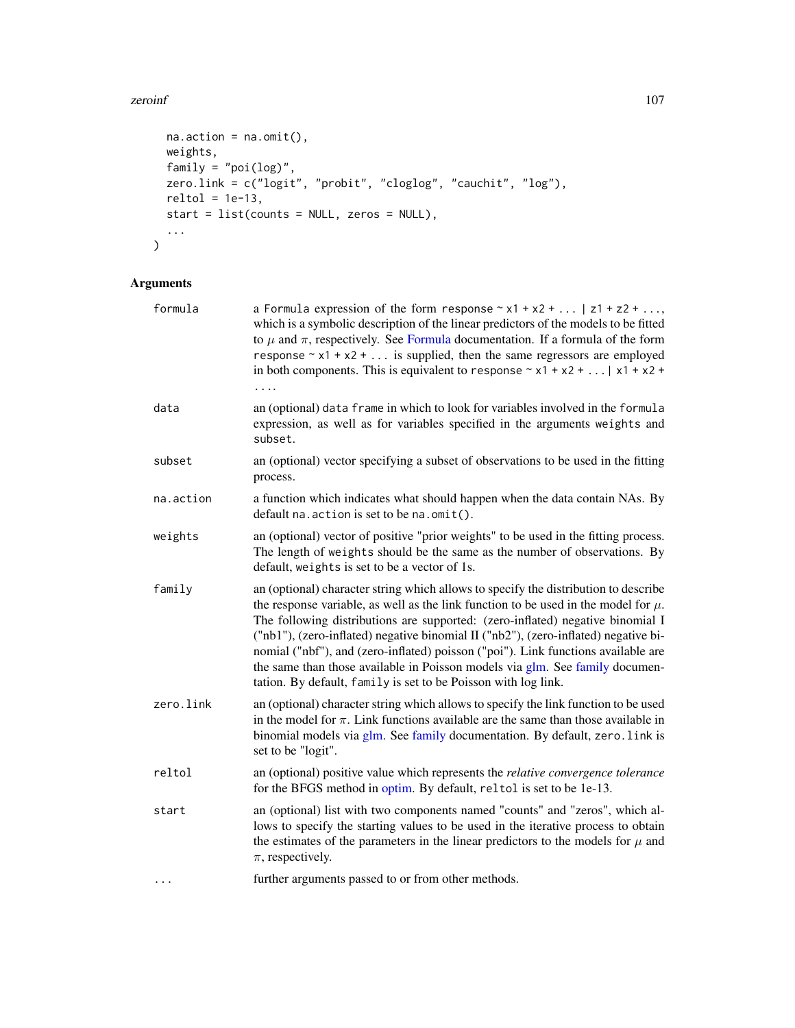```
  na.action = na.omit(),
  weights,
  family = "poi(log)",
  zero.link = c("logit", "probit", "cloglog", "cauchit", "log"),
  reltol = 1e-13,
  start = list(counts = NULL, zeros = NULL),
  ...
)
```

## Arguments

**formula** a `Formula` expression of the form `response ~ x1 + x2 + ... | z1 + z2 + ...`, which is a symbolic description of the linear predictors of the models to be fitted to $\mu$ and $\pi$, respectively. See Formula documentation. If a formula of the form `response ~ x1 + x2 + ...` is supplied, then the same regressors are employed in both components. This is equivalent to `response ~ x1 + x2 + ... | x1 + x2 + ...`.

**data** an (optional) `data frame` in which to look for variables involved in the `formula` expression, as well as for variables specified in the arguments `weights` and `subset`.

**subset** an (optional) vector specifying a subset of observations to be used in the fitting process.

**na.action** a function which indicates what should happen when the data contain NAs. By default `na.action` is set to be `na.omit()`.

**weights** an (optional) vector of positive "prior weights" to be used in the fitting process. The length of `weights` should be the same as the number of observations. By default, `weights` is set to be a vector of 1s.

**family** an (optional) character string which allows to specify the distribution to describe the response variable, as well as the link function to be used in the model for $\mu$. The following distributions are supported: (zero-inflated) negative binomial I ("nb1"), (zero-inflated) negative binomial II ("nb2"), (zero-inflated) negative binomial ("nbf"), and (zero-inflated) poisson ("poi"). Link functions available are the same than those available in Poisson models via glm. See family documentation. By default, `family` is set to be Poisson with log link.

**zero.link** an (optional) character string which allows to specify the link function to be used in the model for $\pi$. Link functions available are the same than those available in binomial models via glm. See family documentation. By default, `zero.link` is set to be "logit".

**reltol** an (optional) positive value which represents the *relative convergence tolerance* for the BFGS method in optim. By default, `reltol` is set to be 1e-13.

**start** an (optional) list with two components named "counts" and "zeros", which allows to specify the starting values to be used in the iterative process to obtain the estimates of the parameters in the linear predictors to the models for $\mu$ and $\pi$, respectively.

**...** further arguments passed to or from other methods.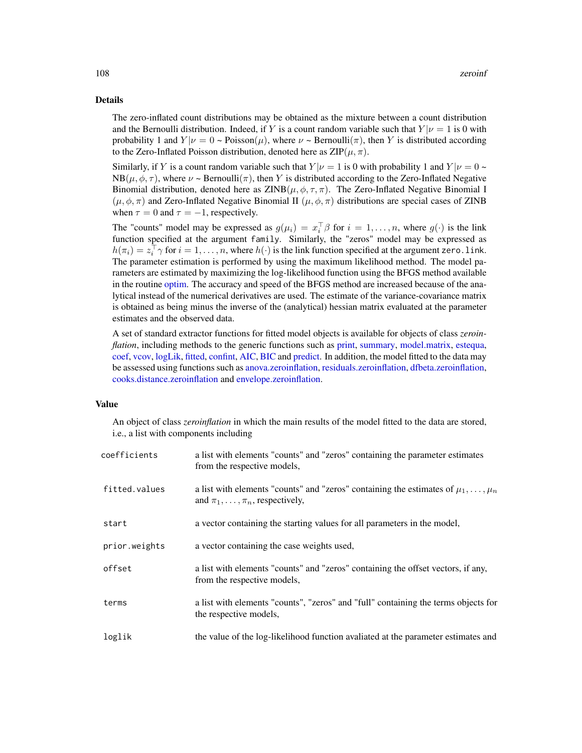### Details

The zero-inflated count distributions may be obtained as the mixture between a count distribution and the Bernoulli distribution. Indeed, if $Y$ is a count random variable such that $Y|\nu = 1$ is 0 with probability 1 and $Y|\nu = 0$ ~ Poisson($\mu$), where $\nu$ ~ Bernoulli($\pi$), then $Y$ is distributed according to the Zero-Inflated Poisson distribution, denoted here as ZIP($\mu, \pi$).

Similarly, if $Y$ is a count random variable such that $Y|\nu = 1$ is 0 with probability 1 and $Y|\nu = 0$ ~ NB($\mu, \phi, \tau$), where $\nu$ ~ Bernoulli($\pi$), then $Y$ is distributed according to the Zero-Inflated Negative Binomial distribution, denoted here as ZINB($\mu, \phi, \tau, \pi$). The Zero-Inflated Negative Binomial I ($\mu, \phi, \pi$) and Zero-Inflated Negative Binomial II ($\mu, \phi, \pi$) distributions are special cases of ZINB when $\tau = 0$ and $\tau = -1$, respectively.

The "counts" model may be expressed as $g(\mu_i) = x_i^\top \beta$ for $i = 1, \ldots, n$, where $g(\cdot)$ is the link function specified at the argument `family`. Similarly, the "zeros" model may be expressed as $h(\pi_i) = z_i^\top \gamma$ for $i = 1, \ldots, n$, where $h(\cdot)$ is the link function specified at the argument `zero.link`. The parameter estimation is performed by using the maximum likelihood method. The model parameters are estimated by maximizing the log-likelihood function using the BFGS method available in the routine optim. The accuracy and speed of the BFGS method are increased because of the analytical instead of the numerical derivatives are used. The estimate of the variance-covariance matrix is obtained as being minus the inverse of the (analytical) hessian matrix evaluated at the parameter estimates and the observed data.

A set of standard extractor functions for fitted model objects is available for objects of class *zeroinflation*, including methods to the generic functions such as print, summary, model.matrix, estequa, coef, vcov, logLik, fitted, confint, AIC, BIC and predict. In addition, the model fitted to the data may be assessed using functions such as anova.zeroinflation, residuals.zeroinflation, dfbeta.zeroinflation, cooks.distance.zeroinflation and envelope.zeroinflation.

### Value

An object of class *zeroinflation* in which the main results of the model fitted to the data are stored, i.e., a list with components including

| | |
|---|---|
| `coefficients` | a list with elements "counts" and "zeros" containing the parameter estimates from the respective models, |
| `fitted.values` | a list with elements "counts" and "zeros" containing the estimates of $\mu_1, \ldots, \mu_n$ and $\pi_1, \ldots, \pi_n$, respectively, |
| `start` | a vector containing the starting values for all parameters in the model, |
| `prior.weights` | a vector containing the case weights used, |
| `offset` | a list with elements "counts" and "zeros" containing the offset vectors, if any, from the respective models, |
| `terms` | a list with elements "counts", "zeros" and "full" containing the terms objects for the respective models, |
| `loglik` | the value of the log-likelihood function avaliated at the parameter estimates and |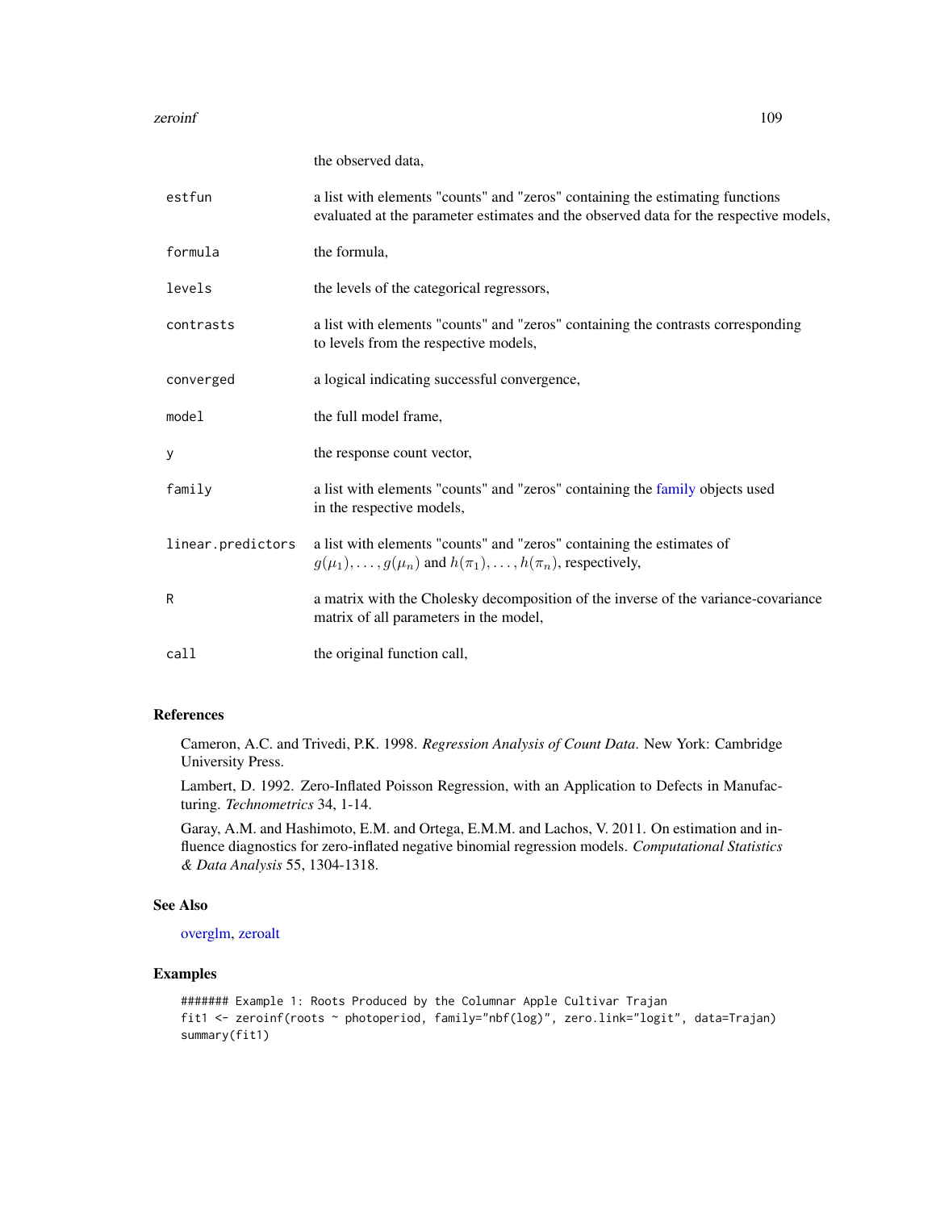the observed data,

| | |
|---|---|
| estfun | a list with elements "counts" and "zeros" containing the estimating functions evaluated at the parameter estimates and the observed data for the respective models, |
| formula | the formula, |
| levels | the levels of the categorical regressors, |
| contrasts | a list with elements "counts" and "zeros" containing the contrasts corresponding to levels from the respective models, |
| converged | a logical indicating successful convergence, |
| model | the full model frame, |
| y | the response count vector, |
| family | a list with elements "counts" and "zeros" containing the family objects used in the respective models, |
| linear.predictors | a list with elements "counts" and "zeros" containing the estimates of $g(\mu_1),\ldots,g(\mu_n)$ and $h(\pi_1),\ldots,h(\pi_n)$, respectively, |
| R | a matrix with the Cholesky decomposition of the inverse of the variance-covariance matrix of all parameters in the model, |
| call | the original function call, |

## References

Cameron, A.C. and Trivedi, P.K. 1998. *Regression Analysis of Count Data*. New York: Cambridge University Press.

Lambert, D. 1992. Zero-Inflated Poisson Regression, with an Application to Defects in Manufacturing. *Technometrics* 34, 1-14.

Garay, A.M. and Hashimoto, E.M. and Ortega, E.M.M. and Lachos, V. 2011. On estimation and influence diagnostics for zero-inflated negative binomial regression models. *Computational Statistics & Data Analysis* 55, 1304-1318.

## See Also

overglm, zeroalt

## Examples

```
####### Example 1: Roots Produced by the Columnar Apple Cultivar Trajan
fit1 <- zeroinf(roots ~ photoperiod, family="nbf(log)", zero.link="logit", data=Trajan)
summary(fit1)
```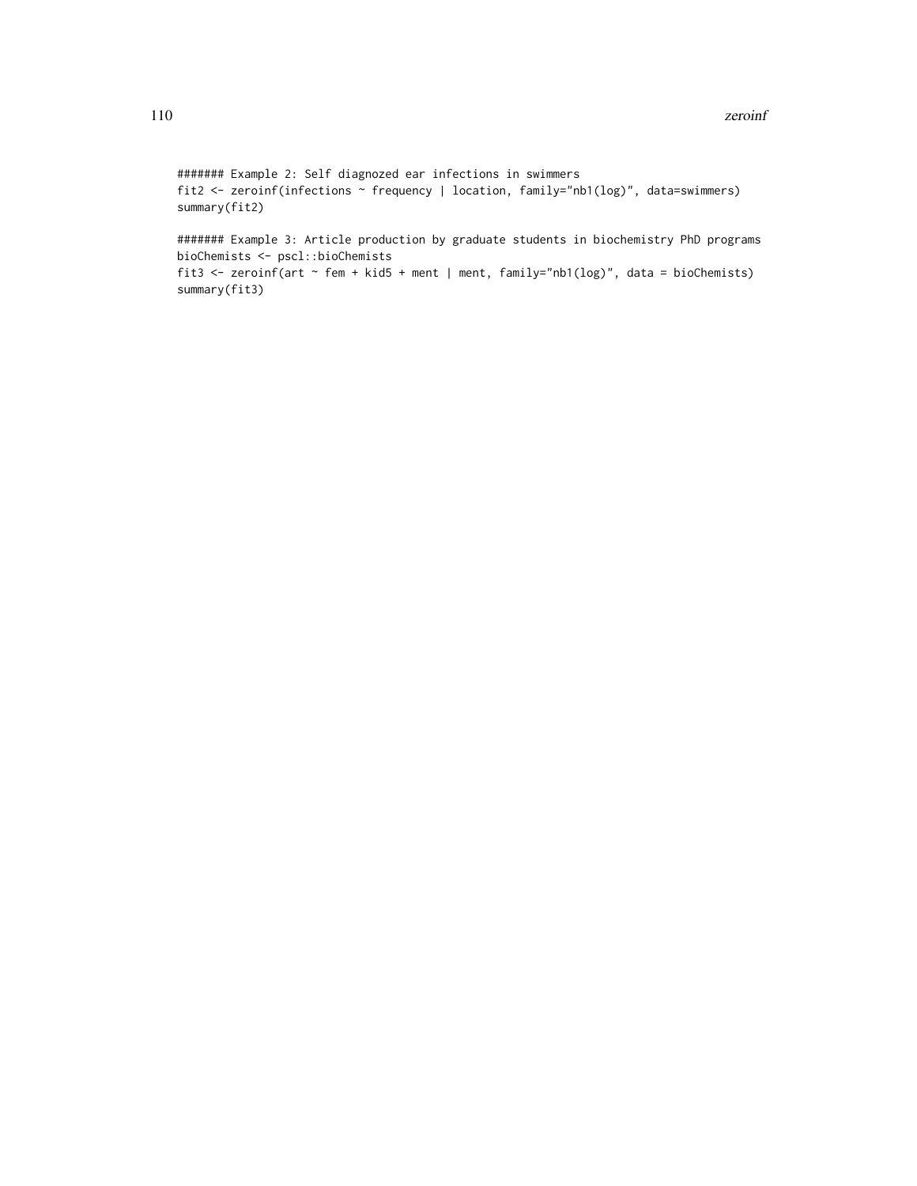```
####### Example 2: Self diagnozed ear infections in swimmers
fit2 <- zeroinf(infections ~ frequency | location, family="nb1(log)", data=swimmers)
summary(fit2)

####### Example 3: Article production by graduate students in biochemistry PhD programs
bioChemists <- pscl::bioChemists
fit3 <- zeroinf(art ~ fem + kid5 + ment | ment, family="nb1(log)", data = bioChemists)
summary(fit3)
```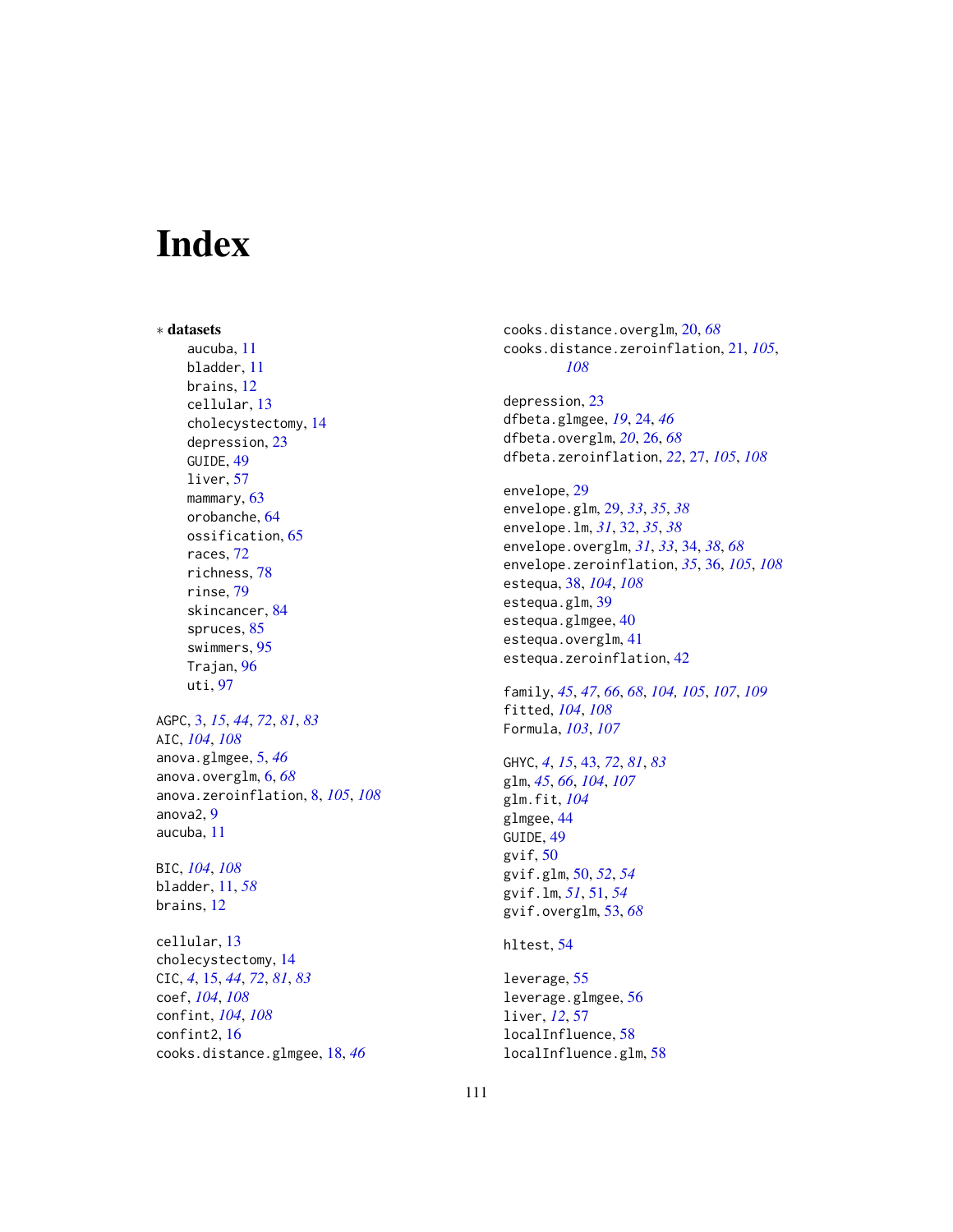# Index

∗ **datasets**

aucuba, 11
bladder, 11
brains, 12
cellular, 13
cholecystectomy, 14
depression, 23
GUIDE, 49
liver, 57
mammary, 63
orobanche, 64
ossification, 65
races, 72
richness, 78
rinse, 79
skincancer, 84
spruces, 85
swimmers, 95
Trajan, 96
uti, 97

AGPC, 3, *15*, *44*, *72*, *81*, *83*
AIC, *104*, *108*
anova.glmgee, 5, *46*
anova.overglm, 6, *68*
anova.zeroinflation, 8, *105*, *108*
anova2, 9
aucuba, 11

BIC, *104*, *108*
bladder, 11, *58*
brains, 12

cellular, 13
cholecystectomy, 14
CIC, *4*, 15, *44*, *72*, *81*, *83*
coef, *104*, *108*
confint, *104*, *108*
confint2, 16
cooks.distance.glmgee, 18, *46*
cooks.distance.overglm, 20, *68*
cooks.distance.zeroinflation, 21, *105*, *108*

depression, 23
dfbeta.glmgee, *19*, 24, *46*
dfbeta.overglm, *20*, 26, *68*
dfbeta.zeroinflation, *22*, 27, *105*, *108*

envelope, 29
envelope.glm, 29, *33*, *35*, *38*
envelope.lm, *31*, 32, *35*, *38*
envelope.overglm, *31*, *33*, 34, *38*, *68*
envelope.zeroinflation, *35*, 36, *105*, *108*
estequa, 38, *104*, *108*
estequa.glm, 39
estequa.glmgee, 40
estequa.overglm, 41
estequa.zeroinflation, 42

family, *45*, *47*, *66*, *68*, *104*, *105*, *107*, *109*
fitted, *104*, *108*
Formula, *103*, *107*

GHYC, *4*, *15*, 43, *72*, *81*, *83*
glm, *45*, *66*, *104*, *107*
glm.fit, *104*
glmgee, 44
GUIDE, 49
gvif, 50
gvif.glm, 50, *52*, *54*
gvif.lm, *51*, 51, *54*
gvif.overglm, 53, *68*

hltest, 54

leverage, 55
leverage.glmgee, 56
liver, *12*, 57
localInfluence, 58
localInfluence.glm, 58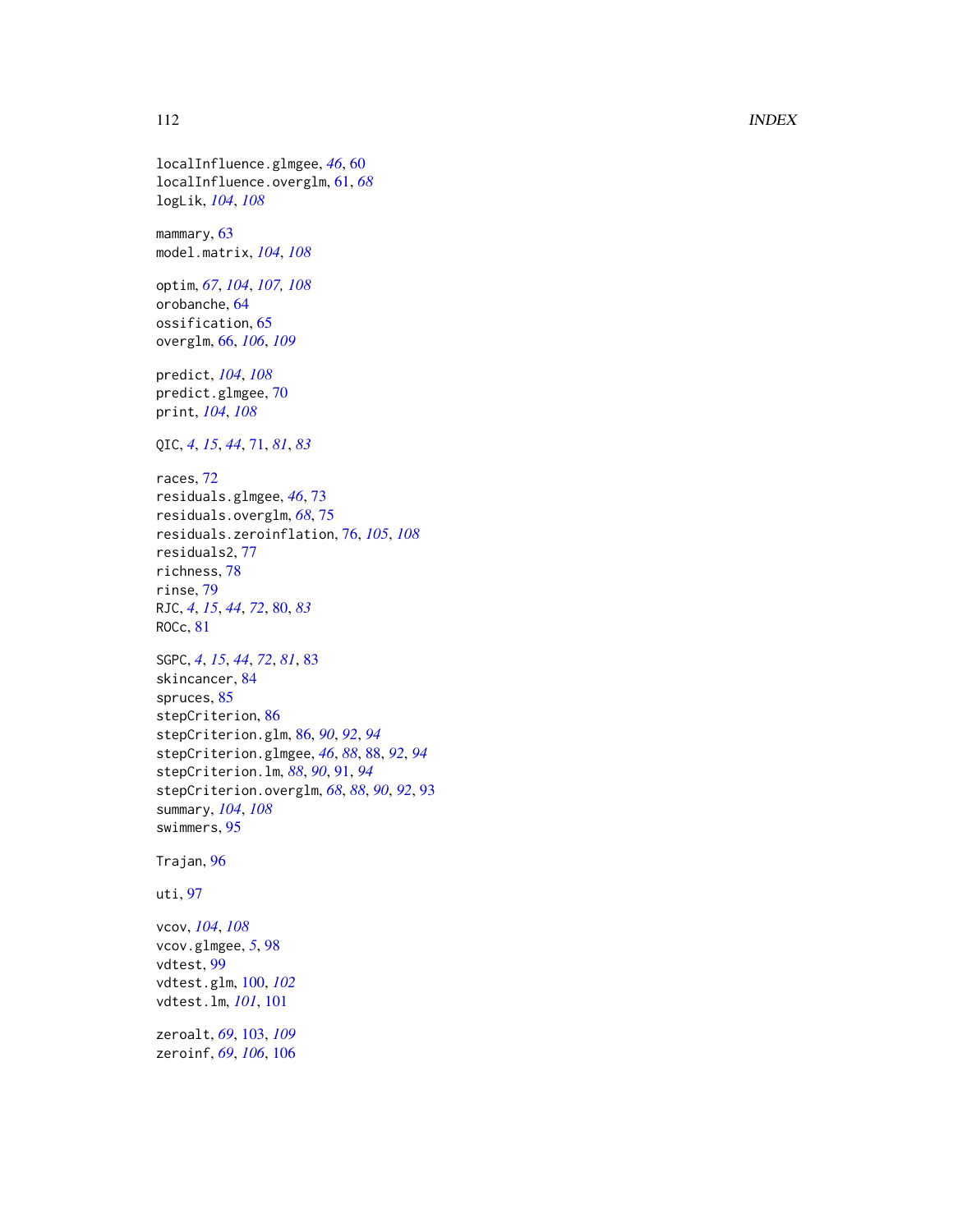localInfluence.glmgee, *46*, 60
localInfluence.overglm, 61, *68*
logLik, *104*, *108*

mammary, 63
model.matrix, *104*, *108*

optim, *67*, *104*, *107, 108*
orobanche, 64
ossification, 65
overglm, 66, *106*, *109*

predict, *104*, *108*
predict.glmgee, 70
print, *104*, *108*

QIC, *4*, *15*, *44*, 71, *81*, *83*

races, 72
residuals.glmgee, *46*, 73
residuals.overglm, *68*, 75
residuals.zeroinflation, 76, *105*, *108*
residuals2, 77
richness, 78
rinse, 79
RJC, *4*, *15*, *44*, *72*, 80, *83*
ROCc, 81

SGPC, *4*, *15*, *44*, *72*, *81*, 83
skincancer, 84
spruces, 85
stepCriterion, 86
stepCriterion.glm, 86, *90*, *92*, *94*
stepCriterion.glmgee, *46*, *88*, 88, *92*, *94*
stepCriterion.lm, *88*, *90*, 91, *94*
stepCriterion.overglm, *68*, *88*, *90*, *92*, 93
summary, *104*, *108*
swimmers, 95

Trajan, 96

uti, 97

vcov, *104*, *108*
vcov.glmgee, *5*, 98
vdtest, 99
vdtest.glm, 100, *102*
vdtest.lm, *101*, 101

zeroalt, *69*, 103, *109*
zeroinf, *69*, *106*, 106